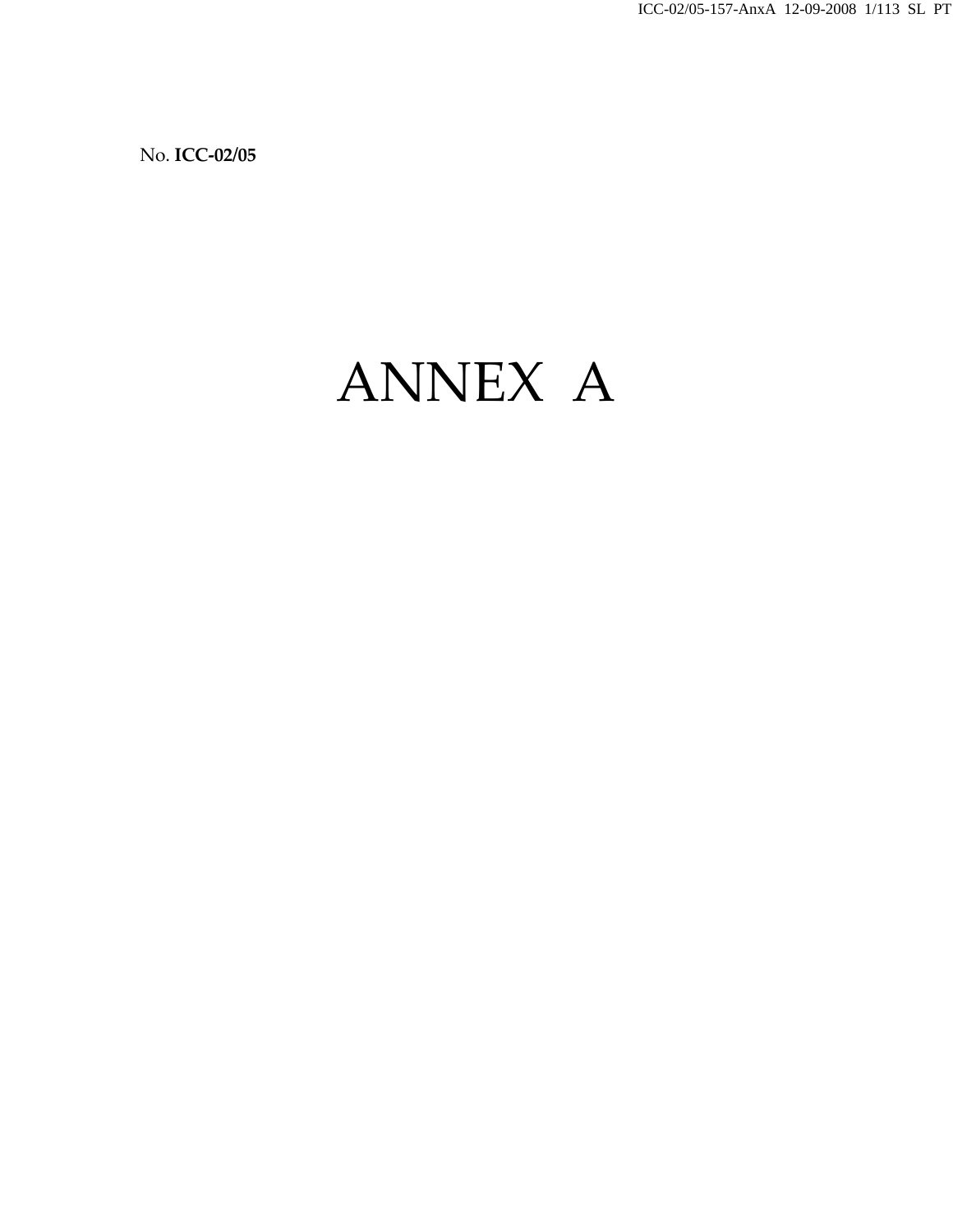No. **ICC-02/05**

# ANNEX A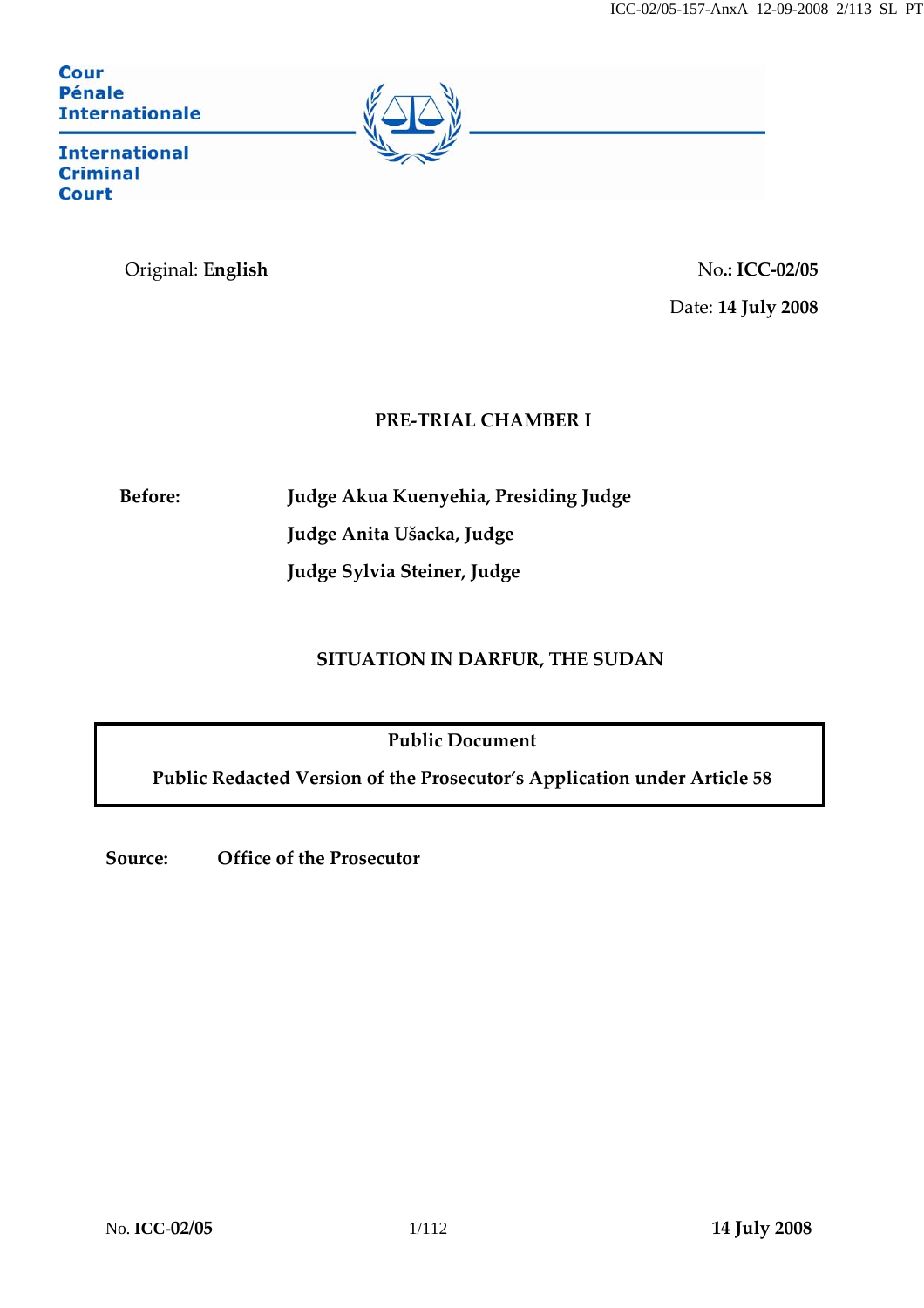Cour
Pénale
Internationale

International
Criminal
Court

Original: **English**

No.: **ICC-02/05**

Date: **14 July 2008**

**PRE-TRIAL CHAMBER I**

**Before:** **Judge Akua Kuenyehia, Presiding Judge**
**Judge Anita Ušacka, Judge**
**Judge Sylvia Steiner, Judge**

**SITUATION IN DARFUR, THE SUDAN**

**Public Document**

**Public Redacted Version of the Prosecutor's Application under Article 58**

**Source:** **Office of the Prosecutor**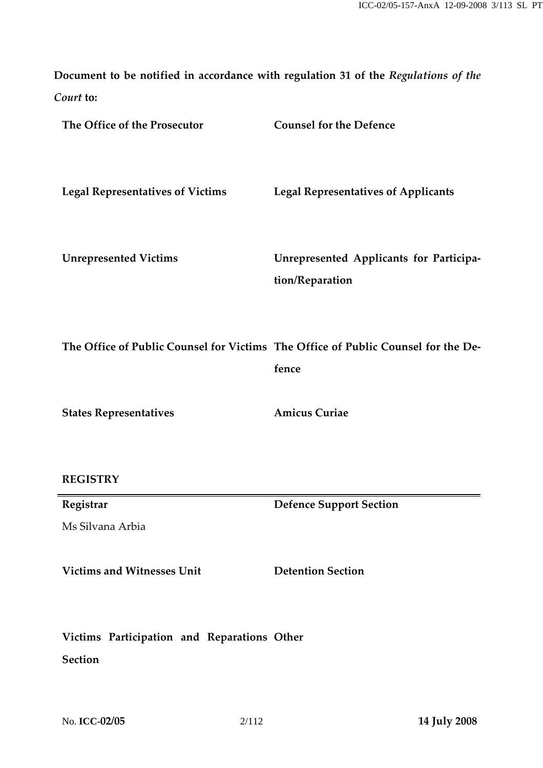**Document to be notified in accordance with regulation 31 of the *Regulations of the Court* to:**

| | |
|---|---|
| **The Office of the Prosecutor** | **Counsel for the Defence** |
| **Legal Representatives of Victims** | **Legal Representatives of Applicants** |
| **Unrepresented Victims** | **Unrepresented Applicants for Participation/Reparation** |
| **The Office of Public Counsel for Victims** | **The Office of Public Counsel for the Defence** |
| **States Representatives** | **Amicus Curiae** |

**REGISTRY**

| | |
|---|---|
| **Registrar**<br>Ms Silvana Arbia | **Defence Support Section** |
| **Victims and Witnesses Unit** | **Detention Section** |
| **Victims Participation and Reparations Section** | **Other** |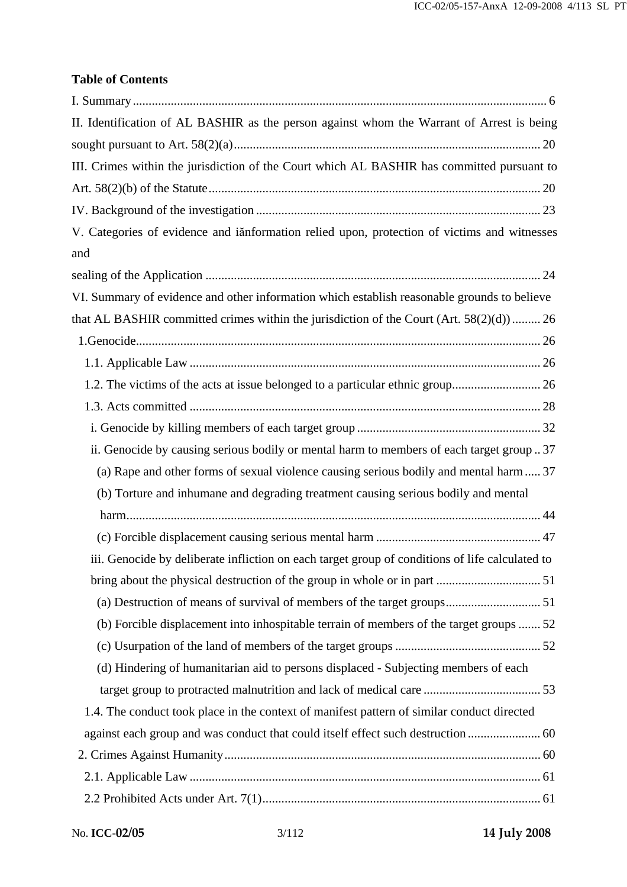**Table of Contents**

I. Summary ........................................................................................................................ 6

II. Identification of AL BASHIR as the person against whom the Warrant of Arrest is being sought pursuant to Art. 58(2)(a) ................................................................................................ 20

III. Crimes within the jurisdiction of the Court which AL BASHIR has committed pursuant to Art. 58(2)(b) of the Statute ....................................................................................................... 20

IV. Background of the investigation ......................................................................................... 23

V. Categories of evidence and iănformation relied upon, protection of victims and witnesses and

sealing of the Application ......................................................................................................... 24

VI. Summary of evidence and other information which establish reasonable grounds to believe that AL BASHIR committed crimes within the jurisdiction of the Court (Art. 58(2)(d)) ......... 26

- 1.Genocide.............................................................................................................................. 26
  - 1.1. Applicable Law ............................................................................................................. 26
  - 1.2. The victims of the acts at issue belonged to a particular ethnic group............................ 26
  - 1.3. Acts committed ............................................................................................................. 28
    - i. Genocide by killing members of each target group .......................................................... 32
    - ii. Genocide by causing serious bodily or mental harm to members of each target group .. 37
      - (a) Rape and other forms of sexual violence causing serious bodily and mental harm ..... 37
      - (b) Torture and inhumane and degrading treatment causing serious bodily and mental harm.................................................................................................................................. 44
      - (c) Forcible displacement causing serious mental harm ................................................... 47
    - iii. Genocide by deliberate infliction on each target group of conditions of life calculated to bring about the physical destruction of the group in whole or in part ................................ 51
      - (a) Destruction of means of survival of members of the target groups............................. 51
      - (b) Forcible displacement into inhospitable terrain of members of the target groups ....... 52
      - (c) Usurpation of the land of members of the target groups ............................................. 52
      - (d) Hindering of humanitarian aid to persons displaced - Subjecting members of each target group to protracted malnutrition and lack of medical care ..................................... 53
  - 1.4. The conduct took place in the context of manifest pattern of similar conduct directed against each group and was conduct that could itself effect such destruction ....................... 60
- 2. Crimes Against Humanity................................................................................................... 60
  - 2.1. Applicable Law ............................................................................................................. 61
  - 2.2 Prohibited Acts under Art. 7(1)....................................................................................... 61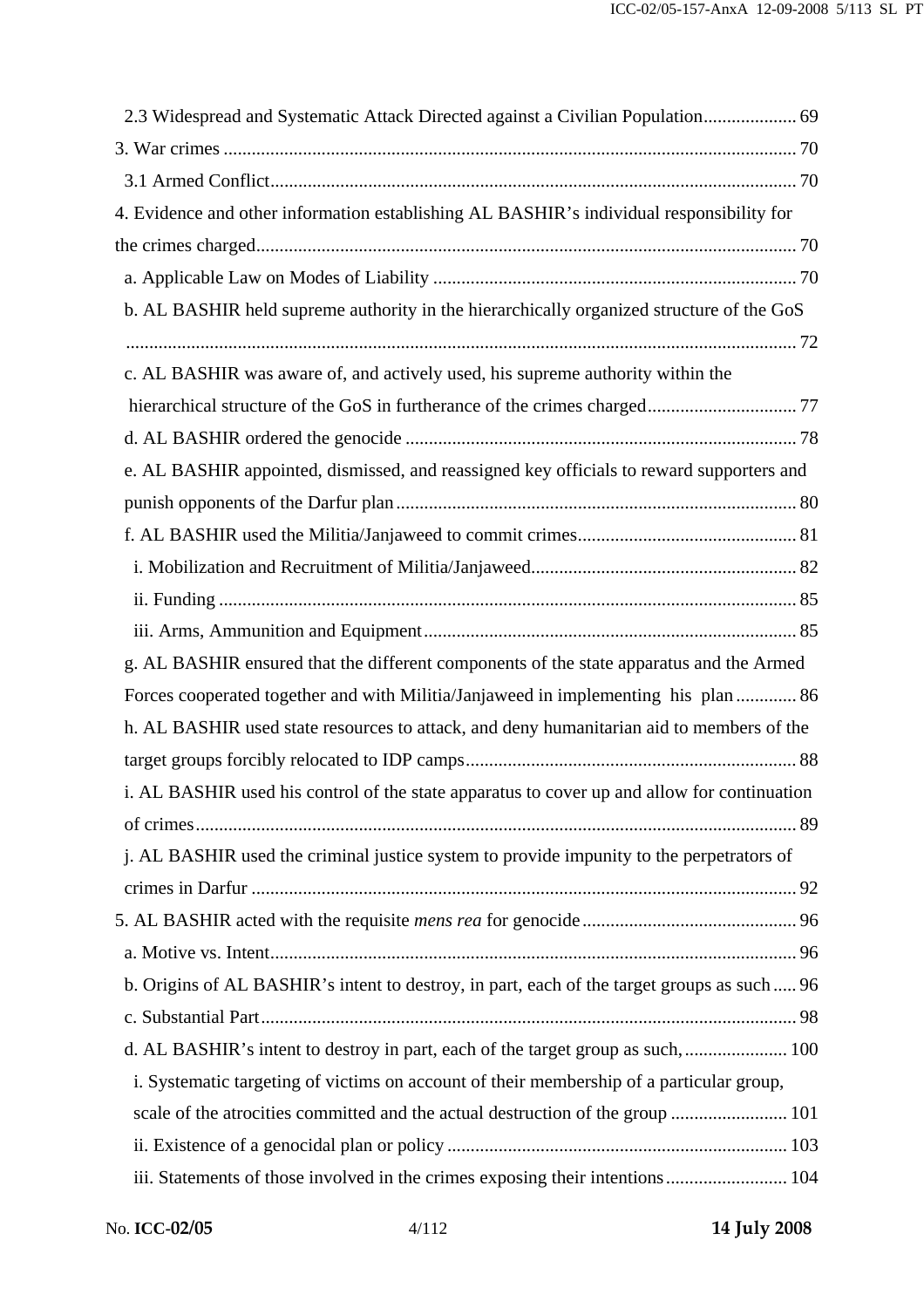2.3 Widespread and Systematic Attack Directed against a Civilian Population .................... 69

3. War crimes .......................................................................................................... 70

3.1 Armed Conflict................................................................................................ 70

4. Evidence and other information establishing AL BASHIR's individual responsibility for the crimes charged.................................................................................................. 70

a. Applicable Law on Modes of Liability ............................................................................ 70

b. AL BASHIR held supreme authority in the hierarchically organized structure of the GoS ........................................................................................................................................ 72

c. AL BASHIR was aware of, and actively used, his supreme authority within the hierarchical structure of the GoS in furtherance of the crimes charged................................ 77

d. AL BASHIR ordered the genocide ................................................................................... 78

e. AL BASHIR appointed, dismissed, and reassigned key officials to reward supporters and punish opponents of the Darfur plan..................................................................................... 80

f. AL BASHIR used the Militia/Janjaweed to commit crimes.............................................. 81

i. Mobilization and Recruitment of Militia/Janjaweed........................................................ 82

ii. Funding .......................................................................................................................... 85

iii. Arms, Ammunition and Equipment............................................................................... 85

g. AL BASHIR ensured that the different components of the state apparatus and the Armed Forces cooperated together and with Militia/Janjaweed in implementing his plan ............. 86

h. AL BASHIR used state resources to attack, and deny humanitarian aid to members of the target groups forcibly relocated to IDP camps...................................................................... 88

i. AL BASHIR used his control of the state apparatus to cover up and allow for continuation of crimes................................................................................................................................ 89

j. AL BASHIR used the criminal justice system to provide impunity to the perpetrators of crimes in Darfur .................................................................................................................... 92

5. AL BASHIR acted with the requisite *mens rea* for genocide ............................................ 96

a. Motive vs. Intent................................................................................................................ 96

b. Origins of AL BASHIR's intent to destroy, in part, each of the target groups as such ..... 96

c. Substantial Part.................................................................................................................. 98

d. AL BASHIR's intent to destroy in part, each of the target group as such,...................... 100

i. Systematic targeting of victims on account of their membership of a particular group, scale of the atrocities committed and the actual destruction of the group ......................... 101

ii. Existence of a genocidal plan or policy ........................................................................ 103

iii. Statements of those involved in the crimes exposing their intentions.......................... 104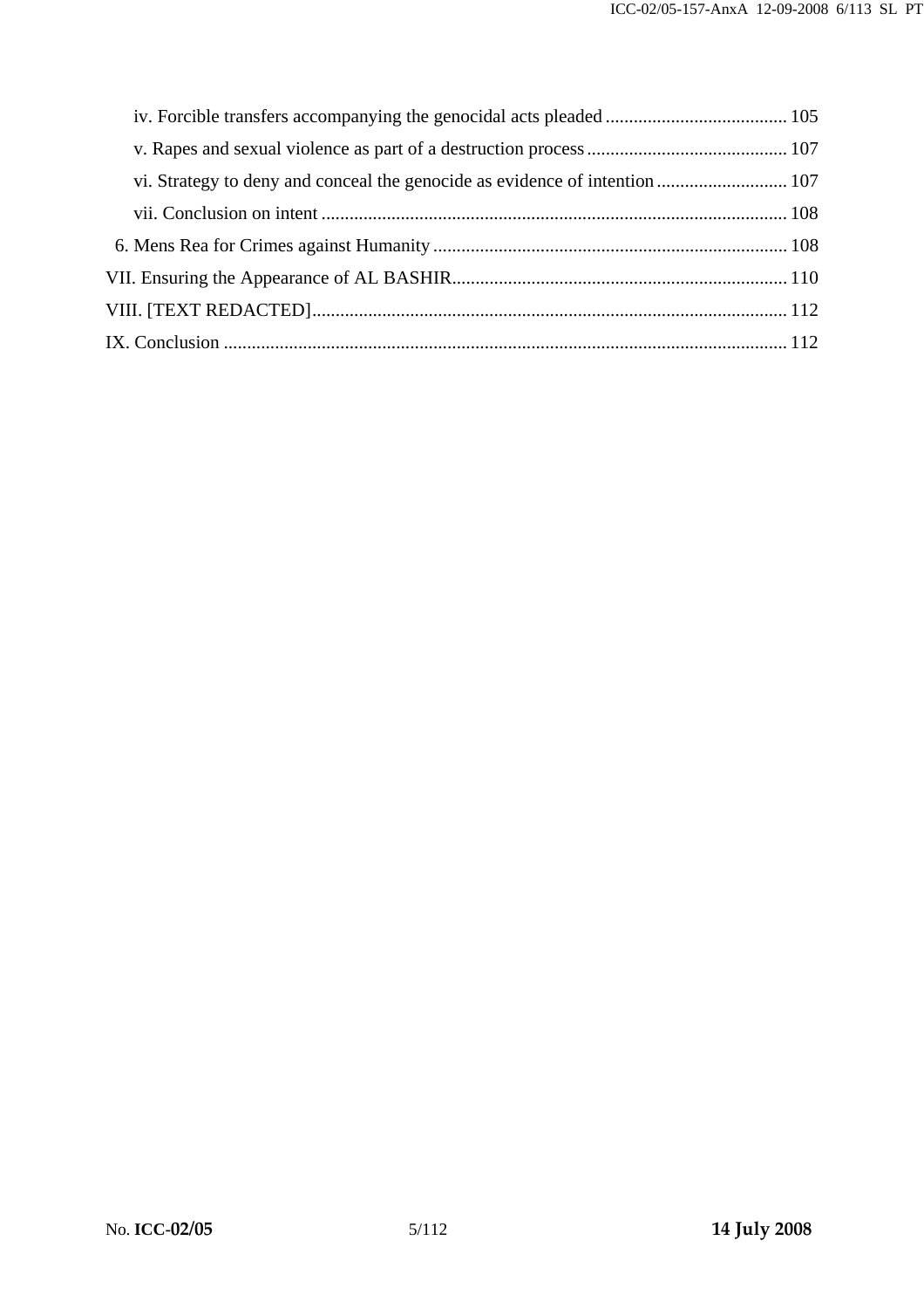iv. Forcible transfers accompanying the genocidal acts pleaded ....................................... 105

v. Rapes and sexual violence as part of a destruction process ........................................... 107

vi. Strategy to deny and conceal the genocide as evidence of intention ............................ 107

vii. Conclusion on intent .................................................................................................... 108

6. Mens Rea for Crimes against Humanity ............................................................................ 108

VII. Ensuring the Appearance of AL BASHIR ......................................................................... 110

VIII. [TEXT REDACTED] ...................................................................................................... 112

IX. Conclusion ......................................................................................................................... 112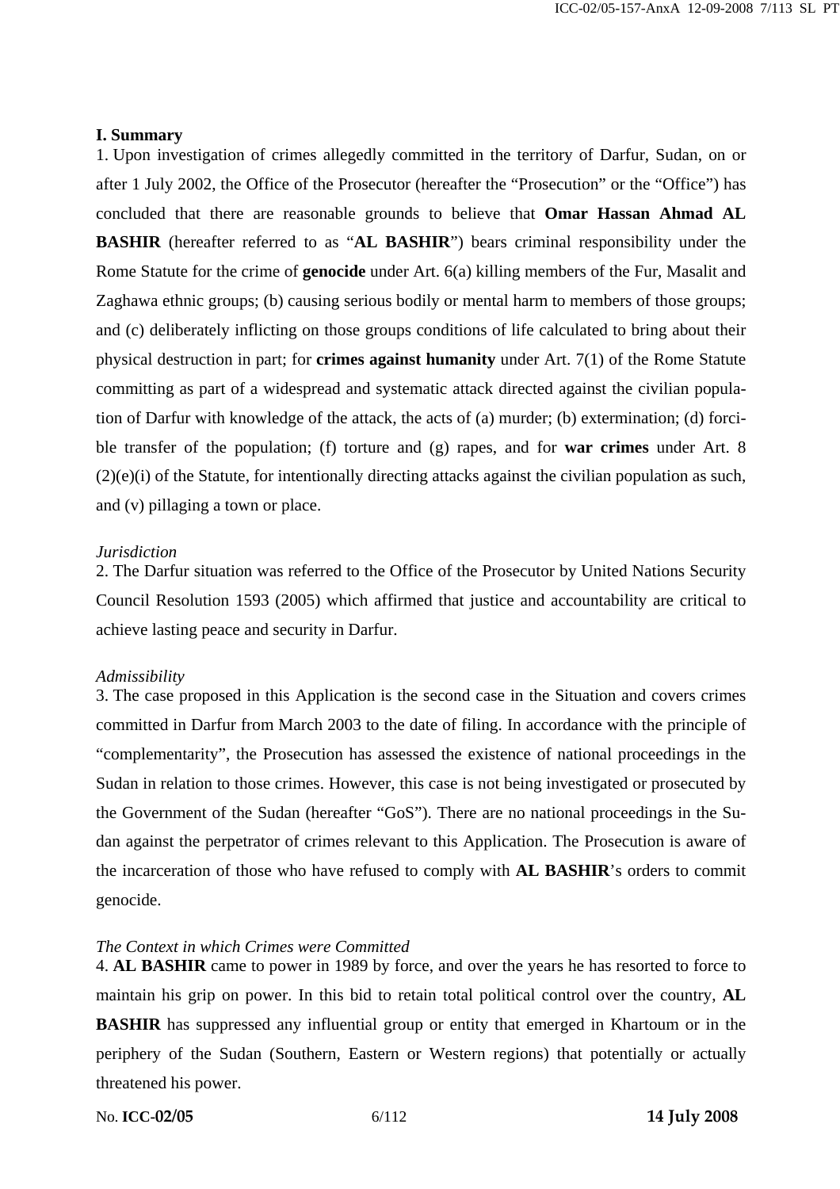## I. Summary

1. Upon investigation of crimes allegedly committed in the territory of Darfur, Sudan, on or after 1 July 2002, the Office of the Prosecutor (hereafter the "Prosecution" or the "Office") has concluded that there are reasonable grounds to believe that **Omar Hassan Ahmad AL BASHIR** (hereafter referred to as "**AL BASHIR**") bears criminal responsibility under the Rome Statute for the crime of **genocide** under Art. 6(a) killing members of the Fur, Masalit and Zaghawa ethnic groups; (b) causing serious bodily or mental harm to members of those groups; and (c) deliberately inflicting on those groups conditions of life calculated to bring about their physical destruction in part; for **crimes against humanity** under Art. 7(1) of the Rome Statute committing as part of a widespread and systematic attack directed against the civilian population of Darfur with knowledge of the attack, the acts of (a) murder; (b) extermination; (d) forcible transfer of the population; (f) torture and (g) rapes, and for **war crimes** under Art. 8 (2)(e)(i) of the Statute, for intentionally directing attacks against the civilian population as such, and (v) pillaging a town or place.

*Jurisdiction*

2. The Darfur situation was referred to the Office of the Prosecutor by United Nations Security Council Resolution 1593 (2005) which affirmed that justice and accountability are critical to achieve lasting peace and security in Darfur.

*Admissibility*

3. The case proposed in this Application is the second case in the Situation and covers crimes committed in Darfur from March 2003 to the date of filing. In accordance with the principle of "complementarity", the Prosecution has assessed the existence of national proceedings in the Sudan in relation to those crimes. However, this case is not being investigated or prosecuted by the Government of the Sudan (hereafter "GoS"). There are no national proceedings in the Sudan against the perpetrator of crimes relevant to this Application. The Prosecution is aware of the incarceration of those who have refused to comply with **AL BASHIR**'s orders to commit genocide.

*The Context in which Crimes were Committed*

4. **AL BASHIR** came to power in 1989 by force, and over the years he has resorted to force to maintain his grip on power. In this bid to retain total political control over the country, **AL BASHIR** has suppressed any influential group or entity that emerged in Khartoum or in the periphery of the Sudan (Southern, Eastern or Western regions) that potentially or actually threatened his power.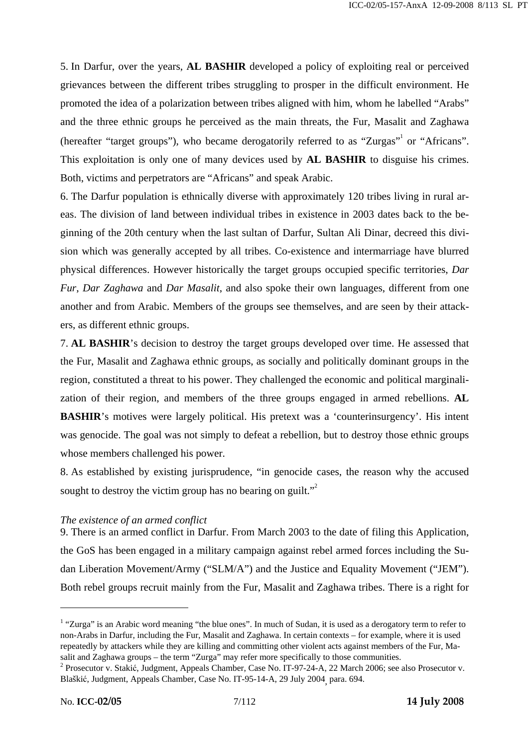5. In Darfur, over the years, **AL BASHIR** developed a policy of exploiting real or perceived grievances between the different tribes struggling to prosper in the difficult environment. He promoted the idea of a polarization between tribes aligned with him, whom he labelled "Arabs" and the three ethnic groups he perceived as the main threats, the Fur, Masalit and Zaghawa (hereafter "target groups"), who became derogatorily referred to as "Zurgas"[1] or "Africans". This exploitation is only one of many devices used by **AL BASHIR** to disguise his crimes. Both, victims and perpetrators are "Africans" and speak Arabic.

6. The Darfur population is ethnically diverse with approximately 120 tribes living in rural areas. The division of land between individual tribes in existence in 2003 dates back to the beginning of the 20th century when the last sultan of Darfur, Sultan Ali Dinar, decreed this division which was generally accepted by all tribes. Co-existence and intermarriage have blurred physical differences. However historically the target groups occupied specific territories, *Dar Fur*, *Dar Zaghawa* and *Dar Masalit*, and also spoke their own languages, different from one another and from Arabic. Members of the groups see themselves, and are seen by their attackers, as different ethnic groups.

7. **AL BASHIR**'s decision to destroy the target groups developed over time. He assessed that the Fur, Masalit and Zaghawa ethnic groups, as socially and politically dominant groups in the region, constituted a threat to his power. They challenged the economic and political marginalization of their region, and members of the three groups engaged in armed rebellions. **AL BASHIR**'s motives were largely political. His pretext was a 'counterinsurgency'. His intent was genocide. The goal was not simply to defeat a rebellion, but to destroy those ethnic groups whose members challenged his power.

8. As established by existing jurisprudence, "in genocide cases, the reason why the accused sought to destroy the victim group has no bearing on guilt."[2]

*The existence of an armed conflict*

9. There is an armed conflict in Darfur. From March 2003 to the date of filing this Application, the GoS has been engaged in a military campaign against rebel armed forces including the Sudan Liberation Movement/Army ("SLM/A") and the Justice and Equality Movement ("JEM"). Both rebel groups recruit mainly from the Fur, Masalit and Zaghawa tribes. There is a right for

---

[1] "Zurga" is an Arabic word meaning "the blue ones". In much of Sudan, it is used as a derogatory term to refer to non-Arabs in Darfur, including the Fur, Masalit and Zaghawa. In certain contexts – for example, where it is used repeatedly by attackers while they are killing and committing other violent acts against members of the Fur, Masalit and Zaghawa groups – the term "Zurga" may refer more specifically to those communities.

[2] Prosecutor v. Stakić, Judgment, Appeals Chamber, Case No. IT-97-24-A, 22 March 2006; see also Prosecutor v. Blaškić, Judgment, Appeals Chamber, Case No. IT-95-14-A, 29 July 2004, para. 694.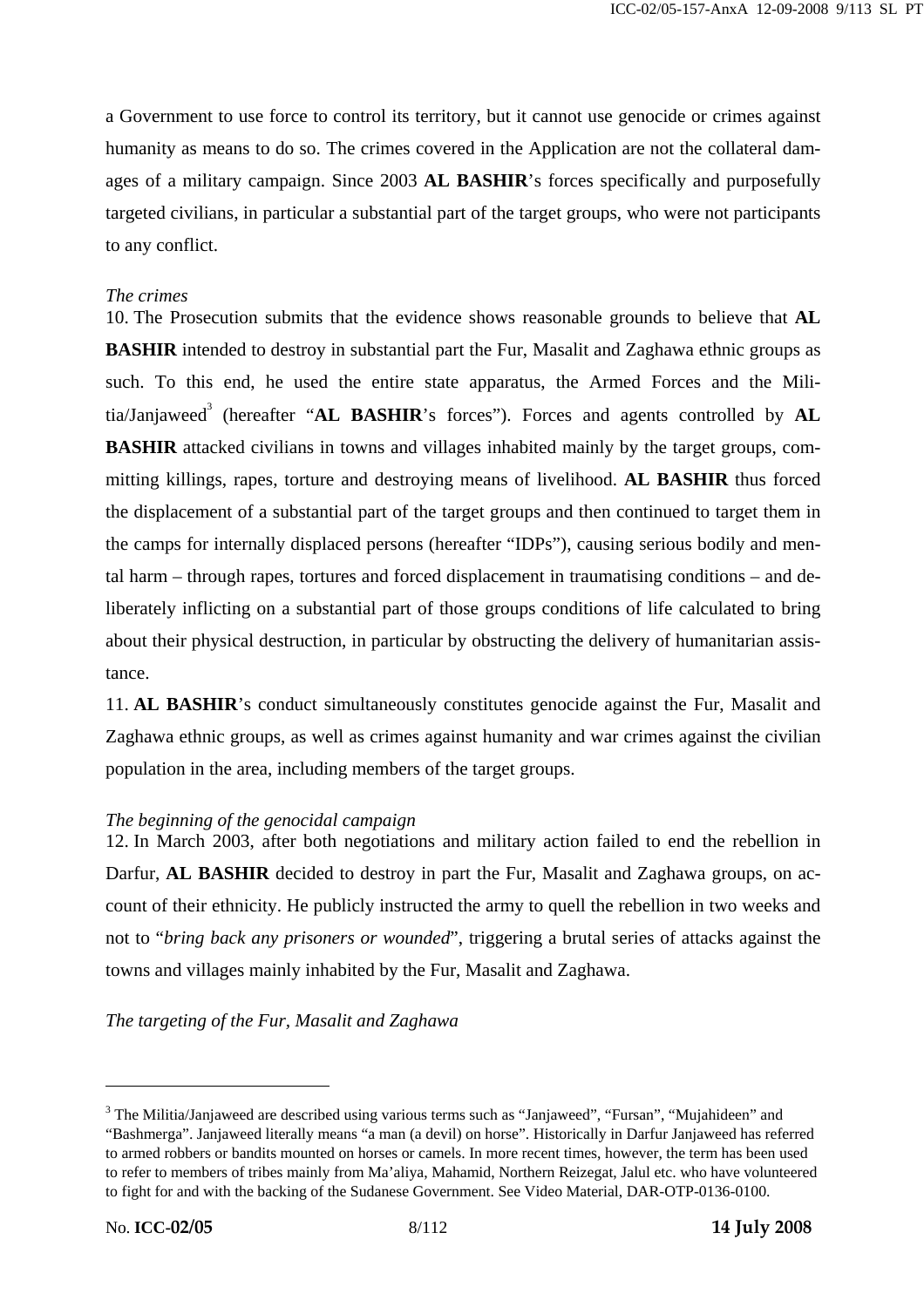a Government to use force to control its territory, but it cannot use genocide or crimes against humanity as means to do so. The crimes covered in the Application are not the collateral damages of a military campaign. Since 2003 **AL BASHIR**'s forces specifically and purposefully targeted civilians, in particular a substantial part of the target groups, who were not participants to any conflict.

*The crimes*

10. The Prosecution submits that the evidence shows reasonable grounds to believe that **AL BASHIR** intended to destroy in substantial part the Fur, Masalit and Zaghawa ethnic groups as such. To this end, he used the entire state apparatus, the Armed Forces and the Militia/Janjaweed[3] (hereafter "**AL BASHIR**'s forces"). Forces and agents controlled by **AL BASHIR** attacked civilians in towns and villages inhabited mainly by the target groups, committing killings, rapes, torture and destroying means of livelihood. **AL BASHIR** thus forced the displacement of a substantial part of the target groups and then continued to target them in the camps for internally displaced persons (hereafter "IDPs"), causing serious bodily and mental harm – through rapes, tortures and forced displacement in traumatising conditions – and deliberately inflicting on a substantial part of those groups conditions of life calculated to bring about their physical destruction, in particular by obstructing the delivery of humanitarian assistance.

11. **AL BASHIR**'s conduct simultaneously constitutes genocide against the Fur, Masalit and Zaghawa ethnic groups, as well as crimes against humanity and war crimes against the civilian population in the area, including members of the target groups.

*The beginning of the genocidal campaign*

12. In March 2003, after both negotiations and military action failed to end the rebellion in Darfur, **AL BASHIR** decided to destroy in part the Fur, Masalit and Zaghawa groups, on account of their ethnicity. He publicly instructed the army to quell the rebellion in two weeks and not to "*bring back any prisoners or wounded*", triggering a brutal series of attacks against the towns and villages mainly inhabited by the Fur, Masalit and Zaghawa.

*The targeting of the Fur, Masalit and Zaghawa*

---

[3] The Militia/Janjaweed are described using various terms such as "Janjaweed", "Fursan", "Mujahideen" and "Bashmerga". Janjaweed literally means "a man (a devil) on horse". Historically in Darfur Janjaweed has referred to armed robbers or bandits mounted on horses or camels. In more recent times, however, the term has been used to refer to members of tribes mainly from Ma'aliya, Mahamid, Northern Reizegat, Jalul etc. who have volunteered to fight for and with the backing of the Sudanese Government. See Video Material, DAR-OTP-0136-0100.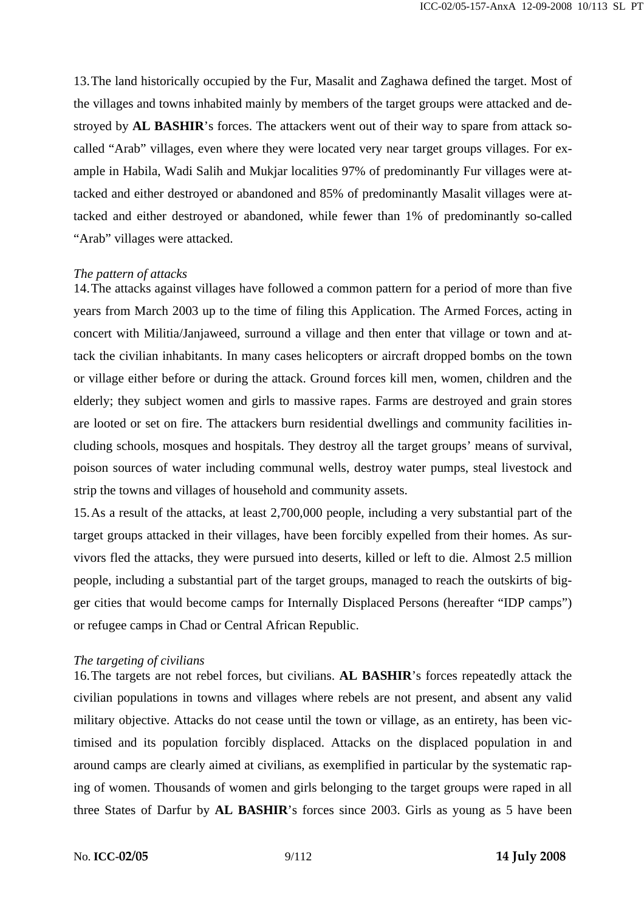13. The land historically occupied by the Fur, Masalit and Zaghawa defined the target. Most of the villages and towns inhabited mainly by members of the target groups were attacked and destroyed by **AL BASHIR**'s forces. The attackers went out of their way to spare from attack so-called "Arab" villages, even where they were located very near target groups villages. For example in Habila, Wadi Salih and Mukjar localities 97% of predominantly Fur villages were attacked and either destroyed or abandoned and 85% of predominantly Masalit villages were attacked and either destroyed or abandoned, while fewer than 1% of predominantly so-called "Arab" villages were attacked.

*The pattern of attacks*

14. The attacks against villages have followed a common pattern for a period of more than five years from March 2003 up to the time of filing this Application. The Armed Forces, acting in concert with Militia/Janjaweed, surround a village and then enter that village or town and attack the civilian inhabitants. In many cases helicopters or aircraft dropped bombs on the town or village either before or during the attack. Ground forces kill men, women, children and the elderly; they subject women and girls to massive rapes. Farms are destroyed and grain stores are looted or set on fire. The attackers burn residential dwellings and community facilities including schools, mosques and hospitals. They destroy all the target groups' means of survival, poison sources of water including communal wells, destroy water pumps, steal livestock and strip the towns and villages of household and community assets.

15. As a result of the attacks, at least 2,700,000 people, including a very substantial part of the target groups attacked in their villages, have been forcibly expelled from their homes. As survivors fled the attacks, they were pursued into deserts, killed or left to die. Almost 2.5 million people, including a substantial part of the target groups, managed to reach the outskirts of bigger cities that would become camps for Internally Displaced Persons (hereafter "IDP camps") or refugee camps in Chad or Central African Republic.

*The targeting of civilians*

16. The targets are not rebel forces, but civilians. **AL BASHIR**'s forces repeatedly attack the civilian populations in towns and villages where rebels are not present, and absent any valid military objective. Attacks do not cease until the town or village, as an entirety, has been victimised and its population forcibly displaced. Attacks on the displaced population in and around camps are clearly aimed at civilians, as exemplified in particular by the systematic raping of women. Thousands of women and girls belonging to the target groups were raped in all three States of Darfur by **AL BASHIR**'s forces since 2003. Girls as young as 5 have been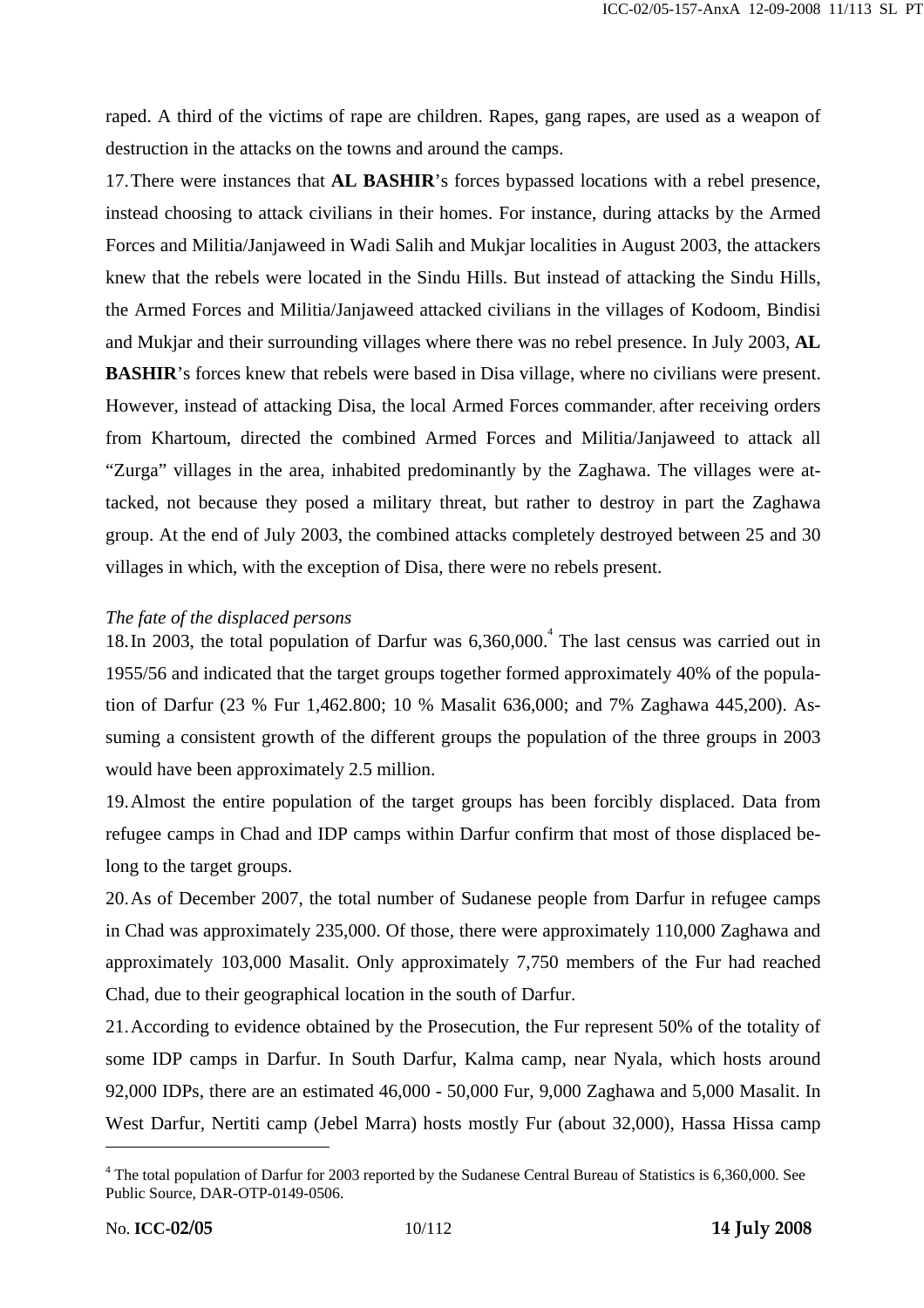raped. A third of the victims of rape are children. Rapes, gang rapes, are used as a weapon of destruction in the attacks on the towns and around the camps.

17. There were instances that **AL BASHIR**'s forces bypassed locations with a rebel presence, instead choosing to attack civilians in their homes. For instance, during attacks by the Armed Forces and Militia/Janjaweed in Wadi Salih and Mukjar localities in August 2003, the attackers knew that the rebels were located in the Sindu Hills. But instead of attacking the Sindu Hills, the Armed Forces and Militia/Janjaweed attacked civilians in the villages of Kodoom, Bindisi and Mukjar and their surrounding villages where there was no rebel presence. In July 2003, **AL BASHIR**'s forces knew that rebels were based in Disa village, where no civilians were present. However, instead of attacking Disa, the local Armed Forces commander, after receiving orders from Khartoum, directed the combined Armed Forces and Militia/Janjaweed to attack all "Zurga" villages in the area, inhabited predominantly by the Zaghawa. The villages were attacked, not because they posed a military threat, but rather to destroy in part the Zaghawa group. At the end of July 2003, the combined attacks completely destroyed between 25 and 30 villages in which, with the exception of Disa, there were no rebels present.

*The fate of the displaced persons*

18. In 2003, the total population of Darfur was 6,360,000.[4] The last census was carried out in 1955/56 and indicated that the target groups together formed approximately 40% of the population of Darfur (23 % Fur 1,462.800; 10 % Masalit 636,000; and 7% Zaghawa 445,200). Assuming a consistent growth of the different groups the population of the three groups in 2003 would have been approximately 2.5 million.

19. Almost the entire population of the target groups has been forcibly displaced. Data from refugee camps in Chad and IDP camps within Darfur confirm that most of those displaced belong to the target groups.

20. As of December 2007, the total number of Sudanese people from Darfur in refugee camps in Chad was approximately 235,000. Of those, there were approximately 110,000 Zaghawa and approximately 103,000 Masalit. Only approximately 7,750 members of the Fur had reached Chad, due to their geographical location in the south of Darfur.

21. According to evidence obtained by the Prosecution, the Fur represent 50% of the totality of some IDP camps in Darfur. In South Darfur, Kalma camp, near Nyala, which hosts around 92,000 IDPs, there are an estimated 46,000 - 50,000 Fur, 9,000 Zaghawa and 5,000 Masalit. In West Darfur, Nertiti camp (Jebel Marra) hosts mostly Fur (about 32,000), Hassa Hissa camp

---

[4] The total population of Darfur for 2003 reported by the Sudanese Central Bureau of Statistics is 6,360,000. See Public Source, DAR-OTP-0149-0506.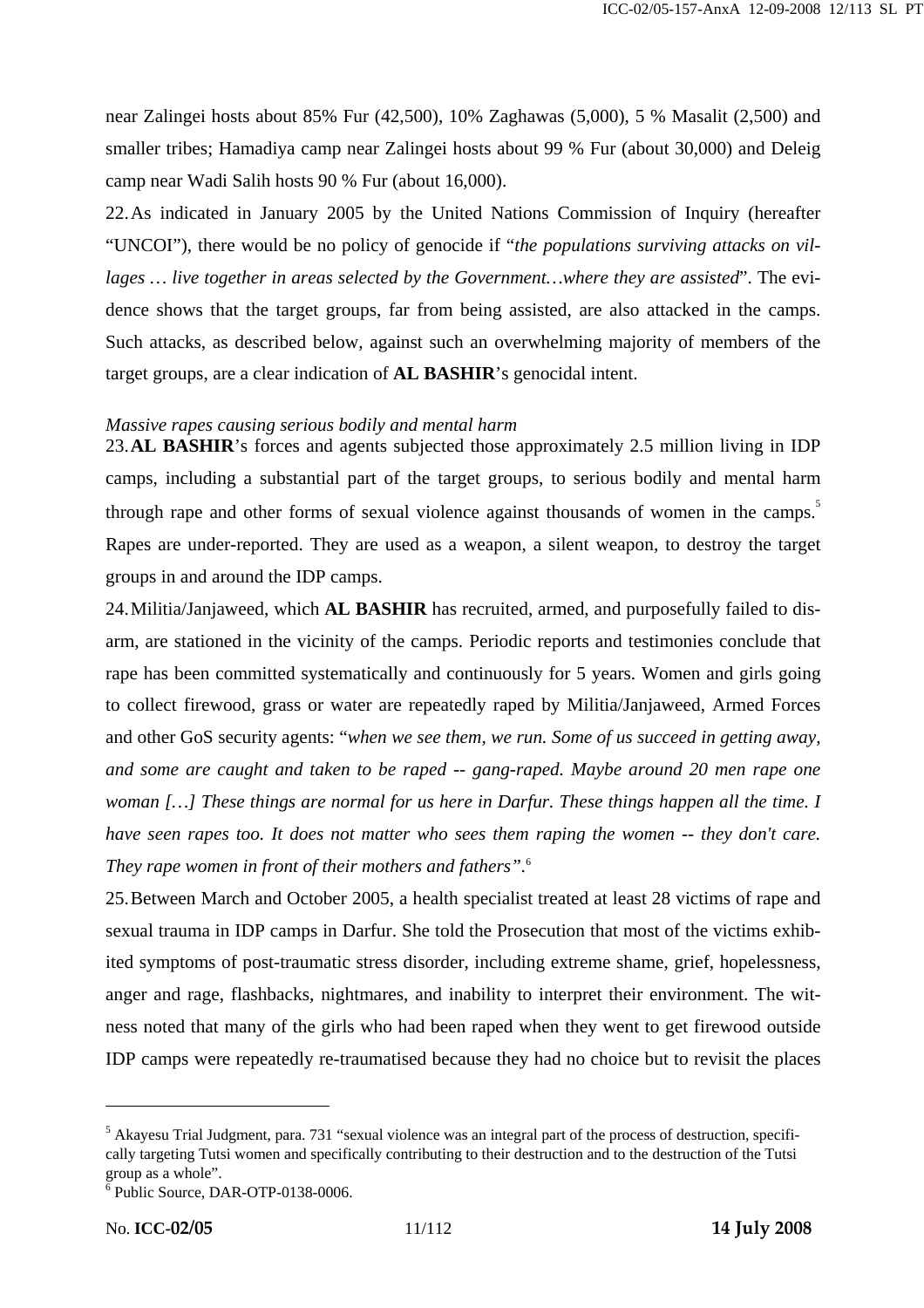near Zalingei hosts about 85% Fur (42,500), 10% Zaghawas (5,000), 5 % Masalit (2,500) and smaller tribes; Hamadiya camp near Zalingei hosts about 99 % Fur (about 30,000) and Deleig camp near Wadi Salih hosts 90 % Fur (about 16,000).

22. As indicated in January 2005 by the United Nations Commission of Inquiry (hereafter "UNCOI"), there would be no policy of genocide if "*the populations surviving attacks on villages … live together in areas selected by the Government…where they are assisted*". The evidence shows that the target groups, far from being assisted, are also attacked in the camps. Such attacks, as described below, against such an overwhelming majority of members of the target groups, are a clear indication of **AL BASHIR**'s genocidal intent.

*Massive rapes causing serious bodily and mental harm*

23. **AL BASHIR**'s forces and agents subjected those approximately 2.5 million living in IDP camps, including a substantial part of the target groups, to serious bodily and mental harm through rape and other forms of sexual violence against thousands of women in the camps.[5] Rapes are under-reported. They are used as a weapon, a silent weapon, to destroy the target groups in and around the IDP camps.

24. Militia/Janjaweed, which **AL BASHIR** has recruited, armed, and purposefully failed to disarm, are stationed in the vicinity of the camps. Periodic reports and testimonies conclude that rape has been committed systematically and continuously for 5 years. Women and girls going to collect firewood, grass or water are repeatedly raped by Militia/Janjaweed, Armed Forces and other GoS security agents: "*when we see them, we run. Some of us succeed in getting away, and some are caught and taken to be raped -- gang-raped. Maybe around 20 men rape one woman […] These things are normal for us here in Darfur. These things happen all the time. I have seen rapes too. It does not matter who sees them raping the women -- they don't care. They rape women in front of their mothers and fathers*".[6]

25. Between March and October 2005, a health specialist treated at least 28 victims of rape and sexual trauma in IDP camps in Darfur. She told the Prosecution that most of the victims exhibited symptoms of post-traumatic stress disorder, including extreme shame, grief, hopelessness, anger and rage, flashbacks, nightmares, and inability to interpret their environment. The witness noted that many of the girls who had been raped when they went to get firewood outside IDP camps were repeatedly re-traumatised because they had no choice but to revisit the places

---

[5] Akayesu Trial Judgment, para. 731 "sexual violence was an integral part of the process of destruction, specifically targeting Tutsi women and specifically contributing to their destruction and to the destruction of the Tutsi group as a whole".

[6] Public Source, DAR-OTP-0138-0006.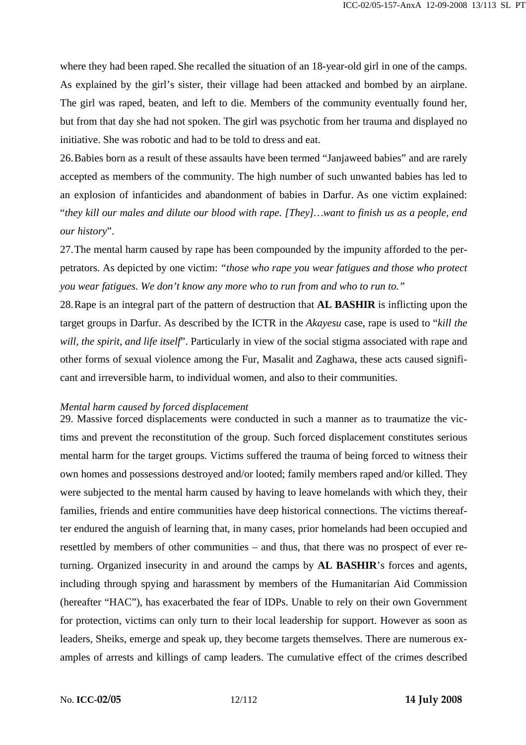where they had been raped. She recalled the situation of an 18-year-old girl in one of the camps. As explained by the girl's sister, their village had been attacked and bombed by an airplane. The girl was raped, beaten, and left to die. Members of the community eventually found her, but from that day she had not spoken. The girl was psychotic from her trauma and displayed no initiative. She was robotic and had to be told to dress and eat.

26. Babies born as a result of these assaults have been termed "Janjaweed babies" and are rarely accepted as members of the community. The high number of such unwanted babies has led to an explosion of infanticides and abandonment of babies in Darfur. As one victim explained: "*they kill our males and dilute our blood with rape. [They]…want to finish us as a people, end our history*".

27. The mental harm caused by rape has been compounded by the impunity afforded to the perpetrators. As depicted by one victim: *"those who rape you wear fatigues and those who protect you wear fatigues. We don't know any more who to run from and who to run to."*

28. Rape is an integral part of the pattern of destruction that **AL BASHIR** is inflicting upon the target groups in Darfur. As described by the ICTR in the *Akayesu* case, rape is used to "*kill the will, the spirit, and life itself*". Particularly in view of the social stigma associated with rape and other forms of sexual violence among the Fur, Masalit and Zaghawa, these acts caused significant and irreversible harm, to individual women, and also to their communities.

*Mental harm caused by forced displacement*

29. Massive forced displacements were conducted in such a manner as to traumatize the victims and prevent the reconstitution of the group. Such forced displacement constitutes serious mental harm for the target groups. Victims suffered the trauma of being forced to witness their own homes and possessions destroyed and/or looted; family members raped and/or killed. They were subjected to the mental harm caused by having to leave homelands with which they, their families, friends and entire communities have deep historical connections. The victims thereafter endured the anguish of learning that, in many cases, prior homelands had been occupied and resettled by members of other communities – and thus, that there was no prospect of ever returning. Organized insecurity in and around the camps by **AL BASHIR**'s forces and agents, including through spying and harassment by members of the Humanitarian Aid Commission (hereafter "HAC"), has exacerbated the fear of IDPs. Unable to rely on their own Government for protection, victims can only turn to their local leadership for support. However as soon as leaders, Sheiks, emerge and speak up, they become targets themselves. There are numerous examples of arrests and killings of camp leaders. The cumulative effect of the crimes described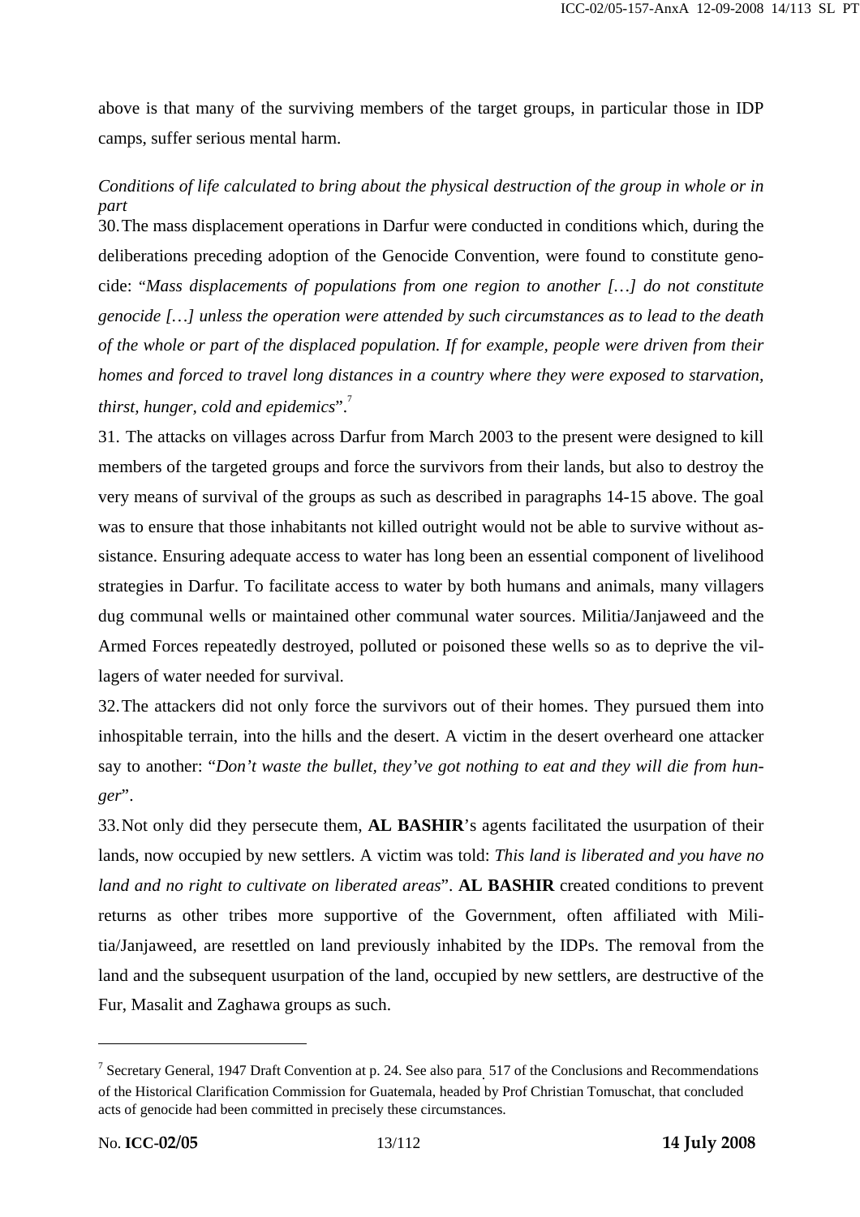above is that many of the surviving members of the target groups, in particular those in IDP camps, suffer serious mental harm.

*Conditions of life calculated to bring about the physical destruction of the group in whole or in part*

30. The mass displacement operations in Darfur were conducted in conditions which, during the deliberations preceding adoption of the Genocide Convention, were found to constitute genocide: "*Mass displacements of populations from one region to another […] do not constitute genocide […] unless the operation were attended by such circumstances as to lead to the death of the whole or part of the displaced population. If for example, people were driven from their homes and forced to travel long distances in a country where they were exposed to starvation, thirst, hunger, cold and epidemics*".[7]

31. The attacks on villages across Darfur from March 2003 to the present were designed to kill members of the targeted groups and force the survivors from their lands, but also to destroy the very means of survival of the groups as such as described in paragraphs 14-15 above. The goal was to ensure that those inhabitants not killed outright would not be able to survive without assistance. Ensuring adequate access to water has long been an essential component of livelihood strategies in Darfur. To facilitate access to water by both humans and animals, many villagers dug communal wells or maintained other communal water sources. Militia/Janjaweed and the Armed Forces repeatedly destroyed, polluted or poisoned these wells so as to deprive the villagers of water needed for survival.

32. The attackers did not only force the survivors out of their homes. They pursued them into inhospitable terrain, into the hills and the desert. A victim in the desert overheard one attacker say to another: "*Don't waste the bullet, they've got nothing to eat and they will die from hunger*".

33. Not only did they persecute them, **AL BASHIR**'s agents facilitated the usurpation of their lands, now occupied by new settlers. A victim was told: *This land is liberated and you have no land and no right to cultivate on liberated areas*". **AL BASHIR** created conditions to prevent returns as other tribes more supportive of the Government, often affiliated with Militia/Janjaweed, are resettled on land previously inhabited by the IDPs. The removal from the land and the subsequent usurpation of the land, occupied by new settlers, are destructive of the Fur, Masalit and Zaghawa groups as such.

---

[7] Secretary General, 1947 Draft Convention at p. 24. See also para. 517 of the Conclusions and Recommendations of the Historical Clarification Commission for Guatemala, headed by Prof Christian Tomuschat, that concluded acts of genocide had been committed in precisely these circumstances.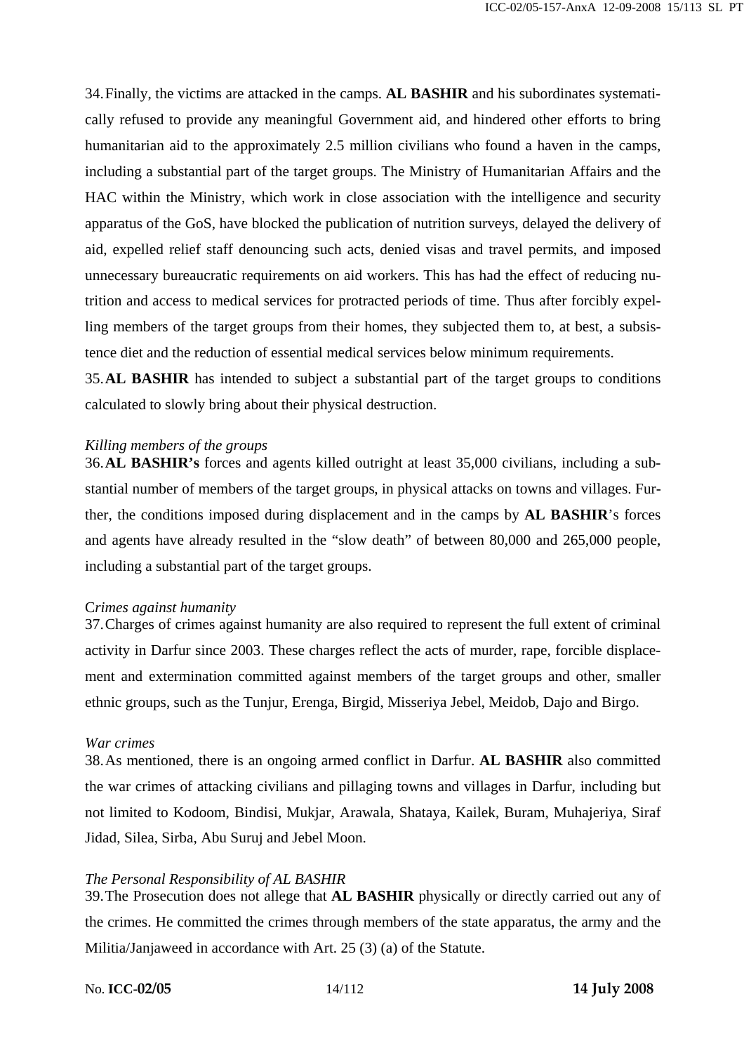34. Finally, the victims are attacked in the camps. **AL BASHIR** and his subordinates systematically refused to provide any meaningful Government aid, and hindered other efforts to bring humanitarian aid to the approximately 2.5 million civilians who found a haven in the camps, including a substantial part of the target groups. The Ministry of Humanitarian Affairs and the HAC within the Ministry, which work in close association with the intelligence and security apparatus of the GoS, have blocked the publication of nutrition surveys, delayed the delivery of aid, expelled relief staff denouncing such acts, denied visas and travel permits, and imposed unnecessary bureaucratic requirements on aid workers. This has had the effect of reducing nutrition and access to medical services for protracted periods of time. Thus after forcibly expelling members of the target groups from their homes, they subjected them to, at best, a subsistence diet and the reduction of essential medical services below minimum requirements.

35. **AL BASHIR** has intended to subject a substantial part of the target groups to conditions calculated to slowly bring about their physical destruction.

*Killing members of the groups*

36. **AL BASHIR's** forces and agents killed outright at least 35,000 civilians, including a substantial number of members of the target groups, in physical attacks on towns and villages. Further, the conditions imposed during displacement and in the camps by **AL BASHIR**'s forces and agents have already resulted in the "slow death" of between 80,000 and 265,000 people, including a substantial part of the target groups.

*Crimes against humanity*

37. Charges of crimes against humanity are also required to represent the full extent of criminal activity in Darfur since 2003. These charges reflect the acts of murder, rape, forcible displacement and extermination committed against members of the target groups and other, smaller ethnic groups, such as the Tunjur, Erenga, Birgid, Misseriya Jebel, Meidob, Dajo and Birgo.

*War crimes*

38. As mentioned, there is an ongoing armed conflict in Darfur. **AL BASHIR** also committed the war crimes of attacking civilians and pillaging towns and villages in Darfur, including but not limited to Kodoom, Bindisi, Mukjar, Arawala, Shataya, Kailek, Buram, Muhajeriya, Siraf Jidad, Silea, Sirba, Abu Suruj and Jebel Moon.

*The Personal Responsibility of AL BASHIR*

39. The Prosecution does not allege that **AL BASHIR** physically or directly carried out any of the crimes. He committed the crimes through members of the state apparatus, the army and the Militia/Janjaweed in accordance with Art. 25 (3) (a) of the Statute.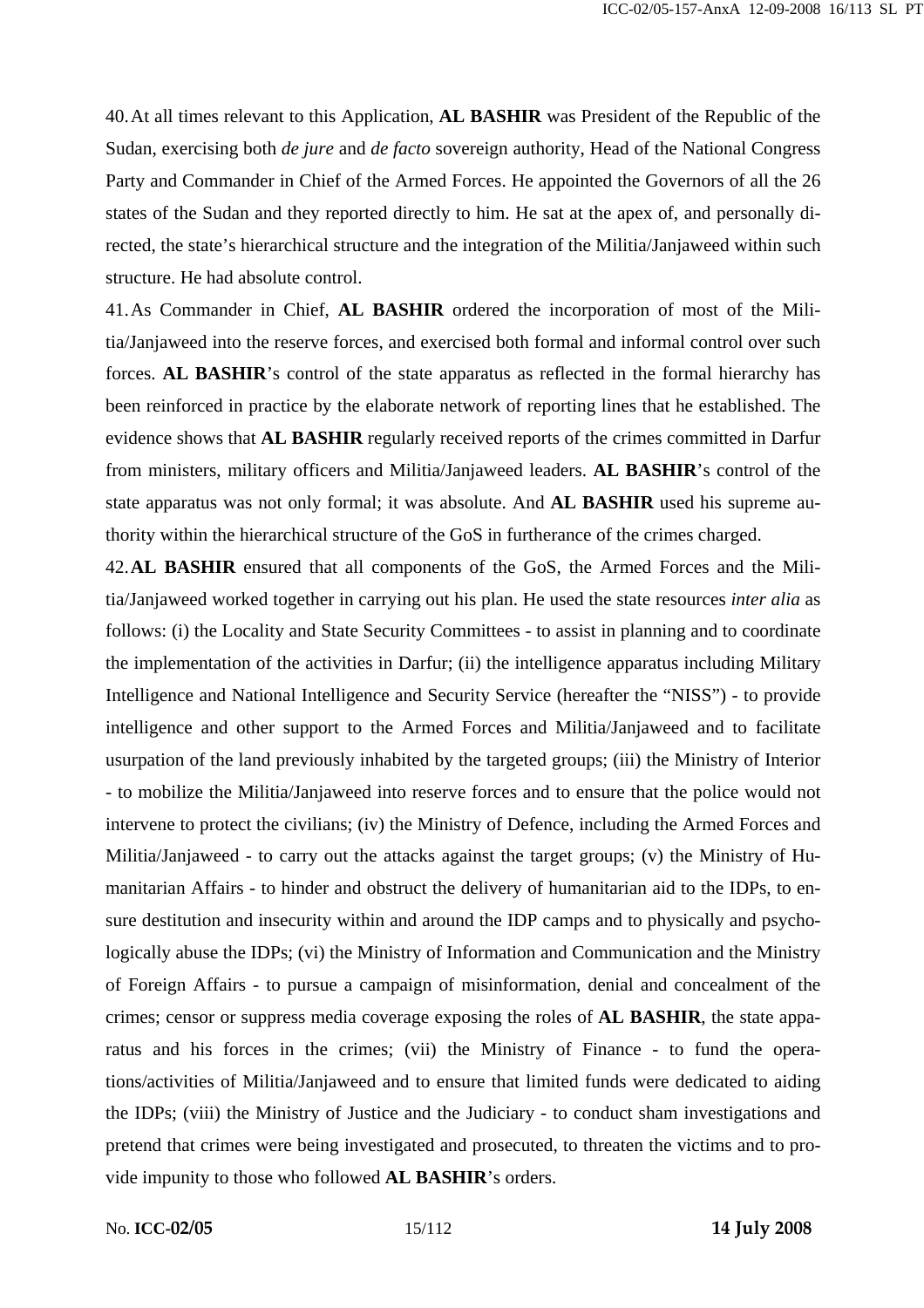40. At all times relevant to this Application, **AL BASHIR** was President of the Republic of the Sudan, exercising both *de jure* and *de facto* sovereign authority, Head of the National Congress Party and Commander in Chief of the Armed Forces. He appointed the Governors of all the 26 states of the Sudan and they reported directly to him. He sat at the apex of, and personally directed, the state's hierarchical structure and the integration of the Militia/Janjaweed within such structure. He had absolute control.

41. As Commander in Chief, **AL BASHIR** ordered the incorporation of most of the Militia/Janjaweed into the reserve forces, and exercised both formal and informal control over such forces. **AL BASHIR**'s control of the state apparatus as reflected in the formal hierarchy has been reinforced in practice by the elaborate network of reporting lines that he established. The evidence shows that **AL BASHIR** regularly received reports of the crimes committed in Darfur from ministers, military officers and Militia/Janjaweed leaders. **AL BASHIR**'s control of the state apparatus was not only formal; it was absolute. And **AL BASHIR** used his supreme authority within the hierarchical structure of the GoS in furtherance of the crimes charged.

42. **AL BASHIR** ensured that all components of the GoS, the Armed Forces and the Militia/Janjaweed worked together in carrying out his plan. He used the state resources *inter alia* as follows: (i) the Locality and State Security Committees - to assist in planning and to coordinate the implementation of the activities in Darfur; (ii) the intelligence apparatus including Military Intelligence and National Intelligence and Security Service (hereafter the "NISS") - to provide intelligence and other support to the Armed Forces and Militia/Janjaweed and to facilitate usurpation of the land previously inhabited by the targeted groups; (iii) the Ministry of Interior - to mobilize the Militia/Janjaweed into reserve forces and to ensure that the police would not intervene to protect the civilians; (iv) the Ministry of Defence, including the Armed Forces and Militia/Janjaweed - to carry out the attacks against the target groups; (v) the Ministry of Humanitarian Affairs - to hinder and obstruct the delivery of humanitarian aid to the IDPs, to ensure destitution and insecurity within and around the IDP camps and to physically and psychologically abuse the IDPs; (vi) the Ministry of Information and Communication and the Ministry of Foreign Affairs - to pursue a campaign of misinformation, denial and concealment of the crimes; censor or suppress media coverage exposing the roles of **AL BASHIR**, the state apparatus and his forces in the crimes; (vii) the Ministry of Finance - to fund the operations/activities of Militia/Janjaweed and to ensure that limited funds were dedicated to aiding the IDPs; (viii) the Ministry of Justice and the Judiciary - to conduct sham investigations and pretend that crimes were being investigated and prosecuted, to threaten the victims and to provide impunity to those who followed **AL BASHIR**'s orders.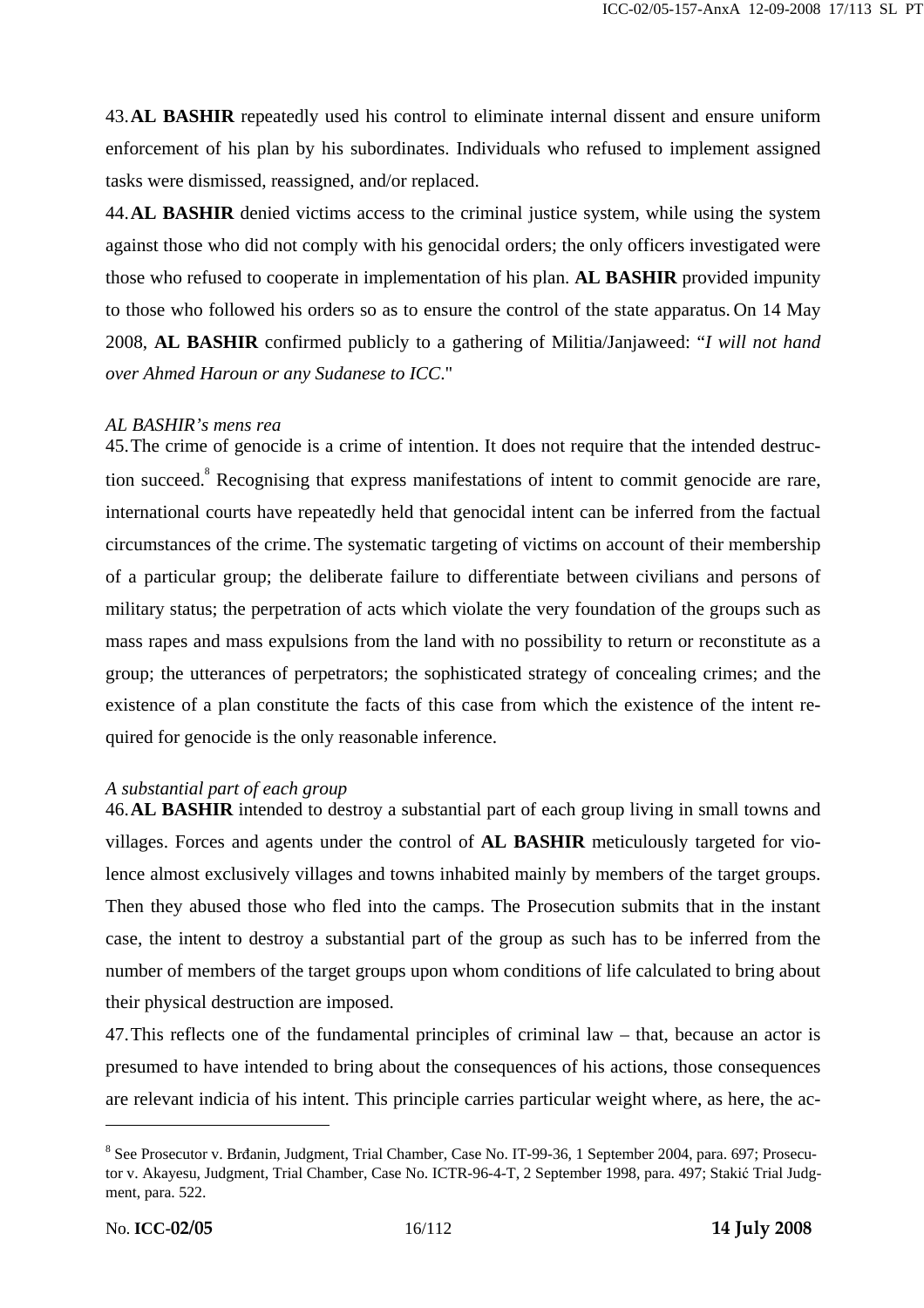43. **AL BASHIR** repeatedly used his control to eliminate internal dissent and ensure uniform enforcement of his plan by his subordinates. Individuals who refused to implement assigned tasks were dismissed, reassigned, and/or replaced.

44. **AL BASHIR** denied victims access to the criminal justice system, while using the system against those who did not comply with his genocidal orders; the only officers investigated were those who refused to cooperate in implementation of his plan. **AL BASHIR** provided impunity to those who followed his orders so as to ensure the control of the state apparatus. On 14 May 2008, **AL BASHIR** confirmed publicly to a gathering of Militia/Janjaweed: "*I will not hand over Ahmed Haroun or any Sudanese to ICC*."

*AL BASHIR's mens rea*

45. The crime of genocide is a crime of intention. It does not require that the intended destruction succeed.[8] Recognising that express manifestations of intent to commit genocide are rare, international courts have repeatedly held that genocidal intent can be inferred from the factual circumstances of the crime. The systematic targeting of victims on account of their membership of a particular group; the deliberate failure to differentiate between civilians and persons of military status; the perpetration of acts which violate the very foundation of the groups such as mass rapes and mass expulsions from the land with no possibility to return or reconstitute as a group; the utterances of perpetrators; the sophisticated strategy of concealing crimes; and the existence of a plan constitute the facts of this case from which the existence of the intent required for genocide is the only reasonable inference.

*A substantial part of each group*

46. **AL BASHIR** intended to destroy a substantial part of each group living in small towns and villages. Forces and agents under the control of **AL BASHIR** meticulously targeted for violence almost exclusively villages and towns inhabited mainly by members of the target groups. Then they abused those who fled into the camps. The Prosecution submits that in the instant case, the intent to destroy a substantial part of the group as such has to be inferred from the number of members of the target groups upon whom conditions of life calculated to bring about their physical destruction are imposed.

47. This reflects one of the fundamental principles of criminal law – that, because an actor is presumed to have intended to bring about the consequences of his actions, those consequences are relevant indicia of his intent. This principle carries particular weight where, as here, the ac-

---

[8] See Prosecutor v. Brđanin, Judgment, Trial Chamber, Case No. IT-99-36, 1 September 2004, para. 697; Prosecutor v. Akayesu, Judgment, Trial Chamber, Case No. ICTR-96-4-T, 2 September 1998, para. 497; Stakić Trial Judgment, para. 522.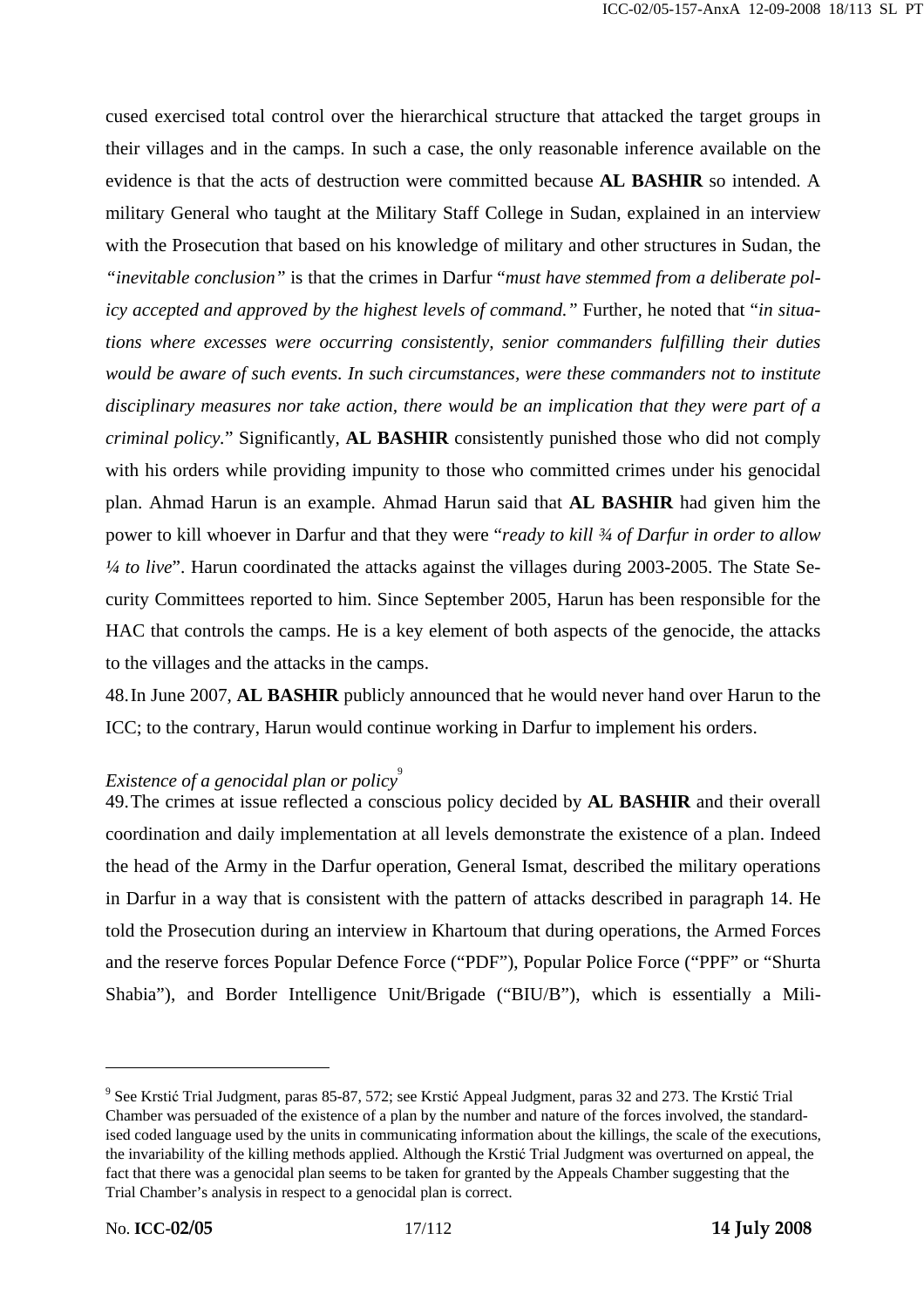cused exercised total control over the hierarchical structure that attacked the target groups in their villages and in the camps. In such a case, the only reasonable inference available on the evidence is that the acts of destruction were committed because **AL BASHIR** so intended. A military General who taught at the Military Staff College in Sudan, explained in an interview with the Prosecution that based on his knowledge of military and other structures in Sudan, the *"inevitable conclusion"* is that the crimes in Darfur "*must have stemmed from a deliberate policy accepted and approved by the highest levels of command."* Further, he noted that "*in situations where excesses were occurring consistently, senior commanders fulfilling their duties would be aware of such events. In such circumstances, were these commanders not to institute disciplinary measures nor take action, there would be an implication that they were part of a criminal policy*." Significantly, **AL BASHIR** consistently punished those who did not comply with his orders while providing impunity to those who committed crimes under his genocidal plan. Ahmad Harun is an example. Ahmad Harun said that **AL BASHIR** had given him the power to kill whoever in Darfur and that they were "*ready to kill ¾ of Darfur in order to allow ¼ to live*". Harun coordinated the attacks against the villages during 2003-2005. The State Security Committees reported to him. Since September 2005, Harun has been responsible for the HAC that controls the camps. He is a key element of both aspects of the genocide, the attacks to the villages and the attacks in the camps.

48. In June 2007, **AL BASHIR** publicly announced that he would never hand over Harun to the ICC; to the contrary, Harun would continue working in Darfur to implement his orders.

*Existence of a genocidal plan or policy*[9]

49. The crimes at issue reflected a conscious policy decided by **AL BASHIR** and their overall coordination and daily implementation at all levels demonstrate the existence of a plan. Indeed the head of the Army in the Darfur operation, General Ismat, described the military operations in Darfur in a way that is consistent with the pattern of attacks described in paragraph 14. He told the Prosecution during an interview in Khartoum that during operations, the Armed Forces and the reserve forces Popular Defence Force ("PDF"), Popular Police Force ("PPF" or "Shurta Shabia"), and Border Intelligence Unit/Brigade ("BIU/B"), which is essentially a Mili-

---

[9] See Krstić Trial Judgment, paras 85-87, 572; see Krstić Appeal Judgment, paras 32 and 273. The Krstić Trial Chamber was persuaded of the existence of a plan by the number and nature of the forces involved, the standardised coded language used by the units in communicating information about the killings, the scale of the executions, the invariability of the killing methods applied. Although the Krstić Trial Judgment was overturned on appeal, the fact that there was a genocidal plan seems to be taken for granted by the Appeals Chamber suggesting that the Trial Chamber's analysis in respect to a genocidal plan is correct.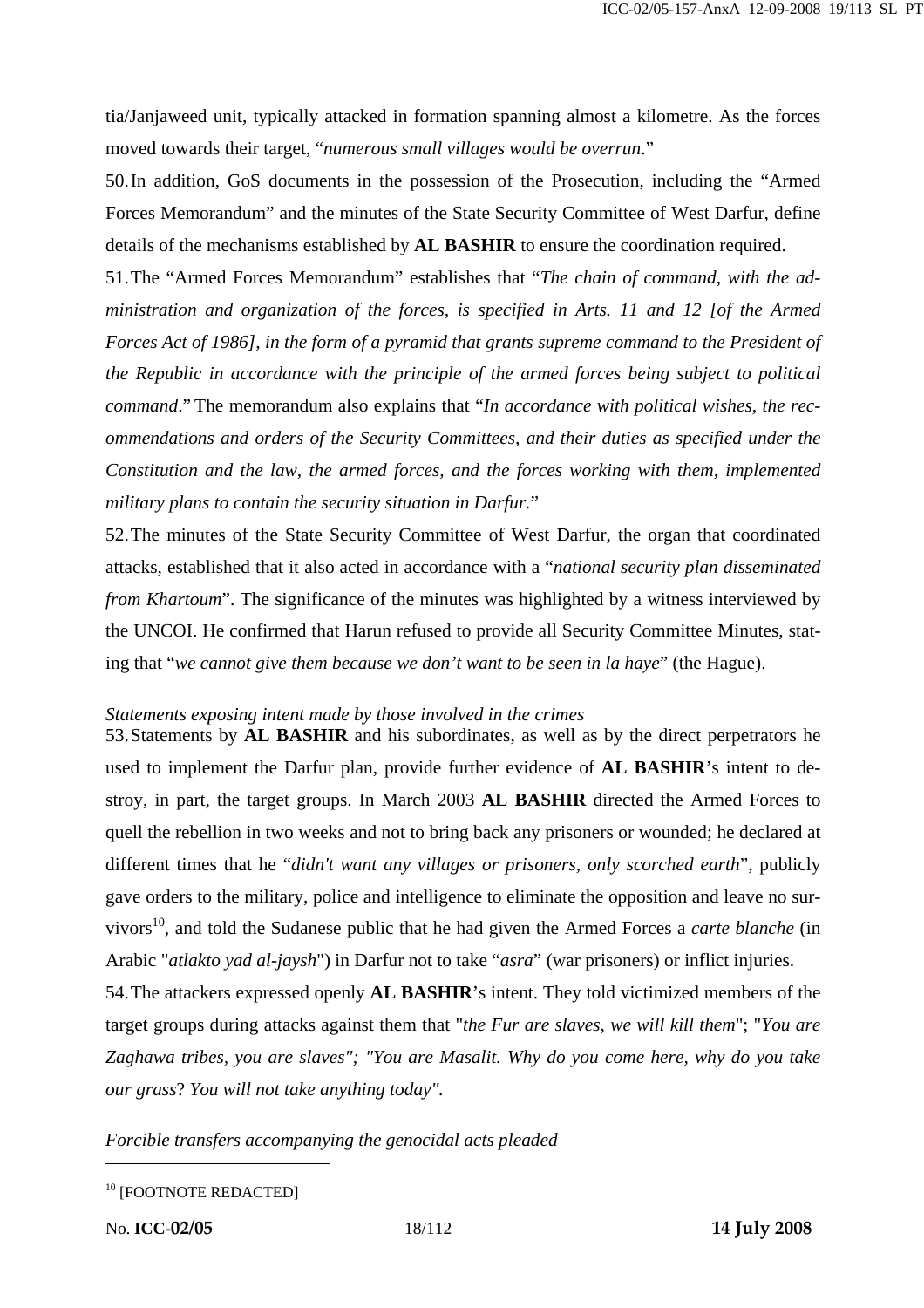tia/Janjaweed unit, typically attacked in formation spanning almost a kilometre. As the forces moved towards their target, "*numerous small villages would be overrun*."

50. In addition, GoS documents in the possession of the Prosecution, including the "Armed Forces Memorandum" and the minutes of the State Security Committee of West Darfur, define details of the mechanisms established by **AL BASHIR** to ensure the coordination required.

51. The "Armed Forces Memorandum" establishes that "*The chain of command, with the administration and organization of the forces, is specified in Arts. 11 and 12 [of the Armed Forces Act of 1986], in the form of a pyramid that grants supreme command to the President of the Republic in accordance with the principle of the armed forces being subject to political command*." The memorandum also explains that "*In accordance with political wishes, the recommendations and orders of the Security Committees, and their duties as specified under the Constitution and the law, the armed forces, and the forces working with them, implemented military plans to contain the security situation in Darfur.*"

52. The minutes of the State Security Committee of West Darfur, the organ that coordinated attacks, established that it also acted in accordance with a "*national security plan disseminated from Khartoum*". The significance of the minutes was highlighted by a witness interviewed by the UNCOI. He confirmed that Harun refused to provide all Security Committee Minutes, stating that "*we cannot give them because we don't want to be seen in la haye*" (the Hague).

*Statements exposing intent made by those involved in the crimes*

53. Statements by **AL BASHIR** and his subordinates, as well as by the direct perpetrators he used to implement the Darfur plan, provide further evidence of **AL BASHIR**'s intent to destroy, in part, the target groups. In March 2003 **AL BASHIR** directed the Armed Forces to quell the rebellion in two weeks and not to bring back any prisoners or wounded; he declared at different times that he "*didn't want any villages or prisoners, only scorched earth*", publicly gave orders to the military, police and intelligence to eliminate the opposition and leave no survivors[10], and told the Sudanese public that he had given the Armed Forces a *carte blanche* (in Arabic "*atlakto yad al-jaysh*") in Darfur not to take "*asra*" (war prisoners) or inflict injuries.

54. The attackers expressed openly **AL BASHIR**'s intent. They told victimized members of the target groups during attacks against them that "*the Fur are slaves, we will kill them*"; "*You are Zaghawa tribes, you are slaves"; "You are Masalit. Why do you come here, why do you take our grass? You will not take anything today"*.

*Forcible transfers accompanying the genocidal acts pleaded*

---

[10] [FOOTNOTE REDACTED]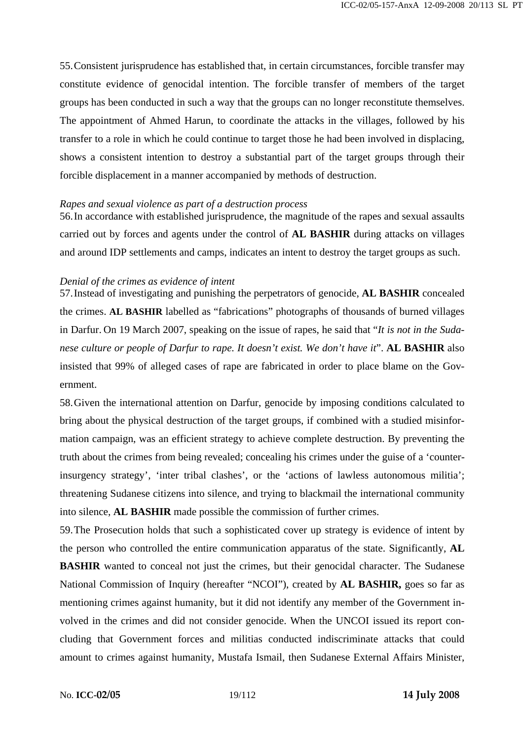55. Consistent jurisprudence has established that, in certain circumstances, forcible transfer may constitute evidence of genocidal intention. The forcible transfer of members of the target groups has been conducted in such a way that the groups can no longer reconstitute themselves. The appointment of Ahmed Harun, to coordinate the attacks in the villages, followed by his transfer to a role in which he could continue to target those he had been involved in displacing, shows a consistent intention to destroy a substantial part of the target groups through their forcible displacement in a manner accompanied by methods of destruction.

*Rapes and sexual violence as part of a destruction process*

56. In accordance with established jurisprudence, the magnitude of the rapes and sexual assaults carried out by forces and agents under the control of **AL BASHIR** during attacks on villages and around IDP settlements and camps, indicates an intent to destroy the target groups as such.

*Denial of the crimes as evidence of intent*

57. Instead of investigating and punishing the perpetrators of genocide, **AL BASHIR** concealed the crimes. **AL BASHIR** labelled as "fabrications" photographs of thousands of burned villages in Darfur. On 19 March 2007, speaking on the issue of rapes, he said that "*It is not in the Sudanese culture or people of Darfur to rape. It doesn't exist. We don't have it*". **AL BASHIR** also insisted that 99% of alleged cases of rape are fabricated in order to place blame on the Government.

58. Given the international attention on Darfur, genocide by imposing conditions calculated to bring about the physical destruction of the target groups, if combined with a studied misinformation campaign, was an efficient strategy to achieve complete destruction. By preventing the truth about the crimes from being revealed; concealing his crimes under the guise of a 'counter-insurgency strategy', 'inter tribal clashes', or the 'actions of lawless autonomous militia'; threatening Sudanese citizens into silence, and trying to blackmail the international community into silence, **AL BASHIR** made possible the commission of further crimes.

59. The Prosecution holds that such a sophisticated cover up strategy is evidence of intent by the person who controlled the entire communication apparatus of the state. Significantly, **AL BASHIR** wanted to conceal not just the crimes, but their genocidal character. The Sudanese National Commission of Inquiry (hereafter "NCOI"), created by **AL BASHIR,** goes so far as mentioning crimes against humanity, but it did not identify any member of the Government involved in the crimes and did not consider genocide. When the UNCOI issued its report concluding that Government forces and militias conducted indiscriminate attacks that could amount to crimes against humanity, Mustafa Ismail, then Sudanese External Affairs Minister,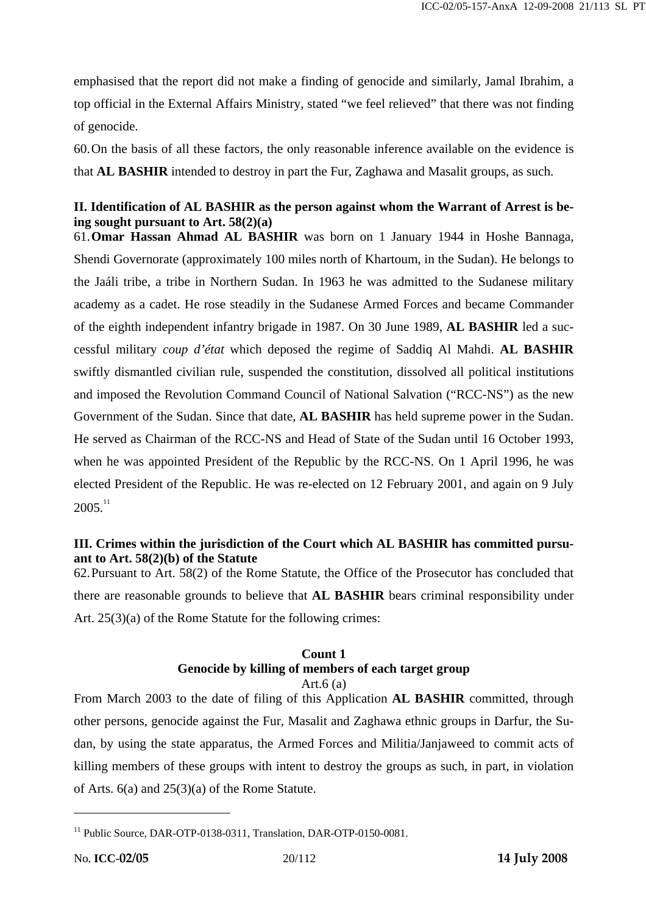emphasised that the report did not make a finding of genocide and similarly, Jamal Ibrahim, a top official in the External Affairs Ministry, stated "we feel relieved" that there was not finding of genocide.

60. On the basis of all these factors, the only reasonable inference available on the evidence is that **AL BASHIR** intended to destroy in part the Fur, Zaghawa and Masalit groups, as such.

### II. Identification of AL BASHIR as the person against whom the Warrant of Arrest is being sought pursuant to Art. 58(2)(a)

61. **Omar Hassan Ahmad AL BASHIR** was born on 1 January 1944 in Hoshe Bannaga, Shendi Governorate (approximately 100 miles north of Khartoum, in the Sudan). He belongs to the Jaáli tribe, a tribe in Northern Sudan. In 1963 he was admitted to the Sudanese military academy as a cadet. He rose steadily in the Sudanese Armed Forces and became Commander of the eighth independent infantry brigade in 1987. On 30 June 1989, **AL BASHIR** led a successful military *coup d'état* which deposed the regime of Saddiq Al Mahdi. **AL BASHIR** swiftly dismantled civilian rule, suspended the constitution, dissolved all political institutions and imposed the Revolution Command Council of National Salvation ("RCC-NS") as the new Government of the Sudan. Since that date, **AL BASHIR** has held supreme power in the Sudan. He served as Chairman of the RCC-NS and Head of State of the Sudan until 16 October 1993, when he was appointed President of the Republic by the RCC-NS. On 1 April 1996, he was elected President of the Republic. He was re-elected on 12 February 2001, and again on 9 July 2005.[11]

### III. Crimes within the jurisdiction of the Court which AL BASHIR has committed pursuant to Art. 58(2)(b) of the Statute

62. Pursuant to Art. 58(2) of the Rome Statute, the Office of the Prosecutor has concluded that there are reasonable grounds to believe that **AL BASHIR** bears criminal responsibility under Art. 25(3)(a) of the Rome Statute for the following crimes:

**Count 1**
**Genocide by killing of members of each target group**
Art.6 (a)

From March 2003 to the date of filing of this Application **AL BASHIR** committed, through other persons, genocide against the Fur, Masalit and Zaghawa ethnic groups in Darfur, the Sudan, by using the state apparatus, the Armed Forces and Militia/Janjaweed to commit acts of killing members of these groups with intent to destroy the groups as such, in part, in violation of Arts. 6(a) and 25(3)(a) of the Rome Statute.

---

[11] Public Source, DAR-OTP-0138-0311, Translation, DAR-OTP-0150-0081.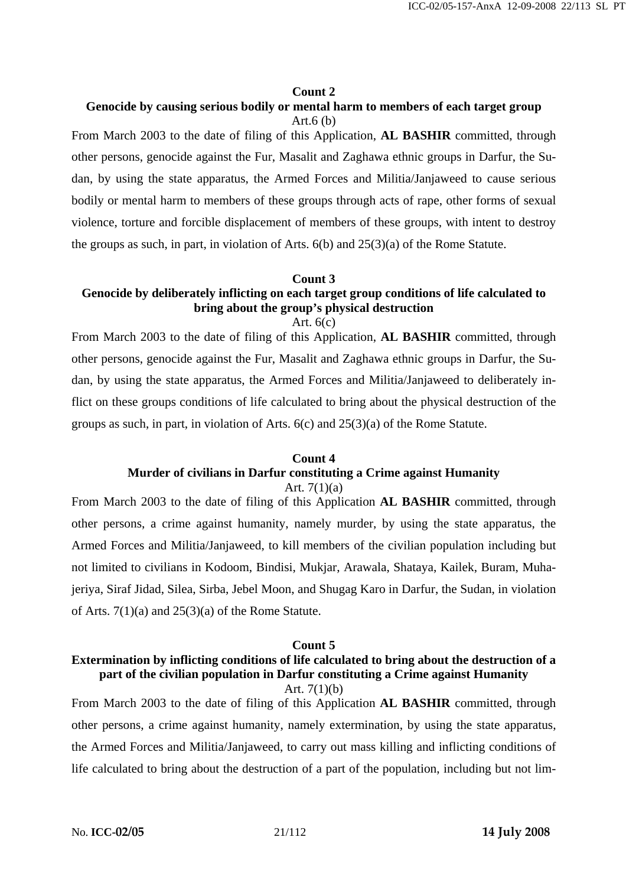**Count 2**

**Genocide by causing serious bodily or mental harm to members of each target group**

Art.6 (b)

From March 2003 to the date of filing of this Application, **AL BASHIR** committed, through other persons, genocide against the Fur, Masalit and Zaghawa ethnic groups in Darfur, the Sudan, by using the state apparatus, the Armed Forces and Militia/Janjaweed to cause serious bodily or mental harm to members of these groups through acts of rape, other forms of sexual violence, torture and forcible displacement of members of these groups, with intent to destroy the groups as such, in part, in violation of Arts. 6(b) and 25(3)(a) of the Rome Statute.

**Count 3**

**Genocide by deliberately inflicting on each target group conditions of life calculated to bring about the group's physical destruction**

Art. 6(c)

From March 2003 to the date of filing of this Application, **AL BASHIR** committed, through other persons, genocide against the Fur, Masalit and Zaghawa ethnic groups in Darfur, the Sudan, by using the state apparatus, the Armed Forces and Militia/Janjaweed to deliberately inflict on these groups conditions of life calculated to bring about the physical destruction of the groups as such, in part, in violation of Arts. 6(c) and 25(3)(a) of the Rome Statute.

**Count 4**

**Murder of civilians in Darfur constituting a Crime against Humanity**

Art. 7(1)(a)

From March 2003 to the date of filing of this Application **AL BASHIR** committed, through other persons, a crime against humanity, namely murder, by using the state apparatus, the Armed Forces and Militia/Janjaweed, to kill members of the civilian population including but not limited to civilians in Kodoom, Bindisi, Mukjar, Arawala, Shataya, Kailek, Buram, Muhajeriya, Siraf Jidad, Silea, Sirba, Jebel Moon, and Shugag Karo in Darfur, the Sudan, in violation of Arts. 7(1)(a) and 25(3)(a) of the Rome Statute.

**Count 5**

**Extermination by inflicting conditions of life calculated to bring about the destruction of a part of the civilian population in Darfur constituting a Crime against Humanity**

Art. 7(1)(b)

From March 2003 to the date of filing of this Application **AL BASHIR** committed, through other persons, a crime against humanity, namely extermination, by using the state apparatus, the Armed Forces and Militia/Janjaweed, to carry out mass killing and inflicting conditions of life calculated to bring about the destruction of a part of the population, including but not lim-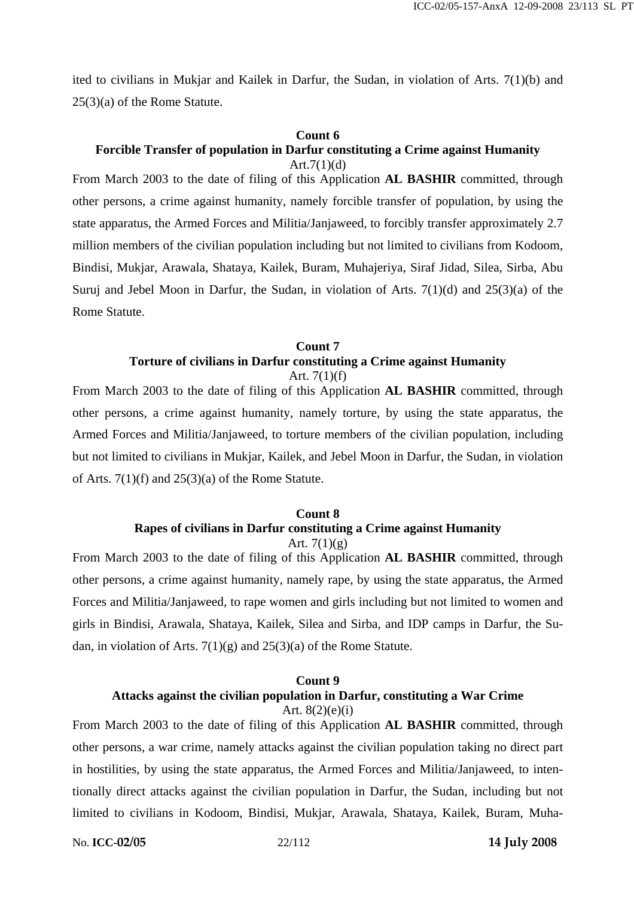ited to civilians in Mukjar and Kailek in Darfur, the Sudan, in violation of Arts. 7(1)(b) and 25(3)(a) of the Rome Statute.

**Count 6**
**Forcible Transfer of population in Darfur constituting a Crime against Humanity**
Art.7(1)(d)

From March 2003 to the date of filing of this Application **AL BASHIR** committed, through other persons, a crime against humanity, namely forcible transfer of population, by using the state apparatus, the Armed Forces and Militia/Janjaweed, to forcibly transfer approximately 2.7 million members of the civilian population including but not limited to civilians from Kodoom, Bindisi, Mukjar, Arawala, Shataya, Kailek, Buram, Muhajeriya, Siraf Jidad, Silea, Sirba, Abu Suruj and Jebel Moon in Darfur, the Sudan, in violation of Arts. 7(1)(d) and 25(3)(a) of the Rome Statute.

**Count 7**
**Torture of civilians in Darfur constituting a Crime against Humanity**
Art. 7(1)(f)

From March 2003 to the date of filing of this Application **AL BASHIR** committed, through other persons, a crime against humanity, namely torture, by using the state apparatus, the Armed Forces and Militia/Janjaweed, to torture members of the civilian population, including but not limited to civilians in Mukjar, Kailek, and Jebel Moon in Darfur, the Sudan, in violation of Arts. 7(1)(f) and 25(3)(a) of the Rome Statute.

**Count 8**
**Rapes of civilians in Darfur constituting a Crime against Humanity**
Art. 7(1)(g)

From March 2003 to the date of filing of this Application **AL BASHIR** committed, through other persons, a crime against humanity, namely rape, by using the state apparatus, the Armed Forces and Militia/Janjaweed, to rape women and girls including but not limited to women and girls in Bindisi, Arawala, Shataya, Kailek, Silea and Sirba, and IDP camps in Darfur, the Sudan, in violation of Arts. 7(1)(g) and 25(3)(a) of the Rome Statute.

**Count 9**
**Attacks against the civilian population in Darfur, constituting a War Crime**
Art. 8(2)(e)(i)

From March 2003 to the date of filing of this Application **AL BASHIR** committed, through other persons, a war crime, namely attacks against the civilian population taking no direct part in hostilities, by using the state apparatus, the Armed Forces and Militia/Janjaweed, to intentionally direct attacks against the civilian population in Darfur, the Sudan, including but not limited to civilians in Kodoom, Bindisi, Mukjar, Arawala, Shataya, Kailek, Buram, Muha-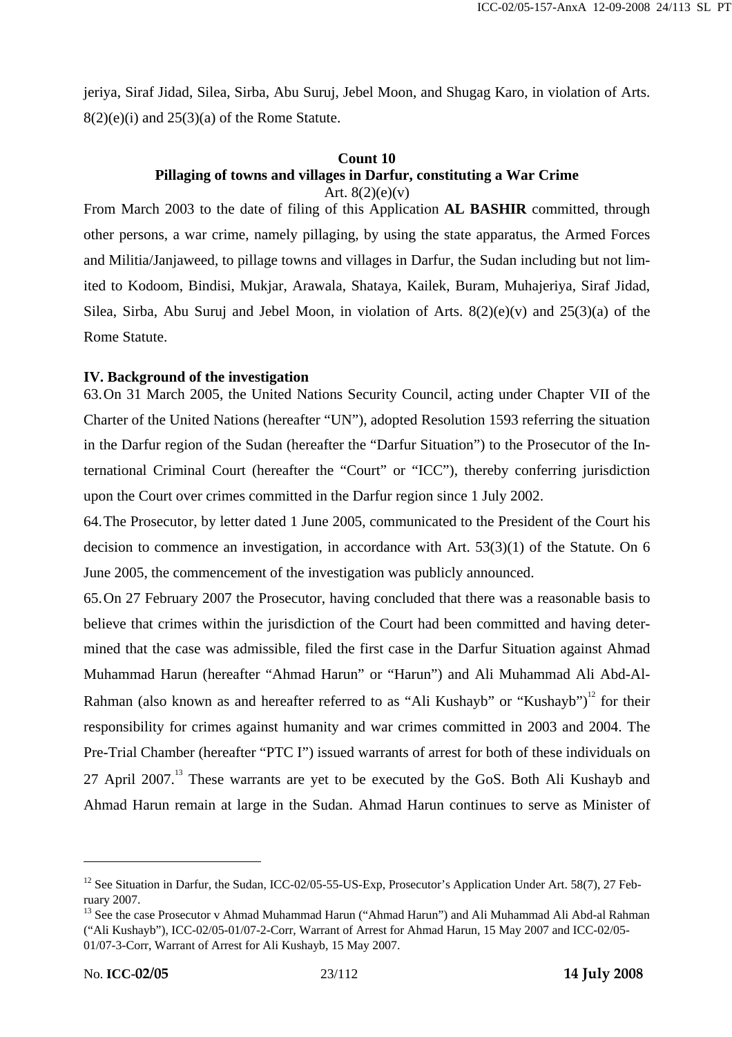jeriya, Siraf Jidad, Silea, Sirba, Abu Suruj, Jebel Moon, and Shugag Karo, in violation of Arts. 8(2)(e)(i) and 25(3)(a) of the Rome Statute.

**Count 10**
**Pillaging of towns and villages in Darfur, constituting a War Crime**
Art. 8(2)(e)(v)

From March 2003 to the date of filing of this Application **AL BASHIR** committed, through other persons, a war crime, namely pillaging, by using the state apparatus, the Armed Forces and Militia/Janjaweed, to pillage towns and villages in Darfur, the Sudan including but not limited to Kodoom, Bindisi, Mukjar, Arawala, Shataya, Kailek, Buram, Muhajeriya, Siraf Jidad, Silea, Sirba, Abu Suruj and Jebel Moon, in violation of Arts. 8(2)(e)(v) and 25(3)(a) of the Rome Statute.

**IV. Background of the investigation**

63. On 31 March 2005, the United Nations Security Council, acting under Chapter VII of the Charter of the United Nations (hereafter "UN"), adopted Resolution 1593 referring the situation in the Darfur region of the Sudan (hereafter the "Darfur Situation") to the Prosecutor of the International Criminal Court (hereafter the "Court" or "ICC"), thereby conferring jurisdiction upon the Court over crimes committed in the Darfur region since 1 July 2002.

64. The Prosecutor, by letter dated 1 June 2005, communicated to the President of the Court his decision to commence an investigation, in accordance with Art. 53(3)(1) of the Statute. On 6 June 2005, the commencement of the investigation was publicly announced.

65. On 27 February 2007 the Prosecutor, having concluded that there was a reasonable basis to believe that crimes within the jurisdiction of the Court had been committed and having determined that the case was admissible, filed the first case in the Darfur Situation against Ahmad Muhammad Harun (hereafter "Ahmad Harun" or "Harun") and Ali Muhammad Ali Abd-Al-Rahman (also known as and hereafter referred to as "Ali Kushayb" or "Kushayb")[12] for their responsibility for crimes against humanity and war crimes committed in 2003 and 2004. The Pre-Trial Chamber (hereafter "PTC I") issued warrants of arrest for both of these individuals on 27 April 2007.[13] These warrants are yet to be executed by the GoS. Both Ali Kushayb and Ahmad Harun remain at large in the Sudan. Ahmad Harun continues to serve as Minister of

---

[12] See Situation in Darfur, the Sudan, ICC-02/05-55-US-Exp, Prosecutor's Application Under Art. 58(7), 27 February 2007.

[13] See the case Prosecutor v Ahmad Muhammad Harun ("Ahmad Harun") and Ali Muhammad Ali Abd-al Rahman ("Ali Kushayb"), ICC-02/05-01/07-2-Corr, Warrant of Arrest for Ahmad Harun, 15 May 2007 and ICC-02/05-01/07-3-Corr, Warrant of Arrest for Ali Kushayb, 15 May 2007.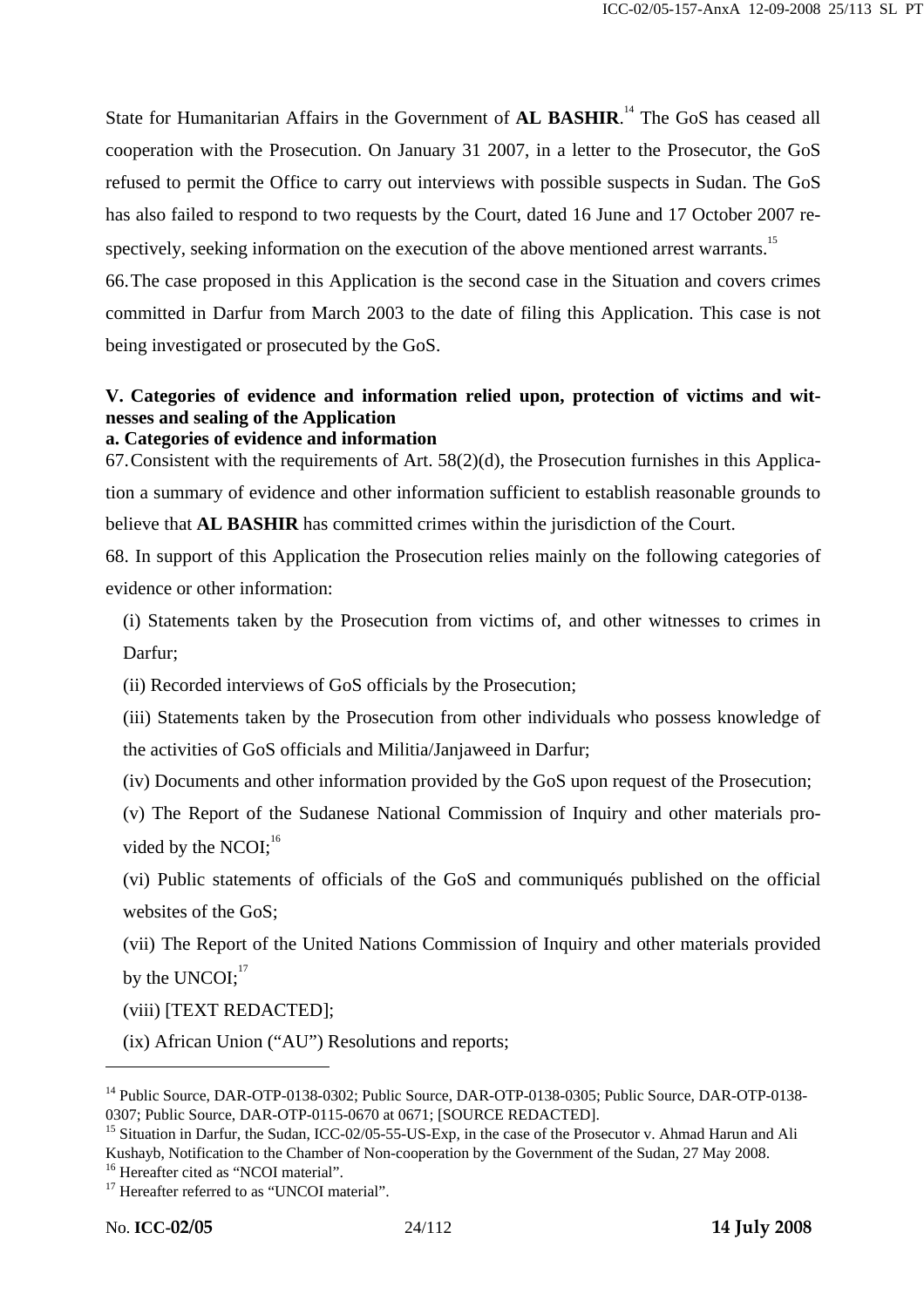State for Humanitarian Affairs in the Government of **AL BASHIR**.[14] The GoS has ceased all cooperation with the Prosecution. On January 31 2007, in a letter to the Prosecutor, the GoS refused to permit the Office to carry out interviews with possible suspects in Sudan. The GoS has also failed to respond to two requests by the Court, dated 16 June and 17 October 2007 respectively, seeking information on the execution of the above mentioned arrest warrants.[15]

66. The case proposed in this Application is the second case in the Situation and covers crimes committed in Darfur from March 2003 to the date of filing this Application. This case is not being investigated or prosecuted by the GoS.

## V. Categories of evidence and information relied upon, protection of victims and witnesses and sealing of the Application

### a. Categories of evidence and information

67. Consistent with the requirements of Art. 58(2)(d), the Prosecution furnishes in this Application a summary of evidence and other information sufficient to establish reasonable grounds to believe that **AL BASHIR** has committed crimes within the jurisdiction of the Court.

68. In support of this Application the Prosecution relies mainly on the following categories of evidence or other information:

(i) Statements taken by the Prosecution from victims of, and other witnesses to crimes in Darfur;

(ii) Recorded interviews of GoS officials by the Prosecution;

(iii) Statements taken by the Prosecution from other individuals who possess knowledge of the activities of GoS officials and Militia/Janjaweed in Darfur;

(iv) Documents and other information provided by the GoS upon request of the Prosecution;

(v) The Report of the Sudanese National Commission of Inquiry and other materials provided by the NCOI;[16]

(vi) Public statements of officials of the GoS and communiqués published on the official websites of the GoS;

(vii) The Report of the United Nations Commission of Inquiry and other materials provided by the UNCOI;[17]

(viii) [TEXT REDACTED];

(ix) African Union ("AU") Resolutions and reports;

---

[14] Public Source, DAR-OTP-0138-0302; Public Source, DAR-OTP-0138-0305; Public Source, DAR-OTP-0138-0307; Public Source, DAR-OTP-0115-0670 at 0671; [SOURCE REDACTED].

[15] Situation in Darfur, the Sudan, ICC-02/05-55-US-Exp, in the case of the Prosecutor v. Ahmad Harun and Ali Kushayb, Notification to the Chamber of Non-cooperation by the Government of the Sudan, 27 May 2008.

[16] Hereafter cited as "NCOI material".

[17] Hereafter referred to as "UNCOI material".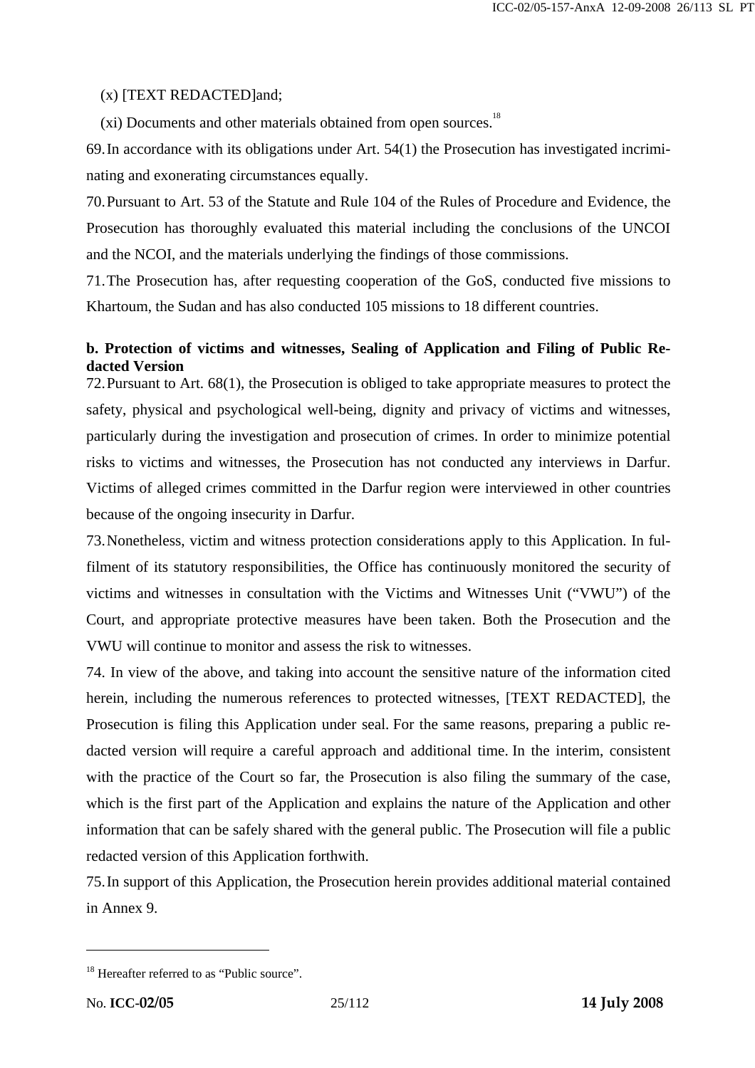(x) [TEXT REDACTED]and;

(xi) Documents and other materials obtained from open sources.[18]

69. In accordance with its obligations under Art. 54(1) the Prosecution has investigated incriminating and exonerating circumstances equally.

70. Pursuant to Art. 53 of the Statute and Rule 104 of the Rules of Procedure and Evidence, the Prosecution has thoroughly evaluated this material including the conclusions of the UNCOI and the NCOI, and the materials underlying the findings of those commissions.

71. The Prosecution has, after requesting cooperation of the GoS, conducted five missions to Khartoum, the Sudan and has also conducted 105 missions to 18 different countries.

**b. Protection of victims and witnesses, Sealing of Application and Filing of Public Redacted Version**

72. Pursuant to Art. 68(1), the Prosecution is obliged to take appropriate measures to protect the safety, physical and psychological well-being, dignity and privacy of victims and witnesses, particularly during the investigation and prosecution of crimes. In order to minimize potential risks to victims and witnesses, the Prosecution has not conducted any interviews in Darfur. Victims of alleged crimes committed in the Darfur region were interviewed in other countries because of the ongoing insecurity in Darfur.

73. Nonetheless, victim and witness protection considerations apply to this Application. In fulfilment of its statutory responsibilities, the Office has continuously monitored the security of victims and witnesses in consultation with the Victims and Witnesses Unit ("VWU") of the Court, and appropriate protective measures have been taken. Both the Prosecution and the VWU will continue to monitor and assess the risk to witnesses.

74. In view of the above, and taking into account the sensitive nature of the information cited herein, including the numerous references to protected witnesses, [TEXT REDACTED], the Prosecution is filing this Application under seal. For the same reasons, preparing a public redacted version will require a careful approach and additional time. In the interim, consistent with the practice of the Court so far, the Prosecution is also filing the summary of the case, which is the first part of the Application and explains the nature of the Application and other information that can be safely shared with the general public. The Prosecution will file a public redacted version of this Application forthwith.

75. In support of this Application, the Prosecution herein provides additional material contained in Annex 9.

---

[18] Hereafter referred to as "Public source".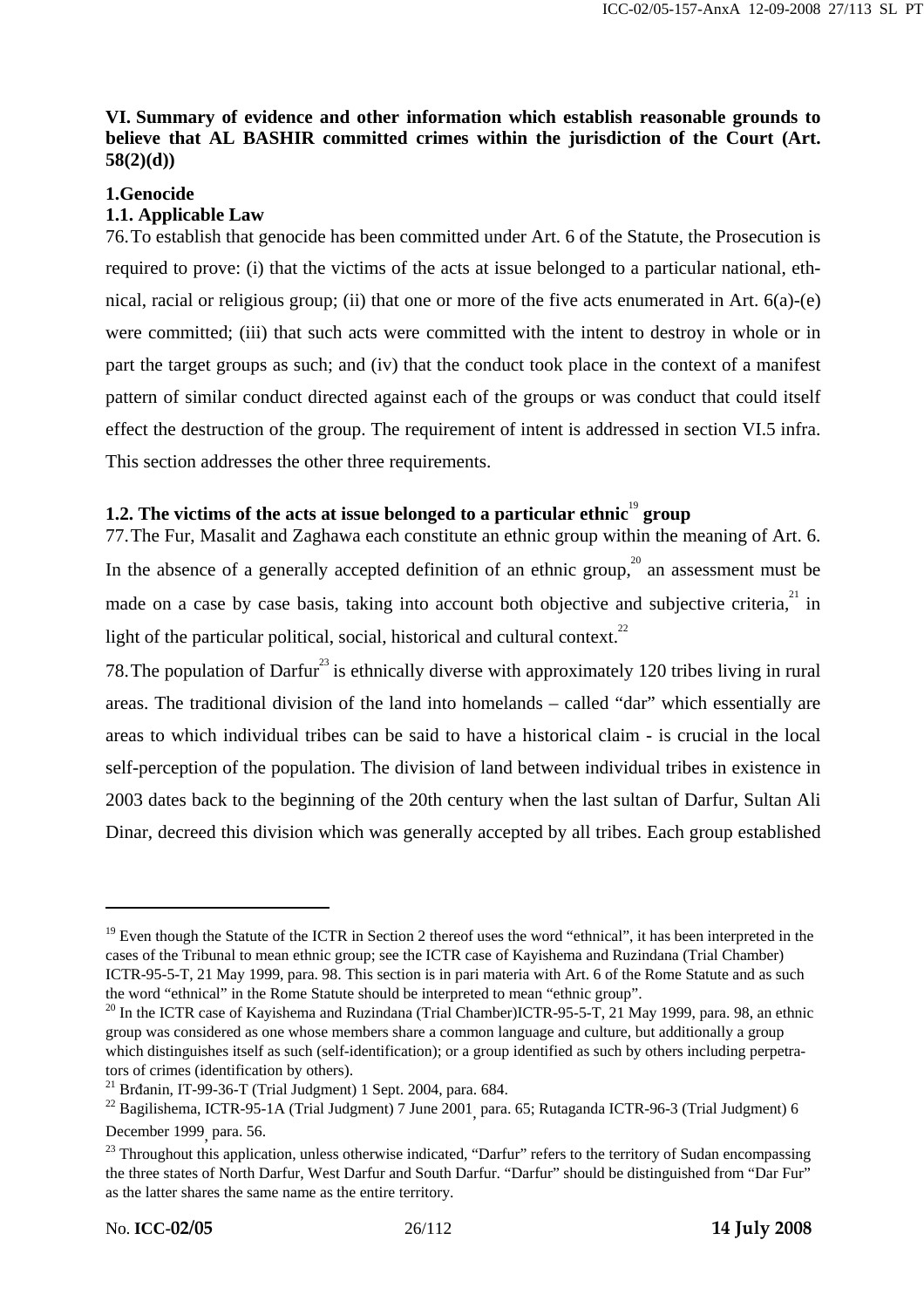## VI. Summary of evidence and other information which establish reasonable grounds to believe that AL BASHIR committed crimes within the jurisdiction of the Court (Art. 58(2)(d))

### 1. Genocide

#### 1.1. Applicable Law

76. To establish that genocide has been committed under Art. 6 of the Statute, the Prosecution is required to prove: (i) that the victims of the acts at issue belonged to a particular national, ethnical, racial or religious group; (ii) that one or more of the five acts enumerated in Art. 6(a)-(e) were committed; (iii) that such acts were committed with the intent to destroy in whole or in part the target groups as such; and (iv) that the conduct took place in the context of a manifest pattern of similar conduct directed against each of the groups or was conduct that could itself effect the destruction of the group. The requirement of intent is addressed in section VI.5 infra. This section addresses the other three requirements.

#### 1.2. The victims of the acts at issue belonged to a particular ethnic[19] group

77. The Fur, Masalit and Zaghawa each constitute an ethnic group within the meaning of Art. 6. In the absence of a generally accepted definition of an ethnic group,[20] an assessment must be made on a case by case basis, taking into account both objective and subjective criteria,[21] in light of the particular political, social, historical and cultural context.[22]

78. The population of Darfur[23] is ethnically diverse with approximately 120 tribes living in rural areas. The traditional division of the land into homelands – called "dar" which essentially are areas to which individual tribes can be said to have a historical claim - is crucial in the local self-perception of the population. The division of land between individual tribes in existence in 2003 dates back to the beginning of the 20th century when the last sultan of Darfur, Sultan Ali Dinar, decreed this division which was generally accepted by all tribes. Each group established

---

[19] Even though the Statute of the ICTR in Section 2 thereof uses the word "ethnical", it has been interpreted in the cases of the Tribunal to mean ethnic group; see the ICTR case of Kayishema and Ruzindana (Trial Chamber) ICTR-95-5-T, 21 May 1999, para. 98. This section is in pari materia with Art. 6 of the Rome Statute and as such the word "ethnical" in the Rome Statute should be interpreted to mean "ethnic group".

[20] In the ICTR case of Kayishema and Ruzindana (Trial Chamber)ICTR-95-5-T, 21 May 1999, para. 98, an ethnic group was considered as one whose members share a common language and culture, but additionally a group which distinguishes itself as such (self-identification); or a group identified as such by others including perpetrators of crimes (identification by others).

[21] Brđanin, IT-99-36-T (Trial Judgment) 1 Sept. 2004, para. 684.

[22] Bagilishema, ICTR-95-1A (Trial Judgment) 7 June 2001, para. 65; Rutaganda ICTR-96-3 (Trial Judgment) 6 December 1999, para. 56.

[23] Throughout this application, unless otherwise indicated, "Darfur" refers to the territory of Sudan encompassing the three states of North Darfur, West Darfur and South Darfur. "Darfur" should be distinguished from "Dar Fur" as the latter shares the same name as the entire territory.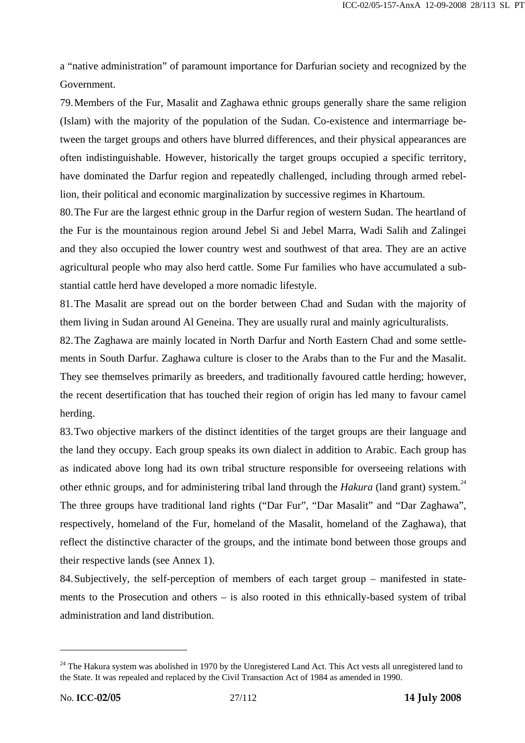a "native administration" of paramount importance for Darfurian society and recognized by the Government.

79. Members of the Fur, Masalit and Zaghawa ethnic groups generally share the same religion (Islam) with the majority of the population of the Sudan. Co-existence and intermarriage between the target groups and others have blurred differences, and their physical appearances are often indistinguishable. However, historically the target groups occupied a specific territory, have dominated the Darfur region and repeatedly challenged, including through armed rebellion, their political and economic marginalization by successive regimes in Khartoum.

80. The Fur are the largest ethnic group in the Darfur region of western Sudan. The heartland of the Fur is the mountainous region around Jebel Si and Jebel Marra, Wadi Salih and Zalingei and they also occupied the lower country west and southwest of that area. They are an active agricultural people who may also herd cattle. Some Fur families who have accumulated a substantial cattle herd have developed a more nomadic lifestyle.

81. The Masalit are spread out on the border between Chad and Sudan with the majority of them living in Sudan around Al Geneina. They are usually rural and mainly agriculturalists.

82. The Zaghawa are mainly located in North Darfur and North Eastern Chad and some settlements in South Darfur. Zaghawa culture is closer to the Arabs than to the Fur and the Masalit. They see themselves primarily as breeders, and traditionally favoured cattle herding; however, the recent desertification that has touched their region of origin has led many to favour camel herding.

83. Two objective markers of the distinct identities of the target groups are their language and the land they occupy. Each group speaks its own dialect in addition to Arabic. Each group has as indicated above long had its own tribal structure responsible for overseeing relations with other ethnic groups, and for administering tribal land through the *Hakura* (land grant) system.[24] The three groups have traditional land rights ("Dar Fur", "Dar Masalit" and "Dar Zaghawa", respectively, homeland of the Fur, homeland of the Masalit, homeland of the Zaghawa), that reflect the distinctive character of the groups, and the intimate bond between those groups and their respective lands (see Annex 1).

84. Subjectively, the self-perception of members of each target group – manifested in statements to the Prosecution and others – is also rooted in this ethnically-based system of tribal administration and land distribution.

---

[24] The Hakura system was abolished in 1970 by the Unregistered Land Act. This Act vests all unregistered land to the State. It was repealed and replaced by the Civil Transaction Act of 1984 as amended in 1990.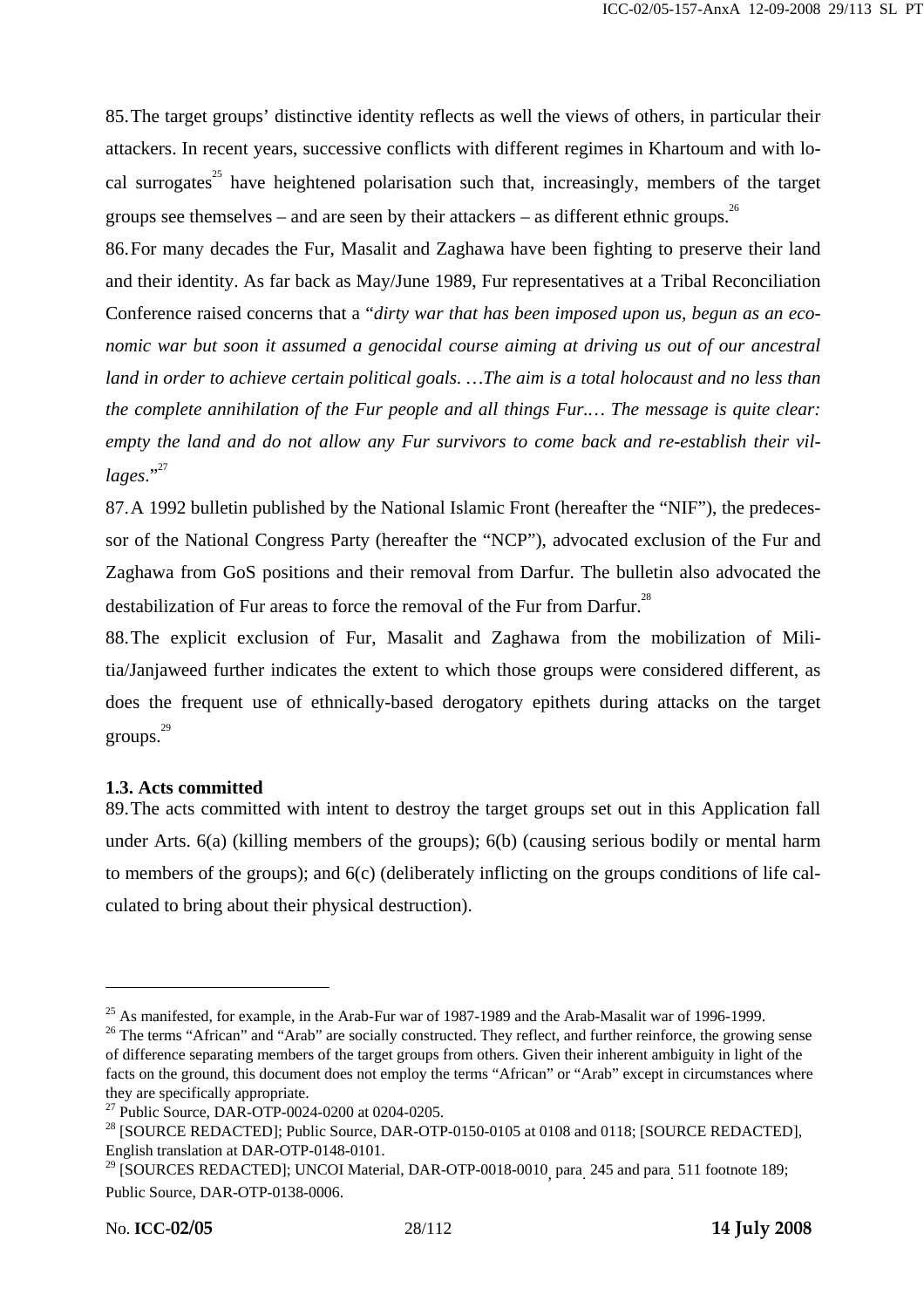85. The target groups' distinctive identity reflects as well the views of others, in particular their attackers. In recent years, successive conflicts with different regimes in Khartoum and with local surrogates[25] have heightened polarisation such that, increasingly, members of the target groups see themselves – and are seen by their attackers – as different ethnic groups.[26]

86. For many decades the Fur, Masalit and Zaghawa have been fighting to preserve their land and their identity. As far back as May/June 1989, Fur representatives at a Tribal Reconciliation Conference raised concerns that a "*dirty war that has been imposed upon us, begun as an economic war but soon it assumed a genocidal course aiming at driving us out of our ancestral land in order to achieve certain political goals. …The aim is a total holocaust and no less than the complete annihilation of the Fur people and all things Fur.… The message is quite clear: empty the land and do not allow any Fur survivors to come back and re-establish their villages*."[27]

87. A 1992 bulletin published by the National Islamic Front (hereafter the "NIF"), the predecessor of the National Congress Party (hereafter the "NCP"), advocated exclusion of the Fur and Zaghawa from GoS positions and their removal from Darfur. The bulletin also advocated the destabilization of Fur areas to force the removal of the Fur from Darfur.[28]

88. The explicit exclusion of Fur, Masalit and Zaghawa from the mobilization of Militia/Janjaweed further indicates the extent to which those groups were considered different, as does the frequent use of ethnically-based derogatory epithets during attacks on the target groups.[29]

### 1.3. Acts committed

89. The acts committed with intent to destroy the target groups set out in this Application fall under Arts. 6(a) (killing members of the groups); 6(b) (causing serious bodily or mental harm to members of the groups); and 6(c) (deliberately inflicting on the groups conditions of life calculated to bring about their physical destruction).

---

[25] As manifested, for example, in the Arab-Fur war of 1987-1989 and the Arab-Masalit war of 1996-1999.

[26] The terms "African" and "Arab" are socially constructed. They reflect, and further reinforce, the growing sense of difference separating members of the target groups from others. Given their inherent ambiguity in light of the facts on the ground, this document does not employ the terms "African" or "Arab" except in circumstances where they are specifically appropriate.

[27] Public Source, DAR-OTP-0024-0200 at 0204-0205.

[28] [SOURCE REDACTED]; Public Source, DAR-OTP-0150-0105 at 0108 and 0118; [SOURCE REDACTED], English translation at DAR-OTP-0148-0101.

[29] [SOURCES REDACTED]; UNCOI Material, DAR-OTP-0018-0010, para. 245 and para. 511 footnote 189; Public Source, DAR-OTP-0138-0006.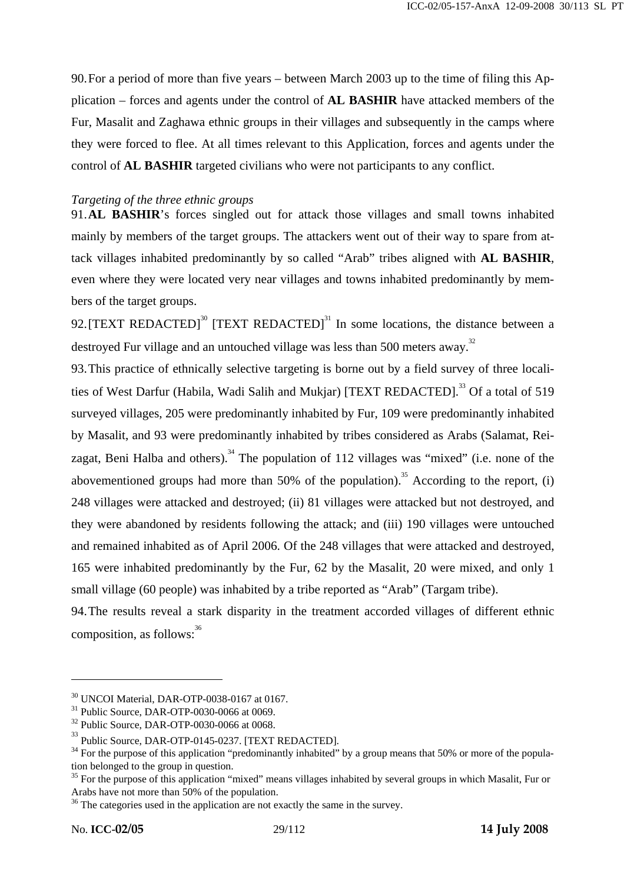90. For a period of more than five years – between March 2003 up to the time of filing this Application – forces and agents under the control of **AL BASHIR** have attacked members of the Fur, Masalit and Zaghawa ethnic groups in their villages and subsequently in the camps where they were forced to flee. At all times relevant to this Application, forces and agents under the control of **AL BASHIR** targeted civilians who were not participants to any conflict.

*Targeting of the three ethnic groups*

91. **AL BASHIR**'s forces singled out for attack those villages and small towns inhabited mainly by members of the target groups. The attackers went out of their way to spare from attack villages inhabited predominantly by so called "Arab" tribes aligned with **AL BASHIR**, even where they were located very near villages and towns inhabited predominantly by members of the target groups.

92. [TEXT REDACTED][30] [TEXT REDACTED][31] In some locations, the distance between a destroyed Fur village and an untouched village was less than 500 meters away.[32]

93. This practice of ethnically selective targeting is borne out by a field survey of three localities of West Darfur (Habila, Wadi Salih and Mukjar) [TEXT REDACTED].[33] Of a total of 519 surveyed villages, 205 were predominantly inhabited by Fur, 109 were predominantly inhabited by Masalit, and 93 were predominantly inhabited by tribes considered as Arabs (Salamat, Reizagat, Beni Halba and others).[34] The population of 112 villages was "mixed" (i.e. none of the abovementioned groups had more than 50% of the population).[35] According to the report, (i) 248 villages were attacked and destroyed; (ii) 81 villages were attacked but not destroyed, and they were abandoned by residents following the attack; and (iii) 190 villages were untouched and remained inhabited as of April 2006. Of the 248 villages that were attacked and destroyed, 165 were inhabited predominantly by the Fur, 62 by the Masalit, 20 were mixed, and only 1 small village (60 people) was inhabited by a tribe reported as "Arab" (Targam tribe).

94. The results reveal a stark disparity in the treatment accorded villages of different ethnic composition, as follows:[36]

---

[30] UNCOI Material, DAR-OTP-0038-0167 at 0167.

[31] Public Source, DAR-OTP-0030-0066 at 0069.

[32] Public Source, DAR-OTP-0030-0066 at 0068.

[33] Public Source, DAR-OTP-0145-0237. [TEXT REDACTED].

[34] For the purpose of this application "predominantly inhabited" by a group means that 50% or more of the population belonged to the group in question.

[35] For the purpose of this application "mixed" means villages inhabited by several groups in which Masalit, Fur or Arabs have not more than 50% of the population.

[36] The categories used in the application are not exactly the same in the survey.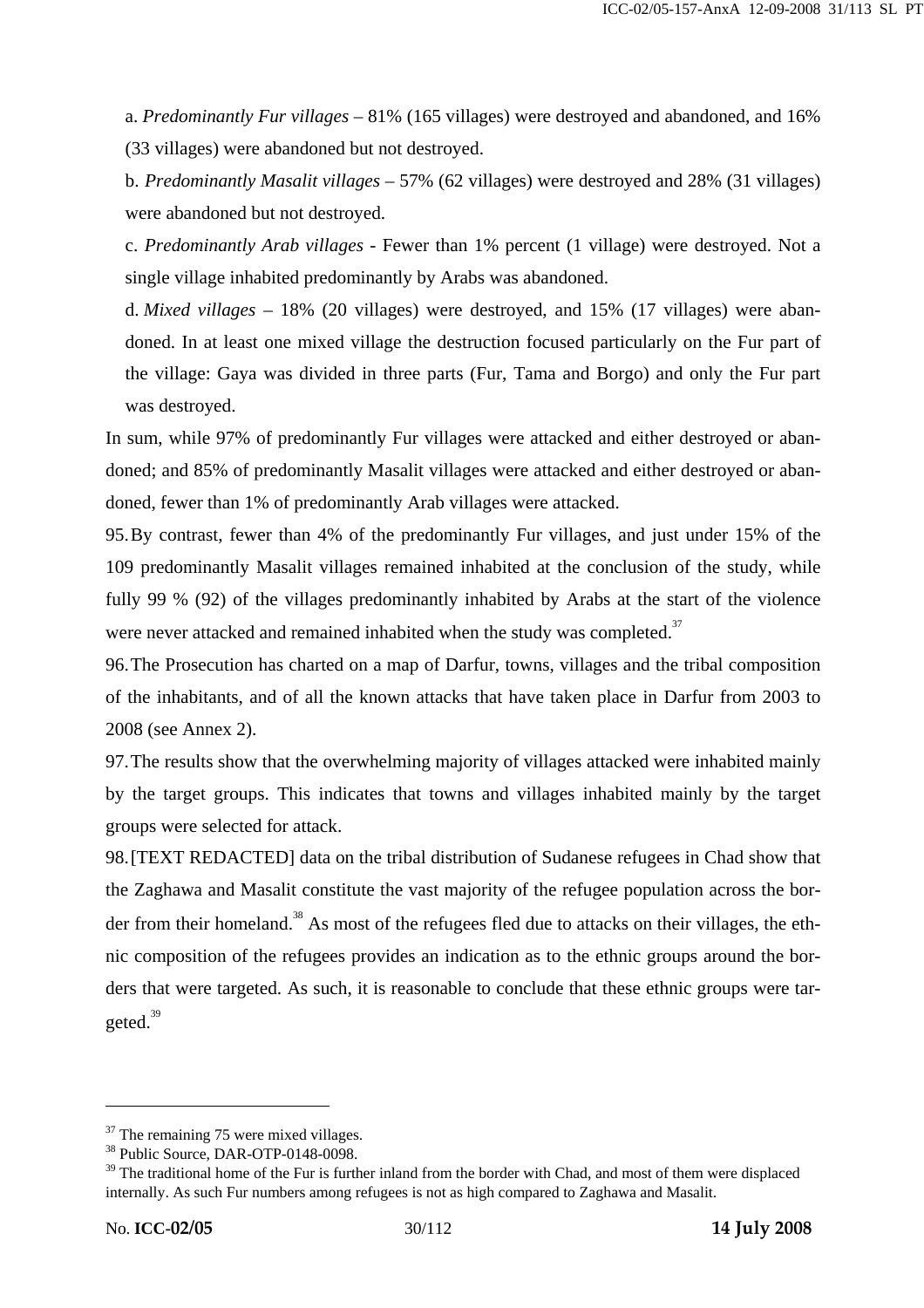a. *Predominantly Fur villages* – 81% (165 villages) were destroyed and abandoned, and 16% (33 villages) were abandoned but not destroyed.

b. *Predominantly Masalit villages* – 57% (62 villages) were destroyed and 28% (31 villages) were abandoned but not destroyed.

c. *Predominantly Arab villages* - Fewer than 1% percent (1 village) were destroyed. Not a single village inhabited predominantly by Arabs was abandoned.

d. *Mixed villages* – 18% (20 villages) were destroyed, and 15% (17 villages) were abandoned. In at least one mixed village the destruction focused particularly on the Fur part of the village: Gaya was divided in three parts (Fur, Tama and Borgo) and only the Fur part was destroyed.

In sum, while 97% of predominantly Fur villages were attacked and either destroyed or abandoned; and 85% of predominantly Masalit villages were attacked and either destroyed or abandoned, fewer than 1% of predominantly Arab villages were attacked.

95. By contrast, fewer than 4% of the predominantly Fur villages, and just under 15% of the 109 predominantly Masalit villages remained inhabited at the conclusion of the study, while fully 99 % (92) of the villages predominantly inhabited by Arabs at the start of the violence were never attacked and remained inhabited when the study was completed.[37]

96. The Prosecution has charted on a map of Darfur, towns, villages and the tribal composition of the inhabitants, and of all the known attacks that have taken place in Darfur from 2003 to 2008 (see Annex 2).

97. The results show that the overwhelming majority of villages attacked were inhabited mainly by the target groups. This indicates that towns and villages inhabited mainly by the target groups were selected for attack.

98. [TEXT REDACTED] data on the tribal distribution of Sudanese refugees in Chad show that the Zaghawa and Masalit constitute the vast majority of the refugee population across the border from their homeland.[38] As most of the refugees fled due to attacks on their villages, the ethnic composition of the refugees provides an indication as to the ethnic groups around the borders that were targeted. As such, it is reasonable to conclude that these ethnic groups were targeted.[39]

---

[37] The remaining 75 were mixed villages.

[38] Public Source, DAR-OTP-0148-0098.

[39] The traditional home of the Fur is further inland from the border with Chad, and most of them were displaced internally. As such Fur numbers among refugees is not as high compared to Zaghawa and Masalit.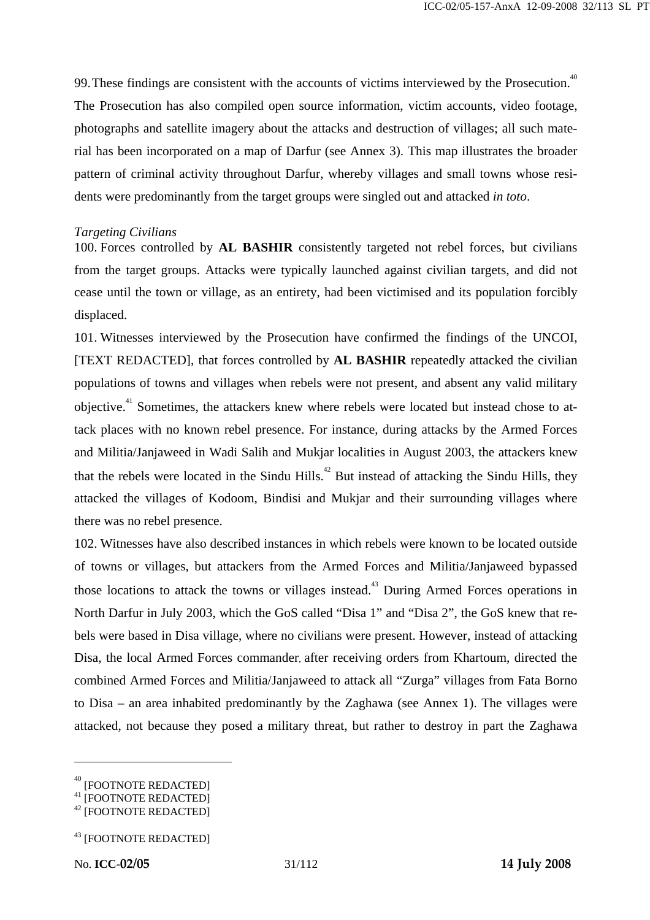99. These findings are consistent with the accounts of victims interviewed by the Prosecution.[40] The Prosecution has also compiled open source information, victim accounts, video footage, photographs and satellite imagery about the attacks and destruction of villages; all such material has been incorporated on a map of Darfur (see Annex 3). This map illustrates the broader pattern of criminal activity throughout Darfur, whereby villages and small towns whose residents were predominantly from the target groups were singled out and attacked *in toto*.

*Targeting Civilians*

100. Forces controlled by **AL BASHIR** consistently targeted not rebel forces, but civilians from the target groups. Attacks were typically launched against civilian targets, and did not cease until the town or village, as an entirety, had been victimised and its population forcibly displaced.

101. Witnesses interviewed by the Prosecution have confirmed the findings of the UNCOI, [TEXT REDACTED], that forces controlled by **AL BASHIR** repeatedly attacked the civilian populations of towns and villages when rebels were not present, and absent any valid military objective.[41] Sometimes, the attackers knew where rebels were located but instead chose to attack places with no known rebel presence. For instance, during attacks by the Armed Forces and Militia/Janjaweed in Wadi Salih and Mukjar localities in August 2003, the attackers knew that the rebels were located in the Sindu Hills.[42] But instead of attacking the Sindu Hills, they attacked the villages of Kodoom, Bindisi and Mukjar and their surrounding villages where there was no rebel presence.

102. Witnesses have also described instances in which rebels were known to be located outside of towns or villages, but attackers from the Armed Forces and Militia/Janjaweed bypassed those locations to attack the towns or villages instead.[43] During Armed Forces operations in North Darfur in July 2003, which the GoS called "Disa 1" and "Disa 2", the GoS knew that rebels were based in Disa village, where no civilians were present. However, instead of attacking Disa, the local Armed Forces commander, after receiving orders from Khartoum, directed the combined Armed Forces and Militia/Janjaweed to attack all "Zurga" villages from Fata Borno to Disa – an area inhabited predominantly by the Zaghawa (see Annex 1). The villages were attacked, not because they posed a military threat, but rather to destroy in part the Zaghawa

---

[40] [FOOTNOTE REDACTED]
[41] [FOOTNOTE REDACTED]
[42] [FOOTNOTE REDACTED]

[43] [FOOTNOTE REDACTED]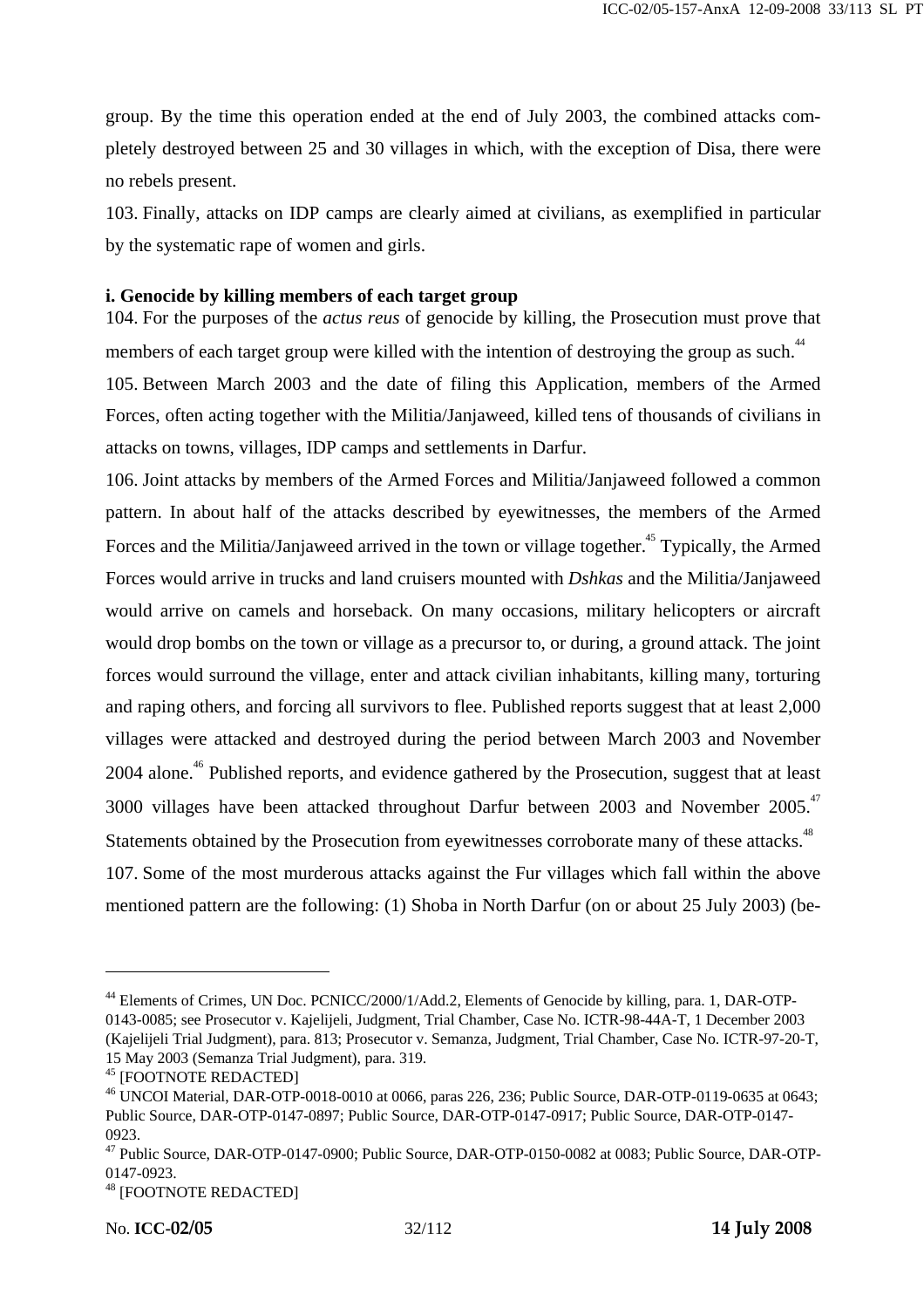group. By the time this operation ended at the end of July 2003, the combined attacks completely destroyed between 25 and 30 villages in which, with the exception of Disa, there were no rebels present.

103. Finally, attacks on IDP camps are clearly aimed at civilians, as exemplified in particular by the systematic rape of women and girls.

**i. Genocide by killing members of each target group**

104. For the purposes of the *actus reus* of genocide by killing, the Prosecution must prove that members of each target group were killed with the intention of destroying the group as such.[44]

105. Between March 2003 and the date of filing this Application, members of the Armed Forces, often acting together with the Militia/Janjaweed, killed tens of thousands of civilians in attacks on towns, villages, IDP camps and settlements in Darfur.

106. Joint attacks by members of the Armed Forces and Militia/Janjaweed followed a common pattern. In about half of the attacks described by eyewitnesses, the members of the Armed Forces and the Militia/Janjaweed arrived in the town or village together.[45] Typically, the Armed Forces would arrive in trucks and land cruisers mounted with *Dshkas* and the Militia/Janjaweed would arrive on camels and horseback. On many occasions, military helicopters or aircraft would drop bombs on the town or village as a precursor to, or during, a ground attack. The joint forces would surround the village, enter and attack civilian inhabitants, killing many, torturing and raping others, and forcing all survivors to flee. Published reports suggest that at least 2,000 villages were attacked and destroyed during the period between March 2003 and November 2004 alone.[46] Published reports, and evidence gathered by the Prosecution, suggest that at least 3000 villages have been attacked throughout Darfur between 2003 and November 2005.[47] Statements obtained by the Prosecution from eyewitnesses corroborate many of these attacks.[48]

107. Some of the most murderous attacks against the Fur villages which fall within the above mentioned pattern are the following: (1) Shoba in North Darfur (on or about 25 July 2003) (be-

---

[44] Elements of Crimes, UN Doc. PCNICC/2000/1/Add.2, Elements of Genocide by killing, para. 1, DAR-OTP-0143-0085; see Prosecutor v. Kajelijeli, Judgment, Trial Chamber, Case No. ICTR-98-44A-T, 1 December 2003 (Kajelijeli Trial Judgment), para. 813; Prosecutor v. Semanza, Judgment, Trial Chamber, Case No. ICTR-97-20-T, 15 May 2003 (Semanza Trial Judgment), para. 319.

[45] [FOOTNOTE REDACTED]

[46] UNCOI Material, DAR-OTP-0018-0010 at 0066, paras 226, 236; Public Source, DAR-OTP-0119-0635 at 0643; Public Source, DAR-OTP-0147-0897; Public Source, DAR-OTP-0147-0917; Public Source, DAR-OTP-0147-0923.

[47] Public Source, DAR-OTP-0147-0900; Public Source, DAR-OTP-0150-0082 at 0083; Public Source, DAR-OTP-0147-0923.

[48] [FOOTNOTE REDACTED]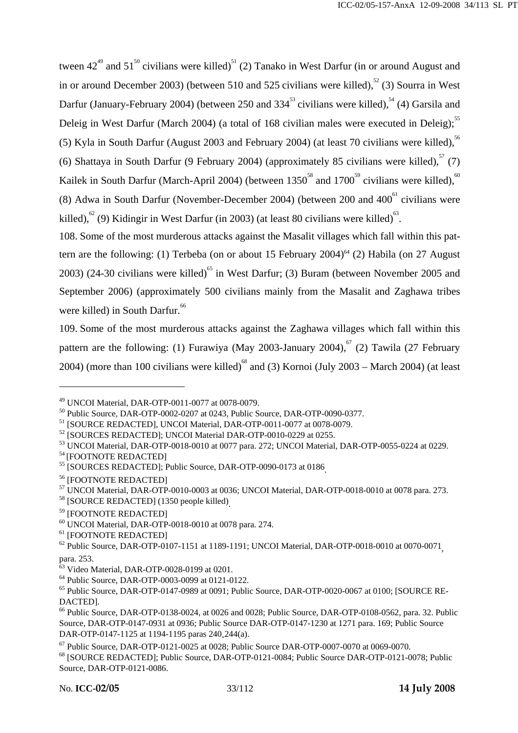tween 42[49] and 51[50] civilians were killed)[51] (2) Tanako in West Darfur (in or around August and in or around December 2003) (between 510 and 525 civilians were killed),[52] (3) Sourra in West Darfur (January-February 2004) (between 250 and 334[53] civilians were killed),[54] (4) Garsila and Deleig in West Darfur (March 2004) (a total of 168 civilian males were executed in Deleig);[55] (5) Kyla in South Darfur (August 2003 and February 2004) (at least 70 civilians were killed),[56] (6) Shattaya in South Darfur (9 February 2004) (approximately 85 civilians were killed),[57] (7) Kailek in South Darfur (March-April 2004) (between 1350[58] and 1700[59] civilians were killed),[60] (8) Adwa in South Darfur (November-December 2004) (between 200 and 400[61] civilians were killed),[62] (9) Kidingir in West Darfur (in 2003) (at least 80 civilians were killed)[63].

108. Some of the most murderous attacks against the Masalit villages which fall within this pattern are the following: (1) Terbeba (on or about 15 February 2004)[64] (2) Habila (on 27 August 2003) (24-30 civilians were killed)[65] in West Darfur; (3) Buram (between November 2005 and September 2006) (approximately 500 civilians mainly from the Masalit and Zaghawa tribes were killed) in South Darfur.[66]

109. Some of the most murderous attacks against the Zaghawa villages which fall within this pattern are the following: (1) Furawiya (May 2003-January 2004),[67] (2) Tawila (27 February 2004) (more than 100 civilians were killed)[68] and (3) Kornoi (July 2003 – March 2004) (at least

---

[49] UNCOI Material, DAR-OTP-0011-0077 at 0078-0079.

[50] Public Source, DAR-OTP-0002-0207 at 0243, Public Source, DAR-OTP-0090-0377.

[51] [SOURCE REDACTED], UNCOI Material, DAR-OTP-0011-0077 at 0078-0079.

[52] [SOURCES REDACTED]; UNCOI Material DAR-OTP-0010-0229 at 0255.

[53] UNCOI Material, DAR-OTP-0018-0010 at 0077 para. 272; UNCOI Material, DAR-OTP-0055-0224 at 0229.

[54] [FOOTNOTE REDACTED]

[55] [SOURCES REDACTED]; Public Source, DAR-OTP-0090-0173 at 0186.

[56] [FOOTNOTE REDACTED]

[57] UNCOI Material, DAR-OTP-0010-0003 at 0036; UNCOI Material, DAR-OTP-0018-0010 at 0078 para. 273.

[58] [SOURCE REDACTED] (1350 people killed).

[59] [FOOTNOTE REDACTED]

[60] UNCOI Material, DAR-OTP-0018-0010 at 0078 para. 274.

[61] [FOOTNOTE REDACTED]

[62] Public Source, DAR-OTP-0107-1151 at 1189-1191; UNCOI Material, DAR-OTP-0018-0010 at 0070-0071, para. 253.

[63] Video Material, DAR-OTP-0028-0199 at 0201.

[64] Public Source, DAR-OTP-0003-0099 at 0121-0122.

[65] Public Source, DAR-OTP-0147-0989 at 0091; Public Source, DAR-OTP-0020-0067 at 0100; [SOURCE REDACTED].

[66] Public Source, DAR-OTP-0138-0024, at 0026 and 0028; Public Source, DAR-OTP-0108-0562, para. 32. Public Source, DAR-OTP-0147-0931 at 0936; Public Source DAR-OTP-0147-1230 at 1271 para. 169; Public Source DAR-OTP-0147-1125 at 1194-1195 paras 240_244(a).

[67] Public Source, DAR-OTP-0121-0025 at 0028; Public Source DAR-OTP-0007-0070 at 0069-0070.

[68] [SOURCE REDACTED]; Public Source, DAR-OTP-0121-0084; Public Source DAR-OTP-0121-0078; Public Source, DAR-OTP-0121-0086.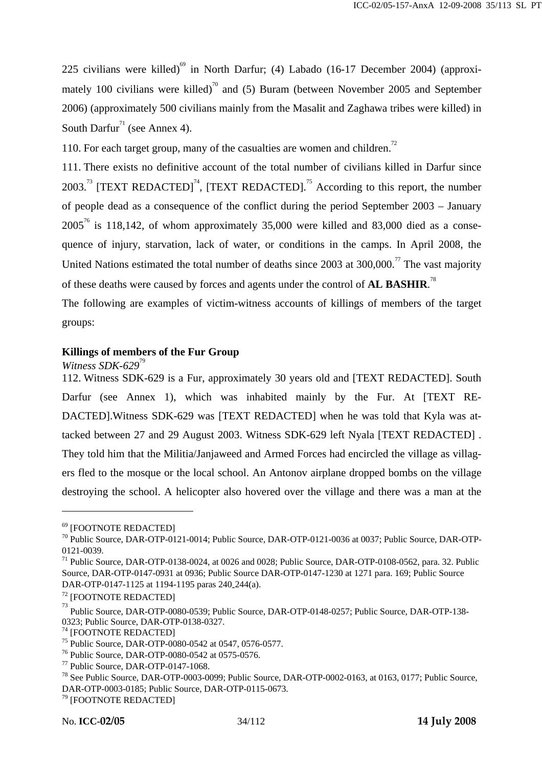225 civilians were killed)[69] in North Darfur; (4) Labado (16-17 December 2004) (approximately 100 civilians were killed)[70] and (5) Buram (between November 2005 and September 2006) (approximately 500 civilians mainly from the Masalit and Zaghawa tribes were killed) in South Darfur[71] (see Annex 4).

110. For each target group, many of the casualties are women and children.[72]

111. There exists no definitive account of the total number of civilians killed in Darfur since 2003.[73] [TEXT REDACTED][74], [TEXT REDACTED].[75] According to this report, the number of people dead as a consequence of the conflict during the period September 2003 – January 2005[76] is 118,142, of whom approximately 35,000 were killed and 83,000 died as a consequence of injury, starvation, lack of water, or conditions in the camps. In April 2008, the United Nations estimated the total number of deaths since 2003 at 300,000.[77] The vast majority of these deaths were caused by forces and agents under the control of **AL BASHIR**.[78]

The following are examples of victim-witness accounts of killings of members of the target groups:

**Killings of members of the Fur Group**

*Witness SDK-629*[79]

112. Witness SDK-629 is a Fur, approximately 30 years old and [TEXT REDACTED]. South Darfur (see Annex 1), which was inhabited mainly by the Fur. At [TEXT REDACTED].Witness SDK-629 was [TEXT REDACTED] when he was told that Kyla was attacked between 27 and 29 August 2003. Witness SDK-629 left Nyala [TEXT REDACTED] . They told him that the Militia/Janjaweed and Armed Forces had encircled the village as villagers fled to the mosque or the local school. An Antonov airplane dropped bombs on the village destroying the school. A helicopter also hovered over the village and there was a man at the

---

[69] [FOOTNOTE REDACTED]

[70] Public Source, DAR-OTP-0121-0014; Public Source, DAR-OTP-0121-0036 at 0037; Public Source, DAR-OTP-0121-0039.

[71] Public Source, DAR-OTP-0138-0024, at 0026 and 0028; Public Source, DAR-OTP-0108-0562, para. 32. Public Source, DAR-OTP-0147-0931 at 0936; Public Source DAR-OTP-0147-1230 at 1271 para. 169; Public Source DAR-OTP-0147-1125 at 1194-1195 paras 240_244(a).

[72] [FOOTNOTE REDACTED]

[73] Public Source, DAR-OTP-0080-0539; Public Source, DAR-OTP-0148-0257; Public Source, DAR-OTP-138-0323; Public Source, DAR-OTP-0138-0327.

[74] [FOOTNOTE REDACTED]

[75] Public Source, DAR-OTP-0080-0542 at 0547, 0576-0577.

[76] Public Source, DAR-OTP-0080-0542 at 0575-0576.

[77] Public Source, DAR-OTP-0147-1068.

[78] See Public Source, DAR-OTP-0003-0099; Public Source, DAR-OTP-0002-0163, at 0163, 0177; Public Source, DAR-OTP-0003-0185; Public Source, DAR-OTP-0115-0673.

[79] [FOOTNOTE REDACTED]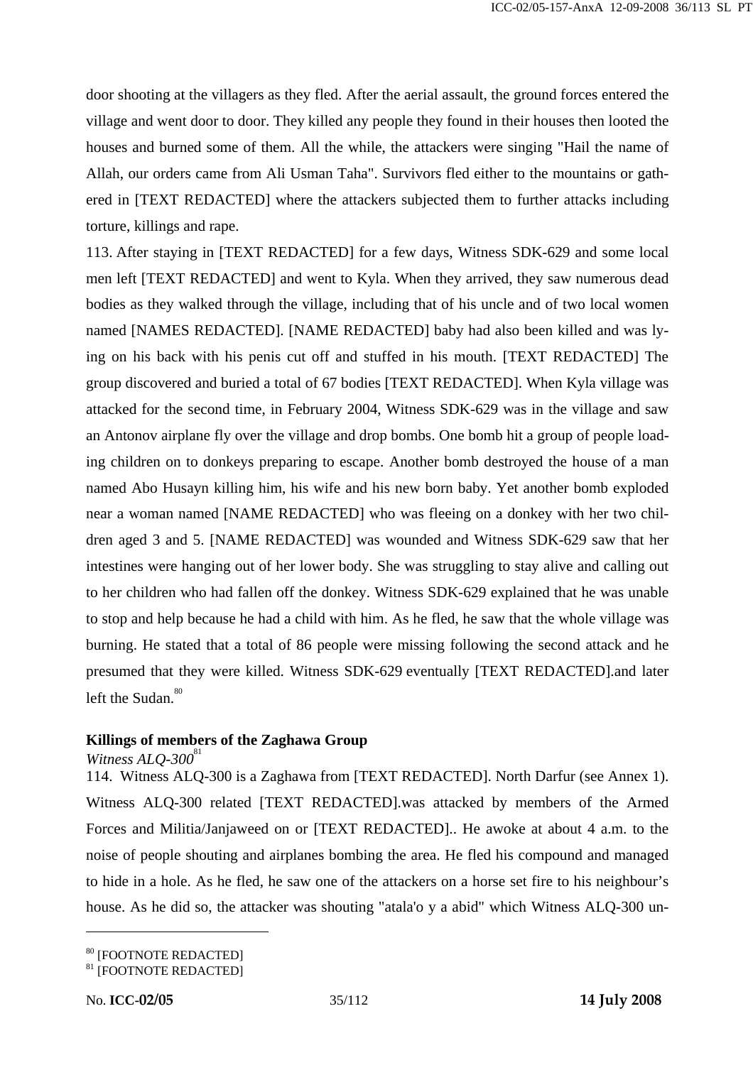door shooting at the villagers as they fled. After the aerial assault, the ground forces entered the village and went door to door. They killed any people they found in their houses then looted the houses and burned some of them. All the while, the attackers were singing "Hail the name of Allah, our orders came from Ali Usman Taha". Survivors fled either to the mountains or gathered in [TEXT REDACTED] where the attackers subjected them to further attacks including torture, killings and rape.

113. After staying in [TEXT REDACTED] for a few days, Witness SDK-629 and some local men left [TEXT REDACTED] and went to Kyla. When they arrived, they saw numerous dead bodies as they walked through the village, including that of his uncle and of two local women named [NAMES REDACTED]. [NAME REDACTED] baby had also been killed and was lying on his back with his penis cut off and stuffed in his mouth. [TEXT REDACTED] The group discovered and buried a total of 67 bodies [TEXT REDACTED]. When Kyla village was attacked for the second time, in February 2004, Witness SDK-629 was in the village and saw an Antonov airplane fly over the village and drop bombs. One bomb hit a group of people loading children on to donkeys preparing to escape. Another bomb destroyed the house of a man named Abo Husayn killing him, his wife and his new born baby. Yet another bomb exploded near a woman named [NAME REDACTED] who was fleeing on a donkey with her two children aged 3 and 5. [NAME REDACTED] was wounded and Witness SDK-629 saw that her intestines were hanging out of her lower body. She was struggling to stay alive and calling out to her children who had fallen off the donkey. Witness SDK-629 explained that he was unable to stop and help because he had a child with him. As he fled, he saw that the whole village was burning. He stated that a total of 86 people were missing following the second attack and he presumed that they were killed. Witness SDK-629 eventually [TEXT REDACTED].and later left the Sudan.[80]

**Killings of members of the Zaghawa Group**

*Witness ALQ-300*[81]

114. Witness ALQ-300 is a Zaghawa from [TEXT REDACTED]. North Darfur (see Annex 1). Witness ALQ-300 related [TEXT REDACTED].was attacked by members of the Armed Forces and Militia/Janjaweed on or [TEXT REDACTED].. He awoke at about 4 a.m. to the noise of people shouting and airplanes bombing the area. He fled his compound and managed to hide in a hole. As he fled, he saw one of the attackers on a horse set fire to his neighbour's house. As he did so, the attacker was shouting "atala'o y a abid" which Witness ALQ-300 un-

[80] [FOOTNOTE REDACTED]
[81] [FOOTNOTE REDACTED]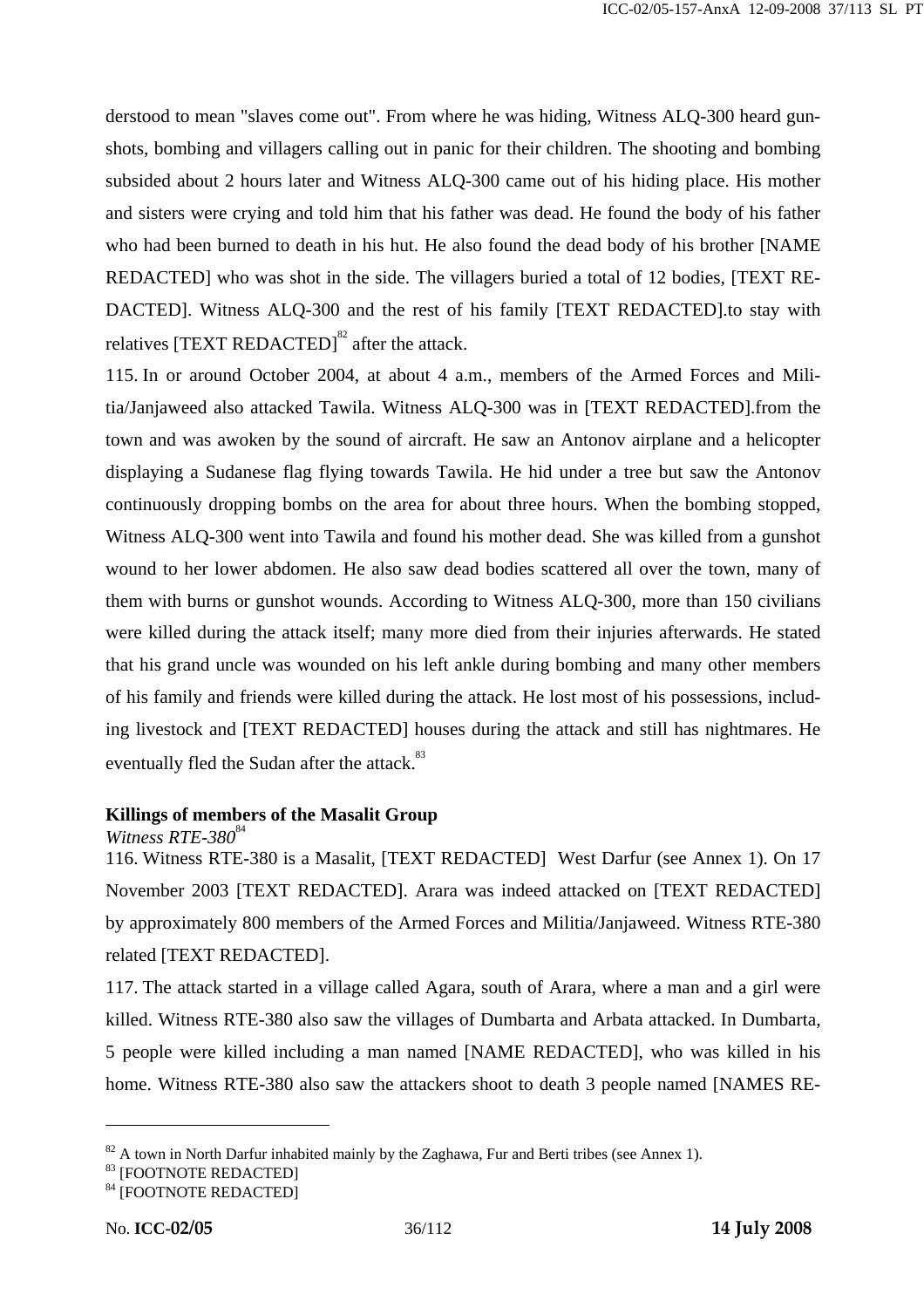derstood to mean "slaves come out". From where he was hiding, Witness ALQ-300 heard gunshots, bombing and villagers calling out in panic for their children. The shooting and bombing subsided about 2 hours later and Witness ALQ-300 came out of his hiding place. His mother and sisters were crying and told him that his father was dead. He found the body of his father who had been burned to death in his hut. He also found the dead body of his brother [NAME REDACTED] who was shot in the side. The villagers buried a total of 12 bodies, [TEXT REDACTED]. Witness ALQ-300 and the rest of his family [TEXT REDACTED].to stay with relatives [TEXT REDACTED][82] after the attack.

115. In or around October 2004, at about 4 a.m., members of the Armed Forces and Militia/Janjaweed also attacked Tawila. Witness ALQ-300 was in [TEXT REDACTED].from the town and was awoken by the sound of aircraft. He saw an Antonov airplane and a helicopter displaying a Sudanese flag flying towards Tawila. He hid under a tree but saw the Antonov continuously dropping bombs on the area for about three hours. When the bombing stopped, Witness ALQ-300 went into Tawila and found his mother dead. She was killed from a gunshot wound to her lower abdomen. He also saw dead bodies scattered all over the town, many of them with burns or gunshot wounds. According to Witness ALQ-300, more than 150 civilians were killed during the attack itself; many more died from their injuries afterwards. He stated that his grand uncle was wounded on his left ankle during bombing and many other members of his family and friends were killed during the attack. He lost most of his possessions, including livestock and [TEXT REDACTED] houses during the attack and still has nightmares. He eventually fled the Sudan after the attack.[83]

**Killings of members of the Masalit Group**

*Witness RTE-380*[84]

116. Witness RTE-380 is a Masalit, [TEXT REDACTED] West Darfur (see Annex 1). On 17 November 2003 [TEXT REDACTED]. Arara was indeed attacked on [TEXT REDACTED] by approximately 800 members of the Armed Forces and Militia/Janjaweed. Witness RTE-380 related [TEXT REDACTED].

117. The attack started in a village called Agara, south of Arara, where a man and a girl were killed. Witness RTE-380 also saw the villages of Dumbarta and Arbata attacked. In Dumbarta, 5 people were killed including a man named [NAME REDACTED], who was killed in his home. Witness RTE-380 also saw the attackers shoot to death 3 people named [NAMES RE-

---

[82] A town in North Darfur inhabited mainly by the Zaghawa, Fur and Berti tribes (see Annex 1).

[83] [FOOTNOTE REDACTED]

[84] [FOOTNOTE REDACTED]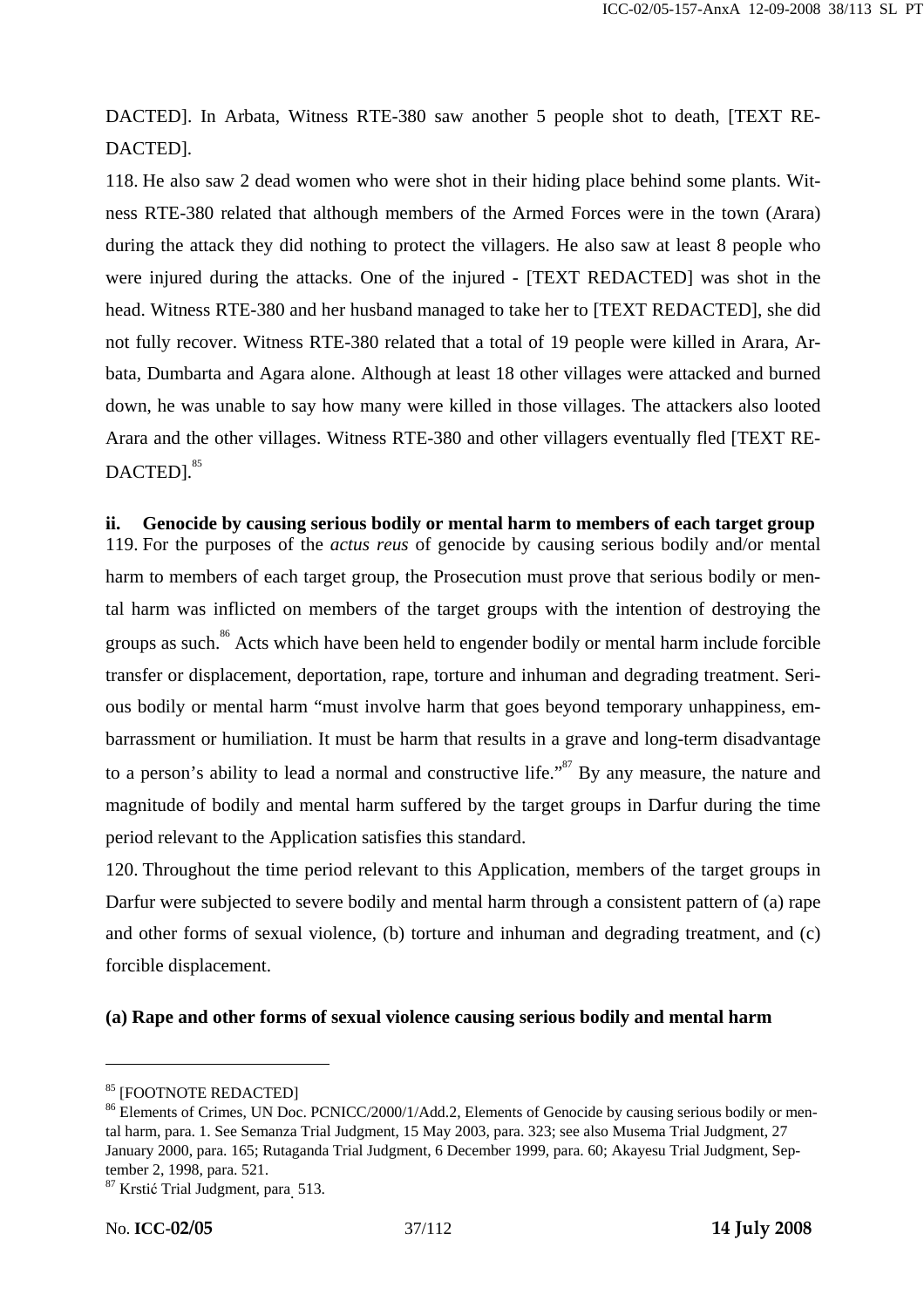DACTED]. In Arbata, Witness RTE-380 saw another 5 people shot to death, [TEXT REDACTED].

118. He also saw 2 dead women who were shot in their hiding place behind some plants. Witness RTE-380 related that although members of the Armed Forces were in the town (Arara) during the attack they did nothing to protect the villagers. He also saw at least 8 people who were injured during the attacks. One of the injured - [TEXT REDACTED] was shot in the head. Witness RTE-380 and her husband managed to take her to [TEXT REDACTED], she did not fully recover. Witness RTE-380 related that a total of 19 people were killed in Arara, Arbata, Dumbarta and Agara alone. Although at least 18 other villages were attacked and burned down, he was unable to say how many were killed in those villages. The attackers also looted Arara and the other villages. Witness RTE-380 and other villagers eventually fled [TEXT REDACTED].[85]

**ii. Genocide by causing serious bodily or mental harm to members of each target group**

119. For the purposes of the *actus reus* of genocide by causing serious bodily and/or mental harm to members of each target group, the Prosecution must prove that serious bodily or mental harm was inflicted on members of the target groups with the intention of destroying the groups as such.[86] Acts which have been held to engender bodily or mental harm include forcible transfer or displacement, deportation, rape, torture and inhuman and degrading treatment. Serious bodily or mental harm "must involve harm that goes beyond temporary unhappiness, embarrassment or humiliation. It must be harm that results in a grave and long-term disadvantage to a person's ability to lead a normal and constructive life."[87] By any measure, the nature and magnitude of bodily and mental harm suffered by the target groups in Darfur during the time period relevant to the Application satisfies this standard.

120. Throughout the time period relevant to this Application, members of the target groups in Darfur were subjected to severe bodily and mental harm through a consistent pattern of (a) rape and other forms of sexual violence, (b) torture and inhuman and degrading treatment, and (c) forcible displacement.

**(a) Rape and other forms of sexual violence causing serious bodily and mental harm**

---

[85] [FOOTNOTE REDACTED]

[86] Elements of Crimes, UN Doc. PCNICC/2000/1/Add.2, Elements of Genocide by causing serious bodily or mental harm, para. 1. See Semanza Trial Judgment, 15 May 2003, para. 323; see also Musema Trial Judgment, 27 January 2000, para. 165; Rutaganda Trial Judgment, 6 December 1999, para. 60; Akayesu Trial Judgment, September 2, 1998, para. 521.

[87] Krstić Trial Judgment, para. 513.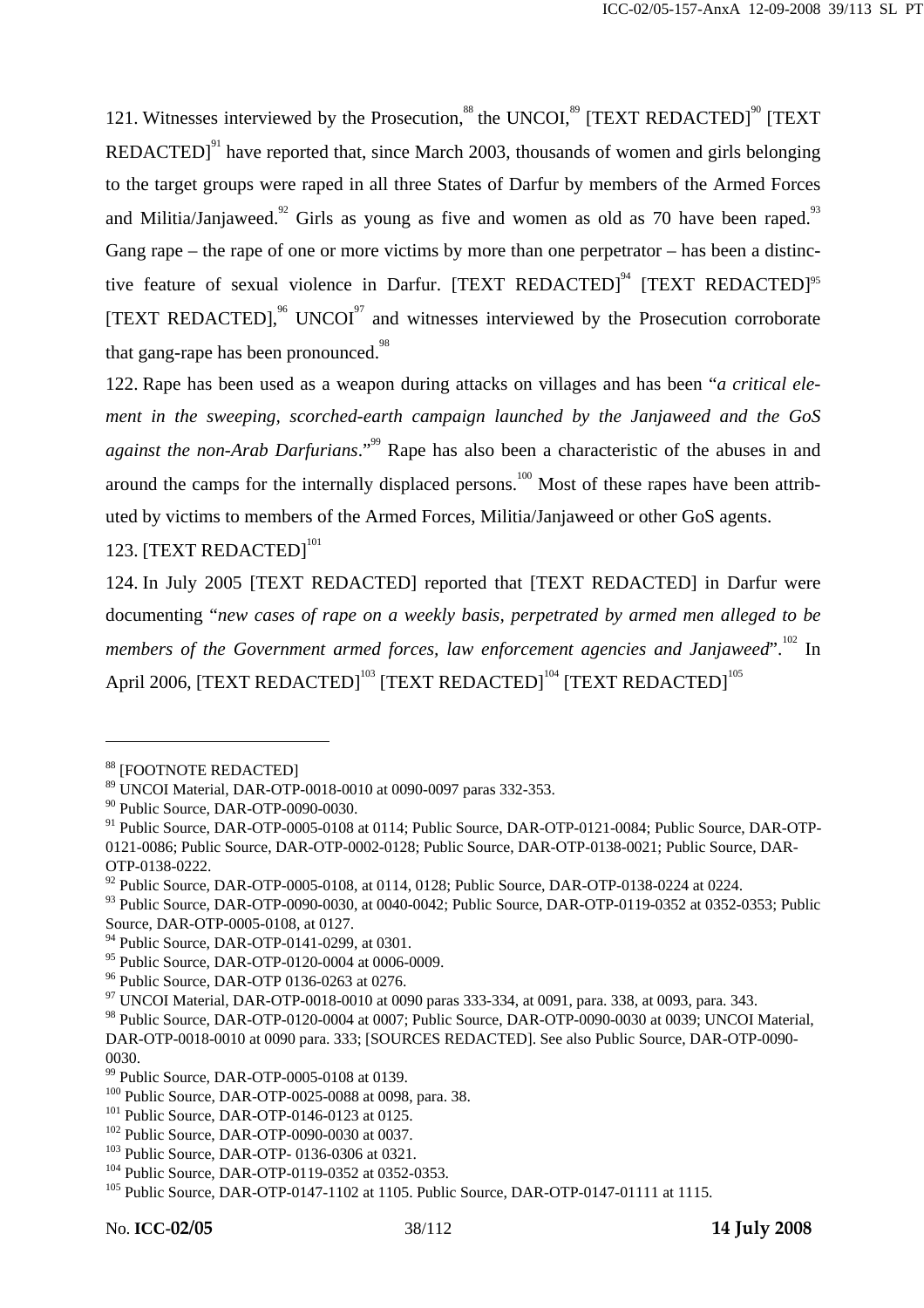121. Witnesses interviewed by the Prosecution,[88] the UNCOI,[89] [TEXT REDACTED][90] [TEXT REDACTED][91] have reported that, since March 2003, thousands of women and girls belonging to the target groups were raped in all three States of Darfur by members of the Armed Forces and Militia/Janjaweed.[92] Girls as young as five and women as old as 70 have been raped.[93] Gang rape – the rape of one or more victims by more than one perpetrator – has been a distinctive feature of sexual violence in Darfur. [TEXT REDACTED][94] [TEXT REDACTED][95] [TEXT REDACTED],[96] UNCOI[97] and witnesses interviewed by the Prosecution corroborate that gang-rape has been pronounced.[98]

122. Rape has been used as a weapon during attacks on villages and has been "*a critical element in the sweeping, scorched-earth campaign launched by the Janjaweed and the GoS against the non-Arab Darfurians*."[99] Rape has also been a characteristic of the abuses in and around the camps for the internally displaced persons.[100] Most of these rapes have been attributed by victims to members of the Armed Forces, Militia/Janjaweed or other GoS agents.

123. [TEXT REDACTED][101]

124. In July 2005 [TEXT REDACTED] reported that [TEXT REDACTED] in Darfur were documenting "*new cases of rape on a weekly basis, perpetrated by armed men alleged to be members of the Government armed forces, law enforcement agencies and Janjaweed*".[102] In April 2006, [TEXT REDACTED][103] [TEXT REDACTED][104] [TEXT REDACTED][105]

---

[88] [FOOTNOTE REDACTED]

[89] UNCOI Material, DAR-OTP-0018-0010 at 0090-0097 paras 332-353.

[90] Public Source, DAR-OTP-0090-0030.

[91] Public Source, DAR-OTP-0005-0108 at 0114; Public Source, DAR-OTP-0121-0084; Public Source, DAR-OTP-0121-0086; Public Source, DAR-OTP-0002-0128; Public Source, DAR-OTP-0138-0021; Public Source, DAR-OTP-0138-0222.

[92] Public Source, DAR-OTP-0005-0108, at 0114, 0128; Public Source, DAR-OTP-0138-0224 at 0224.

[93] Public Source, DAR-OTP-0090-0030, at 0040-0042; Public Source, DAR-OTP-0119-0352 at 0352-0353; Public Source, DAR-OTP-0005-0108, at 0127.

[94] Public Source, DAR-OTP-0141-0299, at 0301.

[95] Public Source, DAR-OTP-0120-0004 at 0006-0009.

[96] Public Source, DAR-OTP 0136-0263 at 0276.

[97] UNCOI Material, DAR-OTP-0018-0010 at 0090 paras 333-334, at 0091, para. 338, at 0093, para. 343.

[98] Public Source, DAR-OTP-0120-0004 at 0007; Public Source, DAR-OTP-0090-0030 at 0039; UNCOI Material, DAR-OTP-0018-0010 at 0090 para. 333; [SOURCES REDACTED]. See also Public Source, DAR-OTP-0090-0030.

[99] Public Source, DAR-OTP-0005-0108 at 0139.

[100] Public Source, DAR-OTP-0025-0088 at 0098, para. 38.

[101] Public Source, DAR-OTP-0146-0123 at 0125.

[102] Public Source, DAR-OTP-0090-0030 at 0037.

[103] Public Source, DAR-OTP- 0136-0306 at 0321.

[104] Public Source, DAR-OTP-0119-0352 at 0352-0353.

[105] Public Source, DAR-OTP-0147-1102 at 1105. Public Source, DAR-OTP-0147-01111 at 1115.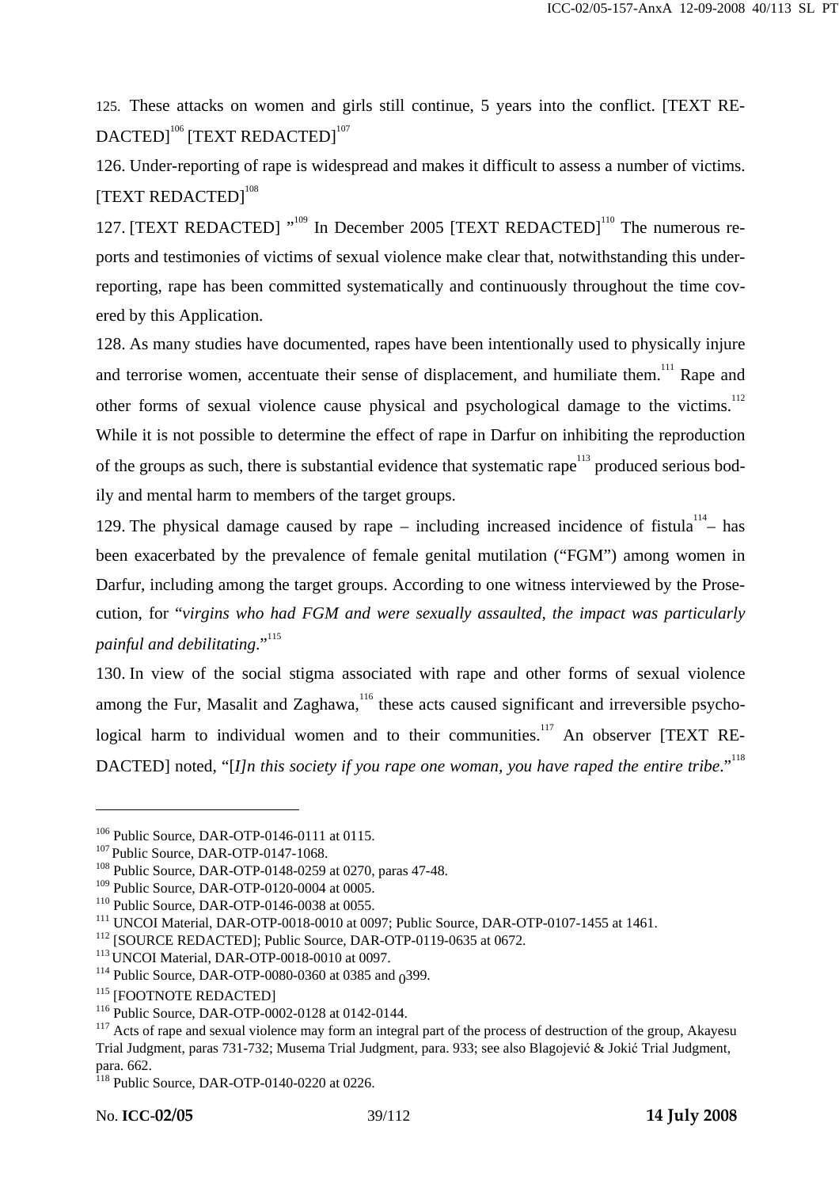125. These attacks on women and girls still continue, 5 years into the conflict. [TEXT REDACTED][106] [TEXT REDACTED][107]

126. Under-reporting of rape is widespread and makes it difficult to assess a number of victims. [TEXT REDACTED][108]

127. [TEXT REDACTED] "[109] In December 2005 [TEXT REDACTED][110] The numerous reports and testimonies of victims of sexual violence make clear that, notwithstanding this under-reporting, rape has been committed systematically and continuously throughout the time covered by this Application.

128. As many studies have documented, rapes have been intentionally used to physically injure and terrorise women, accentuate their sense of displacement, and humiliate them.[111] Rape and other forms of sexual violence cause physical and psychological damage to the victims.[112] While it is not possible to determine the effect of rape in Darfur on inhibiting the reproduction of the groups as such, there is substantial evidence that systematic rape[113] produced serious bodily and mental harm to members of the target groups.

129. The physical damage caused by rape – including increased incidence of fistula[114] – has been exacerbated by the prevalence of female genital mutilation ("FGM") among women in Darfur, including among the target groups. According to one witness interviewed by the Prosecution, for "*virgins who had FGM and were sexually assaulted, the impact was particularly painful and debilitating*."[115]

130. In view of the social stigma associated with rape and other forms of sexual violence among the Fur, Masalit and Zaghawa,[116] these acts caused significant and irreversible psychological harm to individual women and to their communities.[117] An observer [TEXT REDACTED] noted, "[*I]n this society if you rape one woman, you have raped the entire tribe*."[118]

---

[106] Public Source, DAR-OTP-0146-0111 at 0115.
[107] Public Source, DAR-OTP-0147-1068.
[108] Public Source, DAR-OTP-0148-0259 at 0270, paras 47-48.
[109] Public Source, DAR-OTP-0120-0004 at 0005.
[110] Public Source, DAR-OTP-0146-0038 at 0055.
[111] UNCOI Material, DAR-OTP-0018-0010 at 0097; Public Source, DAR-OTP-0107-1455 at 1461.
[112] [SOURCE REDACTED]; Public Source, DAR-OTP-0119-0635 at 0672.
[113] UNCOI Material, DAR-OTP-0018-0010 at 0097.
[114] Public Source, DAR-OTP-0080-0360 at 0385 and 0399.
[115] [FOOTNOTE REDACTED]
[116] Public Source, DAR-OTP-0002-0128 at 0142-0144.
[117] Acts of rape and sexual violence may form an integral part of the process of destruction of the group, Akayesu Trial Judgment, paras 731-732; Musema Trial Judgment, para. 933; see also Blagojević & Jokić Trial Judgment, para. 662.
[118] Public Source, DAR-OTP-0140-0220 at 0226.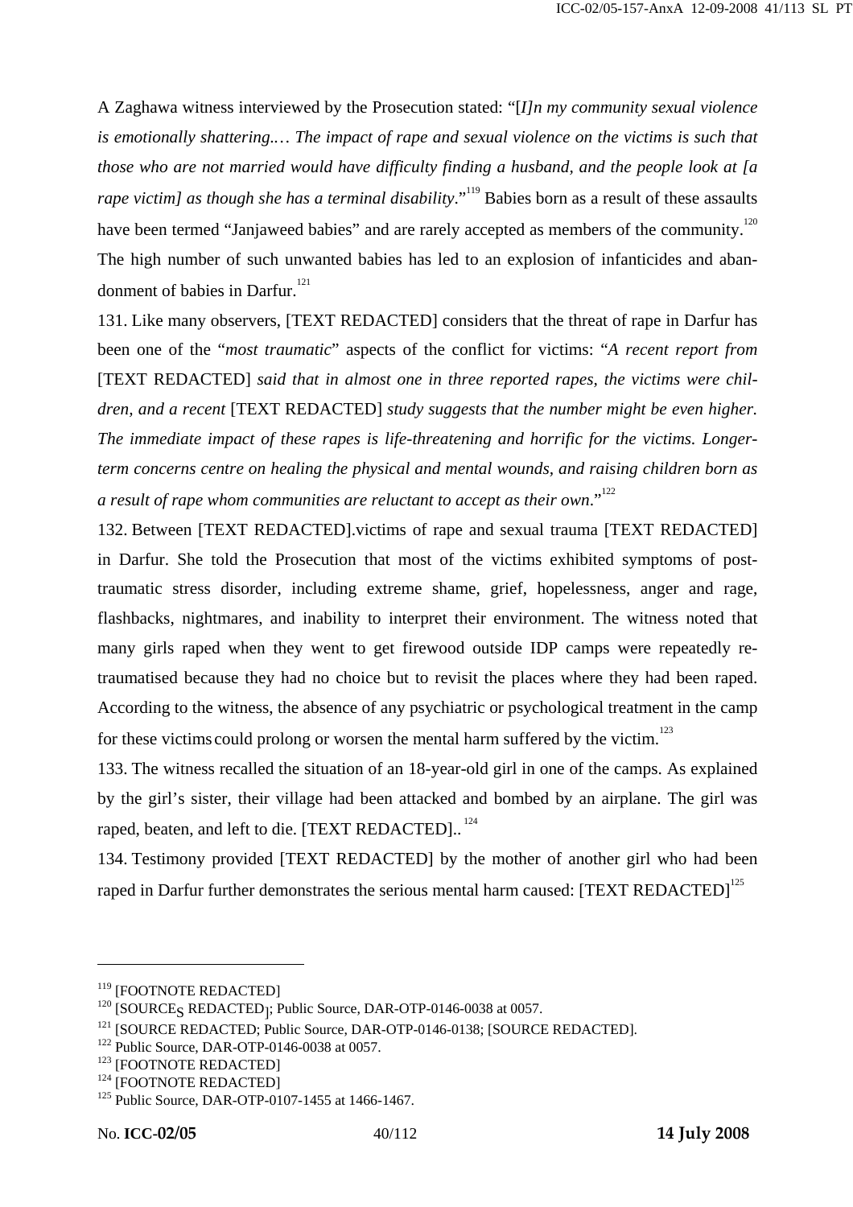A Zaghawa witness interviewed by the Prosecution stated: "[*I]n my community sexual violence is emotionally shattering.… The impact of rape and sexual violence on the victims is such that those who are not married would have difficulty finding a husband, and the people look at [a rape victim] as though she has a terminal disability*."[119] Babies born as a result of these assaults have been termed "Janjaweed babies" and are rarely accepted as members of the community.[120] The high number of such unwanted babies has led to an explosion of infanticides and abandonment of babies in Darfur.[121]

131. Like many observers, [TEXT REDACTED] considers that the threat of rape in Darfur has been one of the "*most traumatic*" aspects of the conflict for victims: "*A recent report from* [TEXT REDACTED] *said that in almost one in three reported rapes, the victims were children, and a recent* [TEXT REDACTED] *study suggests that the number might be even higher. The immediate impact of these rapes is life-threatening and horrific for the victims. Longer-term concerns centre on healing the physical and mental wounds, and raising children born as a result of rape whom communities are reluctant to accept as their own*."[122]

132. Between [TEXT REDACTED].victims of rape and sexual trauma [TEXT REDACTED] in Darfur. She told the Prosecution that most of the victims exhibited symptoms of post-traumatic stress disorder, including extreme shame, grief, hopelessness, anger and rage, flashbacks, nightmares, and inability to interpret their environment. The witness noted that many girls raped when they went to get firewood outside IDP camps were repeatedly re-traumatised because they had no choice but to revisit the places where they had been raped. According to the witness, the absence of any psychiatric or psychological treatment in the camp for these victims could prolong or worsen the mental harm suffered by the victim.[123]

133. The witness recalled the situation of an 18-year-old girl in one of the camps. As explained by the girl's sister, their village had been attacked and bombed by an airplane. The girl was raped, beaten, and left to die. [TEXT REDACTED]..[124]

134. Testimony provided [TEXT REDACTED] by the mother of another girl who had been raped in Darfur further demonstrates the serious mental harm caused: [TEXT REDACTED][125]

---

[119] [FOOTNOTE REDACTED]

[120] [SOURCES REDACTED]; Public Source, DAR-OTP-0146-0038 at 0057.

[121] [SOURCE REDACTED; Public Source, DAR-OTP-0146-0138; [SOURCE REDACTED].

[122] Public Source, DAR-OTP-0146-0038 at 0057.

[123] [FOOTNOTE REDACTED]

[124] [FOOTNOTE REDACTED]

[125] Public Source, DAR-OTP-0107-1455 at 1466-1467.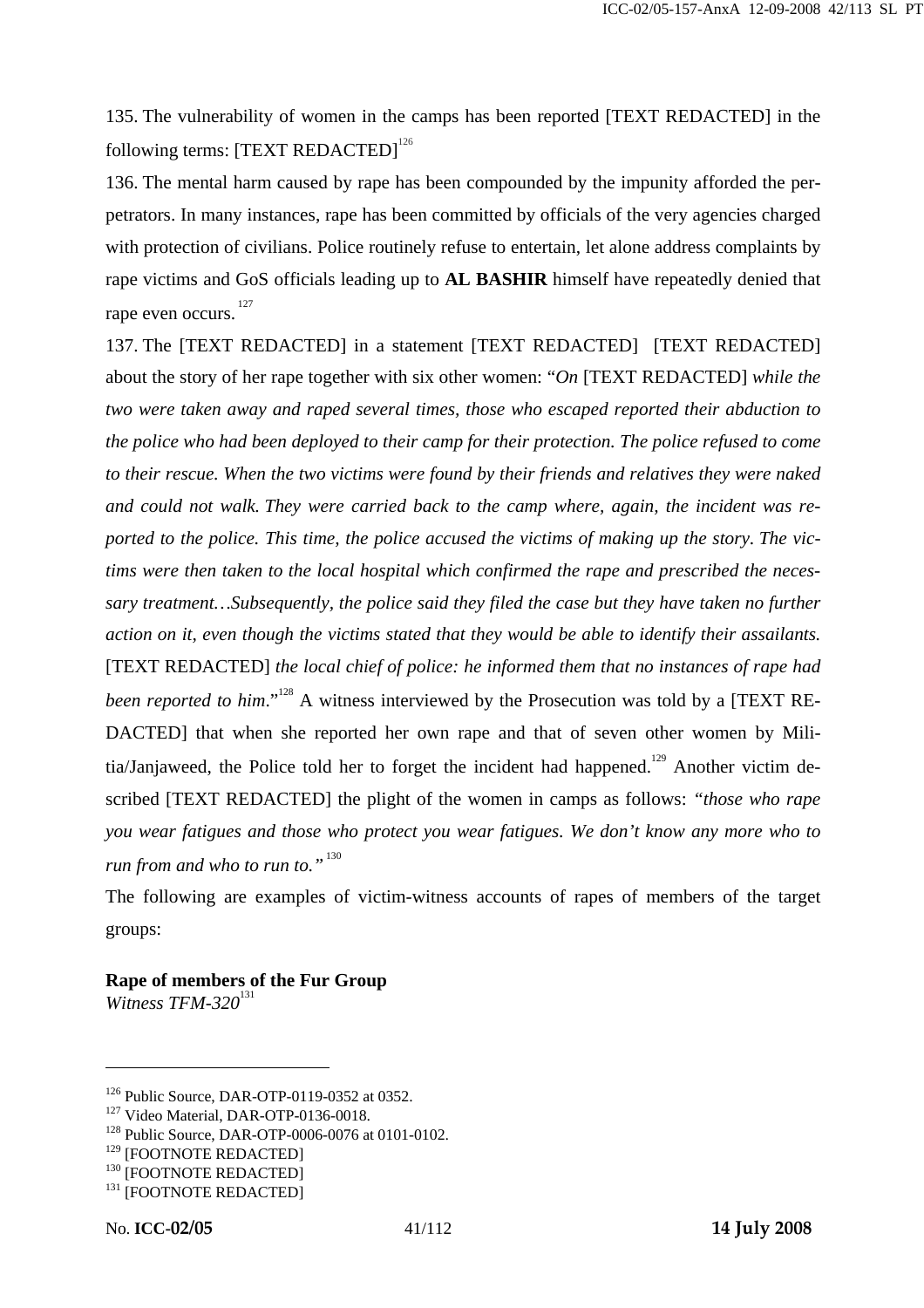135. The vulnerability of women in the camps has been reported [TEXT REDACTED] in the following terms: [TEXT REDACTED][126]

136. The mental harm caused by rape has been compounded by the impunity afforded the perpetrators. In many instances, rape has been committed by officials of the very agencies charged with protection of civilians. Police routinely refuse to entertain, let alone address complaints by rape victims and GoS officials leading up to **AL BASHIR** himself have repeatedly denied that rape even occurs.[127]

137. The [TEXT REDACTED] in a statement [TEXT REDACTED] [TEXT REDACTED] about the story of her rape together with six other women: "*On* [TEXT REDACTED] *while the two were taken away and raped several times, those who escaped reported their abduction to the police who had been deployed to their camp for their protection. The police refused to come to their rescue. When the two victims were found by their friends and relatives they were naked and could not walk. They were carried back to the camp where, again, the incident was reported to the police. This time, the police accused the victims of making up the story. The victims were then taken to the local hospital which confirmed the rape and prescribed the necessary treatment…Subsequently, the police said they filed the case but they have taken no further action on it, even though the victims stated that they would be able to identify their assailants.* [TEXT REDACTED] *the local chief of police: he informed them that no instances of rape had been reported to him*."[128] A witness interviewed by the Prosecution was told by a [TEXT REDACTED] that when she reported her own rape and that of seven other women by Militia/Janjaweed, the Police told her to forget the incident had happened.[129] Another victim described [TEXT REDACTED] the plight of the women in camps as follows: "*those who rape you wear fatigues and those who protect you wear fatigues. We don't know any more who to run from and who to run to.*"[130]

The following are examples of victim-witness accounts of rapes of members of the target groups:

**Rape of members of the Fur Group**

*Witness TFM-320*[131]

---

[126] Public Source, DAR-OTP-0119-0352 at 0352.

[127] Video Material, DAR-OTP-0136-0018.

[128] Public Source, DAR-OTP-0006-0076 at 0101-0102.

[129] [FOOTNOTE REDACTED]

[130] [FOOTNOTE REDACTED]

[131] [FOOTNOTE REDACTED]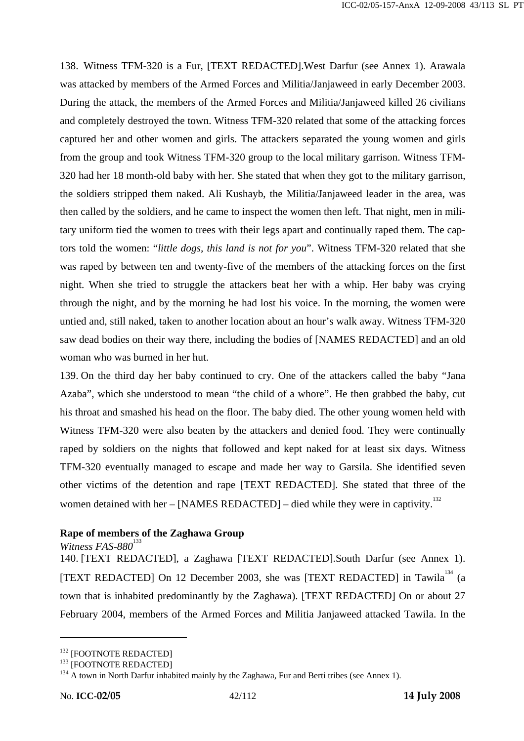138. Witness TFM-320 is a Fur, [TEXT REDACTED].West Darfur (see Annex 1). Arawala was attacked by members of the Armed Forces and Militia/Janjaweed in early December 2003. During the attack, the members of the Armed Forces and Militia/Janjaweed killed 26 civilians and completely destroyed the town. Witness TFM-320 related that some of the attacking forces captured her and other women and girls. The attackers separated the young women and girls from the group and took Witness TFM-320 group to the local military garrison. Witness TFM-320 had her 18 month-old baby with her. She stated that when they got to the military garrison, the soldiers stripped them naked. Ali Kushayb, the Militia/Janjaweed leader in the area, was then called by the soldiers, and he came to inspect the women then left. That night, men in military uniform tied the women to trees with their legs apart and continually raped them. The captors told the women: "*little dogs, this land is not for you*". Witness TFM-320 related that she was raped by between ten and twenty-five of the members of the attacking forces on the first night. When she tried to struggle the attackers beat her with a whip. Her baby was crying through the night, and by the morning he had lost his voice. In the morning, the women were untied and, still naked, taken to another location about an hour's walk away. Witness TFM-320 saw dead bodies on their way there, including the bodies of [NAMES REDACTED] and an old woman who was burned in her hut.

139. On the third day her baby continued to cry. One of the attackers called the baby "Jana Azaba", which she understood to mean "the child of a whore". He then grabbed the baby, cut his throat and smashed his head on the floor. The baby died. The other young women held with Witness TFM-320 were also beaten by the attackers and denied food. They were continually raped by soldiers on the nights that followed and kept naked for at least six days. Witness TFM-320 eventually managed to escape and made her way to Garsila. She identified seven other victims of the detention and rape [TEXT REDACTED]. She stated that three of the women detained with her – [NAMES REDACTED] – died while they were in captivity.[132]

**Rape of members of the Zaghawa Group**

*Witness FAS-880*[133]

140. [TEXT REDACTED], a Zaghawa [TEXT REDACTED].South Darfur (see Annex 1). [TEXT REDACTED] On 12 December 2003, she was [TEXT REDACTED] in Tawila[134] (a town that is inhabited predominantly by the Zaghawa). [TEXT REDACTED] On or about 27 February 2004, members of the Armed Forces and Militia Janjaweed attacked Tawila. In the

---

[132] [FOOTNOTE REDACTED]

[133] [FOOTNOTE REDACTED]

[134] A town in North Darfur inhabited mainly by the Zaghawa, Fur and Berti tribes (see Annex 1).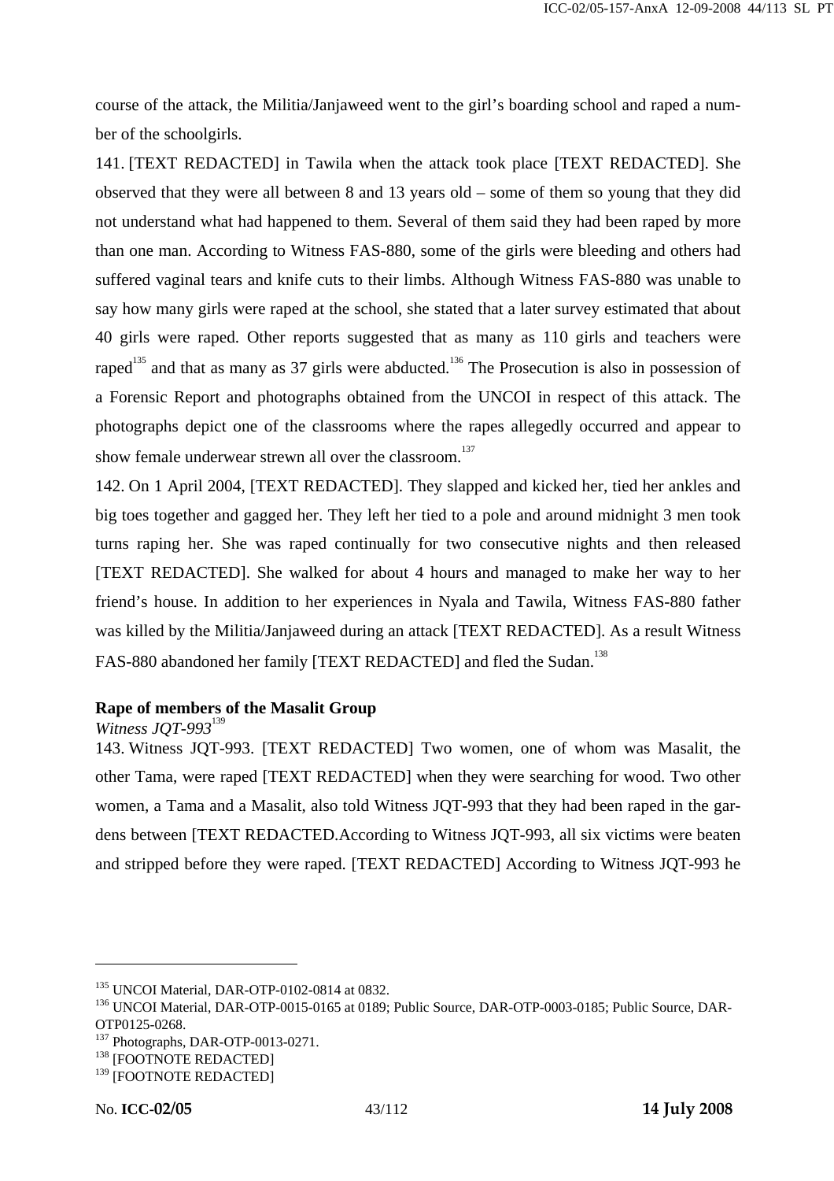course of the attack, the Militia/Janjaweed went to the girl's boarding school and raped a number of the schoolgirls.

141. [TEXT REDACTED] in Tawila when the attack took place [TEXT REDACTED]. She observed that they were all between 8 and 13 years old – some of them so young that they did not understand what had happened to them. Several of them said they had been raped by more than one man. According to Witness FAS-880, some of the girls were bleeding and others had suffered vaginal tears and knife cuts to their limbs. Although Witness FAS-880 was unable to say how many girls were raped at the school, she stated that a later survey estimated that about 40 girls were raped. Other reports suggested that as many as 110 girls and teachers were raped[135] and that as many as 37 girls were abducted.[136] The Prosecution is also in possession of a Forensic Report and photographs obtained from the UNCOI in respect of this attack. The photographs depict one of the classrooms where the rapes allegedly occurred and appear to show female underwear strewn all over the classroom.[137]

142. On 1 April 2004, [TEXT REDACTED]. They slapped and kicked her, tied her ankles and big toes together and gagged her. They left her tied to a pole and around midnight 3 men took turns raping her. She was raped continually for two consecutive nights and then released [TEXT REDACTED]. She walked for about 4 hours and managed to make her way to her friend's house. In addition to her experiences in Nyala and Tawila, Witness FAS-880 father was killed by the Militia/Janjaweed during an attack [TEXT REDACTED]. As a result Witness FAS-880 abandoned her family [TEXT REDACTED] and fled the Sudan.[138]

**Rape of members of the Masalit Group**

*Witness JQT-993*[139]

143. Witness JQT-993. [TEXT REDACTED] Two women, one of whom was Masalit, the other Tama, were raped [TEXT REDACTED] when they were searching for wood. Two other women, a Tama and a Masalit, also told Witness JQT-993 that they had been raped in the gardens between [TEXT REDACTED.According to Witness JQT-993, all six victims were beaten and stripped before they were raped. [TEXT REDACTED] According to Witness JQT-993 he

---

[135] UNCOI Material, DAR-OTP-0102-0814 at 0832.

[136] UNCOI Material, DAR-OTP-0015-0165 at 0189; Public Source, DAR-OTP-0003-0185; Public Source, DAR-OTP0125-0268.

[137] Photographs, DAR-OTP-0013-0271.

[138] [FOOTNOTE REDACTED]

[139] [FOOTNOTE REDACTED]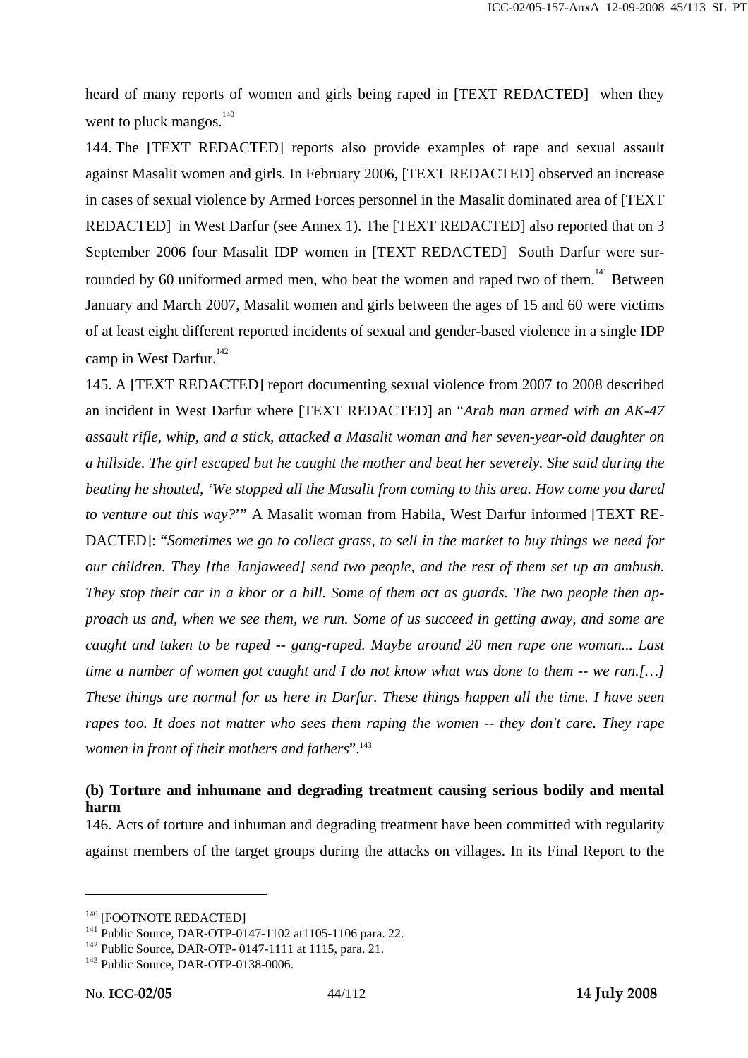heard of many reports of women and girls being raped in [TEXT REDACTED] when they went to pluck mangos.[140]

144. The [TEXT REDACTED] reports also provide examples of rape and sexual assault against Masalit women and girls. In February 2006, [TEXT REDACTED] observed an increase in cases of sexual violence by Armed Forces personnel in the Masalit dominated area of [TEXT REDACTED] in West Darfur (see Annex 1). The [TEXT REDACTED] also reported that on 3 September 2006 four Masalit IDP women in [TEXT REDACTED] South Darfur were surrounded by 60 uniformed armed men, who beat the women and raped two of them.[141] Between January and March 2007, Masalit women and girls between the ages of 15 and 60 were victims of at least eight different reported incidents of sexual and gender-based violence in a single IDP camp in West Darfur.[142]

145. A [TEXT REDACTED] report documenting sexual violence from 2007 to 2008 described an incident in West Darfur where [TEXT REDACTED] an "*Arab man armed with an AK-47 assault rifle, whip, and a stick, attacked a Masalit woman and her seven-year-old daughter on a hillside. The girl escaped but he caught the mother and beat her severely. She said during the beating he shouted, 'We stopped all the Masalit from coming to this area. How come you dared to venture out this way?'*" A Masalit woman from Habila, West Darfur informed [TEXT REDACTED]: "*Sometimes we go to collect grass, to sell in the market to buy things we need for our children. They [the Janjaweed] send two people, and the rest of them set up an ambush. They stop their car in a khor or a hill. Some of them act as guards. The two people then approach us and, when we see them, we run. Some of us succeed in getting away, and some are caught and taken to be raped -- gang-raped. Maybe around 20 men rape one woman... Last time a number of women got caught and I do not know what was done to them -- we ran.[…] These things are normal for us here in Darfur. These things happen all the time. I have seen rapes too. It does not matter who sees them raping the women -- they don't care. They rape women in front of their mothers and fathers*".[143]

**(b) Torture and inhumane and degrading treatment causing serious bodily and mental harm**

146. Acts of torture and inhuman and degrading treatment have been committed with regularity against members of the target groups during the attacks on villages. In its Final Report to the

---

[140] [FOOTNOTE REDACTED]

[141] Public Source, DAR-OTP-0147-1102 at1105-1106 para. 22.

[142] Public Source, DAR-OTP- 0147-1111 at 1115, para. 21.

[143] Public Source, DAR-OTP-0138-0006.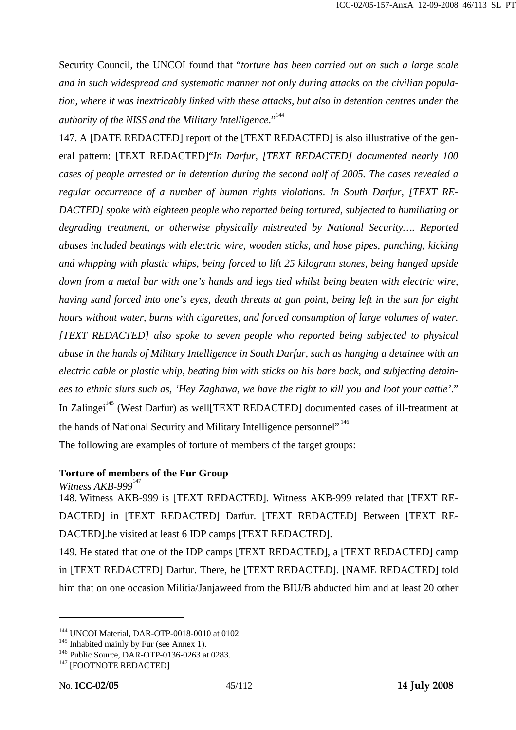Security Council, the UNCOI found that "*torture has been carried out on such a large scale and in such widespread and systematic manner not only during attacks on the civilian population, where it was inextricably linked with these attacks, but also in detention centres under the authority of the NISS and the Military Intelligence*."[144]

147. A [DATE REDACTED] report of the [TEXT REDACTED] is also illustrative of the general pattern: [TEXT REDACTED]"*In Darfur, [TEXT REDACTED] documented nearly 100 cases of people arrested or in detention during the second half of 2005. The cases revealed a regular occurrence of a number of human rights violations. In South Darfur, [TEXT REDACTED] spoke with eighteen people who reported being tortured, subjected to humiliating or degrading treatment, or otherwise physically mistreated by National Security…. Reported abuses included beatings with electric wire, wooden sticks, and hose pipes, punching, kicking and whipping with plastic whips, being forced to lift 25 kilogram stones, being hanged upside down from a metal bar with one's hands and legs tied whilst being beaten with electric wire, having sand forced into one's eyes, death threats at gun point, being left in the sun for eight hours without water, burns with cigarettes, and forced consumption of large volumes of water. [TEXT REDACTED] also spoke to seven people who reported being subjected to physical abuse in the hands of Military Intelligence in South Darfur, such as hanging a detainee with an electric cable or plastic whip, beating him with sticks on his bare back, and subjecting detainees to ethnic slurs such as, 'Hey Zaghawa, we have the right to kill you and loot your cattle'*." In Zalingei[145] (West Darfur) as well[TEXT REDACTED] documented cases of ill-treatment at the hands of National Security and Military Intelligence personnel"[146]

The following are examples of torture of members of the target groups:

**Torture of members of the Fur Group**

*Witness AKB-999*[147]

148. Witness AKB-999 is [TEXT REDACTED]. Witness AKB-999 related that [TEXT REDACTED] in [TEXT REDACTED] Darfur. [TEXT REDACTED] Between [TEXT REDACTED].he visited at least 6 IDP camps [TEXT REDACTED].

149. He stated that one of the IDP camps [TEXT REDACTED], a [TEXT REDACTED] camp in [TEXT REDACTED] Darfur. There, he [TEXT REDACTED]. [NAME REDACTED] told him that on one occasion Militia/Janjaweed from the BIU/B abducted him and at least 20 other

---

[144] UNCOI Material, DAR-OTP-0018-0010 at 0102.

[145] Inhabited mainly by Fur (see Annex 1).

[146] Public Source, DAR-OTP-0136-0263 at 0283.

[147] [FOOTNOTE REDACTED]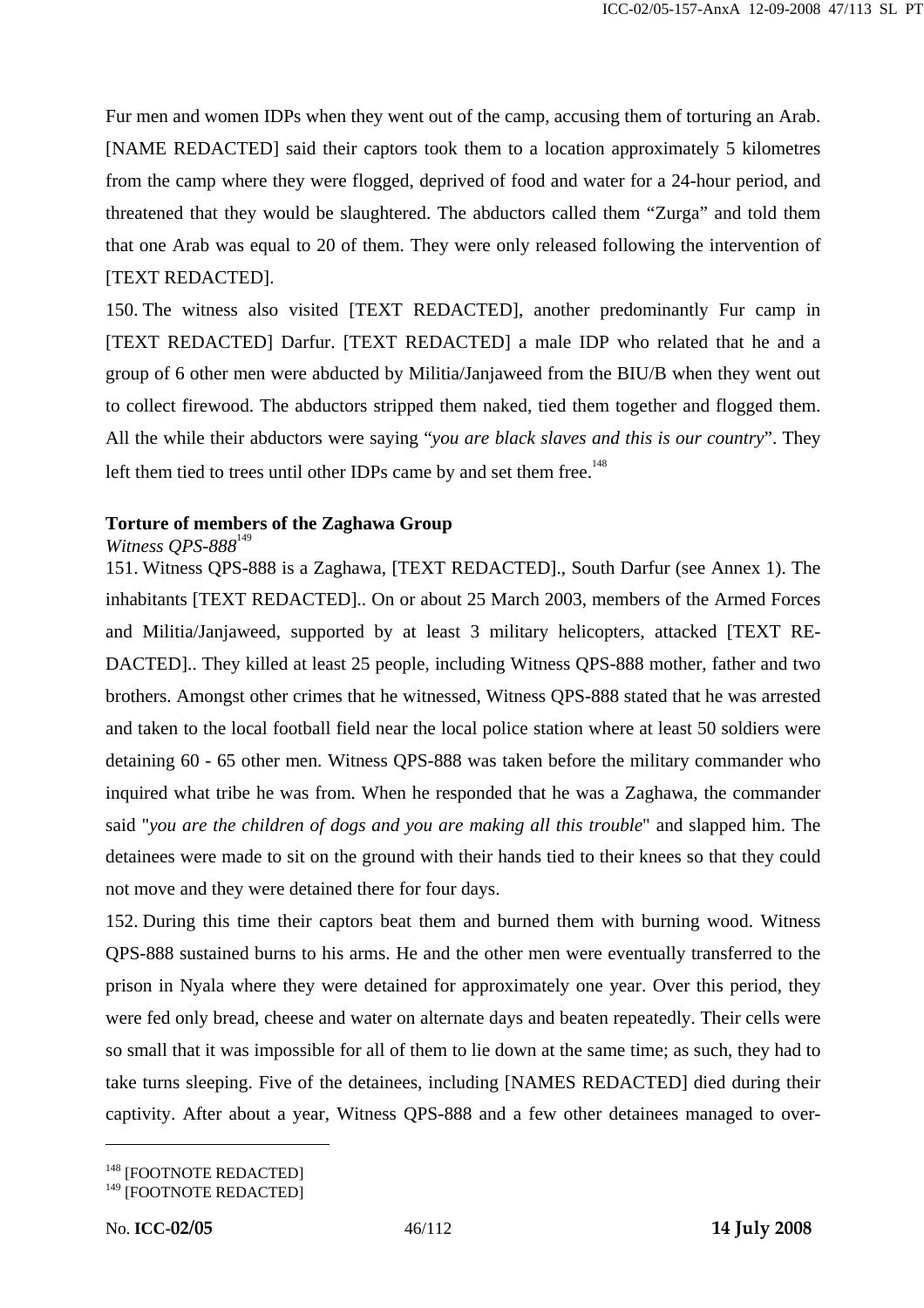Fur men and women IDPs when they went out of the camp, accusing them of torturing an Arab. [NAME REDACTED] said their captors took them to a location approximately 5 kilometres from the camp where they were flogged, deprived of food and water for a 24-hour period, and threatened that they would be slaughtered. The abductors called them "Zurga" and told them that one Arab was equal to 20 of them. They were only released following the intervention of [TEXT REDACTED].

150. The witness also visited [TEXT REDACTED], another predominantly Fur camp in [TEXT REDACTED] Darfur. [TEXT REDACTED] a male IDP who related that he and a group of 6 other men were abducted by Militia/Janjaweed from the BIU/B when they went out to collect firewood. The abductors stripped them naked, tied them together and flogged them. All the while their abductors were saying "*you are black slaves and this is our country*". They left them tied to trees until other IDPs came by and set them free.[148]

**Torture of members of the Zaghawa Group**

*Witness QPS-888*[149]

151. Witness QPS-888 is a Zaghawa, [TEXT REDACTED]., South Darfur (see Annex 1). The inhabitants [TEXT REDACTED].. On or about 25 March 2003, members of the Armed Forces and Militia/Janjaweed, supported by at least 3 military helicopters, attacked [TEXT REDACTED].. They killed at least 25 people, including Witness QPS-888 mother, father and two brothers. Amongst other crimes that he witnessed, Witness QPS-888 stated that he was arrested and taken to the local football field near the local police station where at least 50 soldiers were detaining 60 - 65 other men. Witness QPS-888 was taken before the military commander who inquired what tribe he was from. When he responded that he was a Zaghawa, the commander said "*you are the children of dogs and you are making all this trouble*" and slapped him. The detainees were made to sit on the ground with their hands tied to their knees so that they could not move and they were detained there for four days.

152. During this time their captors beat them and burned them with burning wood. Witness QPS-888 sustained burns to his arms. He and the other men were eventually transferred to the prison in Nyala where they were detained for approximately one year. Over this period, they were fed only bread, cheese and water on alternate days and beaten repeatedly. Their cells were so small that it was impossible for all of them to lie down at the same time; as such, they had to take turns sleeping. Five of the detainees, including [NAMES REDACTED] died during their captivity. After about a year, Witness QPS-888 and a few other detainees managed to over-

---

[148] [FOOTNOTE REDACTED]

[149] [FOOTNOTE REDACTED]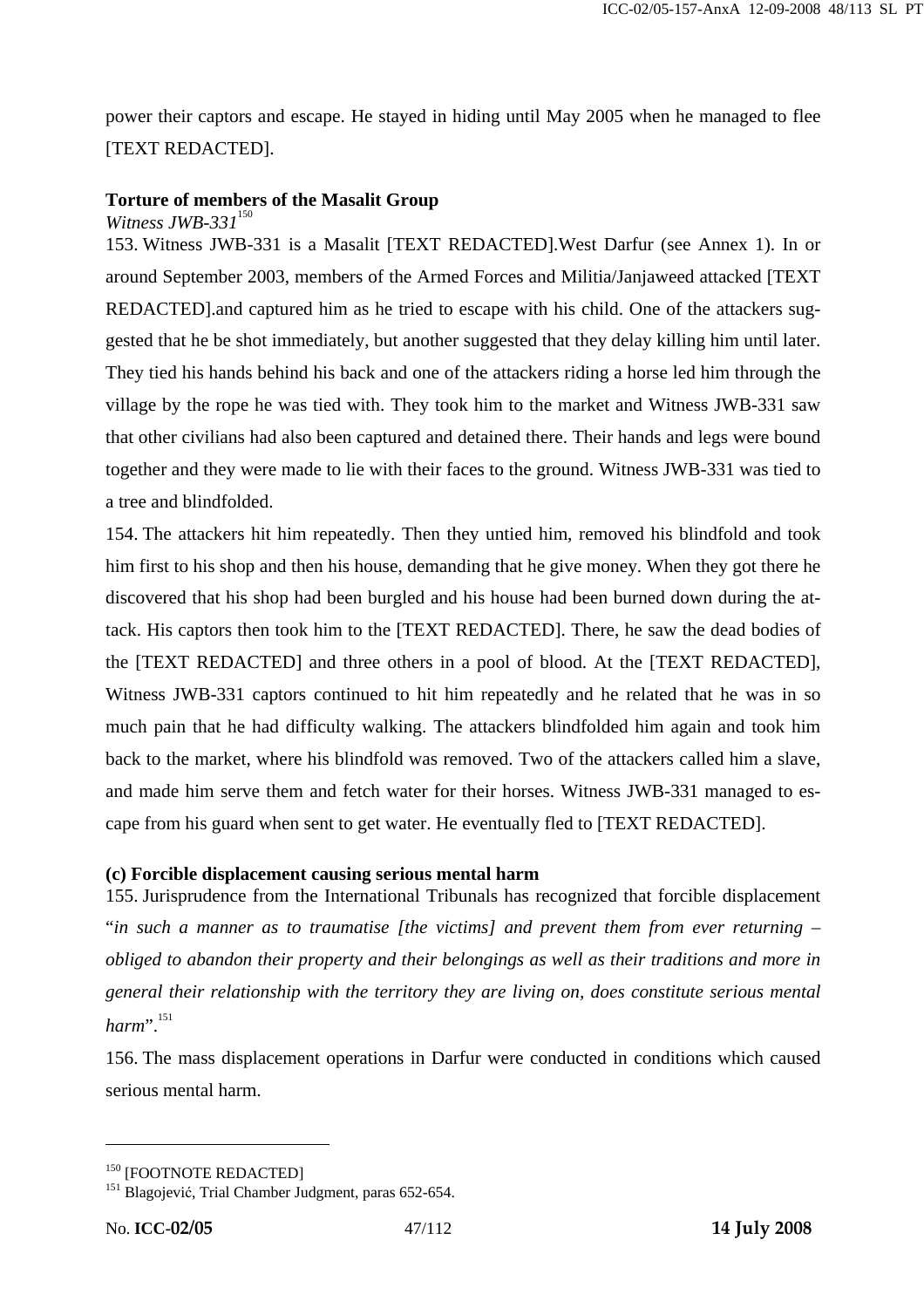power their captors and escape. He stayed in hiding until May 2005 when he managed to flee [TEXT REDACTED].

**Torture of members of the Masalit Group**

*Witness JWB-331*[150]

153. Witness JWB-331 is a Masalit [TEXT REDACTED].West Darfur (see Annex 1). In or around September 2003, members of the Armed Forces and Militia/Janjaweed attacked [TEXT REDACTED].and captured him as he tried to escape with his child. One of the attackers suggested that he be shot immediately, but another suggested that they delay killing him until later. They tied his hands behind his back and one of the attackers riding a horse led him through the village by the rope he was tied with. They took him to the market and Witness JWB-331 saw that other civilians had also been captured and detained there. Their hands and legs were bound together and they were made to lie with their faces to the ground. Witness JWB-331 was tied to a tree and blindfolded.

154. The attackers hit him repeatedly. Then they untied him, removed his blindfold and took him first to his shop and then his house, demanding that he give money. When they got there he discovered that his shop had been burgled and his house had been burned down during the attack. His captors then took him to the [TEXT REDACTED]. There, he saw the dead bodies of the [TEXT REDACTED] and three others in a pool of blood. At the [TEXT REDACTED], Witness JWB-331 captors continued to hit him repeatedly and he related that he was in so much pain that he had difficulty walking. The attackers blindfolded him again and took him back to the market, where his blindfold was removed. Two of the attackers called him a slave, and made him serve them and fetch water for their horses. Witness JWB-331 managed to escape from his guard when sent to get water. He eventually fled to [TEXT REDACTED].

**(c) Forcible displacement causing serious mental harm**

155. Jurisprudence from the International Tribunals has recognized that forcible displacement "*in such a manner as to traumatise [the victims] and prevent them from ever returning – obliged to abandon their property and their belongings as well as their traditions and more in general their relationship with the territory they are living on, does constitute serious mental harm*".[151]

156. The mass displacement operations in Darfur were conducted in conditions which caused serious mental harm.

---

[150] [FOOTNOTE REDACTED]

[151] Blagojević, Trial Chamber Judgment, paras 652-654.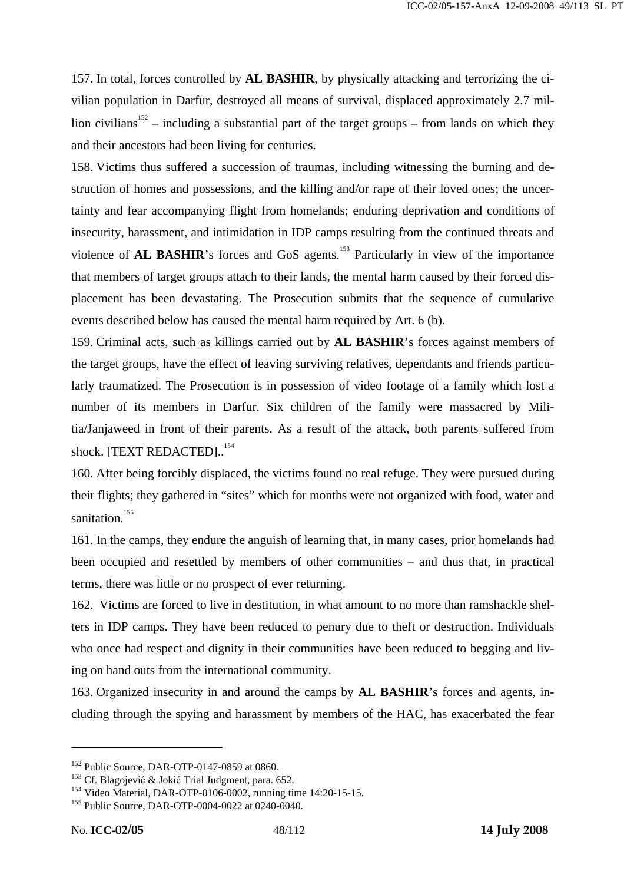157. In total, forces controlled by **AL BASHIR**, by physically attacking and terrorizing the civilian population in Darfur, destroyed all means of survival, displaced approximately 2.7 million civilians[152] – including a substantial part of the target groups – from lands on which they and their ancestors had been living for centuries.

158. Victims thus suffered a succession of traumas, including witnessing the burning and destruction of homes and possessions, and the killing and/or rape of their loved ones; the uncertainty and fear accompanying flight from homelands; enduring deprivation and conditions of insecurity, harassment, and intimidation in IDP camps resulting from the continued threats and violence of **AL BASHIR**'s forces and GoS agents.[153] Particularly in view of the importance that members of target groups attach to their lands, the mental harm caused by their forced displacement has been devastating. The Prosecution submits that the sequence of cumulative events described below has caused the mental harm required by Art. 6 (b).

159. Criminal acts, such as killings carried out by **AL BASHIR**'s forces against members of the target groups, have the effect of leaving surviving relatives, dependants and friends particularly traumatized. The Prosecution is in possession of video footage of a family which lost a number of its members in Darfur. Six children of the family were massacred by Militia/Janjaweed in front of their parents. As a result of the attack, both parents suffered from shock. [TEXT REDACTED]..[154]

160. After being forcibly displaced, the victims found no real refuge. They were pursued during their flights; they gathered in "sites" which for months were not organized with food, water and sanitation.[155]

161. In the camps, they endure the anguish of learning that, in many cases, prior homelands had been occupied and resettled by members of other communities – and thus that, in practical terms, there was little or no prospect of ever returning.

162. Victims are forced to live in destitution, in what amount to no more than ramshackle shelters in IDP camps. They have been reduced to penury due to theft or destruction. Individuals who once had respect and dignity in their communities have been reduced to begging and living on hand outs from the international community.

163. Organized insecurity in and around the camps by **AL BASHIR**'s forces and agents, including through the spying and harassment by members of the HAC, has exacerbated the fear

---

[152] Public Source, DAR-OTP-0147-0859 at 0860.

[153] Cf. Blagojević & Jokić Trial Judgment, para. 652.

[154] Video Material, DAR-OTP-0106-0002, running time 14:20-15-15.

[155] Public Source, DAR-OTP-0004-0022 at 0240-0040.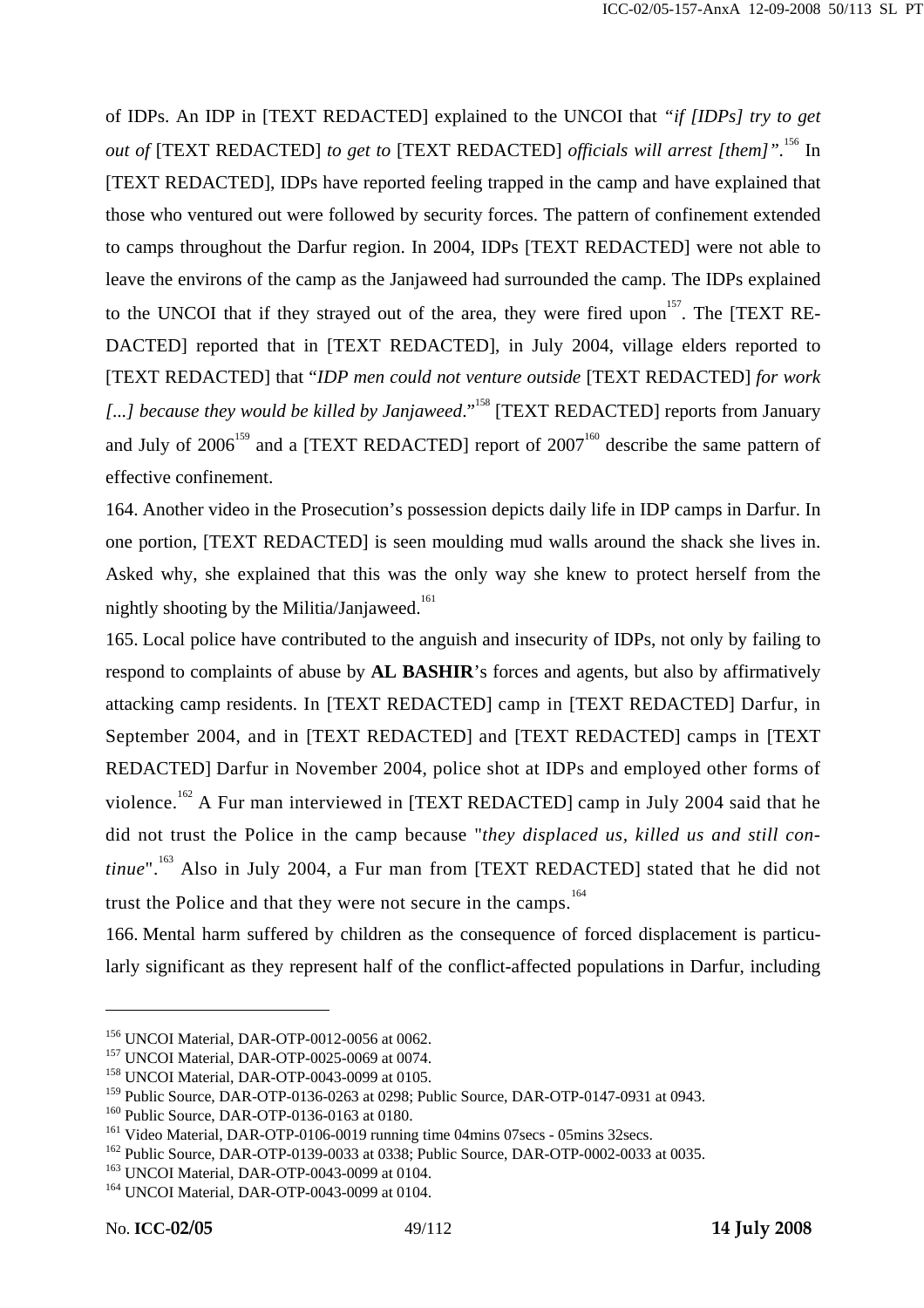of IDPs. An IDP in [TEXT REDACTED] explained to the UNCOI that *"if [IDPs] try to get out of* [TEXT REDACTED] *to get to* [TEXT REDACTED] *officials will arrest [them]".*[156] In [TEXT REDACTED], IDPs have reported feeling trapped in the camp and have explained that those who ventured out were followed by security forces. The pattern of confinement extended to camps throughout the Darfur region. In 2004, IDPs [TEXT REDACTED] were not able to leave the environs of the camp as the Janjaweed had surrounded the camp. The IDPs explained to the UNCOI that if they strayed out of the area, they were fired upon[157]. The [TEXT REDACTED] reported that in [TEXT REDACTED], in July 2004, village elders reported to [TEXT REDACTED] that "*IDP men could not venture outside* [TEXT REDACTED] *for work [...] because they would be killed by Janjaweed*."[158] [TEXT REDACTED] reports from January and July of 2006[159] and a [TEXT REDACTED] report of 2007[160] describe the same pattern of effective confinement.

164. Another video in the Prosecution's possession depicts daily life in IDP camps in Darfur. In one portion, [TEXT REDACTED] is seen moulding mud walls around the shack she lives in. Asked why, she explained that this was the only way she knew to protect herself from the nightly shooting by the Militia/Janjaweed.[161]

165. Local police have contributed to the anguish and insecurity of IDPs, not only by failing to respond to complaints of abuse by **AL BASHIR**'s forces and agents, but also by affirmatively attacking camp residents. In [TEXT REDACTED] camp in [TEXT REDACTED] Darfur, in September 2004, and in [TEXT REDACTED] and [TEXT REDACTED] camps in [TEXT REDACTED] Darfur in November 2004, police shot at IDPs and employed other forms of violence.[162] A Fur man interviewed in [TEXT REDACTED] camp in July 2004 said that he did not trust the Police in the camp because "*they displaced us, killed us and still continue*".[163] Also in July 2004, a Fur man from [TEXT REDACTED] stated that he did not trust the Police and that they were not secure in the camps.[164]

166. Mental harm suffered by children as the consequence of forced displacement is particularly significant as they represent half of the conflict-affected populations in Darfur, including

---

[156] UNCOI Material, DAR-OTP-0012-0056 at 0062.

[157] UNCOI Material, DAR-OTP-0025-0069 at 0074.

[158] UNCOI Material, DAR-OTP-0043-0099 at 0105.

[159] Public Source, DAR-OTP-0136-0263 at 0298; Public Source, DAR-OTP-0147-0931 at 0943.

[160] Public Source, DAR-OTP-0136-0163 at 0180.

[161] Video Material, DAR-OTP-0106-0019 running time 04mins 07secs - 05mins 32secs.

[162] Public Source, DAR-OTP-0139-0033 at 0338; Public Source, DAR-OTP-0002-0033 at 0035.

[163] UNCOI Material, DAR-OTP-0043-0099 at 0104.

[164] UNCOI Material, DAR-OTP-0043-0099 at 0104.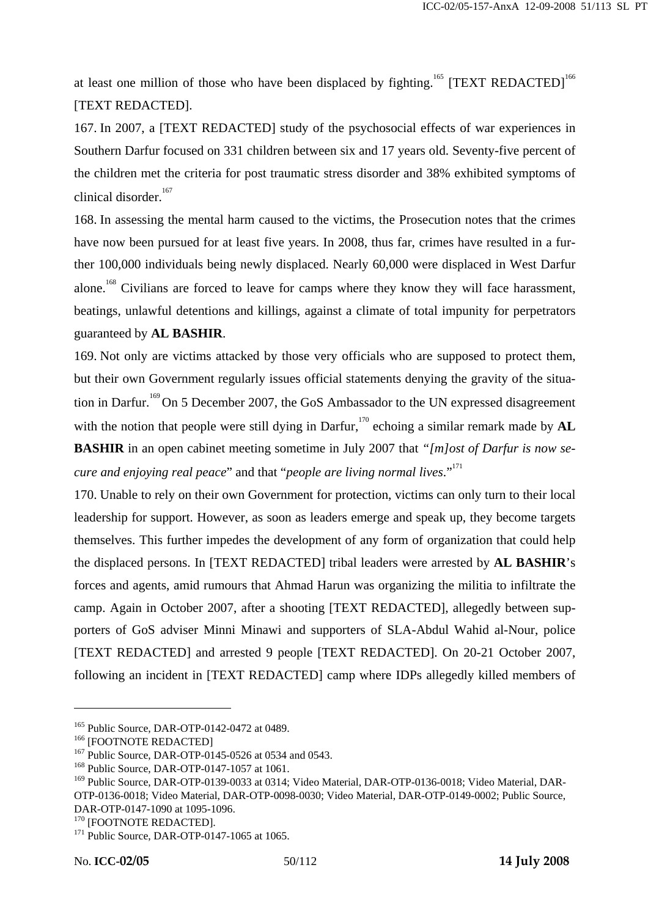at least one million of those who have been displaced by fighting.[165] [TEXT REDACTED][166] [TEXT REDACTED].

167. In 2007, a [TEXT REDACTED] study of the psychosocial effects of war experiences in Southern Darfur focused on 331 children between six and 17 years old. Seventy-five percent of the children met the criteria for post traumatic stress disorder and 38% exhibited symptoms of clinical disorder.[167]

168. In assessing the mental harm caused to the victims, the Prosecution notes that the crimes have now been pursued for at least five years. In 2008, thus far, crimes have resulted in a further 100,000 individuals being newly displaced. Nearly 60,000 were displaced in West Darfur alone.[168] Civilians are forced to leave for camps where they know they will face harassment, beatings, unlawful detentions and killings, against a climate of total impunity for perpetrators guaranteed by **AL BASHIR**.

169. Not only are victims attacked by those very officials who are supposed to protect them, but their own Government regularly issues official statements denying the gravity of the situation in Darfur.[169] On 5 December 2007, the GoS Ambassador to the UN expressed disagreement with the notion that people were still dying in Darfur,[170] echoing a similar remark made by **AL BASHIR** in an open cabinet meeting sometime in July 2007 that *"[m]ost of Darfur is now secure and enjoying real peace*" and that "*people are living normal lives*."[171]

170. Unable to rely on their own Government for protection, victims can only turn to their local leadership for support. However, as soon as leaders emerge and speak up, they become targets themselves. This further impedes the development of any form of organization that could help the displaced persons. In [TEXT REDACTED] tribal leaders were arrested by **AL BASHIR**'s forces and agents, amid rumours that Ahmad Harun was organizing the militia to infiltrate the camp. Again in October 2007, after a shooting [TEXT REDACTED], allegedly between supporters of GoS adviser Minni Minawi and supporters of SLA-Abdul Wahid al-Nour, police [TEXT REDACTED] and arrested 9 people [TEXT REDACTED]. On 20-21 October 2007, following an incident in [TEXT REDACTED] camp where IDPs allegedly killed members of

---

[165] Public Source, DAR-OTP-0142-0472 at 0489.

[166] [FOOTNOTE REDACTED]

[167] Public Source, DAR-OTP-0145-0526 at 0534 and 0543.

[168] Public Source, DAR-OTP-0147-1057 at 1061.

[169] Public Source, DAR-OTP-0139-0033 at 0314; Video Material, DAR-OTP-0136-0018; Video Material, DAR-OTP-0136-0018; Video Material, DAR-OTP-0098-0030; Video Material, DAR-OTP-0149-0002; Public Source, DAR-OTP-0147-1090 at 1095-1096.

[170] [FOOTNOTE REDACTED].

[171] Public Source, DAR-OTP-0147-1065 at 1065.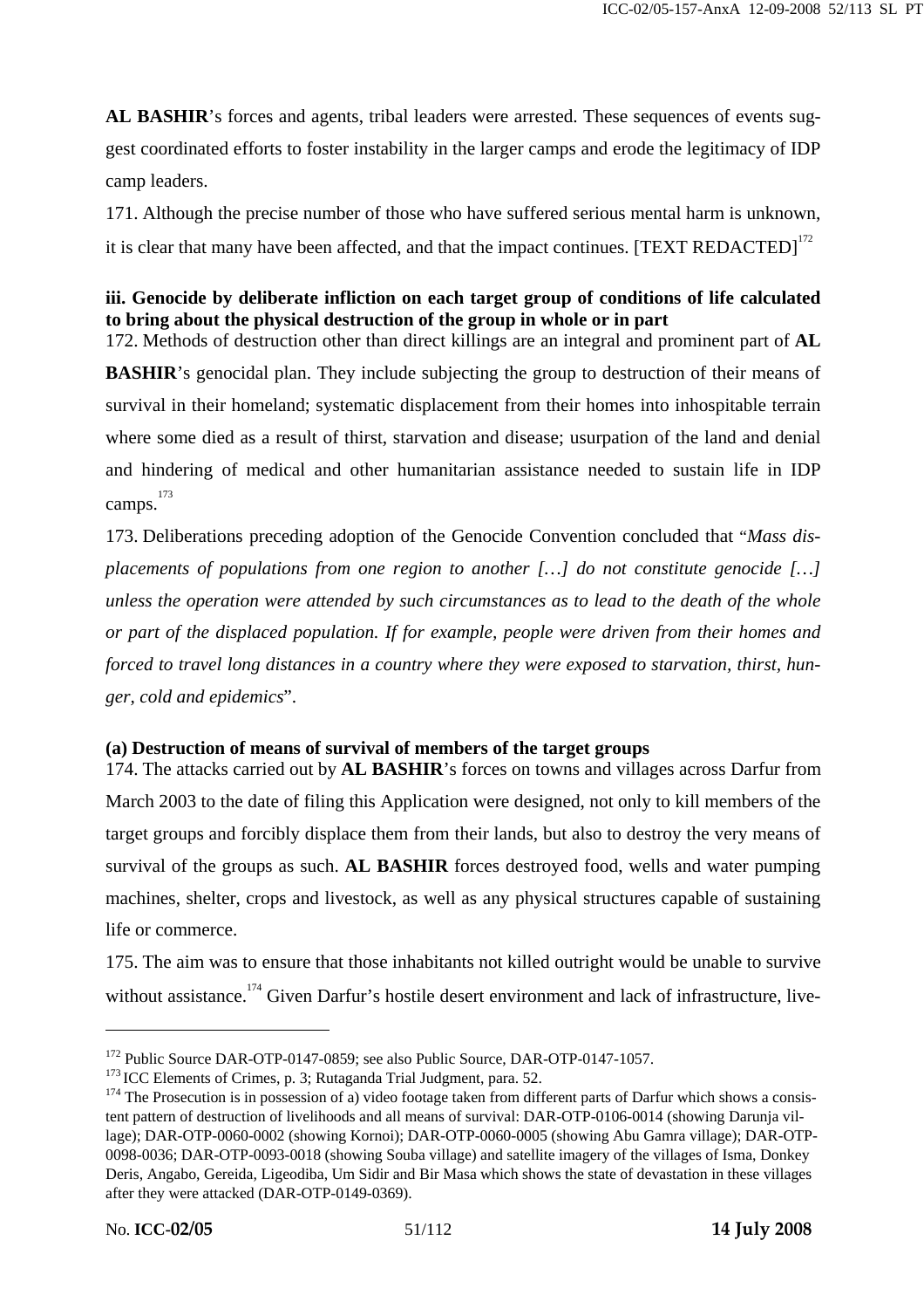**AL BASHIR**'s forces and agents, tribal leaders were arrested. These sequences of events suggest coordinated efforts to foster instability in the larger camps and erode the legitimacy of IDP camp leaders.

171. Although the precise number of those who have suffered serious mental harm is unknown, it is clear that many have been affected, and that the impact continues. [TEXT REDACTED][172]

**iii. Genocide by deliberate infliction on each target group of conditions of life calculated to bring about the physical destruction of the group in whole or in part**

172. Methods of destruction other than direct killings are an integral and prominent part of **AL BASHIR**'s genocidal plan. They include subjecting the group to destruction of their means of survival in their homeland; systematic displacement from their homes into inhospitable terrain where some died as a result of thirst, starvation and disease; usurpation of the land and denial and hindering of medical and other humanitarian assistance needed to sustain life in IDP camps.[173]

173. Deliberations preceding adoption of the Genocide Convention concluded that "*Mass displacements of populations from one region to another […] do not constitute genocide […] unless the operation were attended by such circumstances as to lead to the death of the whole or part of the displaced population. If for example, people were driven from their homes and forced to travel long distances in a country where they were exposed to starvation, thirst, hunger, cold and epidemics*".

**(a) Destruction of means of survival of members of the target groups**

174. The attacks carried out by **AL BASHIR**'s forces on towns and villages across Darfur from March 2003 to the date of filing this Application were designed, not only to kill members of the target groups and forcibly displace them from their lands, but also to destroy the very means of survival of the groups as such. **AL BASHIR** forces destroyed food, wells and water pumping machines, shelter, crops and livestock, as well as any physical structures capable of sustaining life or commerce.

175. The aim was to ensure that those inhabitants not killed outright would be unable to survive without assistance.[174] Given Darfur's hostile desert environment and lack of infrastructure, live-

---

[172] Public Source DAR-OTP-0147-0859; see also Public Source, DAR-OTP-0147-1057.

[173] ICC Elements of Crimes, p. 3; Rutaganda Trial Judgment, para. 52.

[174] The Prosecution is in possession of a) video footage taken from different parts of Darfur which shows a consistent pattern of destruction of livelihoods and all means of survival: DAR-OTP-0106-0014 (showing Darunja village); DAR-OTP-0060-0002 (showing Kornoi); DAR-OTP-0060-0005 (showing Abu Gamra village); DAR-OTP-0098-0036; DAR-OTP-0093-0018 (showing Souba village) and satellite imagery of the villages of Isma, Donkey Deris, Angabo, Gereida, Ligeodiba, Um Sidir and Bir Masa which shows the state of devastation in these villages after they were attacked (DAR-OTP-0149-0369).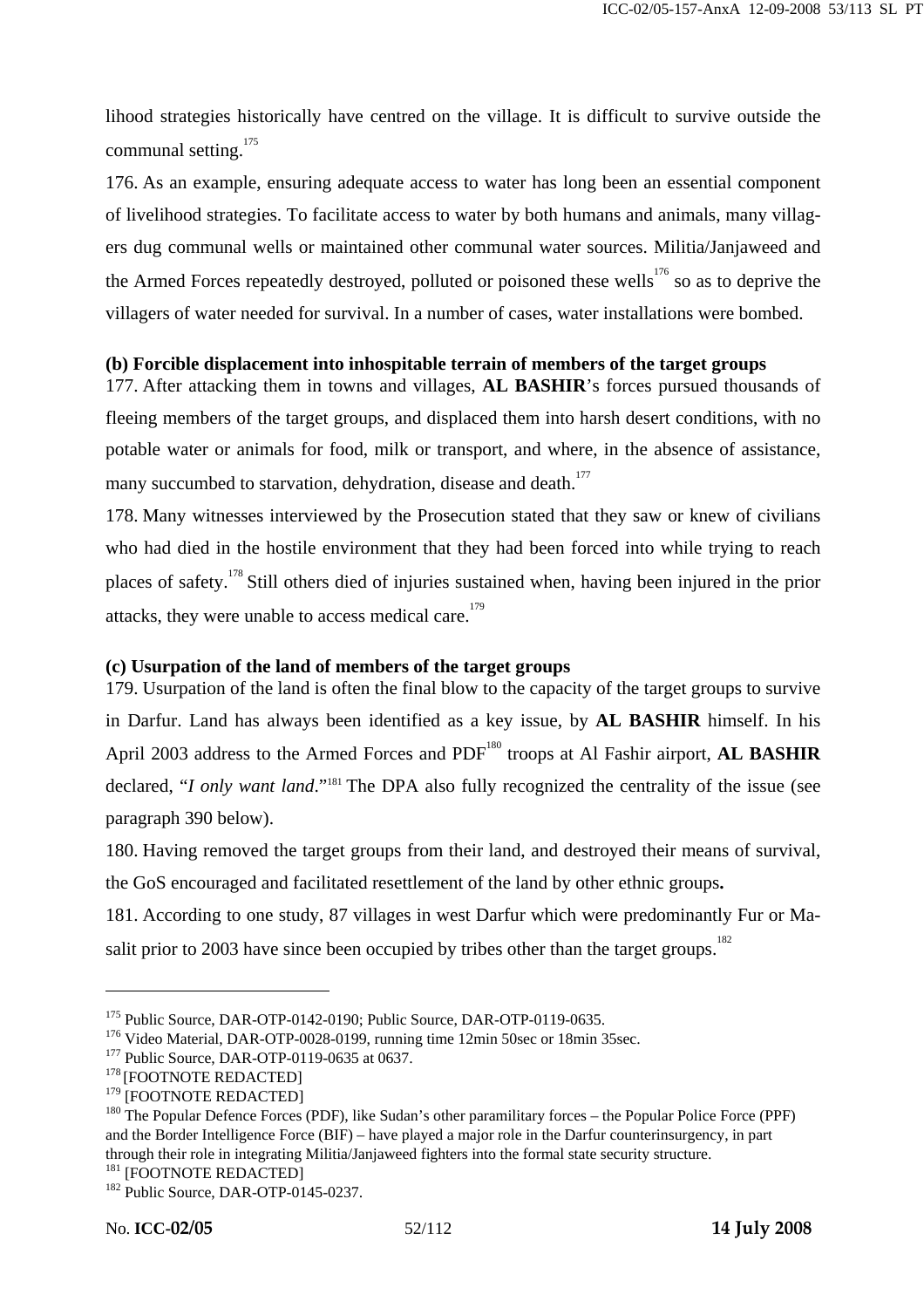lihood strategies historically have centred on the village. It is difficult to survive outside the communal setting.[175]

176. As an example, ensuring adequate access to water has long been an essential component of livelihood strategies. To facilitate access to water by both humans and animals, many villagers dug communal wells or maintained other communal water sources. Militia/Janjaweed and the Armed Forces repeatedly destroyed, polluted or poisoned these wells[176] so as to deprive the villagers of water needed for survival. In a number of cases, water installations were bombed.

**(b) Forcible displacement into inhospitable terrain of members of the target groups**

177. After attacking them in towns and villages, **AL BASHIR**'s forces pursued thousands of fleeing members of the target groups, and displaced them into harsh desert conditions, with no potable water or animals for food, milk or transport, and where, in the absence of assistance, many succumbed to starvation, dehydration, disease and death.[177]

178. Many witnesses interviewed by the Prosecution stated that they saw or knew of civilians who had died in the hostile environment that they had been forced into while trying to reach places of safety.[178] Still others died of injuries sustained when, having been injured in the prior attacks, they were unable to access medical care.[179]

**(c) Usurpation of the land of members of the target groups**

179. Usurpation of the land is often the final blow to the capacity of the target groups to survive in Darfur. Land has always been identified as a key issue, by **AL BASHIR** himself. In his April 2003 address to the Armed Forces and PDF[180] troops at Al Fashir airport, **AL BASHIR** declared, "*I only want land*."[181] The DPA also fully recognized the centrality of the issue (see paragraph 390 below).

180. Having removed the target groups from their land, and destroyed their means of survival, the GoS encouraged and facilitated resettlement of the land by other ethnic groups**.**

181. According to one study, 87 villages in west Darfur which were predominantly Fur or Masalit prior to 2003 have since been occupied by tribes other than the target groups.[182]

---

[175] Public Source, DAR-OTP-0142-0190; Public Source, DAR-OTP-0119-0635.

[176] Video Material, DAR-OTP-0028-0199, running time 12min 50sec or 18min 35sec.

[177] Public Source, DAR-OTP-0119-0635 at 0637.

[178] [FOOTNOTE REDACTED]

[179] [FOOTNOTE REDACTED]

[180] The Popular Defence Forces (PDF), like Sudan's other paramilitary forces – the Popular Police Force (PPF) and the Border Intelligence Force (BIF) – have played a major role in the Darfur counterinsurgency, in part through their role in integrating Militia/Janjaweed fighters into the formal state security structure.

[181] [FOOTNOTE REDACTED]

[182] Public Source, DAR-OTP-0145-0237.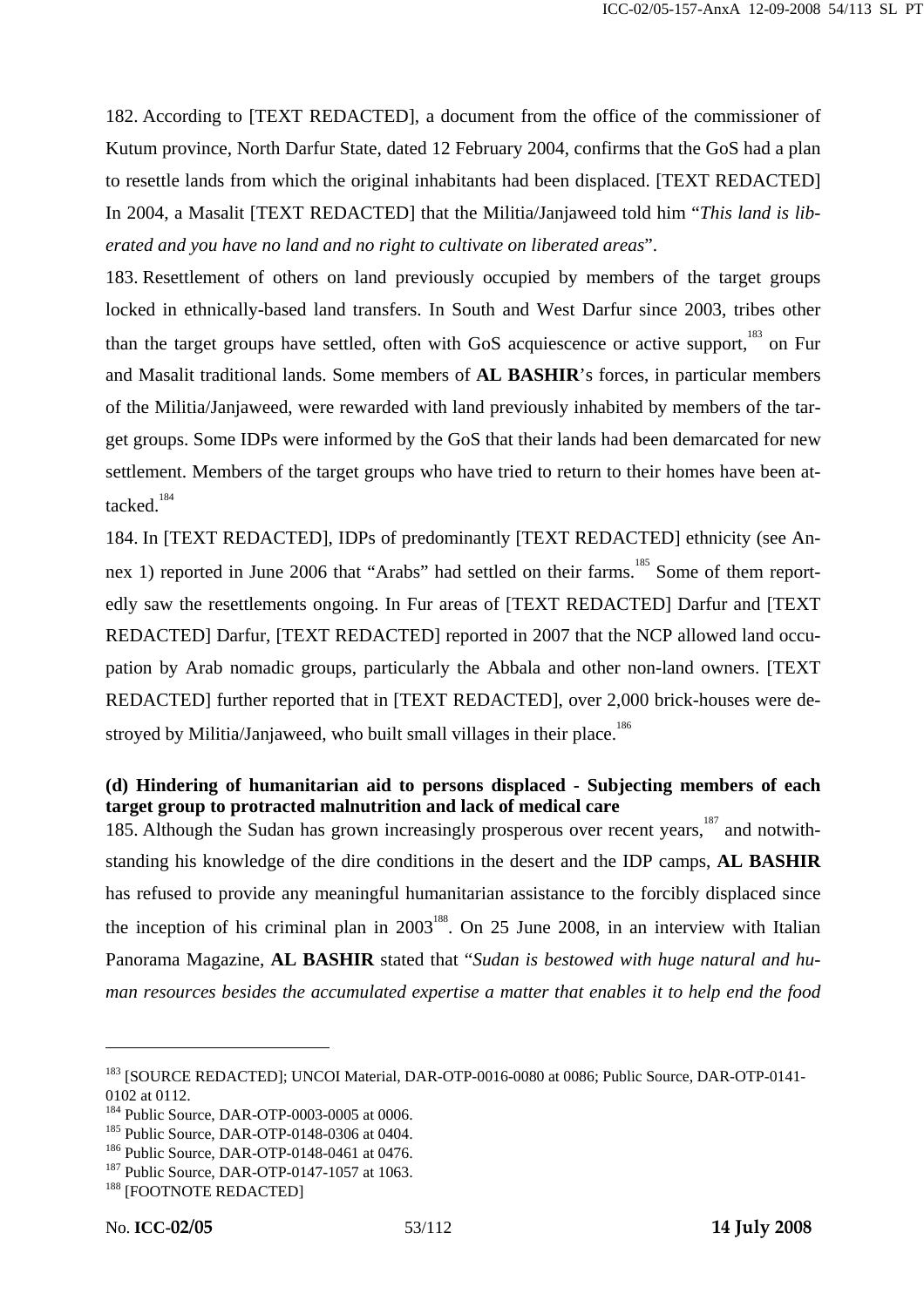182. According to [TEXT REDACTED], a document from the office of the commissioner of Kutum province, North Darfur State, dated 12 February 2004, confirms that the GoS had a plan to resettle lands from which the original inhabitants had been displaced. [TEXT REDACTED] In 2004, a Masalit [TEXT REDACTED] that the Militia/Janjaweed told him "*This land is liberated and you have no land and no right to cultivate on liberated areas*".

183. Resettlement of others on land previously occupied by members of the target groups locked in ethnically-based land transfers. In South and West Darfur since 2003, tribes other than the target groups have settled, often with GoS acquiescence or active support,[183] on Fur and Masalit traditional lands. Some members of **AL BASHIR**'s forces, in particular members of the Militia/Janjaweed, were rewarded with land previously inhabited by members of the target groups. Some IDPs were informed by the GoS that their lands had been demarcated for new settlement. Members of the target groups who have tried to return to their homes have been attacked.[184]

184. In [TEXT REDACTED], IDPs of predominantly [TEXT REDACTED] ethnicity (see Annex 1) reported in June 2006 that "Arabs" had settled on their farms.[185] Some of them reportedly saw the resettlements ongoing. In Fur areas of [TEXT REDACTED] Darfur and [TEXT REDACTED] Darfur, [TEXT REDACTED] reported in 2007 that the NCP allowed land occupation by Arab nomadic groups, particularly the Abbala and other non-land owners. [TEXT REDACTED] further reported that in [TEXT REDACTED], over 2,000 brick-houses were destroyed by Militia/Janjaweed, who built small villages in their place.[186]

**(d) Hindering of humanitarian aid to persons displaced - Subjecting members of each target group to protracted malnutrition and lack of medical care**

185. Although the Sudan has grown increasingly prosperous over recent years,[187] and notwithstanding his knowledge of the dire conditions in the desert and the IDP camps, **AL BASHIR** has refused to provide any meaningful humanitarian assistance to the forcibly displaced since the inception of his criminal plan in 2003[188]. On 25 June 2008, in an interview with Italian Panorama Magazine, **AL BASHIR** stated that "*Sudan is bestowed with huge natural and human resources besides the accumulated expertise a matter that enables it to help end the food*

---

[183] [SOURCE REDACTED]; UNCOI Material, DAR-OTP-0016-0080 at 0086; Public Source, DAR-OTP-0141-0102 at 0112.

[184] Public Source, DAR-OTP-0003-0005 at 0006.

[185] Public Source, DAR-OTP-0148-0306 at 0404.

[186] Public Source, DAR-OTP-0148-0461 at 0476.

[187] Public Source, DAR-OTP-0147-1057 at 1063.

[188] [FOOTNOTE REDACTED]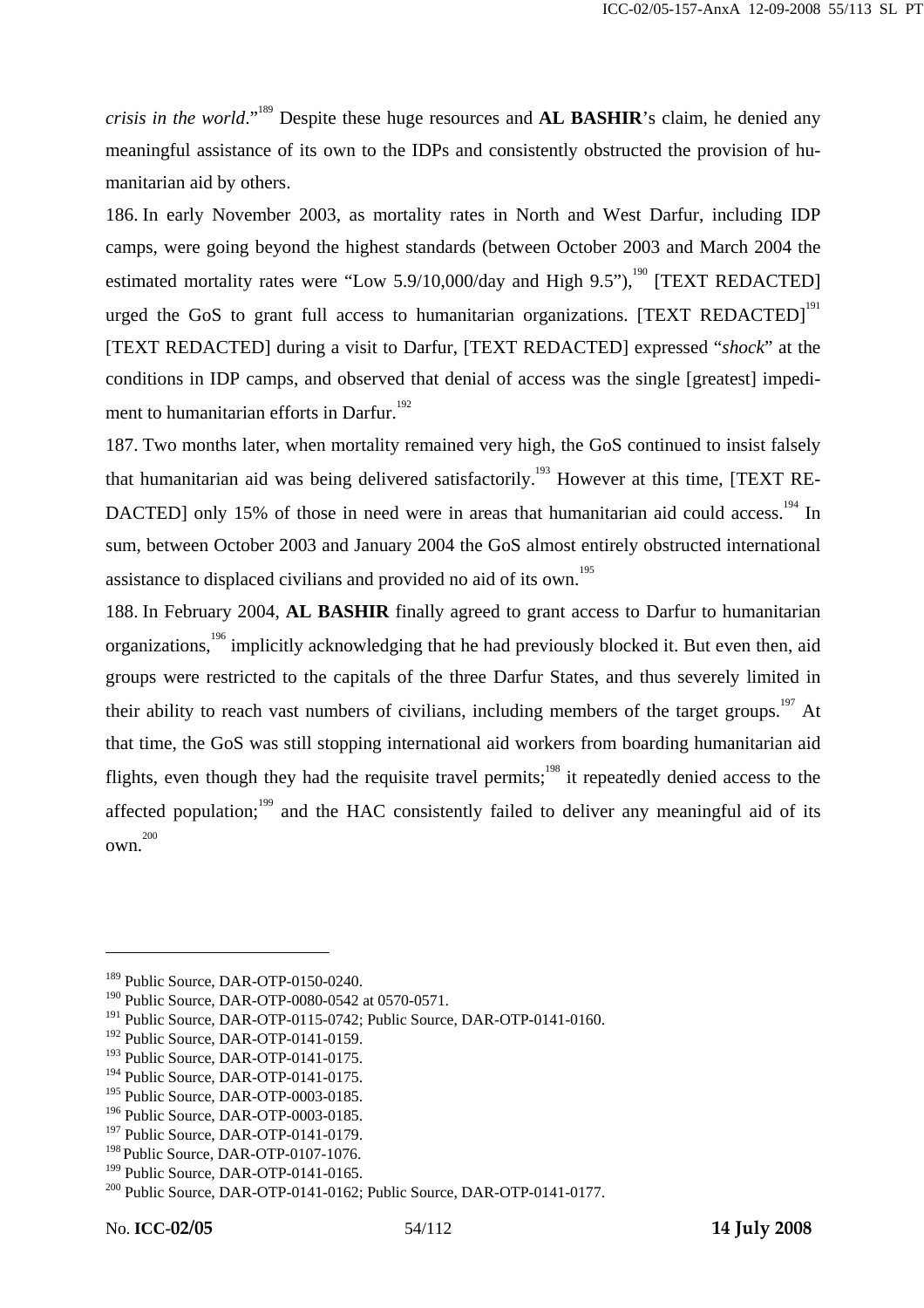*crisis in the world*."[189] Despite these huge resources and **AL BASHIR**'s claim, he denied any meaningful assistance of its own to the IDPs and consistently obstructed the provision of humanitarian aid by others.

186. In early November 2003, as mortality rates in North and West Darfur, including IDP camps, were going beyond the highest standards (between October 2003 and March 2004 the estimated mortality rates were "Low 5.9/10,000/day and High 9.5"),[190] [TEXT REDACTED] urged the GoS to grant full access to humanitarian organizations. [TEXT REDACTED][191] [TEXT REDACTED] during a visit to Darfur, [TEXT REDACTED] expressed "*shock*" at the conditions in IDP camps, and observed that denial of access was the single [greatest] impediment to humanitarian efforts in Darfur.[192]

187. Two months later, when mortality remained very high, the GoS continued to insist falsely that humanitarian aid was being delivered satisfactorily.[193] However at this time, [TEXT REDACTED] only 15% of those in need were in areas that humanitarian aid could access.[194] In sum, between October 2003 and January 2004 the GoS almost entirely obstructed international assistance to displaced civilians and provided no aid of its own.[195]

188. In February 2004, **AL BASHIR** finally agreed to grant access to Darfur to humanitarian organizations,[196] implicitly acknowledging that he had previously blocked it. But even then, aid groups were restricted to the capitals of the three Darfur States, and thus severely limited in their ability to reach vast numbers of civilians, including members of the target groups.[197] At that time, the GoS was still stopping international aid workers from boarding humanitarian aid flights, even though they had the requisite travel permits;[198] it repeatedly denied access to the affected population;[199] and the HAC consistently failed to deliver any meaningful aid of its own.[200]

---

[189] Public Source, DAR-OTP-0150-0240.
[190] Public Source, DAR-OTP-0080-0542 at 0570-0571.
[191] Public Source, DAR-OTP-0115-0742; Public Source, DAR-OTP-0141-0160.
[192] Public Source, DAR-OTP-0141-0159.
[193] Public Source, DAR-OTP-0141-0175.
[194] Public Source, DAR-OTP-0141-0175.
[195] Public Source, DAR-OTP-0003-0185.
[196] Public Source, DAR-OTP-0003-0185.
[197] Public Source, DAR-OTP-0141-0179.
[198] Public Source, DAR-OTP-0107-1076.
[199] Public Source, DAR-OTP-0141-0165.
[200] Public Source, DAR-OTP-0141-0162; Public Source, DAR-OTP-0141-0177.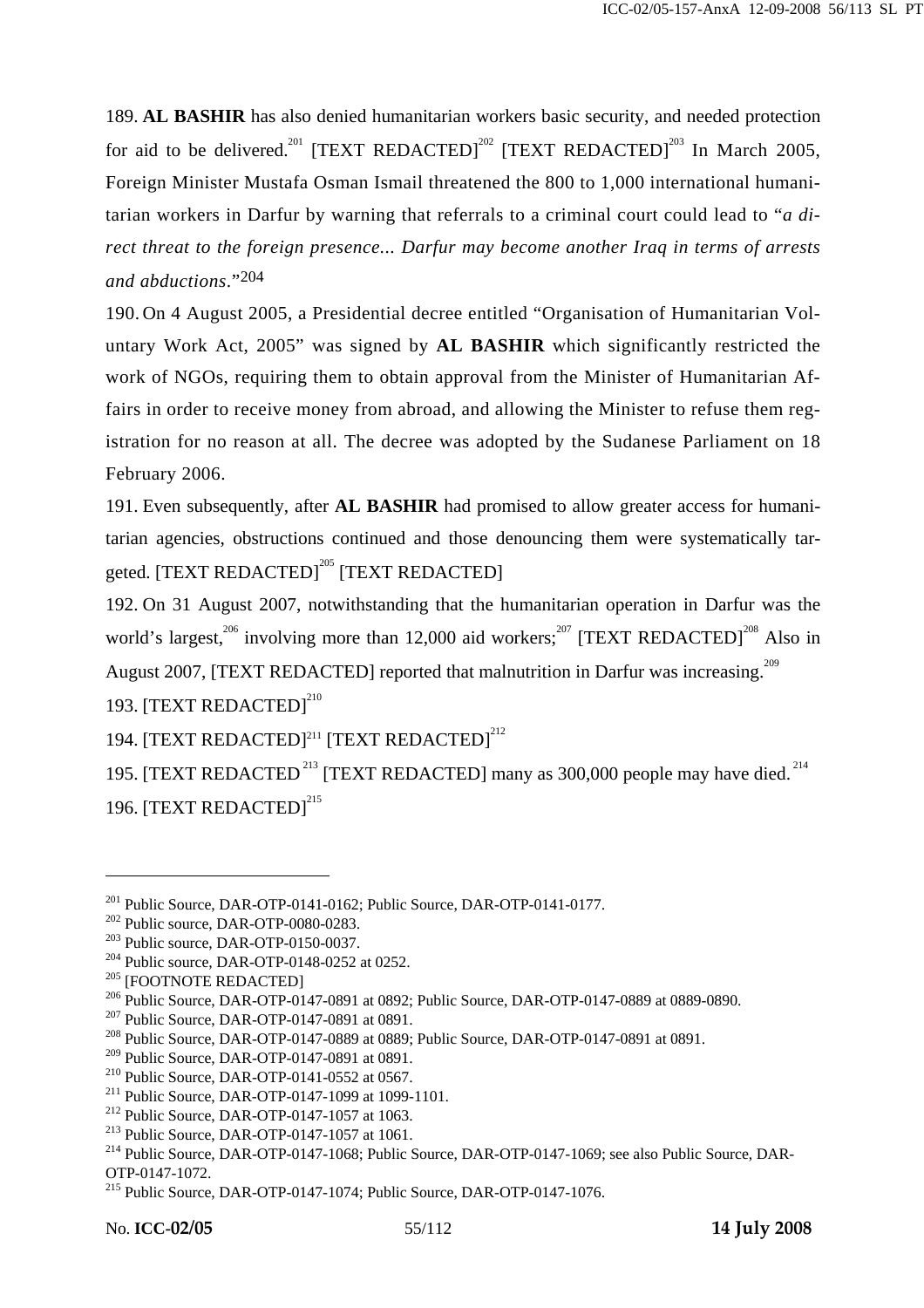189. **AL BASHIR** has also denied humanitarian workers basic security, and needed protection for aid to be delivered.[201] [TEXT REDACTED][202] [TEXT REDACTED][203] In March 2005, Foreign Minister Mustafa Osman Ismail threatened the 800 to 1,000 international humanitarian workers in Darfur by warning that referrals to a criminal court could lead to "*a direct threat to the foreign presence... Darfur may become another Iraq in terms of arrests and abductions*."[204]

190. On 4 August 2005, a Presidential decree entitled "Organisation of Humanitarian Voluntary Work Act, 2005" was signed by **AL BASHIR** which significantly restricted the work of NGOs, requiring them to obtain approval from the Minister of Humanitarian Affairs in order to receive money from abroad, and allowing the Minister to refuse them registration for no reason at all. The decree was adopted by the Sudanese Parliament on 18 February 2006.

191. Even subsequently, after **AL BASHIR** had promised to allow greater access for humanitarian agencies, obstructions continued and those denouncing them were systematically targeted. [TEXT REDACTED][205] [TEXT REDACTED]

192. On 31 August 2007, notwithstanding that the humanitarian operation in Darfur was the world's largest,[206] involving more than 12,000 aid workers;[207] [TEXT REDACTED][208] Also in August 2007, [TEXT REDACTED] reported that malnutrition in Darfur was increasing.[209]

193. [TEXT REDACTED][210]

194. [TEXT REDACTED][211] [TEXT REDACTED][212]

195. [TEXT REDACTED[213] [TEXT REDACTED] many as 300,000 people may have died.[214]

196. [TEXT REDACTED][215]

---

[201] Public Source, DAR-OTP-0141-0162; Public Source, DAR-OTP-0141-0177.
[202] Public source, DAR-OTP-0080-0283.
[203] Public source, DAR-OTP-0150-0037.
[204] Public source, DAR-OTP-0148-0252 at 0252.
[205] [FOOTNOTE REDACTED]
[206] Public Source, DAR-OTP-0147-0891 at 0892; Public Source, DAR-OTP-0147-0889 at 0889-0890.
[207] Public Source, DAR-OTP-0147-0891 at 0891.
[208] Public Source, DAR-OTP-0147-0889 at 0889; Public Source, DAR-OTP-0147-0891 at 0891.
[209] Public Source, DAR-OTP-0147-0891 at 0891.
[210] Public Source, DAR-OTP-0141-0552 at 0567.
[211] Public Source, DAR-OTP-0147-1099 at 1099-1101.
[212] Public Source, DAR-OTP-0147-1057 at 1063.
[213] Public Source, DAR-OTP-0147-1057 at 1061.
[214] Public Source, DAR-OTP-0147-1068; Public Source, DAR-OTP-0147-1069; see also Public Source, DAR-OTP-0147-1072.
[215] Public Source, DAR-OTP-0147-1074; Public Source, DAR-OTP-0147-1076.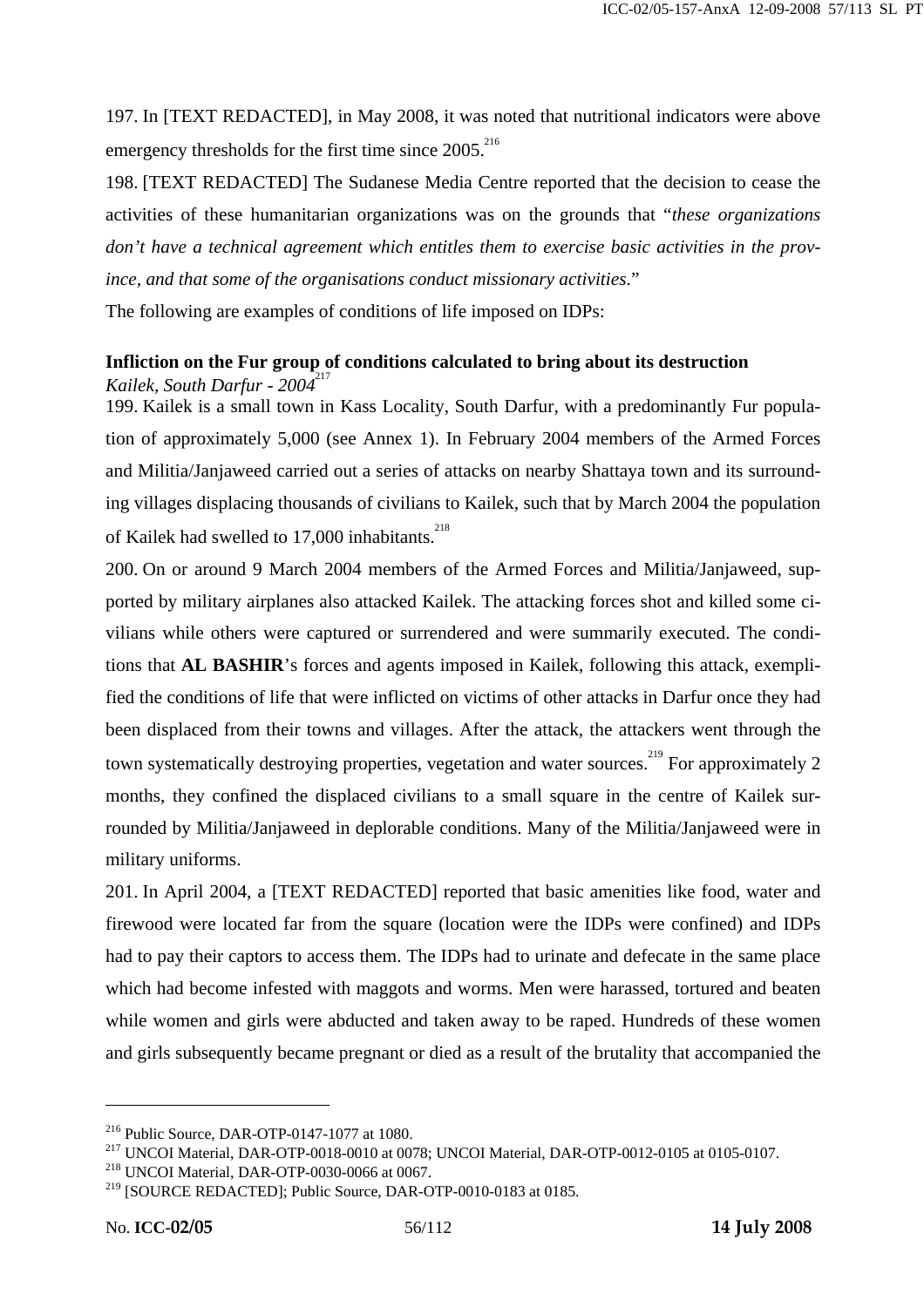197. In [TEXT REDACTED], in May 2008, it was noted that nutritional indicators were above emergency thresholds for the first time since 2005.[216]

198. [TEXT REDACTED] The Sudanese Media Centre reported that the decision to cease the activities of these humanitarian organizations was on the grounds that "*these organizations don't have a technical agreement which entitles them to exercise basic activities in the province, and that some of the organisations conduct missionary activities*."

The following are examples of conditions of life imposed on IDPs:

**Infliction on the Fur group of conditions calculated to bring about its destruction**

*Kailek, South Darfur - 2004*[217]

199. Kailek is a small town in Kass Locality, South Darfur, with a predominantly Fur population of approximately 5,000 (see Annex 1). In February 2004 members of the Armed Forces and Militia/Janjaweed carried out a series of attacks on nearby Shattaya town and its surrounding villages displacing thousands of civilians to Kailek, such that by March 2004 the population of Kailek had swelled to 17,000 inhabitants.[218]

200. On or around 9 March 2004 members of the Armed Forces and Militia/Janjaweed, supported by military airplanes also attacked Kailek. The attacking forces shot and killed some civilians while others were captured or surrendered and were summarily executed. The conditions that **AL BASHIR**'s forces and agents imposed in Kailek, following this attack, exemplified the conditions of life that were inflicted on victims of other attacks in Darfur once they had been displaced from their towns and villages. After the attack, the attackers went through the town systematically destroying properties, vegetation and water sources.[219] For approximately 2 months, they confined the displaced civilians to a small square in the centre of Kailek surrounded by Militia/Janjaweed in deplorable conditions. Many of the Militia/Janjaweed were in military uniforms.

201. In April 2004, a [TEXT REDACTED] reported that basic amenities like food, water and firewood were located far from the square (location were the IDPs were confined) and IDPs had to pay their captors to access them. The IDPs had to urinate and defecate in the same place which had become infested with maggots and worms. Men were harassed, tortured and beaten while women and girls were abducted and taken away to be raped. Hundreds of these women and girls subsequently became pregnant or died as a result of the brutality that accompanied the

---

[216] Public Source, DAR-OTP-0147-1077 at 1080.

[217] UNCOI Material, DAR-OTP-0018-0010 at 0078; UNCOI Material, DAR-OTP-0012-0105 at 0105-0107.

[218] UNCOI Material, DAR-OTP-0030-0066 at 0067.

[219] [SOURCE REDACTED]; Public Source, DAR-OTP-0010-0183 at 0185.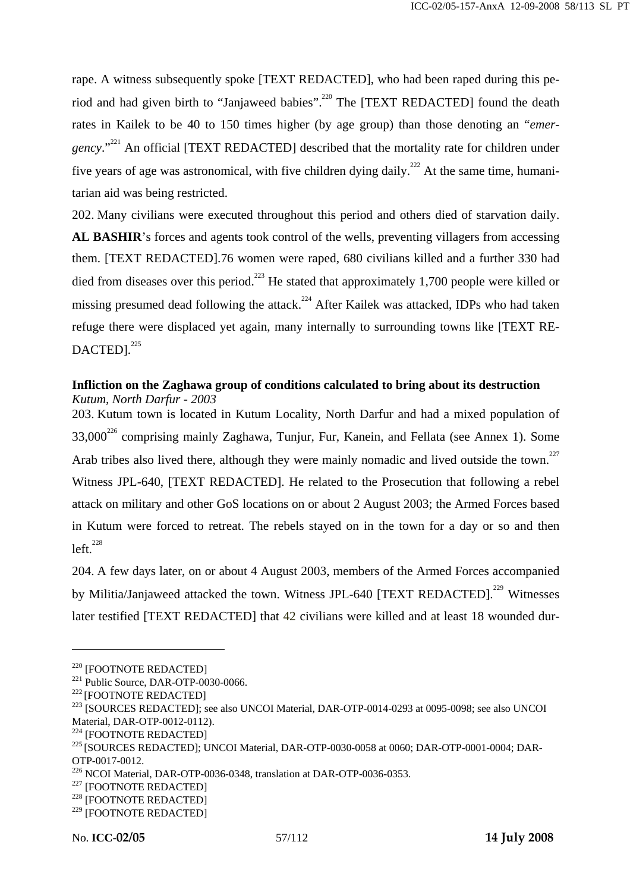rape. A witness subsequently spoke [TEXT REDACTED], who had been raped during this period and had given birth to "Janjaweed babies".[220] The [TEXT REDACTED] found the death rates in Kailek to be 40 to 150 times higher (by age group) than those denoting an "*emergency*."[221] An official [TEXT REDACTED] described that the mortality rate for children under five years of age was astronomical, with five children dying daily.[222] At the same time, humanitarian aid was being restricted.

202. Many civilians were executed throughout this period and others died of starvation daily. **AL BASHIR**'s forces and agents took control of the wells, preventing villagers from accessing them. [TEXT REDACTED].76 women were raped, 680 civilians killed and a further 330 had died from diseases over this period.[223] He stated that approximately 1,700 people were killed or missing presumed dead following the attack.[224] After Kailek was attacked, IDPs who had taken refuge there were displaced yet again, many internally to surrounding towns like [TEXT REDACTED].[225]

**Infliction on the Zaghawa group of conditions calculated to bring about its destruction**
*Kutum, North Darfur - 2003*

203. Kutum town is located in Kutum Locality, North Darfur and had a mixed population of 33,000[226] comprising mainly Zaghawa, Tunjur, Fur, Kanein, and Fellata (see Annex 1). Some Arab tribes also lived there, although they were mainly nomadic and lived outside the town.[227] Witness JPL-640, [TEXT REDACTED]. He related to the Prosecution that following a rebel attack on military and other GoS locations on or about 2 August 2003; the Armed Forces based in Kutum were forced to retreat. The rebels stayed on in the town for a day or so and then left.[228]

204. A few days later, on or about 4 August 2003, members of the Armed Forces accompanied by Militia/Janjaweed attacked the town. Witness JPL-640 [TEXT REDACTED].[229] Witnesses later testified [TEXT REDACTED] that 42 civilians were killed and at least 18 wounded dur-

---

[220] [FOOTNOTE REDACTED]
[221] Public Source, DAR-OTP-0030-0066.
[222] [FOOTNOTE REDACTED]
[223] [SOURCES REDACTED]; see also UNCOI Material, DAR-OTP-0014-0293 at 0095-0098; see also UNCOI Material, DAR-OTP-0012-0112).
[224] [FOOTNOTE REDACTED]
[225] [SOURCES REDACTED]; UNCOI Material, DAR-OTP-0030-0058 at 0060; DAR-OTP-0001-0004; DAR-OTP-0017-0012.
[226] NCOI Material, DAR-OTP-0036-0348, translation at DAR-OTP-0036-0353.
[227] [FOOTNOTE REDACTED]
[228] [FOOTNOTE REDACTED]
[229] [FOOTNOTE REDACTED]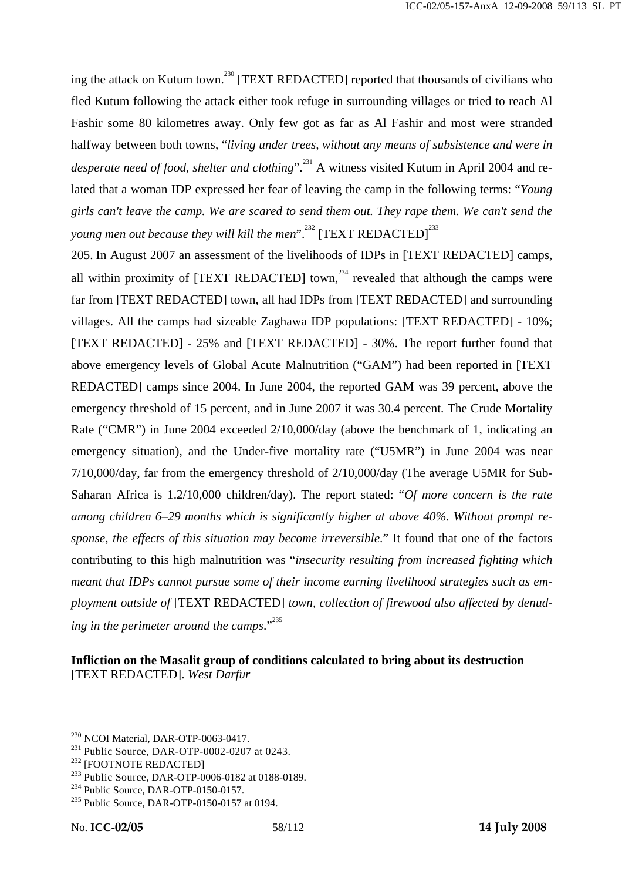ing the attack on Kutum town.[230] [TEXT REDACTED] reported that thousands of civilians who fled Kutum following the attack either took refuge in surrounding villages or tried to reach Al Fashir some 80 kilometres away. Only few got as far as Al Fashir and most were stranded halfway between both towns, "*living under trees, without any means of subsistence and were in desperate need of food, shelter and clothing*".[231] A witness visited Kutum in April 2004 and related that a woman IDP expressed her fear of leaving the camp in the following terms: "*Young girls can't leave the camp. We are scared to send them out. They rape them. We can't send the young men out because they will kill the men*".[232] [TEXT REDACTED][233]

205. In August 2007 an assessment of the livelihoods of IDPs in [TEXT REDACTED] camps, all within proximity of [TEXT REDACTED] town,[234] revealed that although the camps were far from [TEXT REDACTED] town, all had IDPs from [TEXT REDACTED] and surrounding villages. All the camps had sizeable Zaghawa IDP populations: [TEXT REDACTED] - 10%; [TEXT REDACTED] - 25% and [TEXT REDACTED] - 30%. The report further found that above emergency levels of Global Acute Malnutrition ("GAM") had been reported in [TEXT REDACTED] camps since 2004. In June 2004, the reported GAM was 39 percent, above the emergency threshold of 15 percent, and in June 2007 it was 30.4 percent. The Crude Mortality Rate ("CMR") in June 2004 exceeded 2/10,000/day (above the benchmark of 1, indicating an emergency situation), and the Under-five mortality rate ("U5MR") in June 2004 was near 7/10,000/day, far from the emergency threshold of 2/10,000/day (The average U5MR for Sub-Saharan Africa is 1.2/10,000 children/day). The report stated: "*Of more concern is the rate among children 6–29 months which is significantly higher at above 40%. Without prompt response, the effects of this situation may become irreversible*." It found that one of the factors contributing to this high malnutrition was "*insecurity resulting from increased fighting which meant that IDPs cannot pursue some of their income earning livelihood strategies such as employment outside of* [TEXT REDACTED] *town, collection of firewood also affected by denuding in the perimeter around the camps*."[235]

**Infliction on the Masalit group of conditions calculated to bring about its destruction** [TEXT REDACTED]. *West Darfur*

---

[230] NCOI Material, DAR-OTP-0063-0417.
[231] Public Source, DAR-OTP-0002-0207 at 0243.
[232] [FOOTNOTE REDACTED]
[233] Public Source, DAR-OTP-0006-0182 at 0188-0189.
[234] Public Source, DAR-OTP-0150-0157.
[235] Public Source, DAR-OTP-0150-0157 at 0194.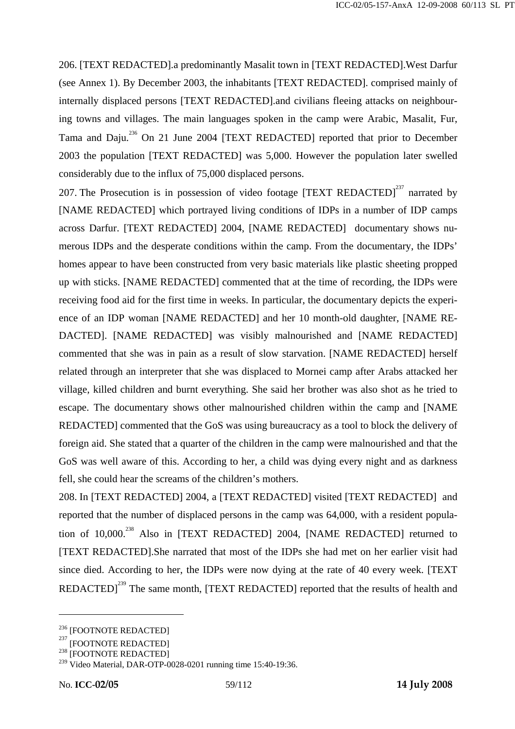206. [TEXT REDACTED].a predominantly Masalit town in [TEXT REDACTED].West Darfur (see Annex 1). By December 2003, the inhabitants [TEXT REDACTED]. comprised mainly of internally displaced persons [TEXT REDACTED].and civilians fleeing attacks on neighbouring towns and villages. The main languages spoken in the camp were Arabic, Masalit, Fur, Tama and Daju.[236] On 21 June 2004 [TEXT REDACTED] reported that prior to December 2003 the population [TEXT REDACTED] was 5,000. However the population later swelled considerably due to the influx of 75,000 displaced persons.

207. The Prosecution is in possession of video footage [TEXT REDACTED][237] narrated by [NAME REDACTED] which portrayed living conditions of IDPs in a number of IDP camps across Darfur. [TEXT REDACTED] 2004, [NAME REDACTED] documentary shows numerous IDPs and the desperate conditions within the camp. From the documentary, the IDPs' homes appear to have been constructed from very basic materials like plastic sheeting propped up with sticks. [NAME REDACTED] commented that at the time of recording, the IDPs were receiving food aid for the first time in weeks. In particular, the documentary depicts the experience of an IDP woman [NAME REDACTED] and her 10 month-old daughter, [NAME REDACTED]. [NAME REDACTED] was visibly malnourished and [NAME REDACTED] commented that she was in pain as a result of slow starvation. [NAME REDACTED] herself related through an interpreter that she was displaced to Mornei camp after Arabs attacked her village, killed children and burnt everything. She said her brother was also shot as he tried to escape. The documentary shows other malnourished children within the camp and [NAME REDACTED] commented that the GoS was using bureaucracy as a tool to block the delivery of foreign aid. She stated that a quarter of the children in the camp were malnourished and that the GoS was well aware of this. According to her, a child was dying every night and as darkness fell, she could hear the screams of the children's mothers.

208. In [TEXT REDACTED] 2004, a [TEXT REDACTED] visited [TEXT REDACTED] and reported that the number of displaced persons in the camp was 64,000, with a resident population of 10,000.[238] Also in [TEXT REDACTED] 2004, [NAME REDACTED] returned to [TEXT REDACTED].She narrated that most of the IDPs she had met on her earlier visit had since died. According to her, the IDPs were now dying at the rate of 40 every week. [TEXT REDACTED][239] The same month, [TEXT REDACTED] reported that the results of health and

---

[236] [FOOTNOTE REDACTED]

[237] [FOOTNOTE REDACTED]

[238] [FOOTNOTE REDACTED]

[239] Video Material, DAR-OTP-0028-0201 running time 15:40-19:36.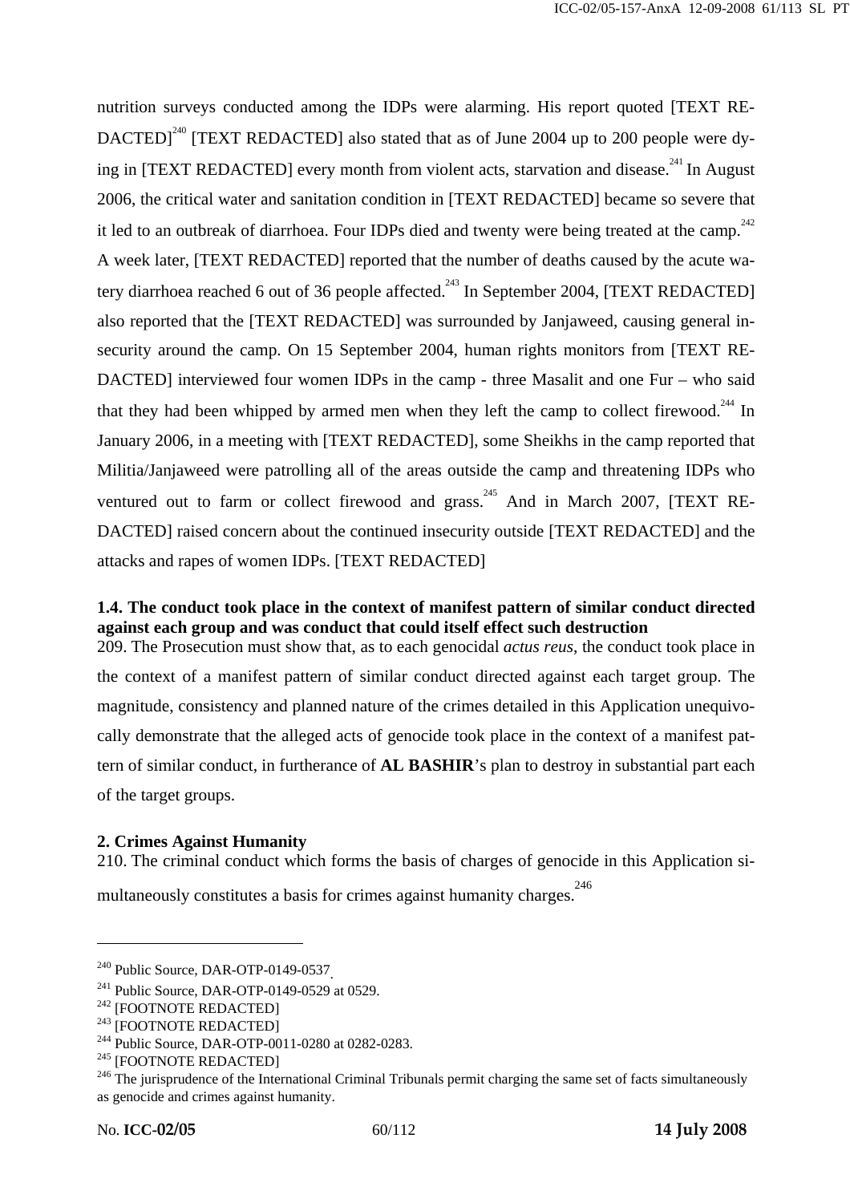nutrition surveys conducted among the IDPs were alarming. His report quoted [TEXT REDACTED][240] [TEXT REDACTED] also stated that as of June 2004 up to 200 people were dying in [TEXT REDACTED] every month from violent acts, starvation and disease.[241] In August 2006, the critical water and sanitation condition in [TEXT REDACTED] became so severe that it led to an outbreak of diarrhoea. Four IDPs died and twenty were being treated at the camp.[242] A week later, [TEXT REDACTED] reported that the number of deaths caused by the acute watery diarrhoea reached 6 out of 36 people affected.[243] In September 2004, [TEXT REDACTED] also reported that the [TEXT REDACTED] was surrounded by Janjaweed, causing general insecurity around the camp. On 15 September 2004, human rights monitors from [TEXT REDACTED] interviewed four women IDPs in the camp - three Masalit and one Fur – who said that they had been whipped by armed men when they left the camp to collect firewood.[244] In January 2006, in a meeting with [TEXT REDACTED], some Sheikhs in the camp reported that Militia/Janjaweed were patrolling all of the areas outside the camp and threatening IDPs who ventured out to farm or collect firewood and grass.[245] And in March 2007, [TEXT REDACTED] raised concern about the continued insecurity outside [TEXT REDACTED] and the attacks and rapes of women IDPs. [TEXT REDACTED]

### 1.4. The conduct took place in the context of manifest pattern of similar conduct directed against each group and was conduct that could itself effect such destruction

209. The Prosecution must show that, as to each genocidal *actus reus*, the conduct took place in the context of a manifest pattern of similar conduct directed against each target group. The magnitude, consistency and planned nature of the crimes detailed in this Application unequivocally demonstrate that the alleged acts of genocide took place in the context of a manifest pattern of similar conduct, in furtherance of **AL BASHIR**'s plan to destroy in substantial part each of the target groups.

## 2. Crimes Against Humanity

210. The criminal conduct which forms the basis of charges of genocide in this Application simultaneously constitutes a basis for crimes against humanity charges.[246]

---

[240] Public Source, DAR-OTP-0149-0537.

[241] Public Source, DAR-OTP-0149-0529 at 0529.

[242] [FOOTNOTE REDACTED]

[243] [FOOTNOTE REDACTED]

[244] Public Source, DAR-OTP-0011-0280 at 0282-0283.

[245] [FOOTNOTE REDACTED]

[246] The jurisprudence of the International Criminal Tribunals permit charging the same set of facts simultaneously as genocide and crimes against humanity.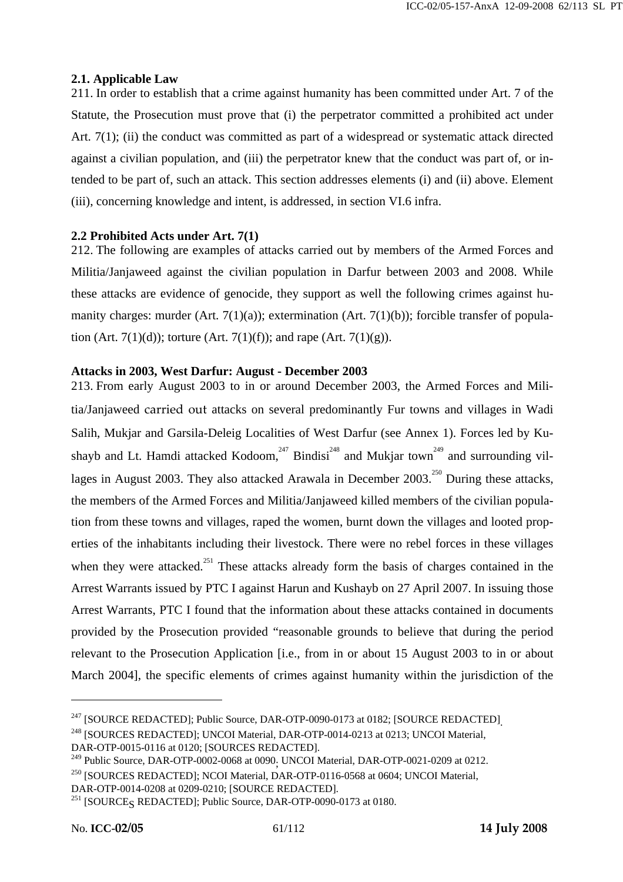### 2.1. Applicable Law

211. In order to establish that a crime against humanity has been committed under Art. 7 of the Statute, the Prosecution must prove that (i) the perpetrator committed a prohibited act under Art. 7(1); (ii) the conduct was committed as part of a widespread or systematic attack directed against a civilian population, and (iii) the perpetrator knew that the conduct was part of, or intended to be part of, such an attack. This section addresses elements (i) and (ii) above. Element (iii), concerning knowledge and intent, is addressed, in section VI.6 infra.

### 2.2 Prohibited Acts under Art. 7(1)

212. The following are examples of attacks carried out by members of the Armed Forces and Militia/Janjaweed against the civilian population in Darfur between 2003 and 2008. While these attacks are evidence of genocide, they support as well the following crimes against humanity charges: murder (Art. 7(1)(a)); extermination (Art. 7(1)(b)); forcible transfer of population (Art. 7(1)(d)); torture (Art. 7(1)(f)); and rape (Art. 7(1)(g)).

**Attacks in 2003, West Darfur: August - December 2003**

213. From early August 2003 to in or around December 2003, the Armed Forces and Militia/Janjaweed carried out attacks on several predominantly Fur towns and villages in Wadi Salih, Mukjar and Garsila-Deleig Localities of West Darfur (see Annex 1). Forces led by Kushayb and Lt. Hamdi attacked Kodoom,[247] Bindisi[248] and Mukjar town[249] and surrounding villages in August 2003. They also attacked Arawala in December 2003.[250] During these attacks, the members of the Armed Forces and Militia/Janjaweed killed members of the civilian population from these towns and villages, raped the women, burnt down the villages and looted properties of the inhabitants including their livestock. There were no rebel forces in these villages when they were attacked.[251] These attacks already form the basis of charges contained in the Arrest Warrants issued by PTC I against Harun and Kushayb on 27 April 2007. In issuing those Arrest Warrants, PTC I found that the information about these attacks contained in documents provided by the Prosecution provided "reasonable grounds to believe that during the period relevant to the Prosecution Application [i.e., from in or about 15 August 2003 to in or about March 2004], the specific elements of crimes against humanity within the jurisdiction of the

---

[247] [SOURCE REDACTED]; Public Source, DAR-OTP-0090-0173 at 0182; [SOURCE REDACTED].

[248] [SOURCES REDACTED]; UNCOI Material, DAR-OTP-0014-0213 at 0213; UNCOI Material, DAR-OTP-0015-0116 at 0120; [SOURCES REDACTED].

[249] Public Source, DAR-OTP-0002-0068 at 0090; UNCOI Material, DAR-OTP-0021-0209 at 0212.

[250] [SOURCES REDACTED]; NCOI Material, DAR-OTP-0116-0568 at 0604; UNCOI Material, DAR-OTP-0014-0208 at 0209-0210; [SOURCE REDACTED].

[251] [SOURCES REDACTED]; Public Source, DAR-OTP-0090-0173 at 0180.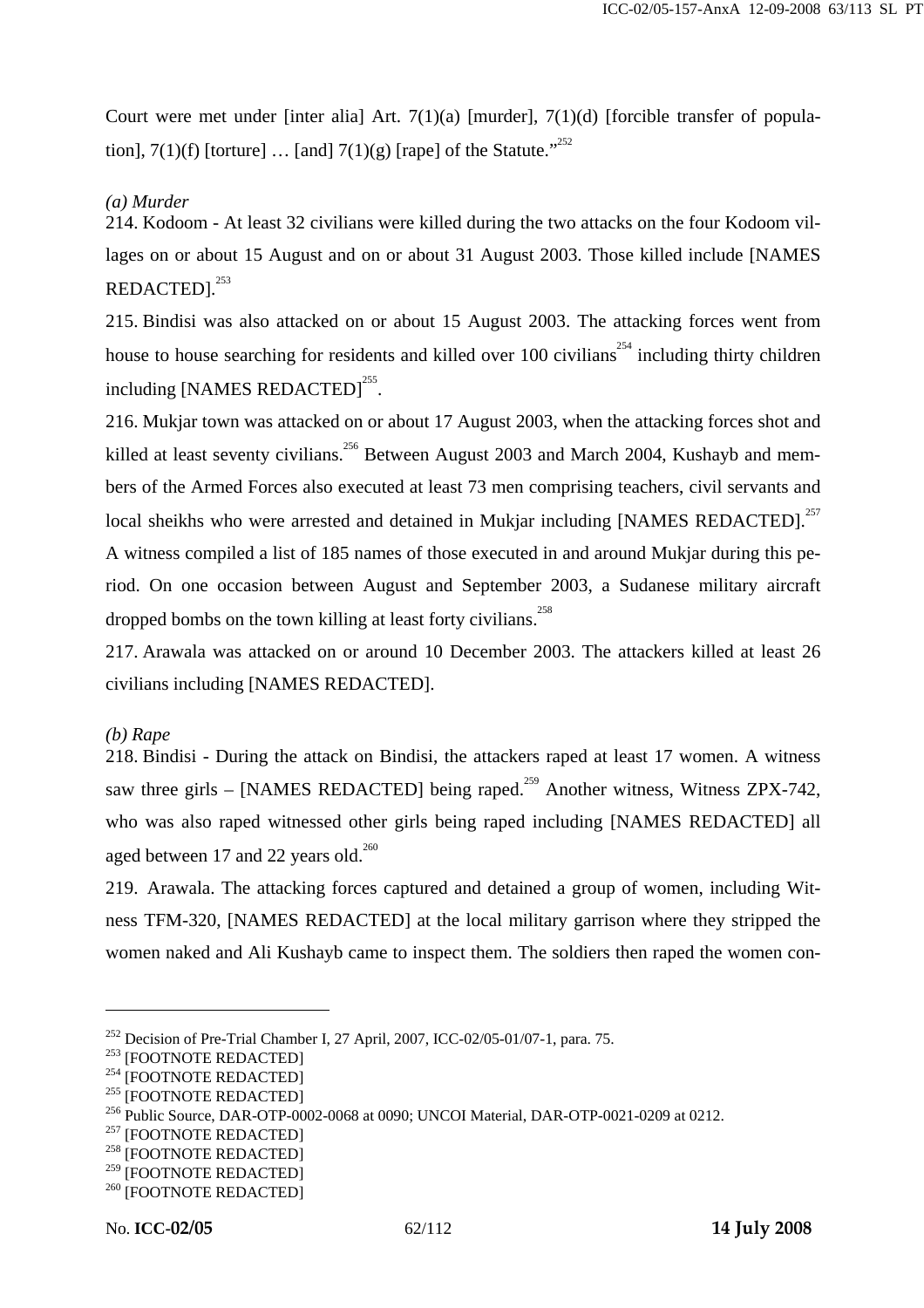Court were met under [inter alia] Art. 7(1)(a) [murder], 7(1)(d) [forcible transfer of population], 7(1)(f) [torture] … [and] 7(1)(g) [rape] of the Statute."[252]

*(a) Murder*

214. Kodoom - At least 32 civilians were killed during the two attacks on the four Kodoom villages on or about 15 August and on or about 31 August 2003. Those killed include [NAMES REDACTED].[253]

215. Bindisi was also attacked on or about 15 August 2003. The attacking forces went from house to house searching for residents and killed over 100 civilians[254] including thirty children including [NAMES REDACTED][255].

216. Mukjar town was attacked on or about 17 August 2003, when the attacking forces shot and killed at least seventy civilians.[256] Between August 2003 and March 2004, Kushayb and members of the Armed Forces also executed at least 73 men comprising teachers, civil servants and local sheikhs who were arrested and detained in Mukjar including [NAMES REDACTED].[257] A witness compiled a list of 185 names of those executed in and around Mukjar during this period. On one occasion between August and September 2003, a Sudanese military aircraft dropped bombs on the town killing at least forty civilians.[258]

217. Arawala was attacked on or around 10 December 2003. The attackers killed at least 26 civilians including [NAMES REDACTED].

*(b) Rape*

218. Bindisi - During the attack on Bindisi, the attackers raped at least 17 women. A witness saw three girls – [NAMES REDACTED] being raped.[259] Another witness, Witness ZPX-742, who was also raped witnessed other girls being raped including [NAMES REDACTED] all aged between 17 and 22 years old.[260]

219. Arawala. The attacking forces captured and detained a group of women, including Witness TFM-320, [NAMES REDACTED] at the local military garrison where they stripped the women naked and Ali Kushayb came to inspect them. The soldiers then raped the women con-

---

[252] Decision of Pre-Trial Chamber I, 27 April, 2007, ICC-02/05-01/07-1, para. 75.

[253] [FOOTNOTE REDACTED]

[254] [FOOTNOTE REDACTED]

[255] [FOOTNOTE REDACTED]

[256] Public Source, DAR-OTP-0002-0068 at 0090; UNCOI Material, DAR-OTP-0021-0209 at 0212.

[257] [FOOTNOTE REDACTED]

[258] [FOOTNOTE REDACTED]

[259] [FOOTNOTE REDACTED]

[260] [FOOTNOTE REDACTED]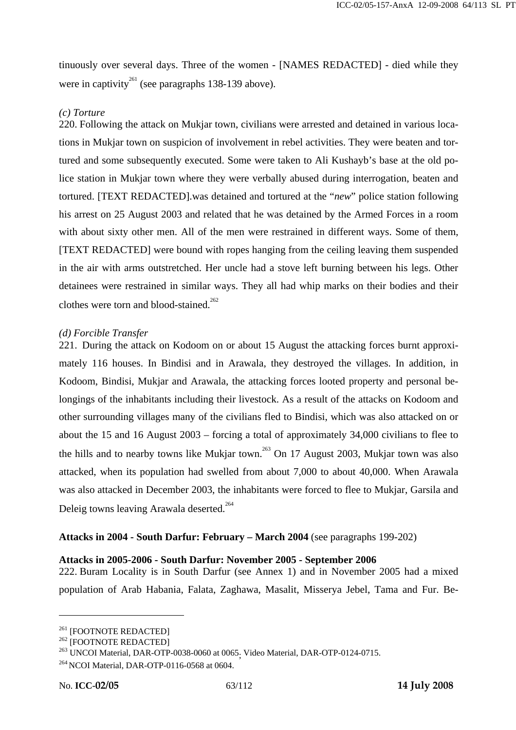tinuously over several days. Three of the women - [NAMES REDACTED] - died while they were in captivity[261] (see paragraphs 138-139 above).

*(c) Torture*

220. Following the attack on Mukjar town, civilians were arrested and detained in various locations in Mukjar town on suspicion of involvement in rebel activities. They were beaten and tortured and some subsequently executed. Some were taken to Ali Kushayb's base at the old police station in Mukjar town where they were verbally abused during interrogation, beaten and tortured. [TEXT REDACTED].was detained and tortured at the "*new*" police station following his arrest on 25 August 2003 and related that he was detained by the Armed Forces in a room with about sixty other men. All of the men were restrained in different ways. Some of them, [TEXT REDACTED] were bound with ropes hanging from the ceiling leaving them suspended in the air with arms outstretched. Her uncle had a stove left burning between his legs. Other detainees were restrained in similar ways. They all had whip marks on their bodies and their clothes were torn and blood-stained.[262]

*(d) Forcible Transfer*

221. During the attack on Kodoom on or about 15 August the attacking forces burnt approximately 116 houses. In Bindisi and in Arawala, they destroyed the villages. In addition, in Kodoom, Bindisi, Mukjar and Arawala, the attacking forces looted property and personal belongings of the inhabitants including their livestock. As a result of the attacks on Kodoom and other surrounding villages many of the civilians fled to Bindisi, which was also attacked on or about the 15 and 16 August 2003 – forcing a total of approximately 34,000 civilians to flee to the hills and to nearby towns like Mukjar town.[263] On 17 August 2003, Mukjar town was also attacked, when its population had swelled from about 7,000 to about 40,000. When Arawala was also attacked in December 2003, the inhabitants were forced to flee to Mukjar, Garsila and Deleig towns leaving Arawala deserted.[264]

**Attacks in 2004 - South Darfur: February – March 2004** (see paragraphs 199-202)

**Attacks in 2005-2006 - South Darfur: November 2005 - September 2006**

222. Buram Locality is in South Darfur (see Annex 1) and in November 2005 had a mixed population of Arab Habania, Falata, Zaghawa, Masalit, Misserya Jebel, Tama and Fur. Be-

---

[261] [FOOTNOTE REDACTED]

[262] [FOOTNOTE REDACTED]

[263] UNCOI Material, DAR-OTP-0038-0060 at 0065; Video Material, DAR-OTP-0124-0715.

[264] NCOI Material, DAR-OTP-0116-0568 at 0604.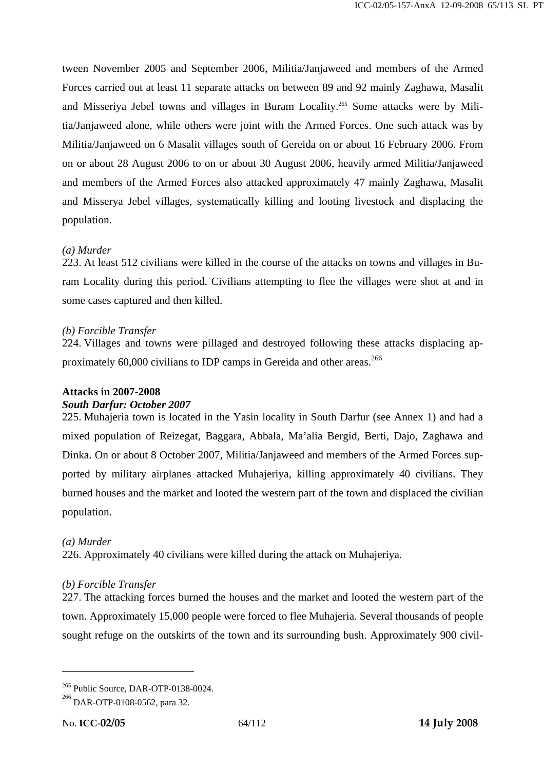tween November 2005 and September 2006, Militia/Janjaweed and members of the Armed Forces carried out at least 11 separate attacks on between 89 and 92 mainly Zaghawa, Masalit and Misseriya Jebel towns and villages in Buram Locality.[265] Some attacks were by Militia/Janjaweed alone, while others were joint with the Armed Forces. One such attack was by Militia/Janjaweed on 6 Masalit villages south of Gereida on or about 16 February 2006. From on or about 28 August 2006 to on or about 30 August 2006, heavily armed Militia/Janjaweed and members of the Armed Forces also attacked approximately 47 mainly Zaghawa, Masalit and Misserya Jebel villages, systematically killing and looting livestock and displacing the population.

*(a) Murder*
223. At least 512 civilians were killed in the course of the attacks on towns and villages in Buram Locality during this period. Civilians attempting to flee the villages were shot at and in some cases captured and then killed.

*(b) Forcible Transfer*
224. Villages and towns were pillaged and destroyed following these attacks displacing approximately 60,000 civilians to IDP camps in Gereida and other areas.[266]

**Attacks in 2007-2008**
***South Darfur: October 2007***
225. Muhajeria town is located in the Yasin locality in South Darfur (see Annex 1) and had a mixed population of Reizegat, Baggara, Abbala, Ma'alia Bergid, Berti, Dajo, Zaghawa and Dinka. On or about 8 October 2007, Militia/Janjaweed and members of the Armed Forces supported by military airplanes attacked Muhajeriya, killing approximately 40 civilians. They burned houses and the market and looted the western part of the town and displaced the civilian population.

*(a) Murder*
226. Approximately 40 civilians were killed during the attack on Muhajeriya.

*(b) Forcible Transfer*
227. The attacking forces burned the houses and the market and looted the western part of the town. Approximately 15,000 people were forced to flee Muhajeria. Several thousands of people sought refuge on the outskirts of the town and its surrounding bush. Approximately 900 civil-

---

[265] Public Source, DAR-OTP-0138-0024.
[266] DAR-OTP-0108-0562, para 32.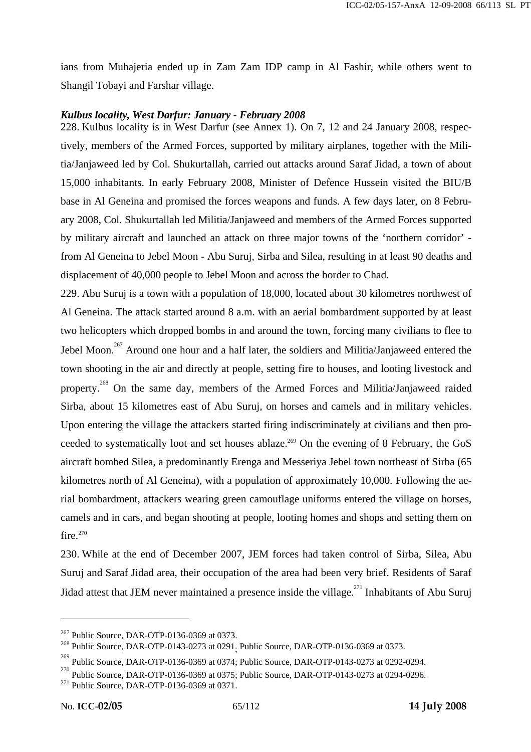ians from Muhajeria ended up in Zam Zam IDP camp in Al Fashir, while others went to Shangil Tobayi and Farshar village.

***Kulbus locality, West Darfur: January - February 2008***

228. Kulbus locality is in West Darfur (see Annex 1). On 7, 12 and 24 January 2008, respectively, members of the Armed Forces, supported by military airplanes, together with the Militia/Janjaweed led by Col. Shukurtallah, carried out attacks around Saraf Jidad, a town of about 15,000 inhabitants. In early February 2008, Minister of Defence Hussein visited the BIU/B base in Al Geneina and promised the forces weapons and funds. A few days later, on 8 February 2008, Col. Shukurtallah led Militia/Janjaweed and members of the Armed Forces supported by military aircraft and launched an attack on three major towns of the 'northern corridor' - from Al Geneina to Jebel Moon - Abu Suruj, Sirba and Silea, resulting in at least 90 deaths and displacement of 40,000 people to Jebel Moon and across the border to Chad.

229. Abu Suruj is a town with a population of 18,000, located about 30 kilometres northwest of Al Geneina. The attack started around 8 a.m. with an aerial bombardment supported by at least two helicopters which dropped bombs in and around the town, forcing many civilians to flee to Jebel Moon.[267] Around one hour and a half later, the soldiers and Militia/Janjaweed entered the town shooting in the air and directly at people, setting fire to houses, and looting livestock and property.[268] On the same day, members of the Armed Forces and Militia/Janjaweed raided Sirba, about 15 kilometres east of Abu Suruj, on horses and camels and in military vehicles. Upon entering the village the attackers started firing indiscriminately at civilians and then proceeded to systematically loot and set houses ablaze.[269] On the evening of 8 February, the GoS aircraft bombed Silea, a predominantly Erenga and Messeriya Jebel town northeast of Sirba (65 kilometres north of Al Geneina), with a population of approximately 10,000. Following the aerial bombardment, attackers wearing green camouflage uniforms entered the village on horses, camels and in cars, and began shooting at people, looting homes and shops and setting them on fire.[270]

230. While at the end of December 2007, JEM forces had taken control of Sirba, Silea, Abu Suruj and Saraf Jidad area, their occupation of the area had been very brief. Residents of Saraf Jidad attest that JEM never maintained a presence inside the village.[271] Inhabitants of Abu Suruj

---

[267] Public Source, DAR-OTP-0136-0369 at 0373.

[268] Public Source, DAR-OTP-0143-0273 at 0291; Public Source, DAR-OTP-0136-0369 at 0373.

[269] Public Source, DAR-OTP-0136-0369 at 0374; Public Source, DAR-OTP-0143-0273 at 0292-0294.

[270] Public Source, DAR-OTP-0136-0369 at 0375; Public Source, DAR-OTP-0143-0273 at 0294-0296.

[271] Public Source, DAR-OTP-0136-0369 at 0371.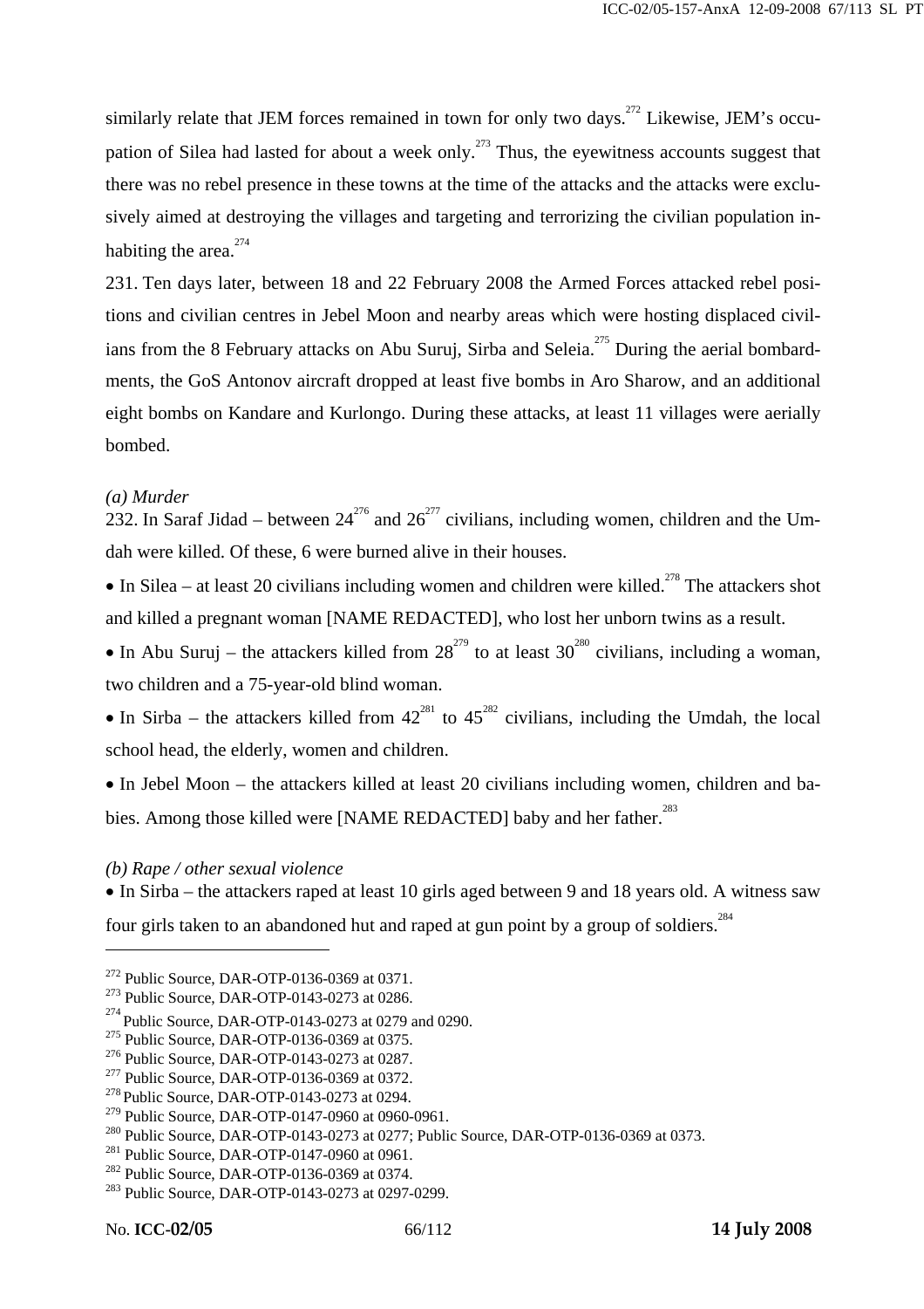similarly relate that JEM forces remained in town for only two days.[272] Likewise, JEM's occupation of Silea had lasted for about a week only.[273] Thus, the eyewitness accounts suggest that there was no rebel presence in these towns at the time of the attacks and the attacks were exclusively aimed at destroying the villages and targeting and terrorizing the civilian population inhabiting the area.[274]

231. Ten days later, between 18 and 22 February 2008 the Armed Forces attacked rebel positions and civilian centres in Jebel Moon and nearby areas which were hosting displaced civilians from the 8 February attacks on Abu Suruj, Sirba and Seleia.[275] During the aerial bombardments, the GoS Antonov aircraft dropped at least five bombs in Aro Sharow, and an additional eight bombs on Kandare and Kurlongo. During these attacks, at least 11 villages were aerially bombed.

*(a) Murder*

232. In Saraf Jidad – between 24[276] and 26[277] civilians, including women, children and the Umdah were killed. Of these, 6 were burned alive in their houses.

- In Silea – at least 20 civilians including women and children were killed.[278] The attackers shot and killed a pregnant woman [NAME REDACTED], who lost her unborn twins as a result.
- In Abu Suruj – the attackers killed from 28[279] to at least 30[280] civilians, including a woman, two children and a 75-year-old blind woman.
- In Sirba – the attackers killed from 42[281] to 45[282] civilians, including the Umdah, the local school head, the elderly, women and children.
- In Jebel Moon – the attackers killed at least 20 civilians including women, children and babies. Among those killed were [NAME REDACTED] baby and her father.[283]

*(b) Rape / other sexual violence*

- In Sirba – the attackers raped at least 10 girls aged between 9 and 18 years old. A witness saw four girls taken to an abandoned hut and raped at gun point by a group of soldiers.[284]

---

[272] Public Source, DAR-OTP-0136-0369 at 0371.
[273] Public Source, DAR-OTP-0143-0273 at 0286.
[274] Public Source, DAR-OTP-0143-0273 at 0279 and 0290.
[275] Public Source, DAR-OTP-0136-0369 at 0375.
[276] Public Source, DAR-OTP-0143-0273 at 0287.
[277] Public Source, DAR-OTP-0136-0369 at 0372.
[278] Public Source, DAR-OTP-0143-0273 at 0294.
[279] Public Source, DAR-OTP-0147-0960 at 0960-0961.
[280] Public Source, DAR-OTP-0143-0273 at 0277; Public Source, DAR-OTP-0136-0369 at 0373.
[281] Public Source, DAR-OTP-0147-0960 at 0961.
[282] Public Source, DAR-OTP-0136-0369 at 0374.
[283] Public Source, DAR-OTP-0143-0273 at 0297-0299.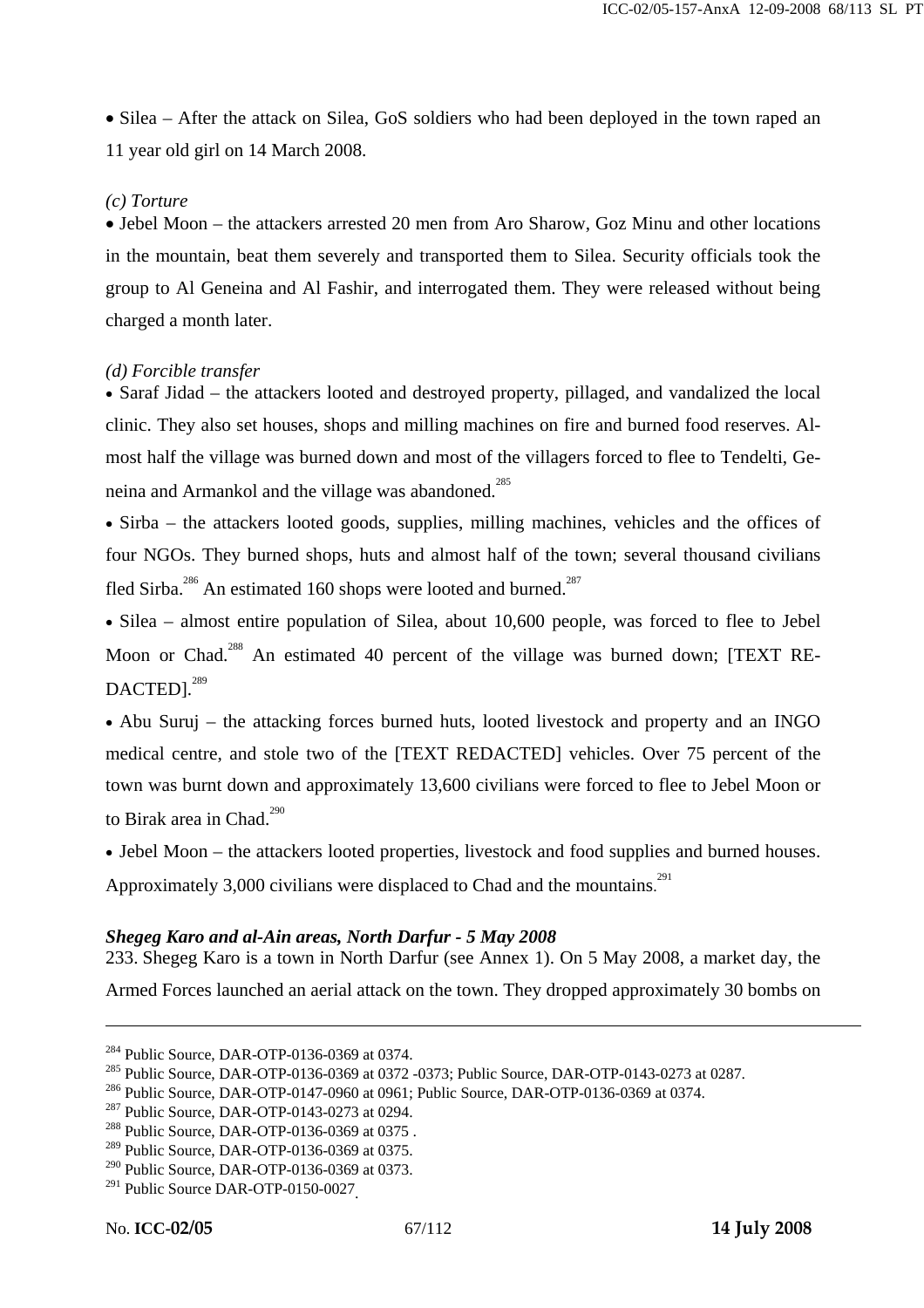• Silea – After the attack on Silea, GoS soldiers who had been deployed in the town raped an 11 year old girl on 14 March 2008.

*(c) Torture*

• Jebel Moon – the attackers arrested 20 men from Aro Sharow, Goz Minu and other locations in the mountain, beat them severely and transported them to Silea. Security officials took the group to Al Geneina and Al Fashir, and interrogated them. They were released without being charged a month later.

*(d) Forcible transfer*

• Saraf Jidad – the attackers looted and destroyed property, pillaged, and vandalized the local clinic. They also set houses, shops and milling machines on fire and burned food reserves. Almost half the village was burned down and most of the villagers forced to flee to Tendelti, Geneina and Armankol and the village was abandoned.[285]

• Sirba – the attackers looted goods, supplies, milling machines, vehicles and the offices of four NGOs. They burned shops, huts and almost half of the town; several thousand civilians fled Sirba.[286] An estimated 160 shops were looted and burned.[287]

• Silea – almost entire population of Silea, about 10,600 people, was forced to flee to Jebel Moon or Chad.[288] An estimated 40 percent of the village was burned down; [TEXT REDACTED].[289]

• Abu Suruj – the attacking forces burned huts, looted livestock and property and an INGO medical centre, and stole two of the [TEXT REDACTED] vehicles. Over 75 percent of the town was burnt down and approximately 13,600 civilians were forced to flee to Jebel Moon or to Birak area in Chad.[290]

• Jebel Moon – the attackers looted properties, livestock and food supplies and burned houses. Approximately 3,000 civilians were displaced to Chad and the mountains.[291]

***Shegeg Karo and al-Ain areas, North Darfur - 5 May 2008***

233. Shegeg Karo is a town in North Darfur (see Annex 1). On 5 May 2008, a market day, the Armed Forces launched an aerial attack on the town. They dropped approximately 30 bombs on

---

[284] Public Source, DAR-OTP-0136-0369 at 0374.
[285] Public Source, DAR-OTP-0136-0369 at 0372 -0373; Public Source, DAR-OTP-0143-0273 at 0287.
[286] Public Source, DAR-OTP-0147-0960 at 0961; Public Source, DAR-OTP-0136-0369 at 0374.
[287] Public Source, DAR-OTP-0143-0273 at 0294.
[288] Public Source, DAR-OTP-0136-0369 at 0375 .
[289] Public Source, DAR-OTP-0136-0369 at 0375.
[290] Public Source, DAR-OTP-0136-0369 at 0373.
[291] Public Source DAR-OTP-0150-0027.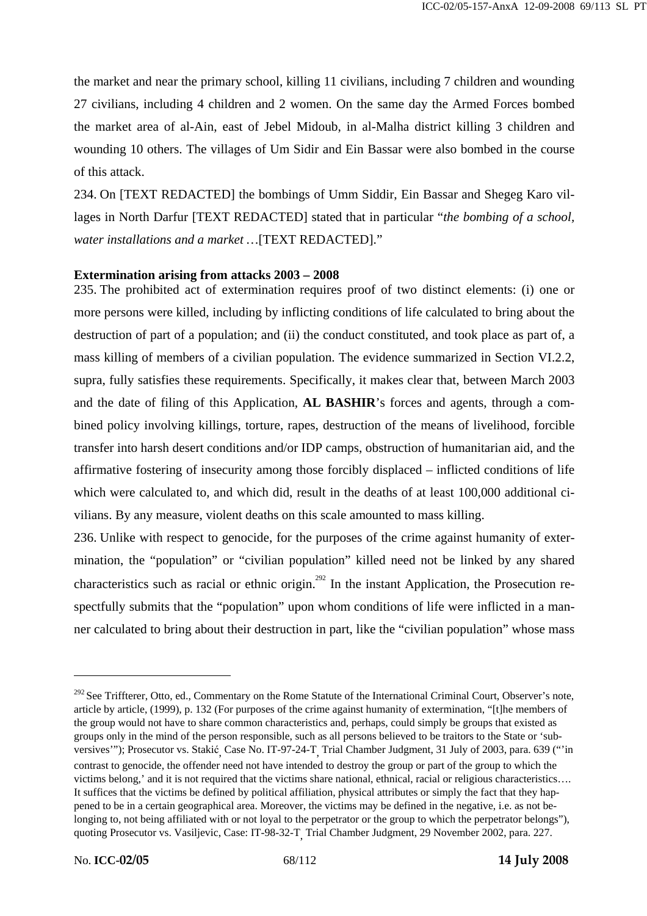the market and near the primary school, killing 11 civilians, including 7 children and wounding 27 civilians, including 4 children and 2 women. On the same day the Armed Forces bombed the market area of al-Ain, east of Jebel Midoub, in al-Malha district killing 3 children and wounding 10 others. The villages of Um Sidir and Ein Bassar were also bombed in the course of this attack.

234. On [TEXT REDACTED] the bombings of Umm Siddir, Ein Bassar and Shegeg Karo villages in North Darfur [TEXT REDACTED] stated that in particular "*the bombing of a school, water installations and a market* …[TEXT REDACTED]."

**Extermination arising from attacks 2003 – 2008**

235. The prohibited act of extermination requires proof of two distinct elements: (i) one or more persons were killed, including by inflicting conditions of life calculated to bring about the destruction of part of a population; and (ii) the conduct constituted, and took place as part of, a mass killing of members of a civilian population. The evidence summarized in Section VI.2.2, supra, fully satisfies these requirements. Specifically, it makes clear that, between March 2003 and the date of filing of this Application, **AL BASHIR**'s forces and agents, through a combined policy involving killings, torture, rapes, destruction of the means of livelihood, forcible transfer into harsh desert conditions and/or IDP camps, obstruction of humanitarian aid, and the affirmative fostering of insecurity among those forcibly displaced – inflicted conditions of life which were calculated to, and which did, result in the deaths of at least 100,000 additional civilians. By any measure, violent deaths on this scale amounted to mass killing.

236. Unlike with respect to genocide, for the purposes of the crime against humanity of extermination, the "population" or "civilian population" killed need not be linked by any shared characteristics such as racial or ethnic origin.[292] In the instant Application, the Prosecution respectfully submits that the "population" upon whom conditions of life were inflicted in a manner calculated to bring about their destruction in part, like the "civilian population" whose mass

---

[292] See Triffterer, Otto, ed., Commentary on the Rome Statute of the International Criminal Court, Observer's note, article by article, (1999), p. 132 (For purposes of the crime against humanity of extermination, "[t]he members of the group would not have to share common characteristics and, perhaps, could simply be groups that existed as groups only in the mind of the person responsible, such as all persons believed to be traitors to the State or 'subversives'"); Prosecutor vs. Stakić, Case No. IT-97-24-T, Trial Chamber Judgment, 31 July of 2003, para. 639 ("'in contrast to genocide, the offender need not have intended to destroy the group or part of the group to which the victims belong,' and it is not required that the victims share national, ethnical, racial or religious characteristics…. It suffices that the victims be defined by political affiliation, physical attributes or simply the fact that they happened to be in a certain geographical area. Moreover, the victims may be defined in the negative, i.e. as not belonging to, not being affiliated with or not loyal to the perpetrator or the group to which the perpetrator belongs"), quoting Prosecutor vs. Vasiljevic, Case: IT-98-32-T, Trial Chamber Judgment, 29 November 2002, para. 227.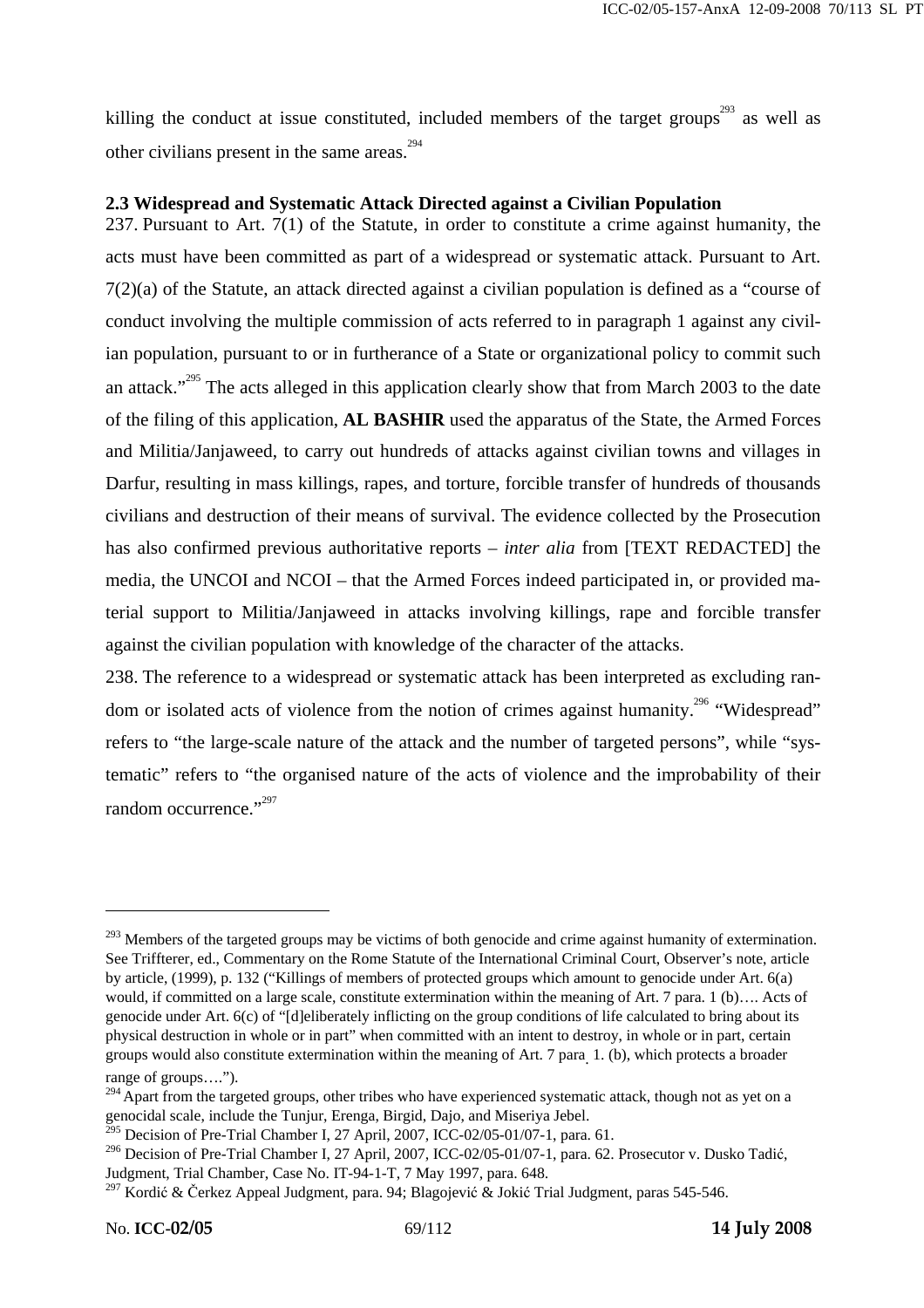killing the conduct at issue constituted, included members of the target groups[293] as well as other civilians present in the same areas.[294]

### 2.3 Widespread and Systematic Attack Directed against a Civilian Population

237. Pursuant to Art. 7(1) of the Statute, in order to constitute a crime against humanity, the acts must have been committed as part of a widespread or systematic attack. Pursuant to Art. 7(2)(a) of the Statute, an attack directed against a civilian population is defined as a "course of conduct involving the multiple commission of acts referred to in paragraph 1 against any civilian population, pursuant to or in furtherance of a State or organizational policy to commit such an attack."[295] The acts alleged in this application clearly show that from March 2003 to the date of the filing of this application, **AL BASHIR** used the apparatus of the State, the Armed Forces and Militia/Janjaweed, to carry out hundreds of attacks against civilian towns and villages in Darfur, resulting in mass killings, rapes, and torture, forcible transfer of hundreds of thousands civilians and destruction of their means of survival. The evidence collected by the Prosecution has also confirmed previous authoritative reports – *inter alia* from [TEXT REDACTED] the media, the UNCOI and NCOI – that the Armed Forces indeed participated in, or provided material support to Militia/Janjaweed in attacks involving killings, rape and forcible transfer against the civilian population with knowledge of the character of the attacks.

238. The reference to a widespread or systematic attack has been interpreted as excluding random or isolated acts of violence from the notion of crimes against humanity.[296] "Widespread" refers to "the large-scale nature of the attack and the number of targeted persons", while "systematic" refers to "the organised nature of the acts of violence and the improbability of their random occurrence."[297]

---

[293] Members of the targeted groups may be victims of both genocide and crime against humanity of extermination. See Triffterer, ed., Commentary on the Rome Statute of the International Criminal Court, Observer's note, article by article, (1999), p. 132 ("Killings of members of protected groups which amount to genocide under Art. 6(a) would, if committed on a large scale, constitute extermination within the meaning of Art. 7 para. 1 (b)…. Acts of genocide under Art. 6(c) of "[d]eliberately inflicting on the group conditions of life calculated to bring about its physical destruction in whole or in part" when committed with an intent to destroy, in whole or in part, certain groups would also constitute extermination within the meaning of Art. 7 para. 1. (b), which protects a broader range of groups….").

[294] Apart from the targeted groups, other tribes who have experienced systematic attack, though not as yet on a genocidal scale, include the Tunjur, Erenga, Birgid, Dajo, and Miseriya Jebel.

[295] Decision of Pre-Trial Chamber I, 27 April, 2007, ICC-02/05-01/07-1, para. 61.

[296] Decision of Pre-Trial Chamber I, 27 April, 2007, ICC-02/05-01/07-1, para. 62. Prosecutor v. Dusko Tadić, Judgment, Trial Chamber, Case No. IT-94-1-T, 7 May 1997, para. 648.

[297] Kordić & Čerkez Appeal Judgment, para. 94; Blagojević & Jokić Trial Judgment, paras 545-546.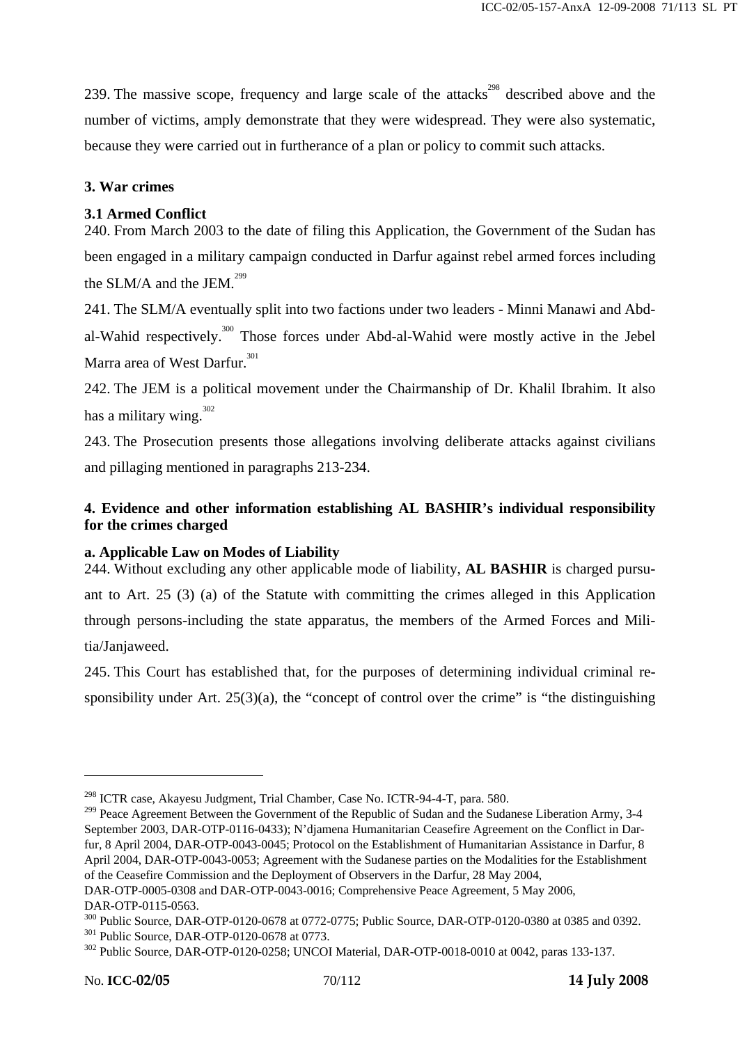239. The massive scope, frequency and large scale of the attacks[298] described above and the number of victims, amply demonstrate that they were widespread. They were also systematic, because they were carried out in furtherance of a plan or policy to commit such attacks.

### 3. War crimes

#### 3.1 Armed Conflict

240. From March 2003 to the date of filing this Application, the Government of the Sudan has been engaged in a military campaign conducted in Darfur against rebel armed forces including the SLM/A and the JEM.[299]

241. The SLM/A eventually split into two factions under two leaders - Minni Manawi and Abd-al-Wahid respectively.[300] Those forces under Abd-al-Wahid were mostly active in the Jebel Marra area of West Darfur.[301]

242. The JEM is a political movement under the Chairmanship of Dr. Khalil Ibrahim. It also has a military wing.[302]

243. The Prosecution presents those allegations involving deliberate attacks against civilians and pillaging mentioned in paragraphs 213-234.

### 4. Evidence and other information establishing AL BASHIR's individual responsibility for the crimes charged

#### a. Applicable Law on Modes of Liability

244. Without excluding any other applicable mode of liability, **AL BASHIR** is charged pursuant to Art. 25 (3) (a) of the Statute with committing the crimes alleged in this Application through persons-including the state apparatus, the members of the Armed Forces and Militia/Janjaweed.

245. This Court has established that, for the purposes of determining individual criminal responsibility under Art. 25(3)(a), the "concept of control over the crime" is "the distinguishing

---

[298] ICTR case, Akayesu Judgment, Trial Chamber, Case No. ICTR-94-4-T, para. 580.

[299] Peace Agreement Between the Government of the Republic of Sudan and the Sudanese Liberation Army, 3-4 September 2003, DAR-OTP-0116-0433); N'djamena Humanitarian Ceasefire Agreement on the Conflict in Darfur, 8 April 2004, DAR-OTP-0043-0045; Protocol on the Establishment of Humanitarian Assistance in Darfur, 8 April 2004, DAR-OTP-0043-0053; Agreement with the Sudanese parties on the Modalities for the Establishment of the Ceasefire Commission and the Deployment of Observers in the Darfur, 28 May 2004, DAR-OTP-0005-0308 and DAR-OTP-0043-0016; Comprehensive Peace Agreement, 5 May 2006, DAR-OTP-0115-0563.

[300] Public Source, DAR-OTP-0120-0678 at 0772-0775; Public Source, DAR-OTP-0120-0380 at 0385 and 0392.

[301] Public Source, DAR-OTP-0120-0678 at 0773.

[302] Public Source, DAR-OTP-0120-0258; UNCOI Material, DAR-OTP-0018-0010 at 0042, paras 133-137.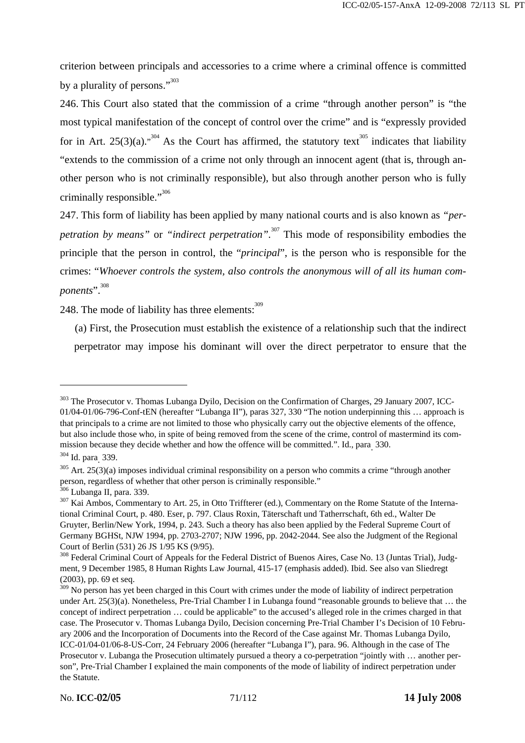criterion between principals and accessories to a crime where a criminal offence is committed by a plurality of persons."[303]

246. This Court also stated that the commission of a crime "through another person" is "the most typical manifestation of the concept of control over the crime" and is "expressly provided for in Art. 25(3)(a)."[304] As the Court has affirmed, the statutory text[305] indicates that liability "extends to the commission of a crime not only through an innocent agent (that is, through another person who is not criminally responsible), but also through another person who is fully criminally responsible."[306]

247. This form of liability has been applied by many national courts and is also known as *"perpetration by means"* or "*indirect perpetration"*.[307] This mode of responsibility embodies the principle that the person in control, the "*principal*", is the person who is responsible for the crimes: "*Whoever controls the system, also controls the anonymous will of all its human components*".[308]

248. The mode of liability has three elements:[309]

(a) First, the Prosecution must establish the existence of a relationship such that the indirect perpetrator may impose his dominant will over the direct perpetrator to ensure that the

---

[303] The Prosecutor v. Thomas Lubanga Dyilo, Decision on the Confirmation of Charges, 29 January 2007, ICC-01/04-01/06-796-Conf-tEN (hereafter "Lubanga II"), paras 327, 330 "The notion underpinning this … approach is that principals to a crime are not limited to those who physically carry out the objective elements of the offence, but also include those who, in spite of being removed from the scene of the crime, control of mastermind its commission because they decide whether and how the offence will be committed.". Id., para. 330.

[304] Id. para. 339.

[305] Art. 25(3)(a) imposes individual criminal responsibility on a person who commits a crime "through another person, regardless of whether that other person is criminally responsible."

[306] Lubanga II, para. 339.

[307] Kai Ambos, Commentary to Art. 25, in Otto Triffterer (ed.), Commentary on the Rome Statute of the International Criminal Court, p. 480. Eser, p. 797. Claus Roxin, Täterschaft und Tatherrschaft, 6th ed., Walter De Gruyter, Berlin/New York, 1994, p. 243. Such a theory has also been applied by the Federal Supreme Court of Germany BGHSt, NJW 1994, pp. 2703-2707; NJW 1996, pp. 2042-2044. See also the Judgment of the Regional Court of Berlin (531) 26 JS 1/95 KS (9/95).

[308] Federal Criminal Court of Appeals for the Federal District of Buenos Aires, Case No. 13 (Juntas Trial), Judgment, 9 December 1985, 8 Human Rights Law Journal, 415-17 (emphasis added). Ibid. See also van Sliedregt (2003), pp. 69 et seq.

[309] No person has yet been charged in this Court with crimes under the mode of liability of indirect perpetration under Art. 25(3)(a). Nonetheless, Pre-Trial Chamber I in Lubanga found "reasonable grounds to believe that … the concept of indirect perpetration … could be applicable" to the accused's alleged role in the crimes charged in that case. The Prosecutor v. Thomas Lubanga Dyilo, Decision concerning Pre-Trial Chamber I's Decision of 10 February 2006 and the Incorporation of Documents into the Record of the Case against Mr. Thomas Lubanga Dyilo, ICC-01/04-01/06-8-US-Corr, 24 February 2006 (hereafter "Lubanga I"), para. 96. Although in the case of The Prosecutor v. Lubanga the Prosecution ultimately pursued a theory a co-perpetration "jointly with … another person", Pre-Trial Chamber I explained the main components of the mode of liability of indirect perpetration under the Statute.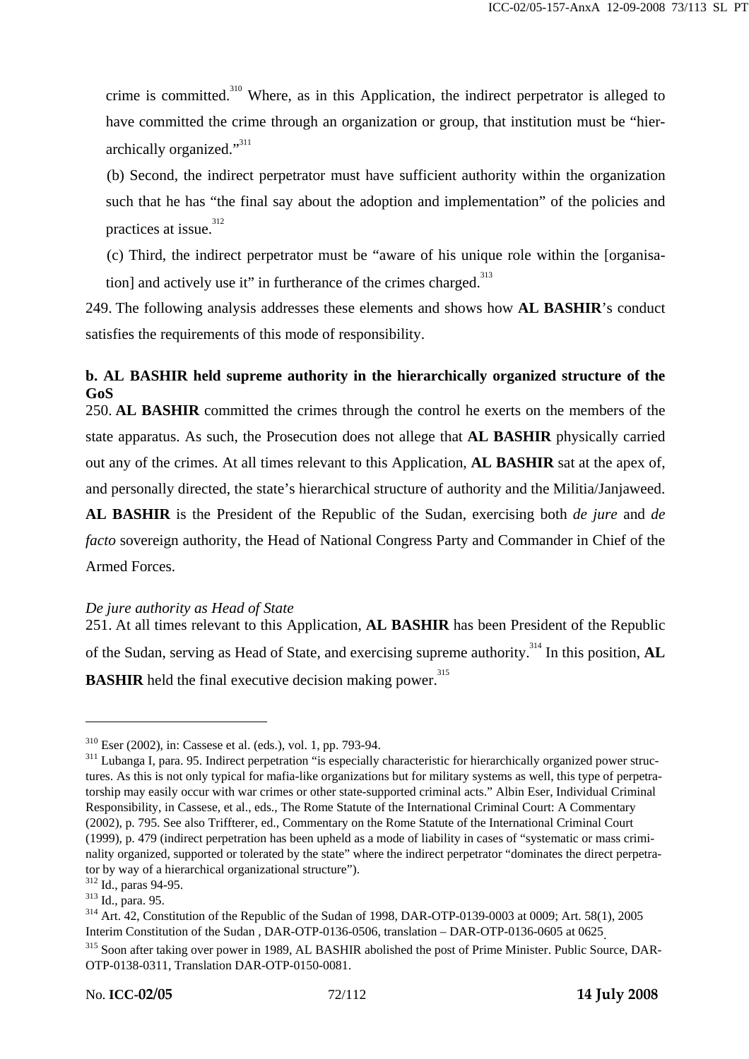crime is committed.[310] Where, as in this Application, the indirect perpetrator is alleged to have committed the crime through an organization or group, that institution must be "hierarchically organized."[311]

(b) Second, the indirect perpetrator must have sufficient authority within the organization such that he has "the final say about the adoption and implementation" of the policies and practices at issue.[312]

(c) Third, the indirect perpetrator must be "aware of his unique role within the [organisation] and actively use it" in furtherance of the crimes charged.[313]

249. The following analysis addresses these elements and shows how **AL BASHIR**'s conduct satisfies the requirements of this mode of responsibility.

**b. AL BASHIR held supreme authority in the hierarchically organized structure of the GoS**

250. **AL BASHIR** committed the crimes through the control he exerts on the members of the state apparatus. As such, the Prosecution does not allege that **AL BASHIR** physically carried out any of the crimes. At all times relevant to this Application, **AL BASHIR** sat at the apex of, and personally directed, the state's hierarchical structure of authority and the Militia/Janjaweed. **AL BASHIR** is the President of the Republic of the Sudan, exercising both *de jure* and *de facto* sovereign authority, the Head of National Congress Party and Commander in Chief of the Armed Forces.

*De jure authority as Head of State*

251. At all times relevant to this Application, **AL BASHIR** has been President of the Republic of the Sudan, serving as Head of State, and exercising supreme authority.[314] In this position, **AL BASHIR** held the final executive decision making power.[315]

---

[310] Eser (2002), in: Cassese et al. (eds.), vol. 1, pp. 793-94.

[311] Lubanga I, para. 95. Indirect perpetration "is especially characteristic for hierarchically organized power structures. As this is not only typical for mafia-like organizations but for military systems as well, this type of perpetratorship may easily occur with war crimes or other state-supported criminal acts." Albin Eser, Individual Criminal Responsibility, in Cassese, et al., eds., The Rome Statute of the International Criminal Court: A Commentary (2002), p. 795. See also Triffterer, ed., Commentary on the Rome Statute of the International Criminal Court (1999), p. 479 (indirect perpetration has been upheld as a mode of liability in cases of "systematic or mass criminality organized, supported or tolerated by the state" where the indirect perpetrator "dominates the direct perpetrator by way of a hierarchical organizational structure").

[312] Id., paras 94-95.

[313] Id., para. 95.

[314] Art. 42, Constitution of the Republic of the Sudan of 1998, DAR-OTP-0139-0003 at 0009; Art. 58(1), 2005 Interim Constitution of the Sudan , DAR-OTP-0136-0506, translation – DAR-OTP-0136-0605 at 0625.

[315] Soon after taking over power in 1989, AL BASHIR abolished the post of Prime Minister. Public Source, DAR-OTP-0138-0311, Translation DAR-OTP-0150-0081.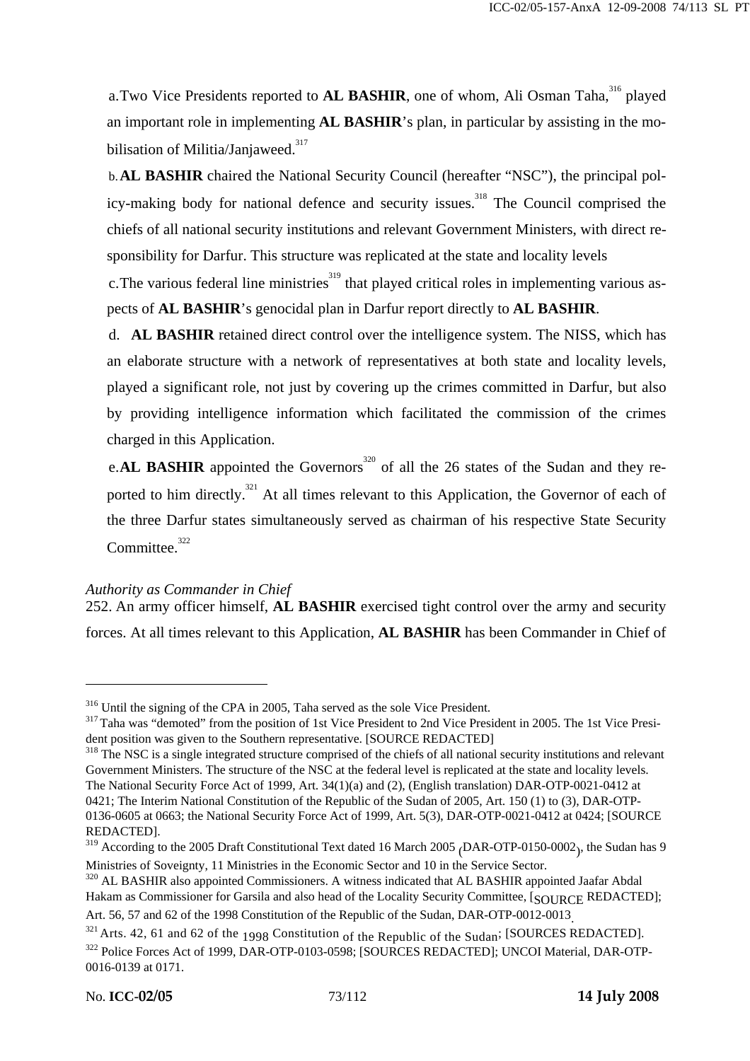a. Two Vice Presidents reported to **AL BASHIR**, one of whom, Ali Osman Taha,[316] played an important role in implementing **AL BASHIR**'s plan, in particular by assisting in the mobilisation of Militia/Janjaweed.[317]

b. **AL BASHIR** chaired the National Security Council (hereafter "NSC"), the principal policy-making body for national defence and security issues.[318] The Council comprised the chiefs of all national security institutions and relevant Government Ministers, with direct responsibility for Darfur. This structure was replicated at the state and locality levels

c. The various federal line ministries[319] that played critical roles in implementing various aspects of **AL BASHIR**'s genocidal plan in Darfur report directly to **AL BASHIR**.

d. **AL BASHIR** retained direct control over the intelligence system. The NISS, which has an elaborate structure with a network of representatives at both state and locality levels, played a significant role, not just by covering up the crimes committed in Darfur, but also by providing intelligence information which facilitated the commission of the crimes charged in this Application.

e. **AL BASHIR** appointed the Governors[320] of all the 26 states of the Sudan and they reported to him directly.[321] At all times relevant to this Application, the Governor of each of the three Darfur states simultaneously served as chairman of his respective State Security Committee.[322]

*Authority as Commander in Chief*

252. An army officer himself, **AL BASHIR** exercised tight control over the army and security forces. At all times relevant to this Application, **AL BASHIR** has been Commander in Chief of

---

[316] Until the signing of the CPA in 2005, Taha served as the sole Vice President.

[317] Taha was "demoted" from the position of 1st Vice President to 2nd Vice President in 2005. The 1st Vice President position was given to the Southern representative. [SOURCE REDACTED]

[318] The NSC is a single integrated structure comprised of the chiefs of all national security institutions and relevant Government Ministers. The structure of the NSC at the federal level is replicated at the state and locality levels. The National Security Force Act of 1999, Art. 34(1)(a) and (2), (English translation) DAR-OTP-0021-0412 at 0421; The Interim National Constitution of the Republic of the Sudan of 2005, Art. 150 (1) to (3), DAR-OTP-0136-0605 at 0663; the National Security Force Act of 1999, Art. 5(3), DAR-OTP-0021-0412 at 0424; [SOURCE REDACTED].

[319] According to the 2005 Draft Constitutional Text dated 16 March 2005 (DAR-OTP-0150-0002), the Sudan has 9 Ministries of Soveignty, 11 Ministries in the Economic Sector and 10 in the Service Sector.

[320] AL BASHIR also appointed Commissioners. A witness indicated that AL BASHIR appointed Jaafar Abdal Hakam as Commissioner for Garsila and also head of the Locality Security Committee, [SOURCE REDACTED]; Art. 56, 57 and 62 of the 1998 Constitution of the Republic of the Sudan, DAR-OTP-0012-0013.

[321] Arts. 42, 61 and 62 of the 1998 Constitution of the Republic of the Sudan; [SOURCES REDACTED].

[322] Police Forces Act of 1999, DAR-OTP-0103-0598; [SOURCES REDACTED]; UNCOI Material, DAR-OTP-0016-0139 at 0171.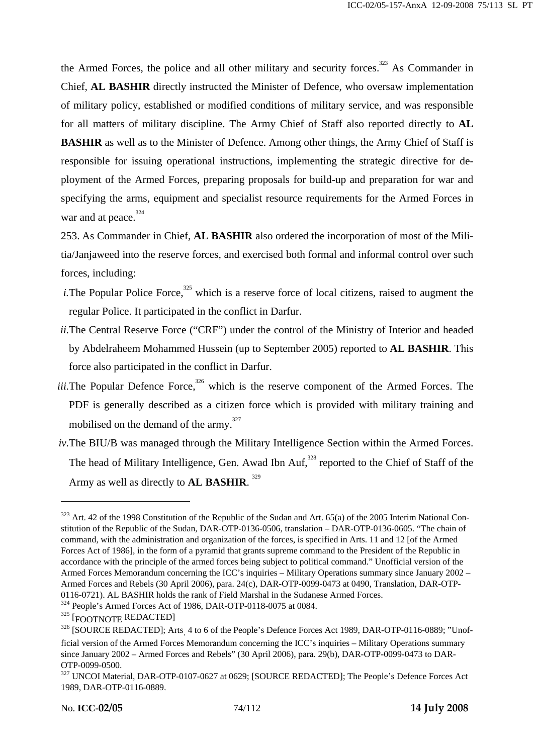the Armed Forces, the police and all other military and security forces.[323] As Commander in Chief, **AL BASHIR** directly instructed the Minister of Defence, who oversaw implementation of military policy, established or modified conditions of military service, and was responsible for all matters of military discipline. The Army Chief of Staff also reported directly to **AL BASHIR** as well as to the Minister of Defence. Among other things, the Army Chief of Staff is responsible for issuing operational instructions, implementing the strategic directive for deployment of the Armed Forces, preparing proposals for build-up and preparation for war and specifying the arms, equipment and specialist resource requirements for the Armed Forces in war and at peace.[324]

253. As Commander in Chief, **AL BASHIR** also ordered the incorporation of most of the Militia/Janjaweed into the reserve forces, and exercised both formal and informal control over such forces, including:

*i.* The Popular Police Force,[325] which is a reserve force of local citizens, raised to augment the regular Police. It participated in the conflict in Darfur.

*ii.* The Central Reserve Force ("CRF") under the control of the Ministry of Interior and headed by Abdelraheem Mohammed Hussein (up to September 2005) reported to **AL BASHIR**. This force also participated in the conflict in Darfur.

*iii.* The Popular Defence Force,[326] which is the reserve component of the Armed Forces. The PDF is generally described as a citizen force which is provided with military training and mobilised on the demand of the army.[327]

*iv.* The BIU/B was managed through the Military Intelligence Section within the Armed Forces. The head of Military Intelligence, Gen. Awad Ibn Auf,[328] reported to the Chief of Staff of the Army as well as directly to **AL BASHIR**.[329]

---

[323] Art. 42 of the 1998 Constitution of the Republic of the Sudan and Art. 65(a) of the 2005 Interim National Constitution of the Republic of the Sudan, DAR-OTP-0136-0506, translation – DAR-OTP-0136-0605. "The chain of command, with the administration and organization of the forces, is specified in Arts. 11 and 12 [of the Armed Forces Act of 1986], in the form of a pyramid that grants supreme command to the President of the Republic in accordance with the principle of the armed forces being subject to political command." Unofficial version of the Armed Forces Memorandum concerning the ICC's inquiries – Military Operations summary since January 2002 – Armed Forces and Rebels (30 April 2006), para. 24(c), DAR-OTP-0099-0473 at 0490, Translation, DAR-OTP-0116-0721). AL BASHIR holds the rank of Field Marshal in the Sudanese Armed Forces.

[324] People's Armed Forces Act of 1986, DAR-OTP-0118-0075 at 0084.

[325] [FOOTNOTE REDACTED]

[326] [SOURCE REDACTED]; Arts. 4 to 6 of the People's Defence Forces Act 1989, DAR-OTP-0116-0889; "Unofficial version of the Armed Forces Memorandum concerning the ICC's inquiries – Military Operations summary since January 2002 – Armed Forces and Rebels" (30 April 2006), para. 29(b), DAR-OTP-0099-0473 to DAR-OTP-0099-0500.

[327] UNCOI Material, DAR-OTP-0107-0627 at 0629; [SOURCE REDACTED]; The People's Defence Forces Act 1989, DAR-OTP-0116-0889.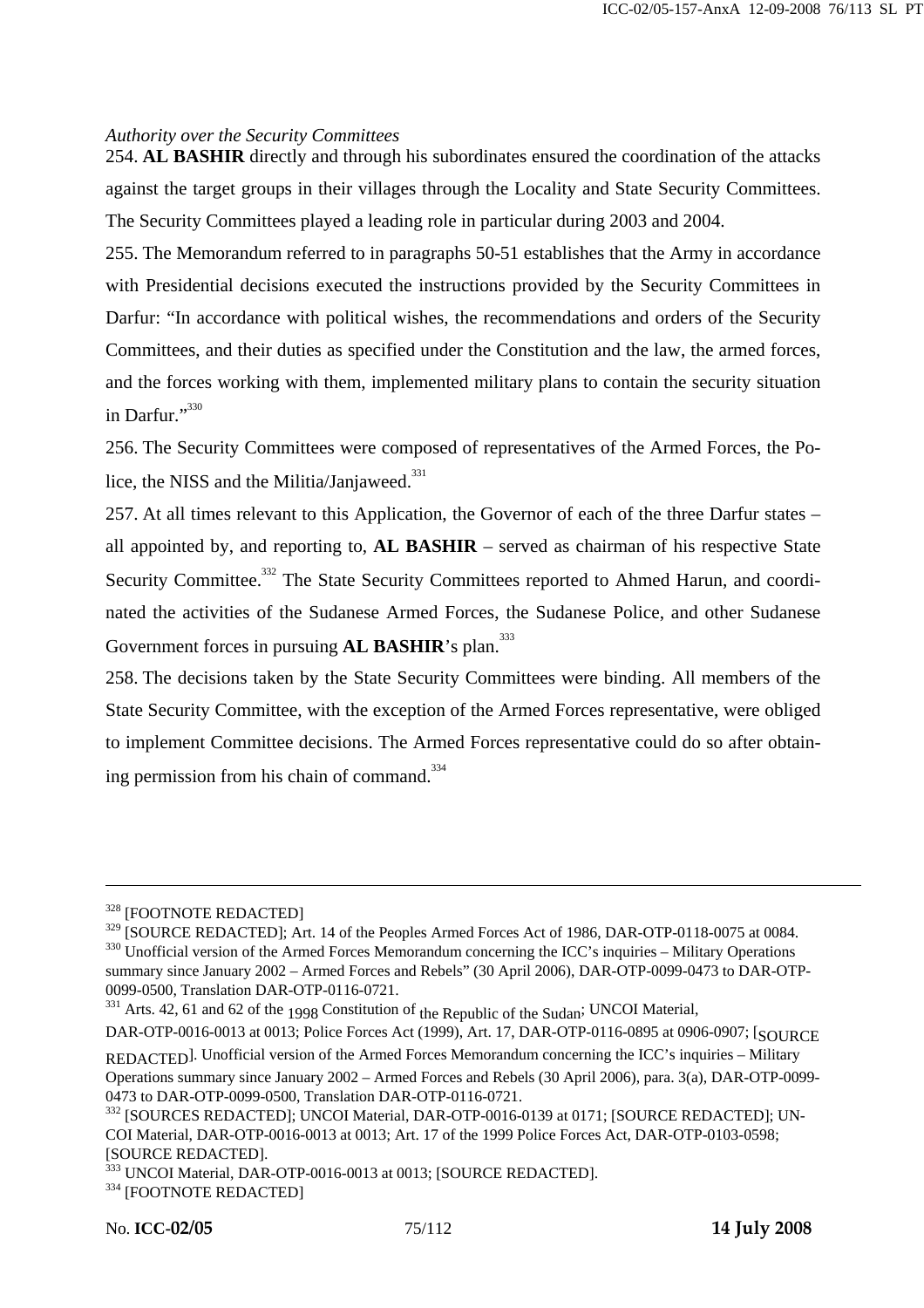*Authority over the Security Committees*

254. **AL BASHIR** directly and through his subordinates ensured the coordination of the attacks against the target groups in their villages through the Locality and State Security Committees. The Security Committees played a leading role in particular during 2003 and 2004.

255. The Memorandum referred to in paragraphs 50-51 establishes that the Army in accordance with Presidential decisions executed the instructions provided by the Security Committees in Darfur: "In accordance with political wishes, the recommendations and orders of the Security Committees, and their duties as specified under the Constitution and the law, the armed forces, and the forces working with them, implemented military plans to contain the security situation in Darfur."[330]

256. The Security Committees were composed of representatives of the Armed Forces, the Police, the NISS and the Militia/Janjaweed.[331]

257. At all times relevant to this Application, the Governor of each of the three Darfur states – all appointed by, and reporting to, **AL BASHIR** – served as chairman of his respective State Security Committee.[332] The State Security Committees reported to Ahmed Harun, and coordinated the activities of the Sudanese Armed Forces, the Sudanese Police, and other Sudanese Government forces in pursuing **AL BASHIR**'s plan.[333]

258. The decisions taken by the State Security Committees were binding. All members of the State Security Committee, with the exception of the Armed Forces representative, were obliged to implement Committee decisions. The Armed Forces representative could do so after obtaining permission from his chain of command.[334]

---

[328] [FOOTNOTE REDACTED]

[329] [SOURCE REDACTED]; Art. 14 of the Peoples Armed Forces Act of 1986, DAR-OTP-0118-0075 at 0084.

[330] Unofficial version of the Armed Forces Memorandum concerning the ICC's inquiries – Military Operations summary since January 2002 – Armed Forces and Rebels" (30 April 2006), DAR-OTP-0099-0473 to DAR-OTP-0099-0500, Translation DAR-OTP-0116-0721.

[331] Arts. 42, 61 and 62 of the 1998 Constitution of the Republic of the Sudan; UNCOI Material, DAR-OTP-0016-0013 at 0013; Police Forces Act (1999), Art. 17, DAR-OTP-0116-0895 at 0906-0907; [SOURCE REDACTED]. Unofficial version of the Armed Forces Memorandum concerning the ICC's inquiries – Military Operations summary since January 2002 – Armed Forces and Rebels (30 April 2006), para. 3(a), DAR-OTP-0099-0473 to DAR-OTP-0099-0500, Translation DAR-OTP-0116-0721.

[332] [SOURCES REDACTED]; UNCOI Material, DAR-OTP-0016-0139 at 0171; [SOURCE REDACTED]; UNCOI Material, DAR-OTP-0016-0013 at 0013; Art. 17 of the 1999 Police Forces Act, DAR-OTP-0103-0598; [SOURCE REDACTED].

[333] UNCOI Material, DAR-OTP-0016-0013 at 0013; [SOURCE REDACTED].

[334] [FOOTNOTE REDACTED]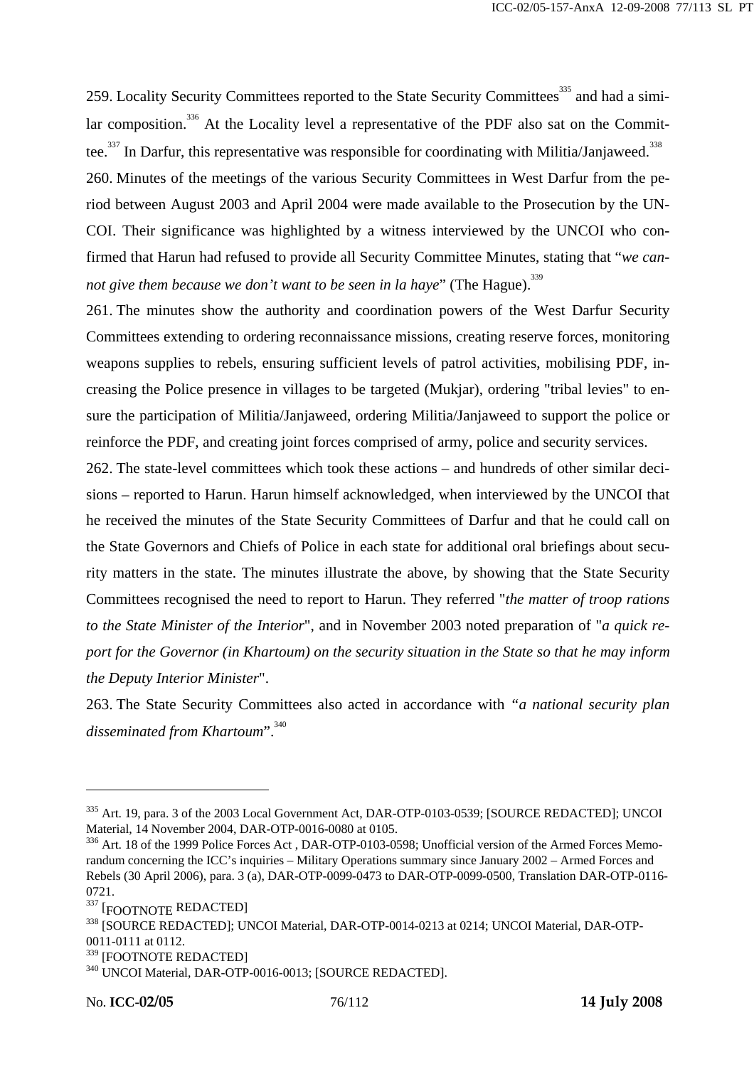259. Locality Security Committees reported to the State Security Committees[335] and had a similar composition.[336] At the Locality level a representative of the PDF also sat on the Committee.[337] In Darfur, this representative was responsible for coordinating with Militia/Janjaweed.[338]

260. Minutes of the meetings of the various Security Committees in West Darfur from the period between August 2003 and April 2004 were made available to the Prosecution by the UNCOI. Their significance was highlighted by a witness interviewed by the UNCOI who confirmed that Harun had refused to provide all Security Committee Minutes, stating that "*we cannot give them because we don't want to be seen in la haye*" (The Hague).[339]

261. The minutes show the authority and coordination powers of the West Darfur Security Committees extending to ordering reconnaissance missions, creating reserve forces, monitoring weapons supplies to rebels, ensuring sufficient levels of patrol activities, mobilising PDF, increasing the Police presence in villages to be targeted (Mukjar), ordering "tribal levies" to ensure the participation of Militia/Janjaweed, ordering Militia/Janjaweed to support the police or reinforce the PDF, and creating joint forces comprised of army, police and security services.

262. The state-level committees which took these actions – and hundreds of other similar decisions – reported to Harun. Harun himself acknowledged, when interviewed by the UNCOI that he received the minutes of the State Security Committees of Darfur and that he could call on the State Governors and Chiefs of Police in each state for additional oral briefings about security matters in the state. The minutes illustrate the above, by showing that the State Security Committees recognised the need to report to Harun. They referred "*the matter of troop rations to the State Minister of the Interior*", and in November 2003 noted preparation of "*a quick report for the Governor (in Khartoum) on the security situation in the State so that he may inform the Deputy Interior Minister*".

263. The State Security Committees also acted in accordance with "*a national security plan disseminated from Khartoum*".[340]

---

[335] Art. 19, para. 3 of the 2003 Local Government Act, DAR-OTP-0103-0539; [SOURCE REDACTED]; UNCOI Material, 14 November 2004, DAR-OTP-0016-0080 at 0105.

[336] Art. 18 of the 1999 Police Forces Act , DAR-OTP-0103-0598; Unofficial version of the Armed Forces Memorandum concerning the ICC's inquiries – Military Operations summary since January 2002 – Armed Forces and Rebels (30 April 2006), para. 3 (a), DAR-OTP-0099-0473 to DAR-OTP-0099-0500, Translation DAR-OTP-0116-0721.

[337] [FOOTNOTE REDACTED]

[338] [SOURCE REDACTED]; UNCOI Material, DAR-OTP-0014-0213 at 0214; UNCOI Material, DAR-OTP-0011-0111 at 0112.

[339] [FOOTNOTE REDACTED]

[340] UNCOI Material, DAR-OTP-0016-0013; [SOURCE REDACTED].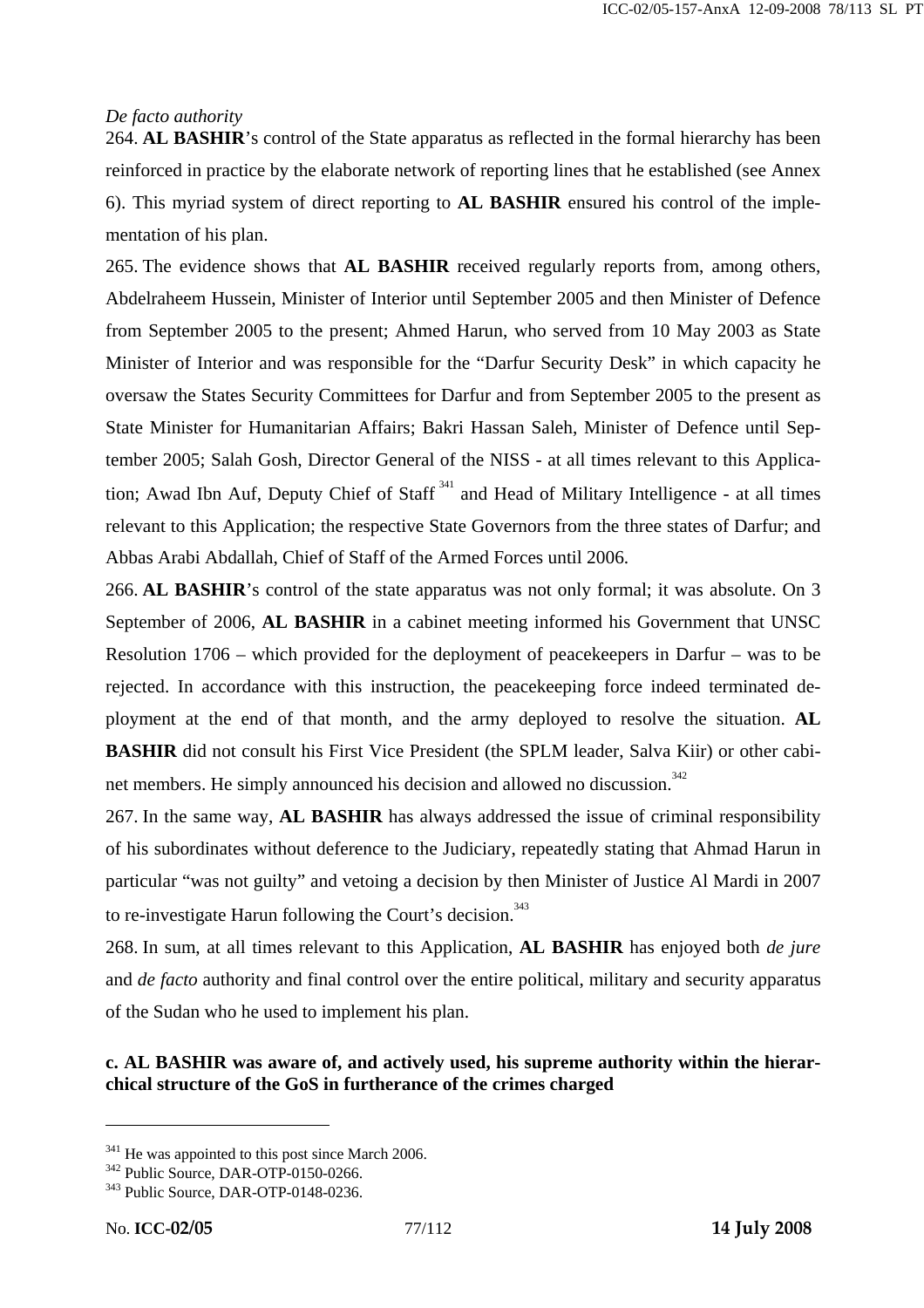*De facto authority*

264. **AL BASHIR**'s control of the State apparatus as reflected in the formal hierarchy has been reinforced in practice by the elaborate network of reporting lines that he established (see Annex 6). This myriad system of direct reporting to **AL BASHIR** ensured his control of the implementation of his plan.

265. The evidence shows that **AL BASHIR** received regularly reports from, among others, Abdelraheem Hussein, Minister of Interior until September 2005 and then Minister of Defence from September 2005 to the present; Ahmed Harun, who served from 10 May 2003 as State Minister of Interior and was responsible for the "Darfur Security Desk" in which capacity he oversaw the States Security Committees for Darfur and from September 2005 to the present as State Minister for Humanitarian Affairs; Bakri Hassan Saleh, Minister of Defence until September 2005; Salah Gosh, Director General of the NISS - at all times relevant to this Application; Awad Ibn Auf, Deputy Chief of Staff [341] and Head of Military Intelligence - at all times relevant to this Application; the respective State Governors from the three states of Darfur; and Abbas Arabi Abdallah, Chief of Staff of the Armed Forces until 2006.

266. **AL BASHIR**'s control of the state apparatus was not only formal; it was absolute. On 3 September of 2006, **AL BASHIR** in a cabinet meeting informed his Government that UNSC Resolution 1706 – which provided for the deployment of peacekeepers in Darfur – was to be rejected. In accordance with this instruction, the peacekeeping force indeed terminated deployment at the end of that month, and the army deployed to resolve the situation. **AL BASHIR** did not consult his First Vice President (the SPLM leader, Salva Kiir) or other cabinet members. He simply announced his decision and allowed no discussion.[342]

267. In the same way, **AL BASHIR** has always addressed the issue of criminal responsibility of his subordinates without deference to the Judiciary, repeatedly stating that Ahmad Harun in particular "was not guilty" and vetoing a decision by then Minister of Justice Al Mardi in 2007 to re-investigate Harun following the Court's decision.[343]

268. In sum, at all times relevant to this Application, **AL BASHIR** has enjoyed both *de jure* and *de facto* authority and final control over the entire political, military and security apparatus of the Sudan who he used to implement his plan.

**c. AL BASHIR was aware of, and actively used, his supreme authority within the hierarchical structure of the GoS in furtherance of the crimes charged**

---

[341] He was appointed to this post since March 2006.

[342] Public Source, DAR-OTP-0150-0266.

[343] Public Source, DAR-OTP-0148-0236.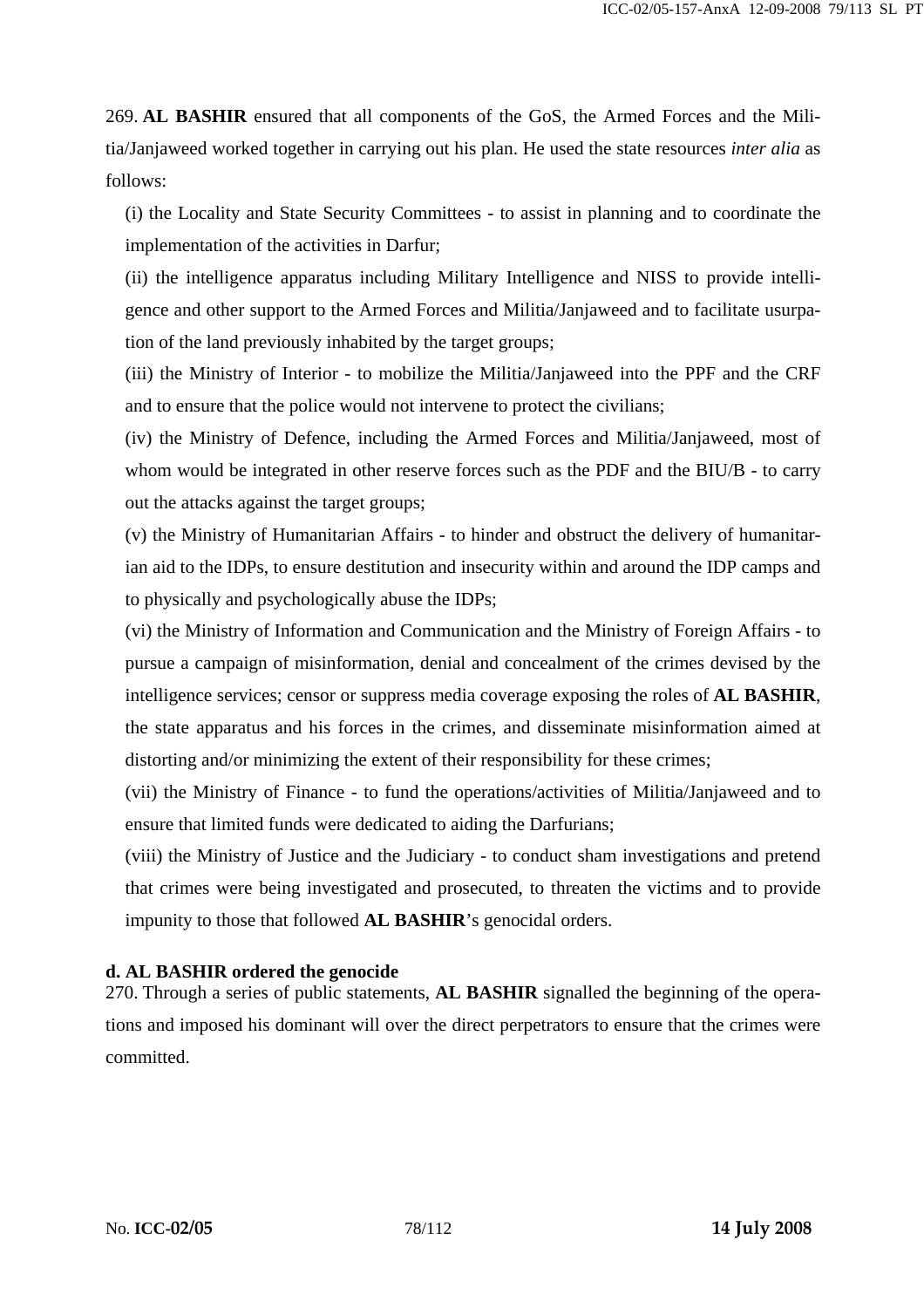269. **AL BASHIR** ensured that all components of the GoS, the Armed Forces and the Militia/Janjaweed worked together in carrying out his plan. He used the state resources *inter alia* as follows:

(i) the Locality and State Security Committees - to assist in planning and to coordinate the implementation of the activities in Darfur;

(ii) the intelligence apparatus including Military Intelligence and NISS to provide intelligence and other support to the Armed Forces and Militia/Janjaweed and to facilitate usurpation of the land previously inhabited by the target groups;

(iii) the Ministry of Interior - to mobilize the Militia/Janjaweed into the PPF and the CRF and to ensure that the police would not intervene to protect the civilians;

(iv) the Ministry of Defence, including the Armed Forces and Militia/Janjaweed, most of whom would be integrated in other reserve forces such as the PDF and the BIU/B - to carry out the attacks against the target groups;

(v) the Ministry of Humanitarian Affairs - to hinder and obstruct the delivery of humanitarian aid to the IDPs, to ensure destitution and insecurity within and around the IDP camps and to physically and psychologically abuse the IDPs;

(vi) the Ministry of Information and Communication and the Ministry of Foreign Affairs - to pursue a campaign of misinformation, denial and concealment of the crimes devised by the intelligence services; censor or suppress media coverage exposing the roles of **AL BASHIR**, the state apparatus and his forces in the crimes, and disseminate misinformation aimed at distorting and/or minimizing the extent of their responsibility for these crimes;

(vii) the Ministry of Finance - to fund the operations/activities of Militia/Janjaweed and to ensure that limited funds were dedicated to aiding the Darfurians;

(viii) the Ministry of Justice and the Judiciary - to conduct sham investigations and pretend that crimes were being investigated and prosecuted, to threaten the victims and to provide impunity to those that followed **AL BASHIR**'s genocidal orders.

**d. AL BASHIR ordered the genocide**

270. Through a series of public statements, **AL BASHIR** signalled the beginning of the operations and imposed his dominant will over the direct perpetrators to ensure that the crimes were committed.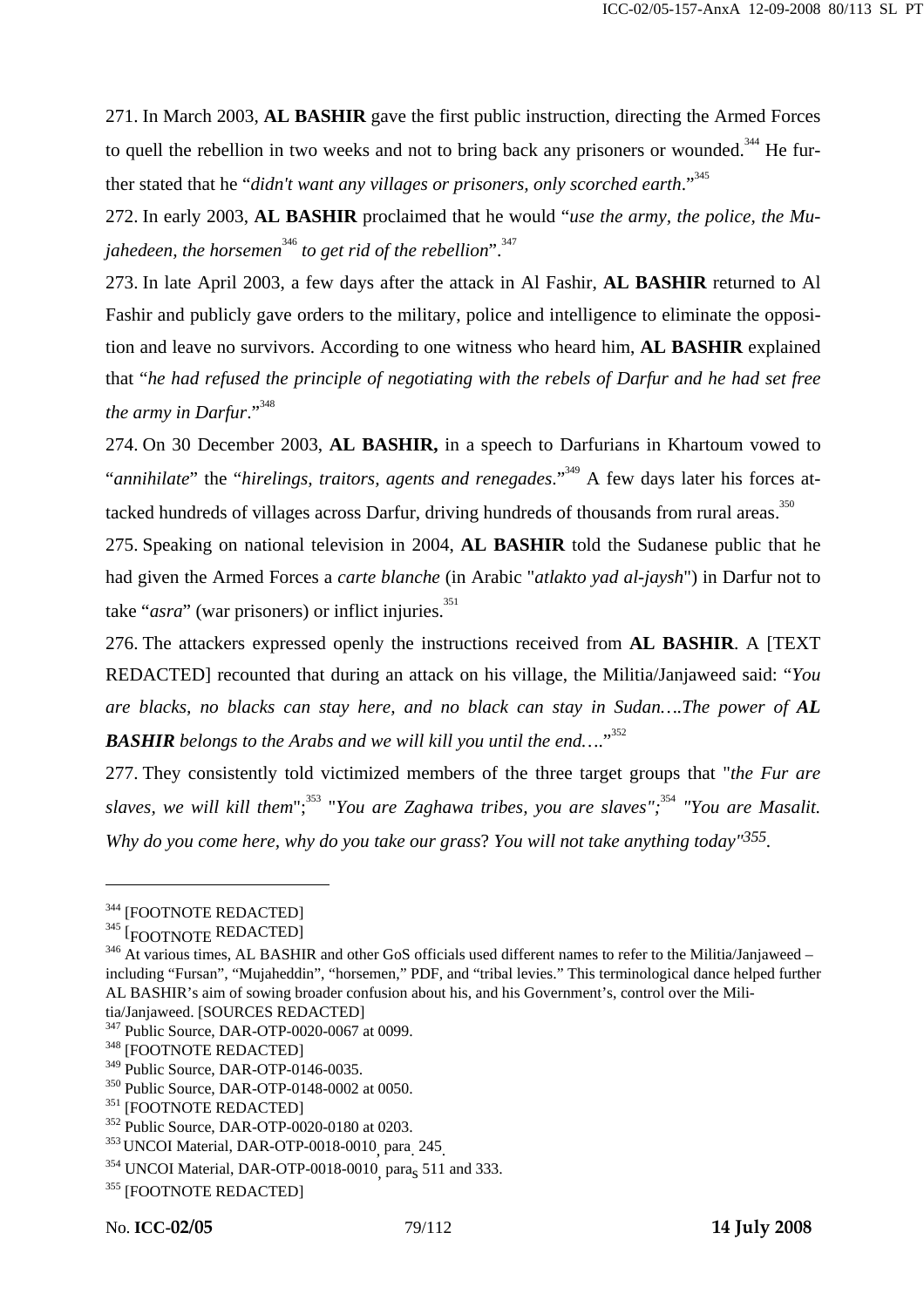271. In March 2003, **AL BASHIR** gave the first public instruction, directing the Armed Forces to quell the rebellion in two weeks and not to bring back any prisoners or wounded.[344] He further stated that he "*didn't want any villages or prisoners, only scorched earth*."[345]

272. In early 2003, **AL BASHIR** proclaimed that he would "*use the army, the police, the Mujahedeen, the horsemen*[346] *to get rid of the rebellion*".[347]

273. In late April 2003, a few days after the attack in Al Fashir, **AL BASHIR** returned to Al Fashir and publicly gave orders to the military, police and intelligence to eliminate the opposition and leave no survivors. According to one witness who heard him, **AL BASHIR** explained that "*he had refused the principle of negotiating with the rebels of Darfur and he had set free the army in Darfur*."[348]

274. On 30 December 2003, **AL BASHIR,** in a speech to Darfurians in Khartoum vowed to "*annihilate*" the "*hirelings, traitors, agents and renegades*."[349] A few days later his forces attacked hundreds of villages across Darfur, driving hundreds of thousands from rural areas.[350]

275. Speaking on national television in 2004, **AL BASHIR** told the Sudanese public that he had given the Armed Forces a *carte blanche* (in Arabic "*atlakto yad al-jaysh*") in Darfur not to take "*asra*" (war prisoners) or inflict injuries.[351]

276. The attackers expressed openly the instructions received from **AL BASHIR**. A [TEXT REDACTED] recounted that during an attack on his village, the Militia/Janjaweed said: "*You are blacks, no blacks can stay here, and no black can stay in Sudan….The power of **AL BASHIR** belongs to the Arabs and we will kill you until the end….*"[352]

277. They consistently told victimized members of the three target groups that "*the Fur are slaves, we will kill them*";[353] "*You are Zaghawa tribes, you are slaves"*;[354] *"You are Masalit. Why do you come here, why do you take our grass*? *You will not take anything today"*[355].

---

[344] [FOOTNOTE REDACTED]

[345] [FOOTNOTE REDACTED]

[346] At various times, AL BASHIR and other GoS officials used different names to refer to the Militia/Janjaweed – including "Fursan", "Mujaheddin", "horsemen," PDF, and "tribal levies." This terminological dance helped further AL BASHIR's aim of sowing broader confusion about his, and his Government's, control over the Militia/Janjaweed. [SOURCES REDACTED]

[347] Public Source, DAR-OTP-0020-0067 at 0099.

[348] [FOOTNOTE REDACTED]

[349] Public Source, DAR-OTP-0146-0035.

[350] Public Source, DAR-OTP-0148-0002 at 0050.

[351] [FOOTNOTE REDACTED]

[352] Public Source, DAR-OTP-0020-0180 at 0203.

[353] UNCOI Material, DAR-OTP-0018-0010, para. 245.

[354] UNCOI Material, DAR-OTP-0018-0010, paras 511 and 333.

[355] [FOOTNOTE REDACTED]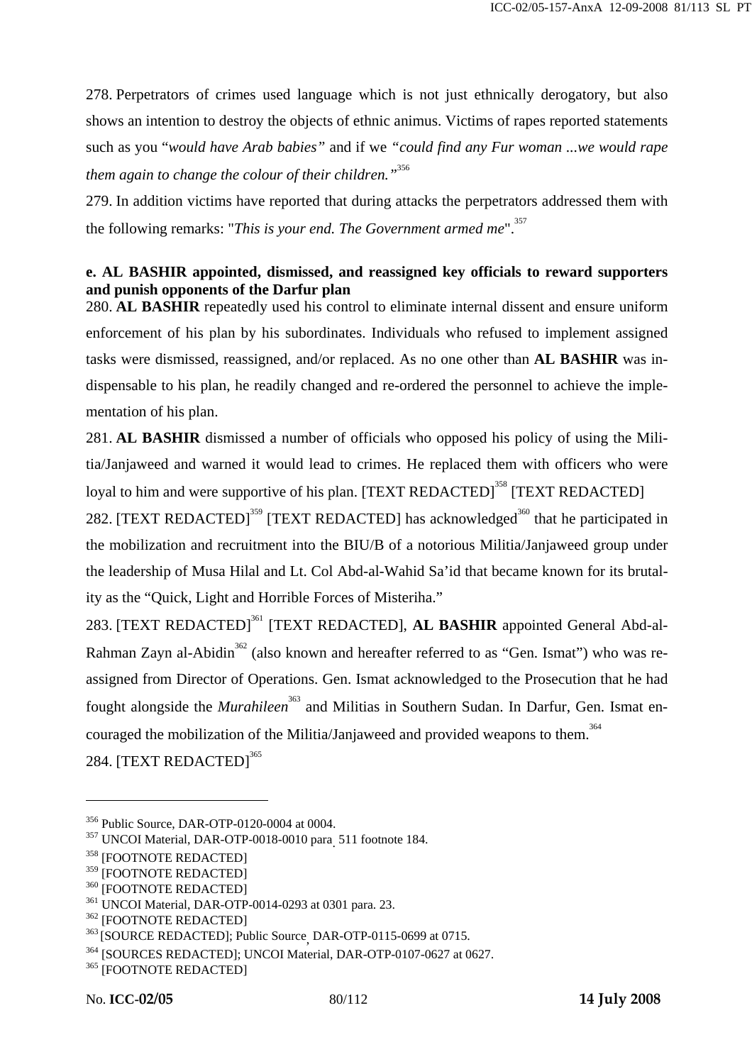278. Perpetrators of crimes used language which is not just ethnically derogatory, but also shows an intention to destroy the objects of ethnic animus. Victims of rapes reported statements such as you "*would have Arab babies"* and if we *"could find any Fur woman ...we would rape them again to change the colour of their children."*[356]

279. In addition victims have reported that during attacks the perpetrators addressed them with the following remarks: "*This is your end. The Government armed me*".[357]

**e. AL BASHIR appointed, dismissed, and reassigned key officials to reward supporters and punish opponents of the Darfur plan**

280. **AL BASHIR** repeatedly used his control to eliminate internal dissent and ensure uniform enforcement of his plan by his subordinates. Individuals who refused to implement assigned tasks were dismissed, reassigned, and/or replaced. As no one other than **AL BASHIR** was indispensable to his plan, he readily changed and re-ordered the personnel to achieve the implementation of his plan.

281. **AL BASHIR** dismissed a number of officials who opposed his policy of using the Militia/Janjaweed and warned it would lead to crimes. He replaced them with officers who were loyal to him and were supportive of his plan. [TEXT REDACTED][358] [TEXT REDACTED]

282. [TEXT REDACTED][359] [TEXT REDACTED] has acknowledged[360] that he participated in the mobilization and recruitment into the BIU/B of a notorious Militia/Janjaweed group under the leadership of Musa Hilal and Lt. Col Abd-al-Wahid Sa'id that became known for its brutality as the "Quick, Light and Horrible Forces of Misteriha."

283. [TEXT REDACTED][361] [TEXT REDACTED], **AL BASHIR** appointed General Abd-al-Rahman Zayn al-Abidin[362] (also known and hereafter referred to as "Gen. Ismat") who was reassigned from Director of Operations. Gen. Ismat acknowledged to the Prosecution that he had fought alongside the *Murahileen*[363] and Militias in Southern Sudan. In Darfur, Gen. Ismat encouraged the mobilization of the Militia/Janjaweed and provided weapons to them.[364]

284. [TEXT REDACTED][365]

---

[356] Public Source, DAR-OTP-0120-0004 at 0004.

[357] UNCOI Material, DAR-OTP-0018-0010 para. 511 footnote 184.

[358] [FOOTNOTE REDACTED]

[359] [FOOTNOTE REDACTED]

[360] [FOOTNOTE REDACTED]

[361] UNCOI Material, DAR-OTP-0014-0293 at 0301 para. 23.

[362] [FOOTNOTE REDACTED]

[363] [SOURCE REDACTED]; Public Source, DAR-OTP-0115-0699 at 0715.

[364] [SOURCES REDACTED]; UNCOI Material, DAR-OTP-0107-0627 at 0627.

[365] [FOOTNOTE REDACTED]

No. **ICC-02/05** 80/112 **14 July 2008**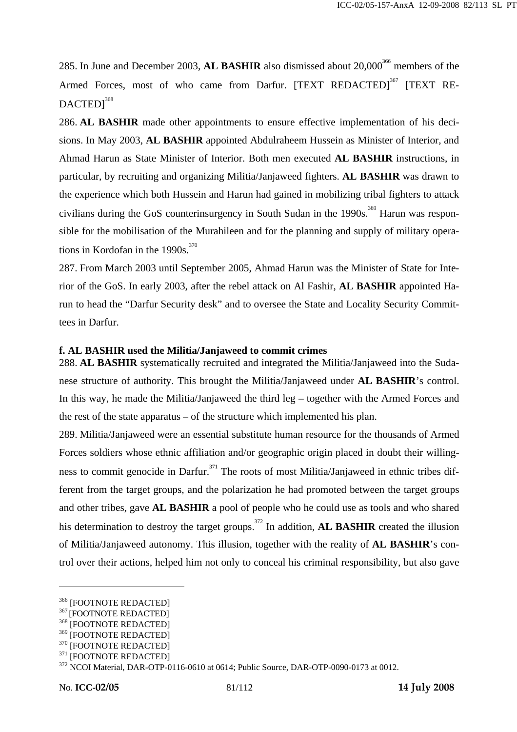285. In June and December 2003, **AL BASHIR** also dismissed about 20,000[366] members of the Armed Forces, most of who came from Darfur. [TEXT REDACTED][367] [TEXT REDACTED][368]

286. **AL BASHIR** made other appointments to ensure effective implementation of his decisions. In May 2003, **AL BASHIR** appointed Abdulraheem Hussein as Minister of Interior, and Ahmad Harun as State Minister of Interior. Both men executed **AL BASHIR** instructions, in particular, by recruiting and organizing Militia/Janjaweed fighters. **AL BASHIR** was drawn to the experience which both Hussein and Harun had gained in mobilizing tribal fighters to attack civilians during the GoS counterinsurgency in South Sudan in the 1990s.[369] Harun was responsible for the mobilisation of the Murahileen and for the planning and supply of military operations in Kordofan in the 1990s.[370]

287. From March 2003 until September 2005, Ahmad Harun was the Minister of State for Interior of the GoS. In early 2003, after the rebel attack on Al Fashir, **AL BASHIR** appointed Harun to head the "Darfur Security desk" and to oversee the State and Locality Security Committees in Darfur.

#### f. AL BASHIR used the Militia/Janjaweed to commit crimes

288. **AL BASHIR** systematically recruited and integrated the Militia/Janjaweed into the Sudanese structure of authority. This brought the Militia/Janjaweed under **AL BASHIR**'s control. In this way, he made the Militia/Janjaweed the third leg – together with the Armed Forces and the rest of the state apparatus – of the structure which implemented his plan.

289. Militia/Janjaweed were an essential substitute human resource for the thousands of Armed Forces soldiers whose ethnic affiliation and/or geographic origin placed in doubt their willingness to commit genocide in Darfur.[371] The roots of most Militia/Janjaweed in ethnic tribes different from the target groups, and the polarization he had promoted between the target groups and other tribes, gave **AL BASHIR** a pool of people who he could use as tools and who shared his determination to destroy the target groups.[372] In addition, **AL BASHIR** created the illusion of Militia/Janjaweed autonomy. This illusion, together with the reality of **AL BASHIR**'s control over their actions, helped him not only to conceal his criminal responsibility, but also gave

---

[366] [FOOTNOTE REDACTED]
[367] [FOOTNOTE REDACTED]
[368] [FOOTNOTE REDACTED]
[369] [FOOTNOTE REDACTED]
[370] [FOOTNOTE REDACTED]
[371] [FOOTNOTE REDACTED]
[372] NCOI Material, DAR-OTP-0116-0610 at 0614; Public Source, DAR-OTP-0090-0173 at 0012.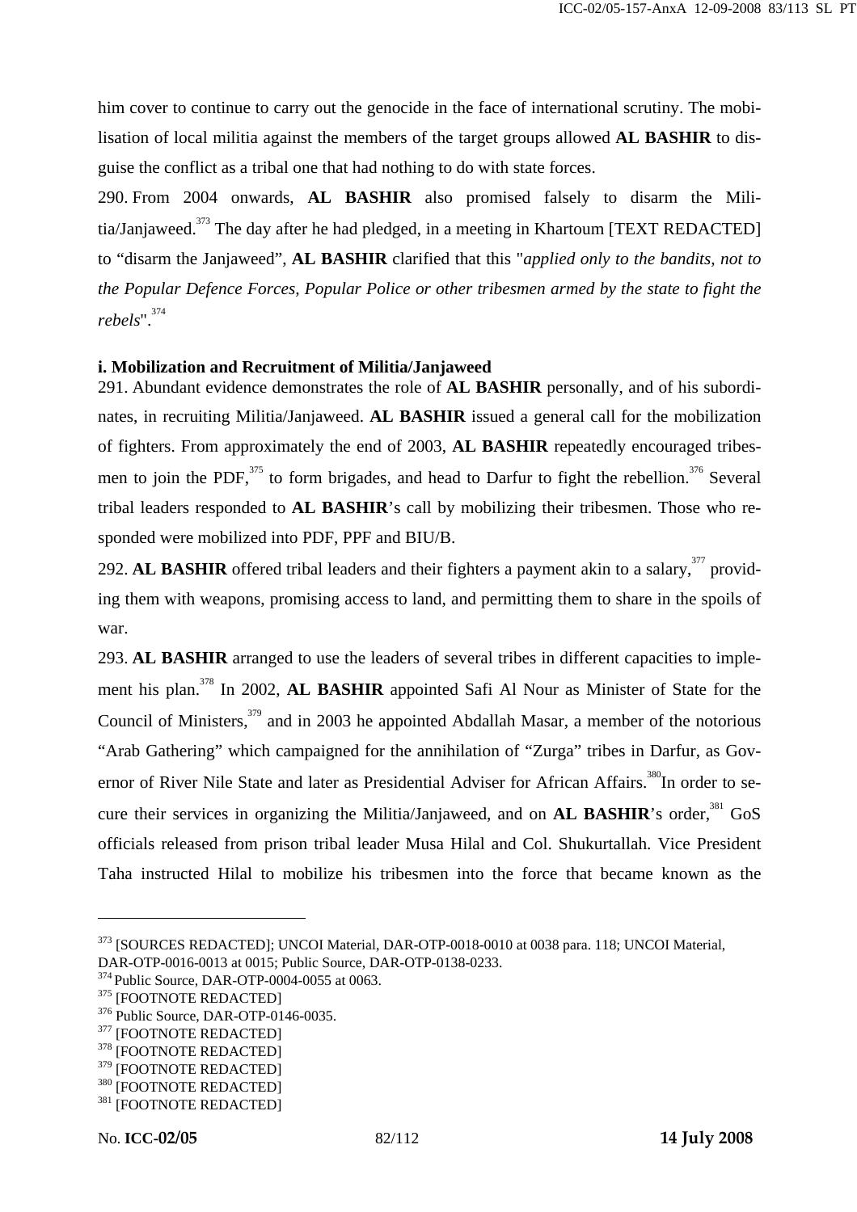him cover to continue to carry out the genocide in the face of international scrutiny. The mobilisation of local militia against the members of the target groups allowed **AL BASHIR** to disguise the conflict as a tribal one that had nothing to do with state forces.

290. From 2004 onwards, **AL BASHIR** also promised falsely to disarm the Militia/Janjaweed.[373] The day after he had pledged, in a meeting in Khartoum [TEXT REDACTED] to "disarm the Janjaweed", **AL BASHIR** clarified that this "*applied only to the bandits, not to the Popular Defence Forces, Popular Police or other tribesmen armed by the state to fight the rebels*".[374]

### i. Mobilization and Recruitment of Militia/Janjaweed

291. Abundant evidence demonstrates the role of **AL BASHIR** personally, and of his subordinates, in recruiting Militia/Janjaweed. **AL BASHIR** issued a general call for the mobilization of fighters. From approximately the end of 2003, **AL BASHIR** repeatedly encouraged tribesmen to join the PDF,[375] to form brigades, and head to Darfur to fight the rebellion.[376] Several tribal leaders responded to **AL BASHIR**'s call by mobilizing their tribesmen. Those who responded were mobilized into PDF, PPF and BIU/B.

292. **AL BASHIR** offered tribal leaders and their fighters a payment akin to a salary,[377] providing them with weapons, promising access to land, and permitting them to share in the spoils of war.

293. **AL BASHIR** arranged to use the leaders of several tribes in different capacities to implement his plan.[378] In 2002, **AL BASHIR** appointed Safi Al Nour as Minister of State for the Council of Ministers,[379] and in 2003 he appointed Abdallah Masar, a member of the notorious "Arab Gathering" which campaigned for the annihilation of "Zurga" tribes in Darfur, as Governor of River Nile State and later as Presidential Adviser for African Affairs.[380] In order to secure their services in organizing the Militia/Janjaweed, and on **AL BASHIR**'s order,[381] GoS officials released from prison tribal leader Musa Hilal and Col. Shukurtallah. Vice President Taha instructed Hilal to mobilize his tribesmen into the force that became known as the

---

[373] [SOURCES REDACTED]; UNCOI Material, DAR-OTP-0018-0010 at 0038 para. 118; UNCOI Material, DAR-OTP-0016-0013 at 0015; Public Source, DAR-OTP-0138-0233.

[374] Public Source, DAR-OTP-0004-0055 at 0063.

[375] [FOOTNOTE REDACTED]

[376] Public Source, DAR-OTP-0146-0035.

[377] [FOOTNOTE REDACTED]

[378] [FOOTNOTE REDACTED]

[379] [FOOTNOTE REDACTED]

[380] [FOOTNOTE REDACTED]

[381] [FOOTNOTE REDACTED]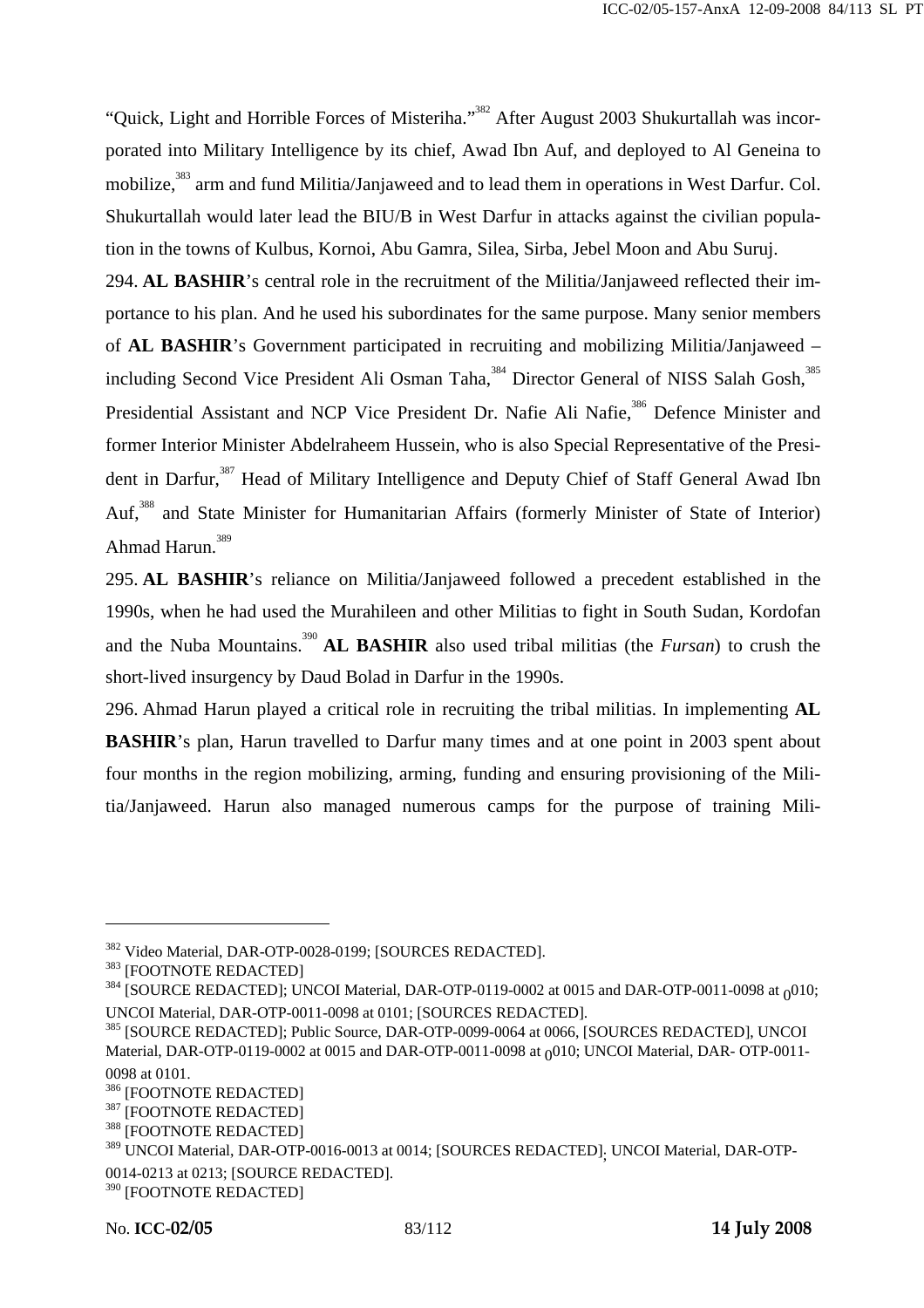"Quick, Light and Horrible Forces of Misteriha."[382] After August 2003 Shukurtallah was incorporated into Military Intelligence by its chief, Awad Ibn Auf, and deployed to Al Geneina to mobilize,[383] arm and fund Militia/Janjaweed and to lead them in operations in West Darfur. Col. Shukurtallah would later lead the BIU/B in West Darfur in attacks against the civilian population in the towns of Kulbus, Kornoi, Abu Gamra, Silea, Sirba, Jebel Moon and Abu Suruj.

294. **AL BASHIR**'s central role in the recruitment of the Militia/Janjaweed reflected their importance to his plan. And he used his subordinates for the same purpose. Many senior members of **AL BASHIR**'s Government participated in recruiting and mobilizing Militia/Janjaweed – including Second Vice President Ali Osman Taha,[384] Director General of NISS Salah Gosh,[385] Presidential Assistant and NCP Vice President Dr. Nafie Ali Nafie,[386] Defence Minister and former Interior Minister Abdelraheem Hussein, who is also Special Representative of the President in Darfur,[387] Head of Military Intelligence and Deputy Chief of Staff General Awad Ibn Auf,[388] and State Minister for Humanitarian Affairs (formerly Minister of State of Interior) Ahmad Harun.[389]

295. **AL BASHIR**'s reliance on Militia/Janjaweed followed a precedent established in the 1990s, when he had used the Murahileen and other Militias to fight in South Sudan, Kordofan and the Nuba Mountains.[390] **AL BASHIR** also used tribal militias (the *Fursan*) to crush the short-lived insurgency by Daud Bolad in Darfur in the 1990s.

296. Ahmad Harun played a critical role in recruiting the tribal militias. In implementing **AL BASHIR**'s plan, Harun travelled to Darfur many times and at one point in 2003 spent about four months in the region mobilizing, arming, funding and ensuring provisioning of the Militia/Janjaweed. Harun also managed numerous camps for the purpose of training Mili-

---

[382] Video Material, DAR-OTP-0028-0199; [SOURCES REDACTED].

[383] [FOOTNOTE REDACTED]

[384] [SOURCE REDACTED]; UNCOI Material, DAR-OTP-0119-0002 at 0015 and DAR-OTP-0011-0098 at 0010; UNCOI Material, DAR-OTP-0011-0098 at 0101; [SOURCES REDACTED].

[385] [SOURCE REDACTED]; Public Source, DAR-OTP-0099-0064 at 0066, [SOURCES REDACTED], UNCOI Material, DAR-OTP-0119-0002 at 0015 and DAR-OTP-0011-0098 at 0010; UNCOI Material, DAR- OTP-0011-0098 at 0101.

[386] [FOOTNOTE REDACTED]

[387] [FOOTNOTE REDACTED]

[388] [FOOTNOTE REDACTED]

[389] UNCOI Material, DAR-OTP-0016-0013 at 0014; [SOURCES REDACTED]; UNCOI Material, DAR-OTP-0014-0213 at 0213; [SOURCE REDACTED].

[390] [FOOTNOTE REDACTED]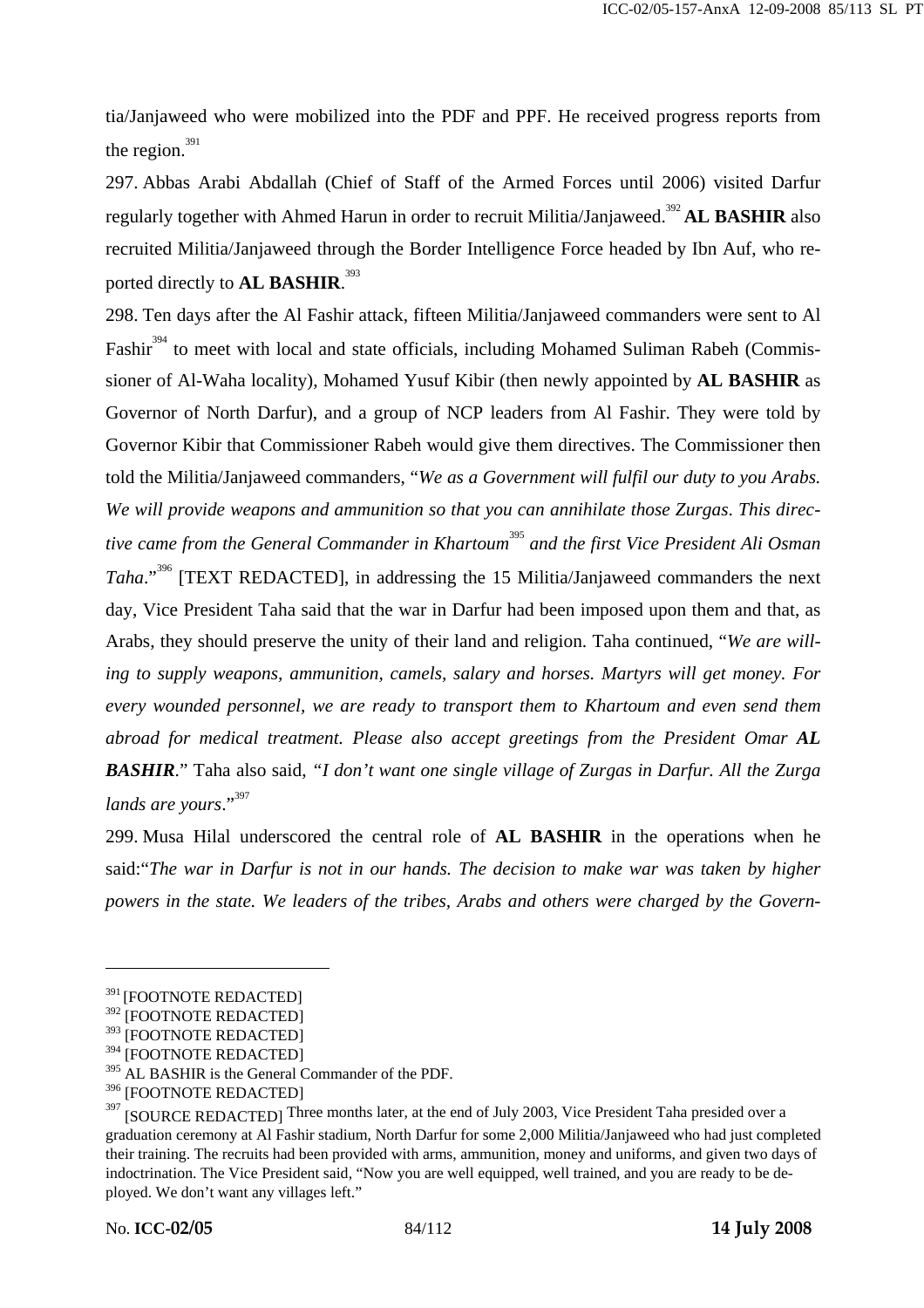tia/Janjaweed who were mobilized into the PDF and PPF. He received progress reports from the region.[391]

297. Abbas Arabi Abdallah (Chief of Staff of the Armed Forces until 2006) visited Darfur regularly together with Ahmed Harun in order to recruit Militia/Janjaweed.[392] **AL BASHIR** also recruited Militia/Janjaweed through the Border Intelligence Force headed by Ibn Auf, who reported directly to **AL BASHIR**.[393]

298. Ten days after the Al Fashir attack, fifteen Militia/Janjaweed commanders were sent to Al Fashir[394] to meet with local and state officials, including Mohamed Suliman Rabeh (Commissioner of Al-Waha locality), Mohamed Yusuf Kibir (then newly appointed by **AL BASHIR** as Governor of North Darfur), and a group of NCP leaders from Al Fashir. They were told by Governor Kibir that Commissioner Rabeh would give them directives. The Commissioner then told the Militia/Janjaweed commanders, "*We as a Government will fulfil our duty to you Arabs. We will provide weapons and ammunition so that you can annihilate those Zurgas. This directive came from the General Commander in Khartoum*[395] *and the first Vice President Ali Osman Taha*."[396] [TEXT REDACTED], in addressing the 15 Militia/Janjaweed commanders the next day, Vice President Taha said that the war in Darfur had been imposed upon them and that, as Arabs, they should preserve the unity of their land and religion. Taha continued, "*We are willing to supply weapons, ammunition, camels, salary and horses. Martyrs will get money. For every wounded personnel, we are ready to transport them to Khartoum and even send them abroad for medical treatment. Please also accept greetings from the President Omar* ***AL BASHIR***." Taha also said, "*I don't want one single village of Zurgas in Darfur. All the Zurga lands are yours*."[397]

299. Musa Hilal underscored the central role of **AL BASHIR** in the operations when he said:"*The war in Darfur is not in our hands. The decision to make war was taken by higher powers in the state. We leaders of the tribes, Arabs and others were charged by the Govern-*

---

[391] [FOOTNOTE REDACTED]

[392] [FOOTNOTE REDACTED]

[393] [FOOTNOTE REDACTED]

[394] [FOOTNOTE REDACTED]

[395] AL BASHIR is the General Commander of the PDF.

[396] [FOOTNOTE REDACTED]

[397] [SOURCE REDACTED] Three months later, at the end of July 2003, Vice President Taha presided over a graduation ceremony at Al Fashir stadium, North Darfur for some 2,000 Militia/Janjaweed who had just completed their training. The recruits had been provided with arms, ammunition, money and uniforms, and given two days of indoctrination. The Vice President said, "Now you are well equipped, well trained, and you are ready to be deployed. We don't want any villages left."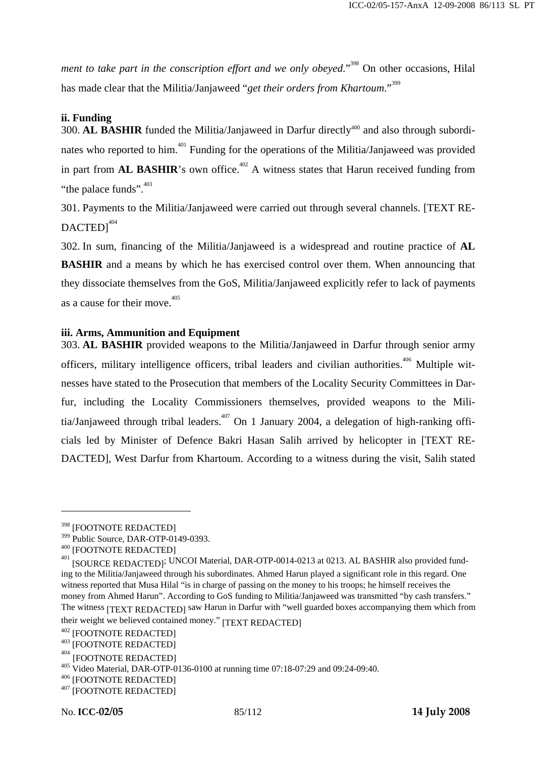*ment to take part in the conscription effort and we only obeyed*."[398] On other occasions, Hilal has made clear that the Militia/Janjaweed "*get their orders from Khartoum*."[399]

**ii. Funding**

300. **AL BASHIR** funded the Militia/Janjaweed in Darfur directly[400] and also through subordinates who reported to him.[401] Funding for the operations of the Militia/Janjaweed was provided in part from **AL BASHIR**'s own office.[402] A witness states that Harun received funding from "the palace funds".[403]

301. Payments to the Militia/Janjaweed were carried out through several channels. [TEXT REDACTED][404]

302. In sum, financing of the Militia/Janjaweed is a widespread and routine practice of **AL BASHIR** and a means by which he has exercised control over them. When announcing that they dissociate themselves from the GoS, Militia/Janjaweed explicitly refer to lack of payments as a cause for their move.[405]

**iii. Arms, Ammunition and Equipment**

303. **AL BASHIR** provided weapons to the Militia/Janjaweed in Darfur through senior army officers, military intelligence officers, tribal leaders and civilian authorities.[406] Multiple witnesses have stated to the Prosecution that members of the Locality Security Committees in Darfur, including the Locality Commissioners themselves, provided weapons to the Militia/Janjaweed through tribal leaders.[407] On 1 January 2004, a delegation of high-ranking officials led by Minister of Defence Bakri Hasan Salih arrived by helicopter in [TEXT REDACTED], West Darfur from Khartoum. According to a witness during the visit, Salih stated

---

[398] [FOOTNOTE REDACTED]

[399] Public Source, DAR-OTP-0149-0393.

[400] [FOOTNOTE REDACTED]

[401] [SOURCE REDACTED]; UNCOI Material, DAR-OTP-0014-0213 at 0213. AL BASHIR also provided funding to the Militia/Janjaweed through his subordinates. Ahmed Harun played a significant role in this regard. One witness reported that Musa Hilal "is in charge of passing on the money to his troops; he himself receives the money from Ahmed Harun". According to GoS funding to Militia/Janjaweed was transmitted "by cash transfers." The witness [TEXT REDACTED] saw Harun in Darfur with "well guarded boxes accompanying them which from their weight we believed contained money." [TEXT REDACTED]

[402] [FOOTNOTE REDACTED]

[403] [FOOTNOTE REDACTED]

[404] [FOOTNOTE REDACTED]

[405] Video Material, DAR-OTP-0136-0100 at running time 07:18-07:29 and 09:24-09:40.

[406] [FOOTNOTE REDACTED]

[407] [FOOTNOTE REDACTED]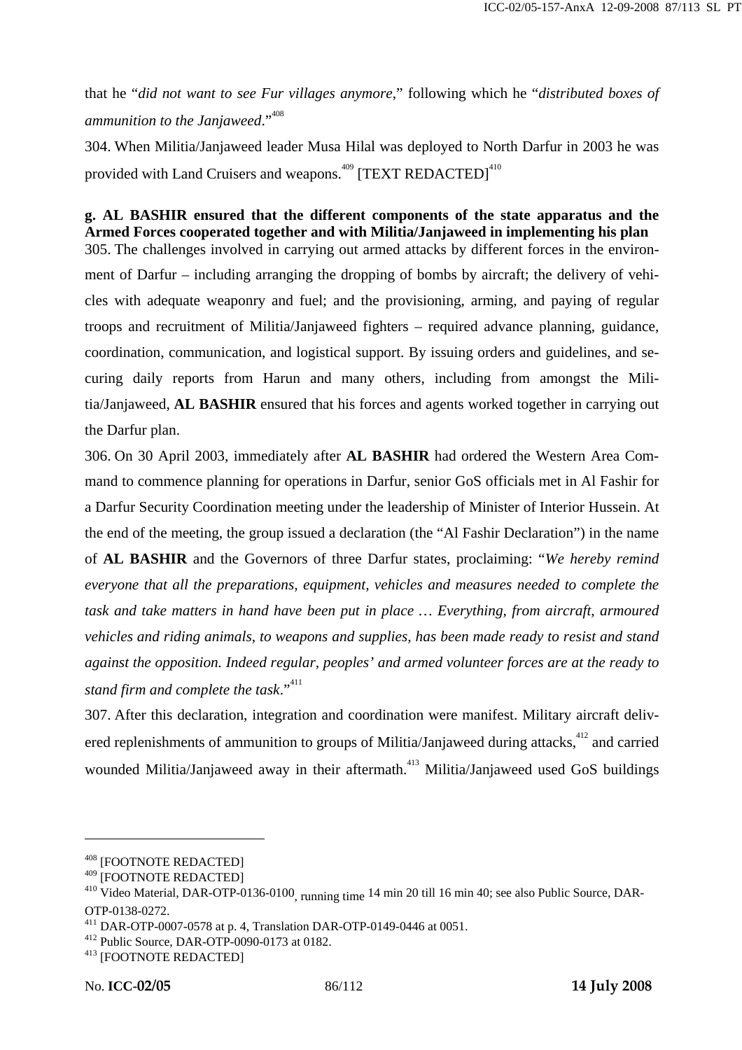that he "*did not want to see Fur villages anymore*," following which he "*distributed boxes of ammunition to the Janjaweed*."[408]

304. When Militia/Janjaweed leader Musa Hilal was deployed to North Darfur in 2003 he was provided with Land Cruisers and weapons.[409] [TEXT REDACTED][410]

**g. AL BASHIR ensured that the different components of the state apparatus and the Armed Forces cooperated together and with Militia/Janjaweed in implementing his plan**

305. The challenges involved in carrying out armed attacks by different forces in the environment of Darfur – including arranging the dropping of bombs by aircraft; the delivery of vehicles with adequate weaponry and fuel; and the provisioning, arming, and paying of regular troops and recruitment of Militia/Janjaweed fighters – required advance planning, guidance, coordination, communication, and logistical support. By issuing orders and guidelines, and securing daily reports from Harun and many others, including from amongst the Militia/Janjaweed, **AL BASHIR** ensured that his forces and agents worked together in carrying out the Darfur plan.

306. On 30 April 2003, immediately after **AL BASHIR** had ordered the Western Area Command to commence planning for operations in Darfur, senior GoS officials met in Al Fashir for a Darfur Security Coordination meeting under the leadership of Minister of Interior Hussein. At the end of the meeting, the group issued a declaration (the "Al Fashir Declaration") in the name of **AL BASHIR** and the Governors of three Darfur states, proclaiming: "*We hereby remind everyone that all the preparations, equipment, vehicles and measures needed to complete the task and take matters in hand have been put in place … Everything, from aircraft, armoured vehicles and riding animals, to weapons and supplies, has been made ready to resist and stand against the opposition. Indeed regular, peoples' and armed volunteer forces are at the ready to stand firm and complete the task*."[411]

307. After this declaration, integration and coordination were manifest. Military aircraft delivered replenishments of ammunition to groups of Militia/Janjaweed during attacks,[412] and carried wounded Militia/Janjaweed away in their aftermath.[413] Militia/Janjaweed used GoS buildings

---

[408] [FOOTNOTE REDACTED]

[409] [FOOTNOTE REDACTED]

[410] Video Material, DAR-OTP-0136-0100, running time 14 min 20 till 16 min 40; see also Public Source, DAR-OTP-0138-0272.

[411] DAR-OTP-0007-0578 at p. 4, Translation DAR-OTP-0149-0446 at 0051.

[412] Public Source, DAR-OTP-0090-0173 at 0182.

[413] [FOOTNOTE REDACTED]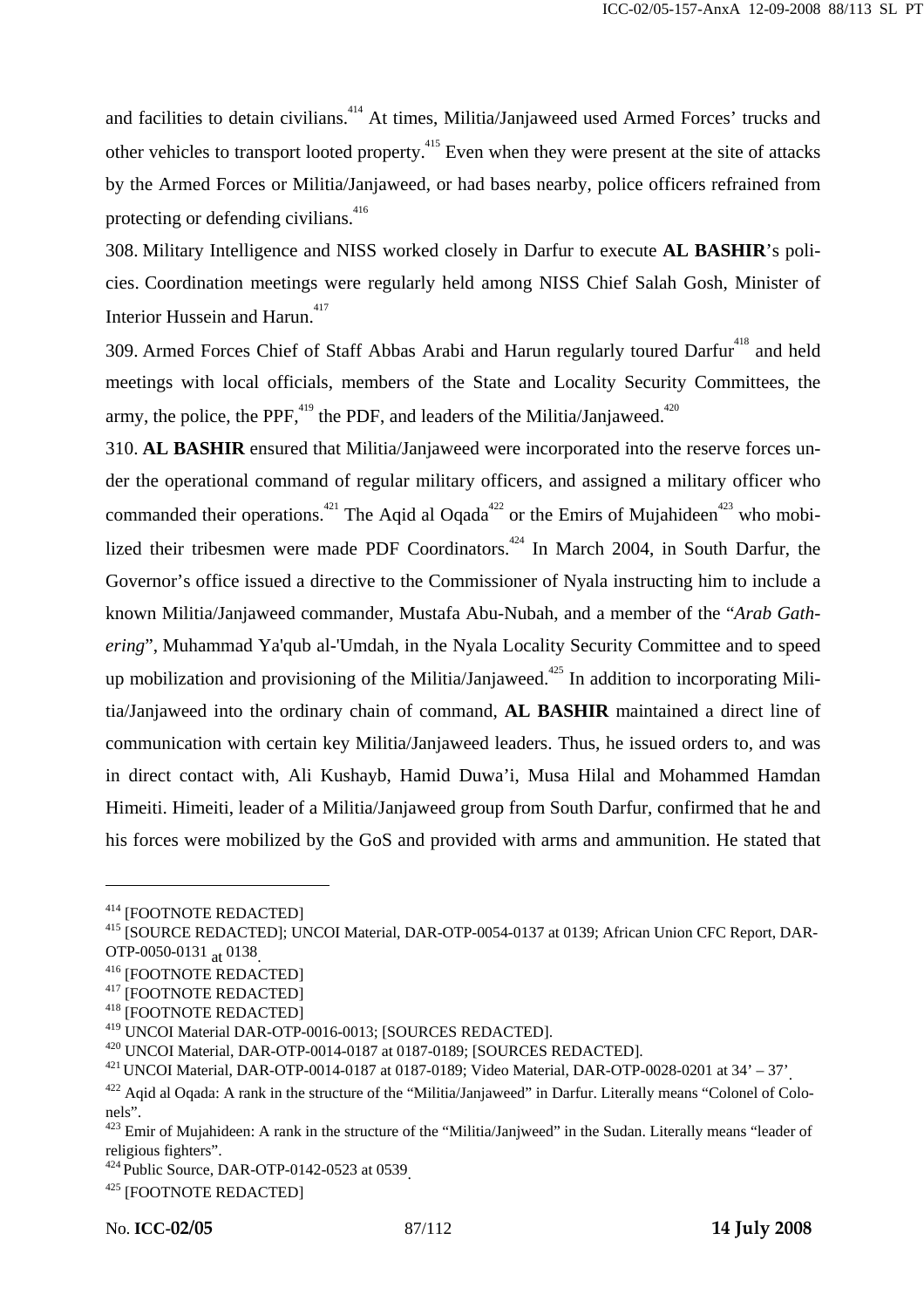and facilities to detain civilians.[414] At times, Militia/Janjaweed used Armed Forces' trucks and other vehicles to transport looted property.[415] Even when they were present at the site of attacks by the Armed Forces or Militia/Janjaweed, or had bases nearby, police officers refrained from protecting or defending civilians.[416]

308. Military Intelligence and NISS worked closely in Darfur to execute **AL BASHIR**'s policies. Coordination meetings were regularly held among NISS Chief Salah Gosh, Minister of Interior Hussein and Harun.[417]

309. Armed Forces Chief of Staff Abbas Arabi and Harun regularly toured Darfur[418] and held meetings with local officials, members of the State and Locality Security Committees, the army, the police, the PPF,[419] the PDF, and leaders of the Militia/Janjaweed.[420]

310. **AL BASHIR** ensured that Militia/Janjaweed were incorporated into the reserve forces under the operational command of regular military officers, and assigned a military officer who commanded their operations.[421] The Aqid al Oqada[422] or the Emirs of Mujahideen[423] who mobilized their tribesmen were made PDF Coordinators.[424] In March 2004, in South Darfur, the Governor's office issued a directive to the Commissioner of Nyala instructing him to include a known Militia/Janjaweed commander, Mustafa Abu-Nubah, and a member of the "*Arab Gathering*", Muhammad Ya'qub al-'Umdah, in the Nyala Locality Security Committee and to speed up mobilization and provisioning of the Militia/Janjaweed.[425] In addition to incorporating Militia/Janjaweed into the ordinary chain of command, **AL BASHIR** maintained a direct line of communication with certain key Militia/Janjaweed leaders. Thus, he issued orders to, and was in direct contact with, Ali Kushayb, Hamid Duwa'i, Musa Hilal and Mohammed Hamdan Himeiti. Himeiti, leader of a Militia/Janjaweed group from South Darfur, confirmed that he and his forces were mobilized by the GoS and provided with arms and ammunition. He stated that

---

[414] [FOOTNOTE REDACTED]

[415] [SOURCE REDACTED]; UNCOI Material, DAR-OTP-0054-0137 at 0139; African Union CFC Report, DAR-OTP-0050-0131 at 0138.

[416] [FOOTNOTE REDACTED]

[417] [FOOTNOTE REDACTED]

[418] [FOOTNOTE REDACTED]

[419] UNCOI Material DAR-OTP-0016-0013; [SOURCES REDACTED].

[420] UNCOI Material, DAR-OTP-0014-0187 at 0187-0189; [SOURCES REDACTED].

[421] UNCOI Material, DAR-OTP-0014-0187 at 0187-0189; Video Material, DAR-OTP-0028-0201 at 34' – 37'.

[422] Aqid al Oqada: A rank in the structure of the "Militia/Janjaweed" in Darfur. Literally means "Colonel of Colonels".

[423] Emir of Mujahideen: A rank in the structure of the "Militia/Janjweed" in the Sudan. Literally means "leader of religious fighters".

[424] Public Source, DAR-OTP-0142-0523 at 0539.

[425] [FOOTNOTE REDACTED]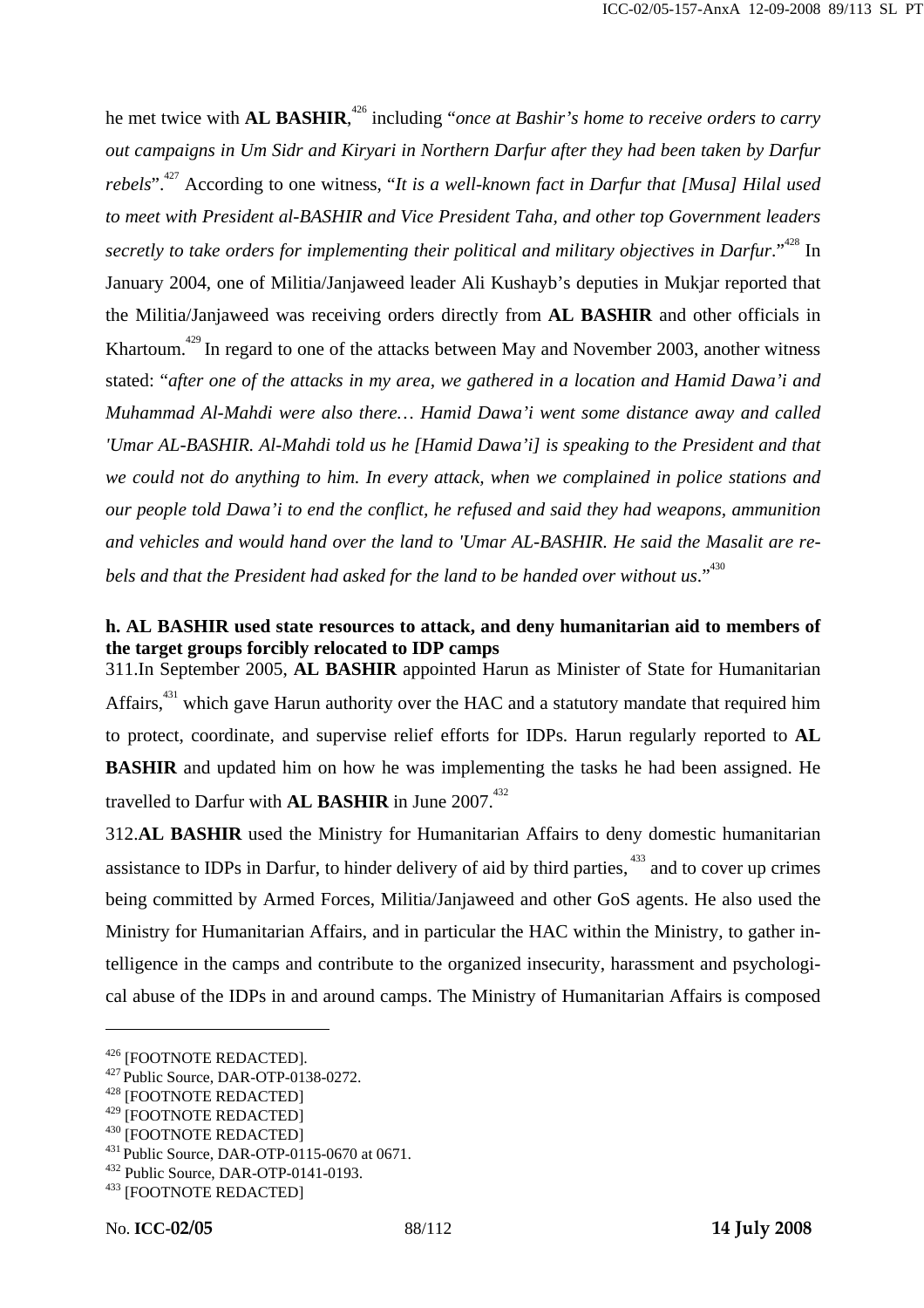he met twice with **AL BASHIR**,[426] including "*once at Bashir's home to receive orders to carry out campaigns in Um Sidr and Kiryari in Northern Darfur after they had been taken by Darfur rebels*".[427] According to one witness, "*It is a well-known fact in Darfur that [Musa] Hilal used to meet with President al-BASHIR and Vice President Taha, and other top Government leaders secretly to take orders for implementing their political and military objectives in Darfur*."[428] In January 2004, one of Militia/Janjaweed leader Ali Kushayb's deputies in Mukjar reported that the Militia/Janjaweed was receiving orders directly from **AL BASHIR** and other officials in Khartoum.[429] In regard to one of the attacks between May and November 2003, another witness stated: "*after one of the attacks in my area, we gathered in a location and Hamid Dawa'i and Muhammad Al-Mahdi were also there… Hamid Dawa'i went some distance away and called 'Umar AL-BASHIR. Al-Mahdi told us he [Hamid Dawa'i] is speaking to the President and that we could not do anything to him. In every attack, when we complained in police stations and our people told Dawa'i to end the conflict, he refused and said they had weapons, ammunition and vehicles and would hand over the land to 'Umar AL-BASHIR. He said the Masalit are rebels and that the President had asked for the land to be handed over without us*."[430]

**h. AL BASHIR used state resources to attack, and deny humanitarian aid to members of the target groups forcibly relocated to IDP camps**

311.In September 2005, **AL BASHIR** appointed Harun as Minister of State for Humanitarian Affairs,[431] which gave Harun authority over the HAC and a statutory mandate that required him to protect, coordinate, and supervise relief efforts for IDPs. Harun regularly reported to **AL BASHIR** and updated him on how he was implementing the tasks he had been assigned. He travelled to Darfur with **AL BASHIR** in June 2007.[432]

312.**AL BASHIR** used the Ministry for Humanitarian Affairs to deny domestic humanitarian assistance to IDPs in Darfur, to hinder delivery of aid by third parties, [433] and to cover up crimes being committed by Armed Forces, Militia/Janjaweed and other GoS agents. He also used the Ministry for Humanitarian Affairs, and in particular the HAC within the Ministry, to gather intelligence in the camps and contribute to the organized insecurity, harassment and psychological abuse of the IDPs in and around camps. The Ministry of Humanitarian Affairs is composed

---

[426] [FOOTNOTE REDACTED].
[427] Public Source, DAR-OTP-0138-0272.
[428] [FOOTNOTE REDACTED]
[429] [FOOTNOTE REDACTED]
[430] [FOOTNOTE REDACTED]
[431] Public Source, DAR-OTP-0115-0670 at 0671.
[432] Public Source, DAR-OTP-0141-0193.
[433] [FOOTNOTE REDACTED]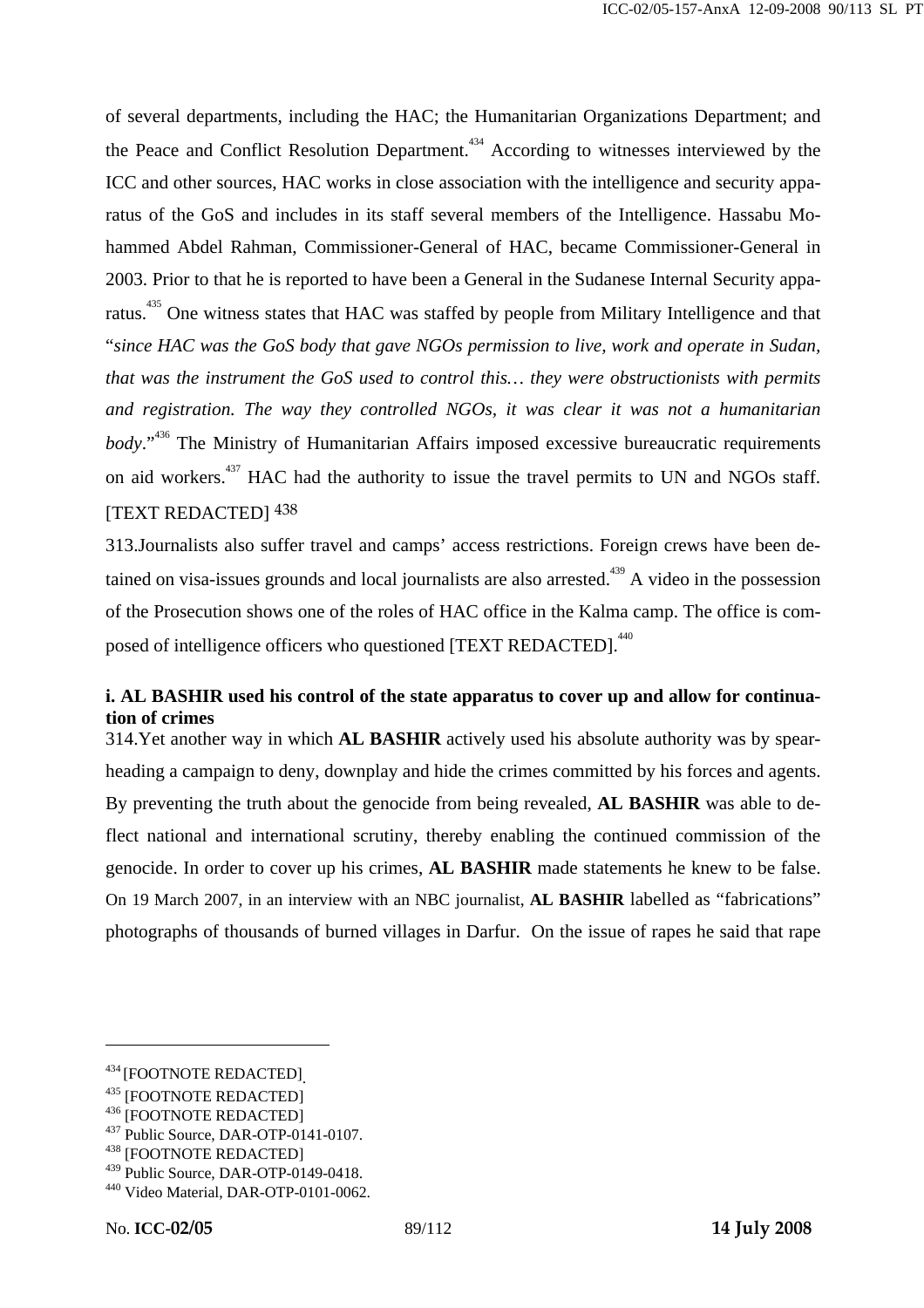of several departments, including the HAC; the Humanitarian Organizations Department; and the Peace and Conflict Resolution Department.[434] According to witnesses interviewed by the ICC and other sources, HAC works in close association with the intelligence and security apparatus of the GoS and includes in its staff several members of the Intelligence. Hassabu Mohammed Abdel Rahman, Commissioner-General of HAC, became Commissioner-General in 2003. Prior to that he is reported to have been a General in the Sudanese Internal Security apparatus.[435] One witness states that HAC was staffed by people from Military Intelligence and that "*since HAC was the GoS body that gave NGOs permission to live, work and operate in Sudan, that was the instrument the GoS used to control this… they were obstructionists with permits and registration. The way they controlled NGOs, it was clear it was not a humanitarian body*."[436] The Ministry of Humanitarian Affairs imposed excessive bureaucratic requirements on aid workers.[437] HAC had the authority to issue the travel permits to UN and NGOs staff. [TEXT REDACTED] [438]

313.Journalists also suffer travel and camps' access restrictions. Foreign crews have been detained on visa-issues grounds and local journalists are also arrested.[439] A video in the possession of the Prosecution shows one of the roles of HAC office in the Kalma camp. The office is composed of intelligence officers who questioned [TEXT REDACTED].[440]

**i. AL BASHIR used his control of the state apparatus to cover up and allow for continuation of crimes**

314.Yet another way in which **AL BASHIR** actively used his absolute authority was by spearheading a campaign to deny, downplay and hide the crimes committed by his forces and agents. By preventing the truth about the genocide from being revealed, **AL BASHIR** was able to deflect national and international scrutiny, thereby enabling the continued commission of the genocide. In order to cover up his crimes, **AL BASHIR** made statements he knew to be false. On 19 March 2007, in an interview with an NBC journalist, **AL BASHIR** labelled as "fabrications" photographs of thousands of burned villages in Darfur. On the issue of rapes he said that rape

---

[434] [FOOTNOTE REDACTED].
[435] [FOOTNOTE REDACTED]
[436] [FOOTNOTE REDACTED]
[437] Public Source, DAR-OTP-0141-0107.
[438] [FOOTNOTE REDACTED]
[439] Public Source, DAR-OTP-0149-0418.
[440] Video Material, DAR-OTP-0101-0062.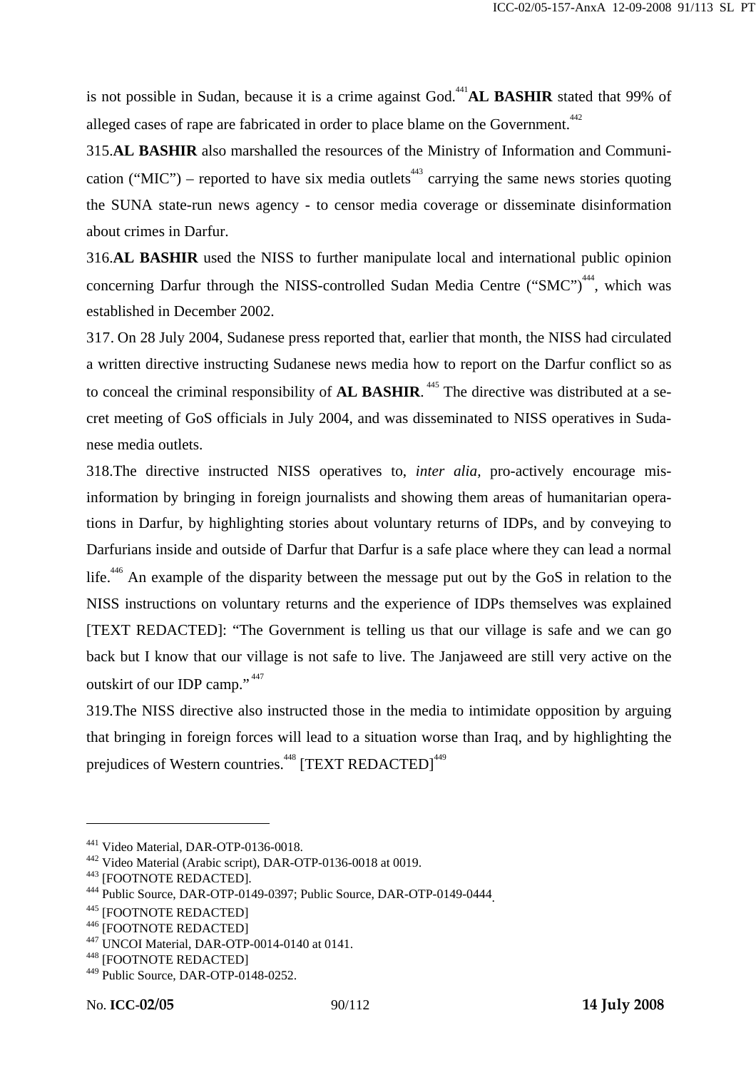is not possible in Sudan, because it is a crime against God.[441] **AL BASHIR** stated that 99% of alleged cases of rape are fabricated in order to place blame on the Government.[442]

315.**AL BASHIR** also marshalled the resources of the Ministry of Information and Communication ("MIC") – reported to have six media outlets[443] carrying the same news stories quoting the SUNA state-run news agency - to censor media coverage or disseminate disinformation about crimes in Darfur.

316.**AL BASHIR** used the NISS to further manipulate local and international public opinion concerning Darfur through the NISS-controlled Sudan Media Centre ("SMC")[444], which was established in December 2002.

317. On 28 July 2004, Sudanese press reported that, earlier that month, the NISS had circulated a written directive instructing Sudanese news media how to report on the Darfur conflict so as to conceal the criminal responsibility of **AL BASHIR**.[445] The directive was distributed at a secret meeting of GoS officials in July 2004, and was disseminated to NISS operatives in Sudanese media outlets.

318.The directive instructed NISS operatives to, *inter alia*, pro-actively encourage misinformation by bringing in foreign journalists and showing them areas of humanitarian operations in Darfur, by highlighting stories about voluntary returns of IDPs, and by conveying to Darfurians inside and outside of Darfur that Darfur is a safe place where they can lead a normal life.[446] An example of the disparity between the message put out by the GoS in relation to the NISS instructions on voluntary returns and the experience of IDPs themselves was explained [TEXT REDACTED]: "The Government is telling us that our village is safe and we can go back but I know that our village is not safe to live. The Janjaweed are still very active on the outskirt of our IDP camp."[447]

319.The NISS directive also instructed those in the media to intimidate opposition by arguing that bringing in foreign forces will lead to a situation worse than Iraq, and by highlighting the prejudices of Western countries.[448] [TEXT REDACTED][449]

---

[441] Video Material, DAR-OTP-0136-0018.
[442] Video Material (Arabic script), DAR-OTP-0136-0018 at 0019.
[443] [FOOTNOTE REDACTED].
[444] Public Source, DAR-OTP-0149-0397; Public Source, DAR-OTP-0149-0444.
[445] [FOOTNOTE REDACTED]
[446] [FOOTNOTE REDACTED]
[447] UNCOI Material, DAR-OTP-0014-0140 at 0141.
[448] [FOOTNOTE REDACTED]
[449] Public Source, DAR-OTP-0148-0252.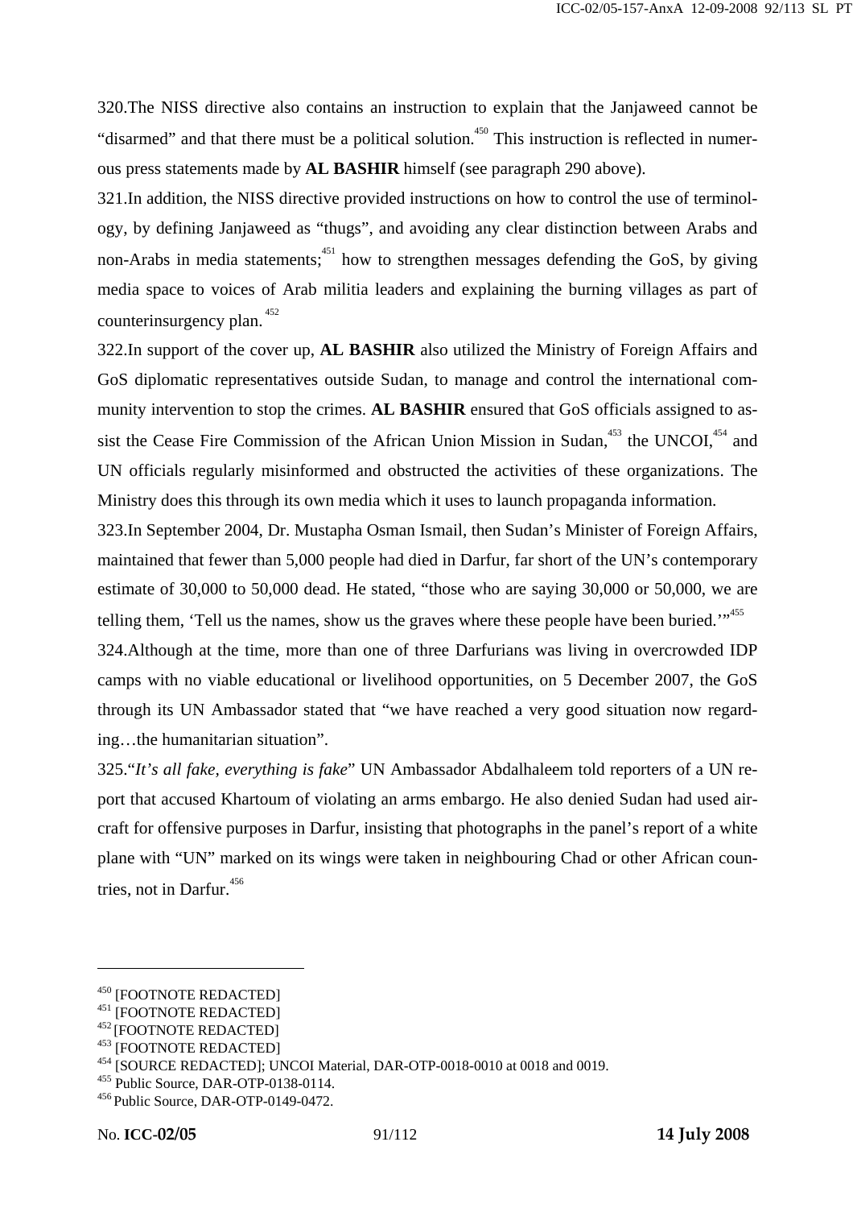320.The NISS directive also contains an instruction to explain that the Janjaweed cannot be "disarmed" and that there must be a political solution.[450] This instruction is reflected in numerous press statements made by **AL BASHIR** himself (see paragraph 290 above).

321.In addition, the NISS directive provided instructions on how to control the use of terminology, by defining Janjaweed as "thugs", and avoiding any clear distinction between Arabs and non-Arabs in media statements;[451] how to strengthen messages defending the GoS, by giving media space to voices of Arab militia leaders and explaining the burning villages as part of counterinsurgency plan.[452]

322.In support of the cover up, **AL BASHIR** also utilized the Ministry of Foreign Affairs and GoS diplomatic representatives outside Sudan, to manage and control the international community intervention to stop the crimes. **AL BASHIR** ensured that GoS officials assigned to assist the Cease Fire Commission of the African Union Mission in Sudan,[453] the UNCOI,[454] and UN officials regularly misinformed and obstructed the activities of these organizations. The Ministry does this through its own media which it uses to launch propaganda information.

323.In September 2004, Dr. Mustapha Osman Ismail, then Sudan's Minister of Foreign Affairs, maintained that fewer than 5,000 people had died in Darfur, far short of the UN's contemporary estimate of 30,000 to 50,000 dead. He stated, "those who are saying 30,000 or 50,000, we are telling them, 'Tell us the names, show us the graves where these people have been buried.'"[455]

324.Although at the time, more than one of three Darfurians was living in overcrowded IDP camps with no viable educational or livelihood opportunities, on 5 December 2007, the GoS through its UN Ambassador stated that "we have reached a very good situation now regarding…the humanitarian situation".

325."*It's all fake, everything is fake*" UN Ambassador Abdalhaleem told reporters of a UN report that accused Khartoum of violating an arms embargo. He also denied Sudan had used aircraft for offensive purposes in Darfur, insisting that photographs in the panel's report of a white plane with "UN" marked on its wings were taken in neighbouring Chad or other African countries, not in Darfur.[456]

---

[450] [FOOTNOTE REDACTED]
[451] [FOOTNOTE REDACTED]
[452] [FOOTNOTE REDACTED]
[453] [FOOTNOTE REDACTED]
[454] [SOURCE REDACTED]; UNCOI Material, DAR-OTP-0018-0010 at 0018 and 0019.
[455] Public Source, DAR-OTP-0138-0114.
[456] Public Source, DAR-OTP-0149-0472.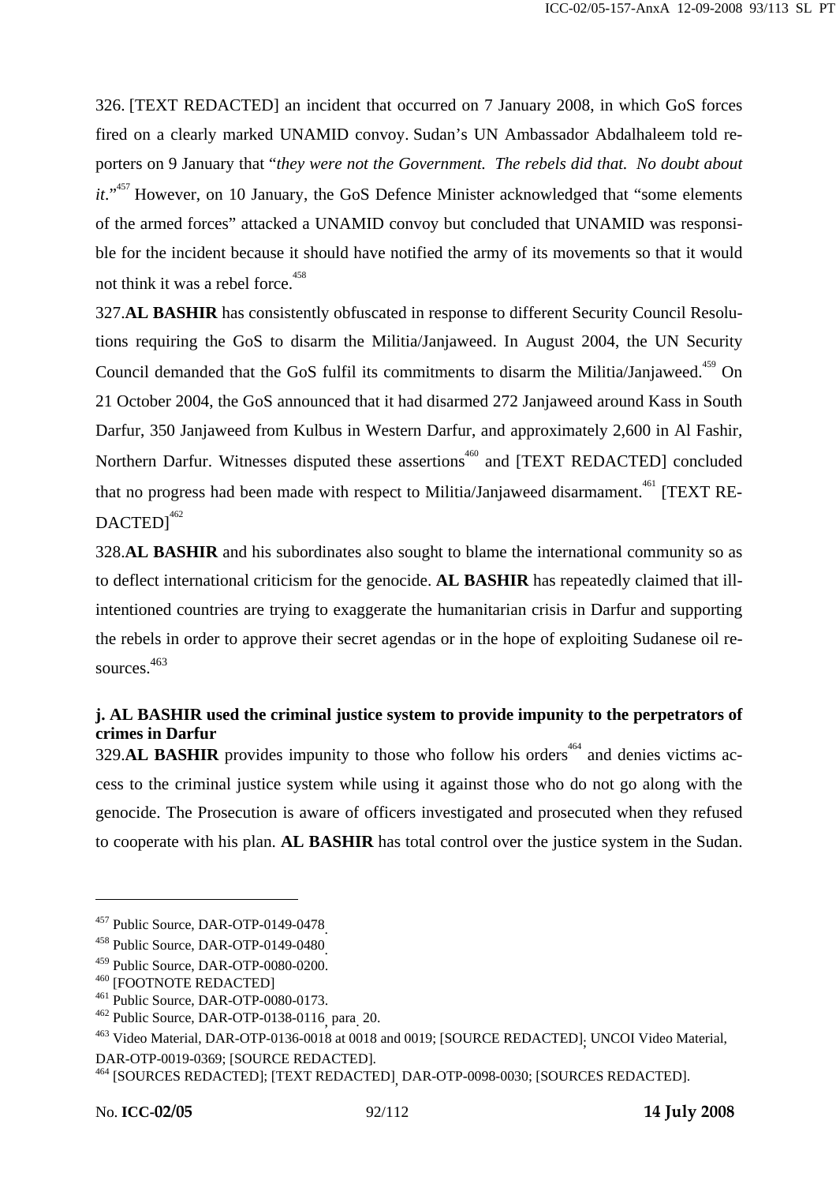326. [TEXT REDACTED] an incident that occurred on 7 January 2008, in which GoS forces fired on a clearly marked UNAMID convoy. Sudan's UN Ambassador Abdalhaleem told reporters on 9 January that "*they were not the Government. The rebels did that. No doubt about it*."[457] However, on 10 January, the GoS Defence Minister acknowledged that "some elements of the armed forces" attacked a UNAMID convoy but concluded that UNAMID was responsible for the incident because it should have notified the army of its movements so that it would not think it was a rebel force.[458]

327. **AL BASHIR** has consistently obfuscated in response to different Security Council Resolutions requiring the GoS to disarm the Militia/Janjaweed. In August 2004, the UN Security Council demanded that the GoS fulfil its commitments to disarm the Militia/Janjaweed.[459] On 21 October 2004, the GoS announced that it had disarmed 272 Janjaweed around Kass in South Darfur, 350 Janjaweed from Kulbus in Western Darfur, and approximately 2,600 in Al Fashir, Northern Darfur. Witnesses disputed these assertions[460] and [TEXT REDACTED] concluded that no progress had been made with respect to Militia/Janjaweed disarmament.[461] [TEXT REDACTED][462]

328. **AL BASHIR** and his subordinates also sought to blame the international community so as to deflect international criticism for the genocide. **AL BASHIR** has repeatedly claimed that ill-intentioned countries are trying to exaggerate the humanitarian crisis in Darfur and supporting the rebels in order to approve their secret agendas or in the hope of exploiting Sudanese oil resources.[463]

**j. AL BASHIR used the criminal justice system to provide impunity to the perpetrators of crimes in Darfur**

329. **AL BASHIR** provides impunity to those who follow his orders[464] and denies victims access to the criminal justice system while using it against those who do not go along with the genocide. The Prosecution is aware of officers investigated and prosecuted when they refused to cooperate with his plan. **AL BASHIR** has total control over the justice system in the Sudan.

---

[457] Public Source, DAR-OTP-0149-0478.

[458] Public Source, DAR-OTP-0149-0480.

[459] Public Source, DAR-OTP-0080-0200.

[460] [FOOTNOTE REDACTED]

[461] Public Source, DAR-OTP-0080-0173.

[462] Public Source, DAR-OTP-0138-0116, para. 20.

[463] Video Material, DAR-OTP-0136-0018 at 0018 and 0019; [SOURCE REDACTED]; UNCOI Video Material, DAR-OTP-0019-0369; [SOURCE REDACTED].

[464] [SOURCES REDACTED]; [TEXT REDACTED], DAR-OTP-0098-0030; [SOURCES REDACTED].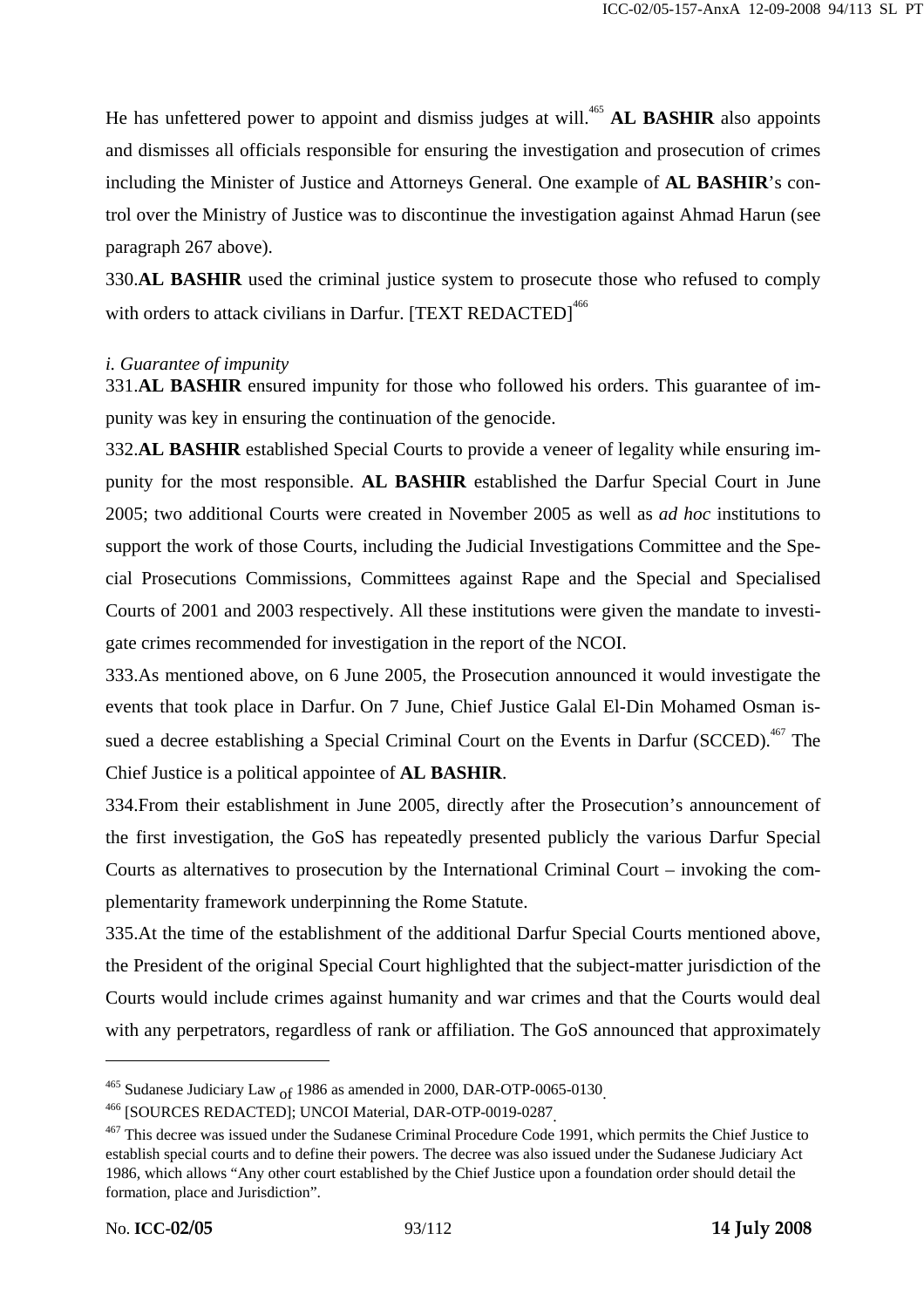He has unfettered power to appoint and dismiss judges at will.[465] **AL BASHIR** also appoints and dismisses all officials responsible for ensuring the investigation and prosecution of crimes including the Minister of Justice and Attorneys General. One example of **AL BASHIR**'s control over the Ministry of Justice was to discontinue the investigation against Ahmad Harun (see paragraph 267 above).

330.**AL BASHIR** used the criminal justice system to prosecute those who refused to comply with orders to attack civilians in Darfur. [TEXT REDACTED][466]

*i. Guarantee of impunity*

331.**AL BASHIR** ensured impunity for those who followed his orders. This guarantee of impunity was key in ensuring the continuation of the genocide.

332.**AL BASHIR** established Special Courts to provide a veneer of legality while ensuring impunity for the most responsible. **AL BASHIR** established the Darfur Special Court in June 2005; two additional Courts were created in November 2005 as well as *ad hoc* institutions to support the work of those Courts, including the Judicial Investigations Committee and the Special Prosecutions Commissions, Committees against Rape and the Special and Specialised Courts of 2001 and 2003 respectively. All these institutions were given the mandate to investigate crimes recommended for investigation in the report of the NCOI.

333.As mentioned above, on 6 June 2005, the Prosecution announced it would investigate the events that took place in Darfur. On 7 June, Chief Justice Galal El-Din Mohamed Osman issued a decree establishing a Special Criminal Court on the Events in Darfur (SCCED).[467] The Chief Justice is a political appointee of **AL BASHIR**.

334.From their establishment in June 2005, directly after the Prosecution's announcement of the first investigation, the GoS has repeatedly presented publicly the various Darfur Special Courts as alternatives to prosecution by the International Criminal Court – invoking the complementarity framework underpinning the Rome Statute.

335.At the time of the establishment of the additional Darfur Special Courts mentioned above, the President of the original Special Court highlighted that the subject-matter jurisdiction of the Courts would include crimes against humanity and war crimes and that the Courts would deal with any perpetrators, regardless of rank or affiliation. The GoS announced that approximately

---

[465] Sudanese Judiciary Law of 1986 as amended in 2000, DAR-OTP-0065-0130.

[466] [SOURCES REDACTED]; UNCOI Material, DAR-OTP-0019-0287.

[467] This decree was issued under the Sudanese Criminal Procedure Code 1991, which permits the Chief Justice to establish special courts and to define their powers. The decree was also issued under the Sudanese Judiciary Act 1986, which allows "Any other court established by the Chief Justice upon a foundation order should detail the formation, place and Jurisdiction".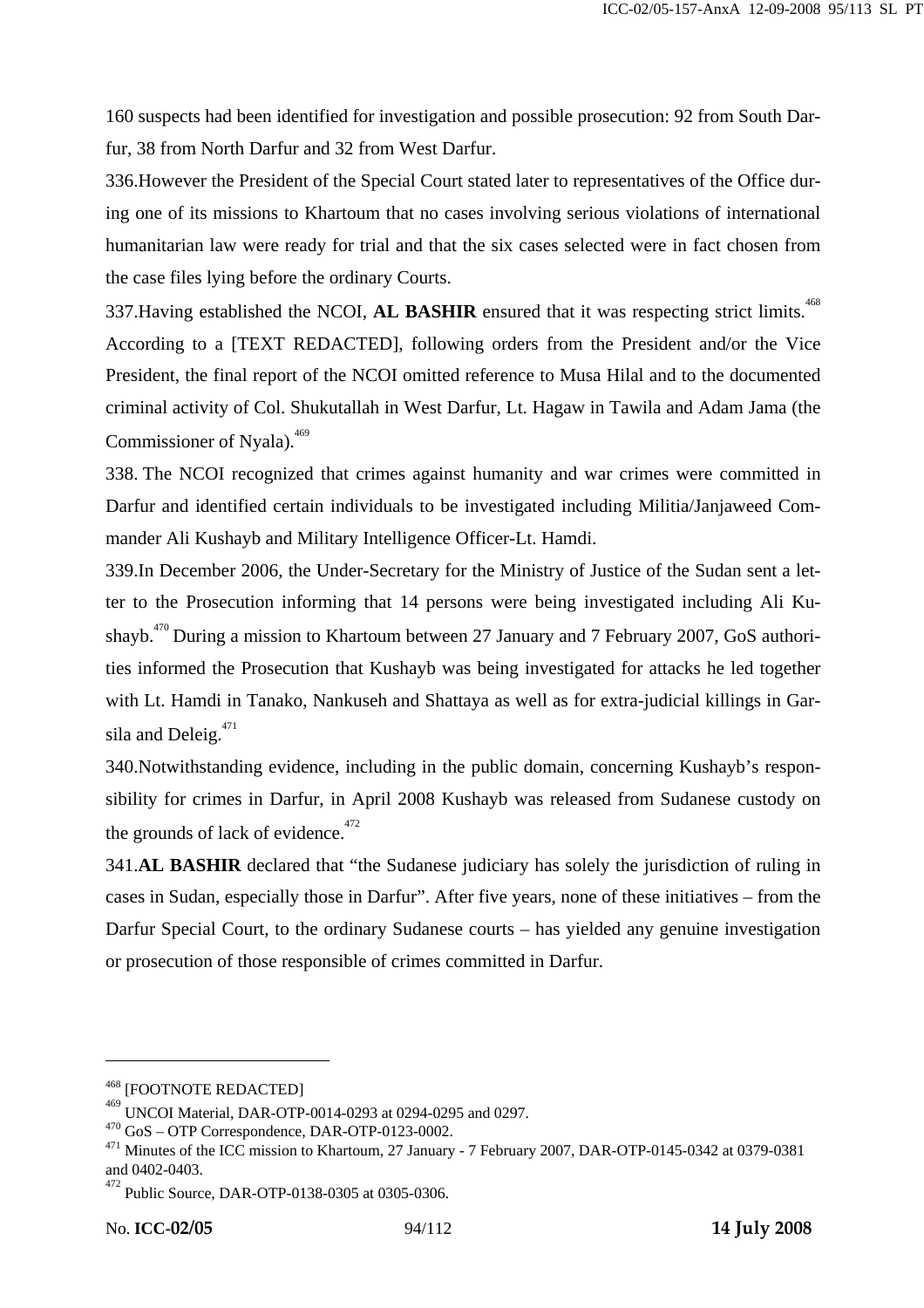160 suspects had been identified for investigation and possible prosecution: 92 from South Darfur, 38 from North Darfur and 32 from West Darfur.

336. However the President of the Special Court stated later to representatives of the Office during one of its missions to Khartoum that no cases involving serious violations of international humanitarian law were ready for trial and that the six cases selected were in fact chosen from the case files lying before the ordinary Courts.

337. Having established the NCOI, **AL BASHIR** ensured that it was respecting strict limits.[468] According to a [TEXT REDACTED], following orders from the President and/or the Vice President, the final report of the NCOI omitted reference to Musa Hilal and to the documented criminal activity of Col. Shukutallah in West Darfur, Lt. Hagaw in Tawila and Adam Jama (the Commissioner of Nyala).[469]

338. The NCOI recognized that crimes against humanity and war crimes were committed in Darfur and identified certain individuals to be investigated including Militia/Janjaweed Commander Ali Kushayb and Military Intelligence Officer-Lt. Hamdi.

339. In December 2006, the Under-Secretary for the Ministry of Justice of the Sudan sent a letter to the Prosecution informing that 14 persons were being investigated including Ali Kushayb.[470] During a mission to Khartoum between 27 January and 7 February 2007, GoS authorities informed the Prosecution that Kushayb was being investigated for attacks he led together with Lt. Hamdi in Tanako, Nankuseh and Shattaya as well as for extra-judicial killings in Garsila and Deleig.[471]

340. Notwithstanding evidence, including in the public domain, concerning Kushayb's responsibility for crimes in Darfur, in April 2008 Kushayb was released from Sudanese custody on the grounds of lack of evidence.[472]

341. **AL BASHIR** declared that "the Sudanese judiciary has solely the jurisdiction of ruling in cases in Sudan, especially those in Darfur". After five years, none of these initiatives – from the Darfur Special Court, to the ordinary Sudanese courts – has yielded any genuine investigation or prosecution of those responsible of crimes committed in Darfur.

---

[468] [FOOTNOTE REDACTED]

[469] UNCOI Material, DAR-OTP-0014-0293 at 0294-0295 and 0297.

[470] GoS – OTP Correspondence, DAR-OTP-0123-0002.

[471] Minutes of the ICC mission to Khartoum, 27 January - 7 February 2007, DAR-OTP-0145-0342 at 0379-0381 and 0402-0403.

[472] Public Source, DAR-OTP-0138-0305 at 0305-0306.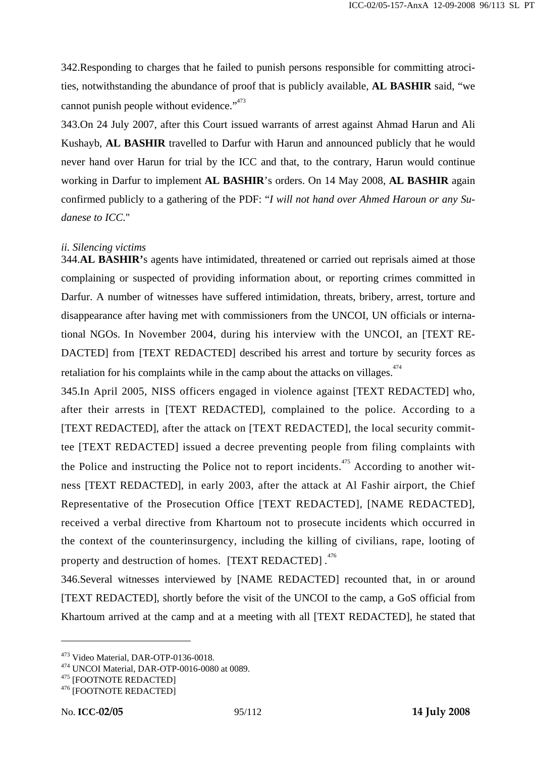342.Responding to charges that he failed to punish persons responsible for committing atrocities, notwithstanding the abundance of proof that is publicly available, **AL BASHIR** said, "we cannot punish people without evidence."[473]

343.On 24 July 2007, after this Court issued warrants of arrest against Ahmad Harun and Ali Kushayb, **AL BASHIR** travelled to Darfur with Harun and announced publicly that he would never hand over Harun for trial by the ICC and that, to the contrary, Harun would continue working in Darfur to implement **AL BASHIR**'s orders. On 14 May 2008, **AL BASHIR** again confirmed publicly to a gathering of the PDF: "*I will not hand over Ahmed Haroun or any Sudanese to ICC.*"

*ii. Silencing victims*

344.**AL BASHIR'**s agents have intimidated, threatened or carried out reprisals aimed at those complaining or suspected of providing information about, or reporting crimes committed in Darfur. A number of witnesses have suffered intimidation, threats, bribery, arrest, torture and disappearance after having met with commissioners from the UNCOI, UN officials or international NGOs. In November 2004, during his interview with the UNCOI, an [TEXT REDACTED] from [TEXT REDACTED] described his arrest and torture by security forces as retaliation for his complaints while in the camp about the attacks on villages.[474]

345.In April 2005, NISS officers engaged in violence against [TEXT REDACTED] who, after their arrests in [TEXT REDACTED], complained to the police. According to a [TEXT REDACTED], after the attack on [TEXT REDACTED], the local security committee [TEXT REDACTED] issued a decree preventing people from filing complaints with the Police and instructing the Police not to report incidents.[475] According to another witness [TEXT REDACTED], in early 2003, after the attack at Al Fashir airport, the Chief Representative of the Prosecution Office [TEXT REDACTED], [NAME REDACTED], received a verbal directive from Khartoum not to prosecute incidents which occurred in the context of the counterinsurgency, including the killing of civilians, rape, looting of property and destruction of homes. [TEXT REDACTED] .[476]

346.Several witnesses interviewed by [NAME REDACTED] recounted that, in or around [TEXT REDACTED], shortly before the visit of the UNCOI to the camp, a GoS official from Khartoum arrived at the camp and at a meeting with all [TEXT REDACTED], he stated that

---

[473] Video Material, DAR-OTP-0136-0018.

[474] UNCOI Material, DAR-OTP-0016-0080 at 0089.

[475] [FOOTNOTE REDACTED]

[476] [FOOTNOTE REDACTED]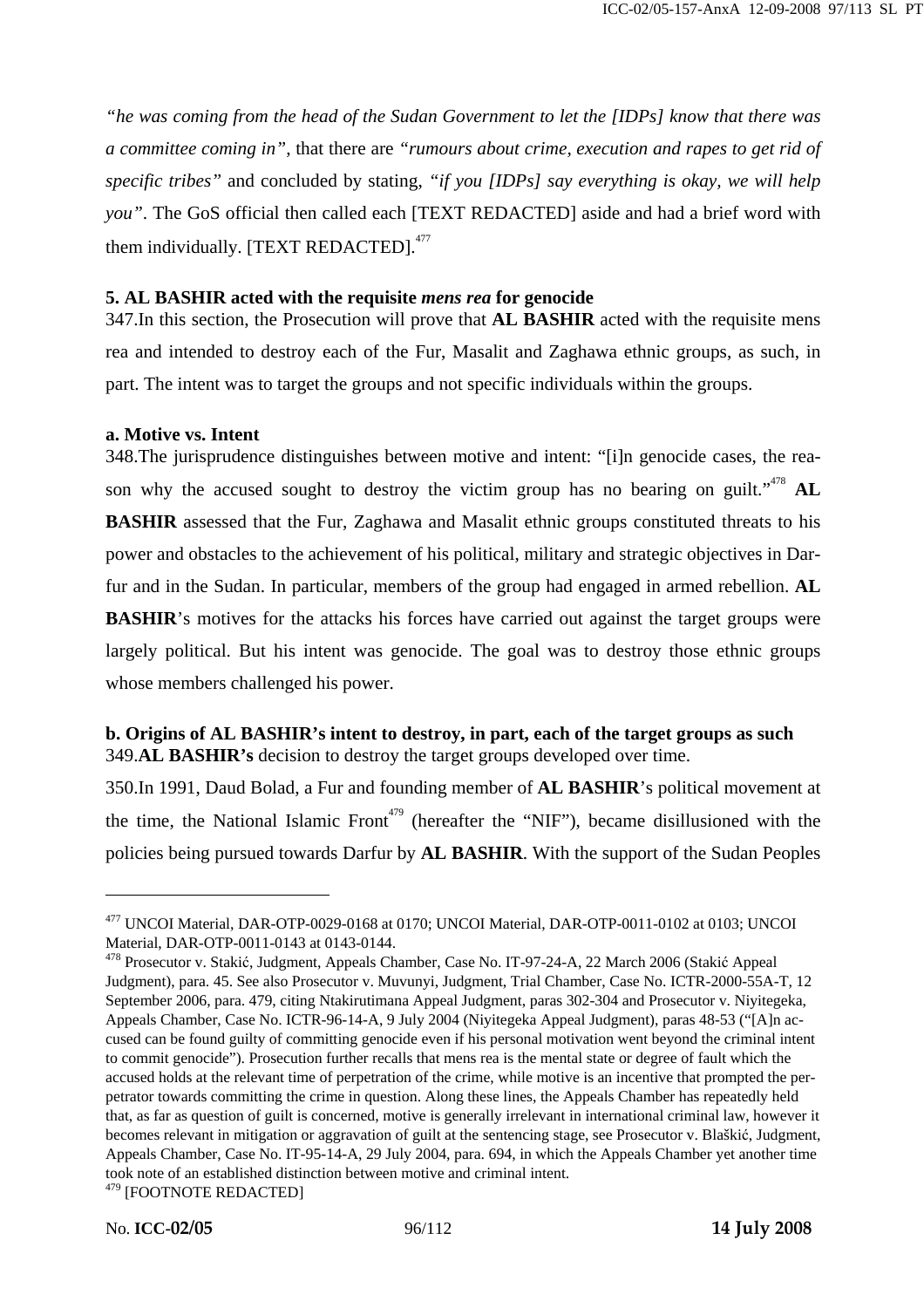*"he was coming from the head of the Sudan Government to let the [IDPs] know that there was a committee coming in"*, that there are *"rumours about crime, execution and rapes to get rid of specific tribes"* and concluded by stating, *"if you [IDPs] say everything is okay, we will help you"*. The GoS official then called each [TEXT REDACTED] aside and had a brief word with them individually. [TEXT REDACTED].[477]

### 5. AL BASHIR acted with the requisite *mens rea* for genocide

347. In this section, the Prosecution will prove that **AL BASHIR** acted with the requisite mens rea and intended to destroy each of the Fur, Masalit and Zaghawa ethnic groups, as such, in part. The intent was to target the groups and not specific individuals within the groups.

#### a. Motive vs. Intent

348. The jurisprudence distinguishes between motive and intent: "[i]n genocide cases, the reason why the accused sought to destroy the victim group has no bearing on guilt."[478] **AL BASHIR** assessed that the Fur, Zaghawa and Masalit ethnic groups constituted threats to his power and obstacles to the achievement of his political, military and strategic objectives in Darfur and in the Sudan. In particular, members of the group had engaged in armed rebellion. **AL BASHIR**'s motives for the attacks his forces have carried out against the target groups were largely political. But his intent was genocide. The goal was to destroy those ethnic groups whose members challenged his power.

#### b. Origins of AL BASHIR's intent to destroy, in part, each of the target groups as such

349. **AL BASHIR's** decision to destroy the target groups developed over time.

350. In 1991, Daud Bolad, a Fur and founding member of **AL BASHIR**'s political movement at the time, the National Islamic Front[479] (hereafter the "NIF"), became disillusioned with the policies being pursued towards Darfur by **AL BASHIR**. With the support of the Sudan Peoples

---

[477] UNCOI Material, DAR-OTP-0029-0168 at 0170; UNCOI Material, DAR-OTP-0011-0102 at 0103; UNCOI Material, DAR-OTP-0011-0143 at 0143-0144.

[478] Prosecutor v. Stakić, Judgment, Appeals Chamber, Case No. IT-97-24-A, 22 March 2006 (Stakić Appeal Judgment), para. 45. See also Prosecutor v. Muvunyi, Judgment, Trial Chamber, Case No. ICTR-2000-55A-T, 12 September 2006, para. 479, citing Ntakirutimana Appeal Judgment, paras 302-304 and Prosecutor v. Niyitegeka, Appeals Chamber, Case No. ICTR-96-14-A, 9 July 2004 (Niyitegeka Appeal Judgment), paras 48-53 ("[A]n accused can be found guilty of committing genocide even if his personal motivation went beyond the criminal intent to commit genocide"). Prosecution further recalls that mens rea is the mental state or degree of fault which the accused holds at the relevant time of perpetration of the crime, while motive is an incentive that prompted the perpetrator towards committing the crime in question. Along these lines, the Appeals Chamber has repeatedly held that, as far as question of guilt is concerned, motive is generally irrelevant in international criminal law, however it becomes relevant in mitigation or aggravation of guilt at the sentencing stage, see Prosecutor v. Blaškić, Judgment, Appeals Chamber, Case No. IT-95-14-A, 29 July 2004, para. 694, in which the Appeals Chamber yet another time took note of an established distinction between motive and criminal intent.

[479] [FOOTNOTE REDACTED]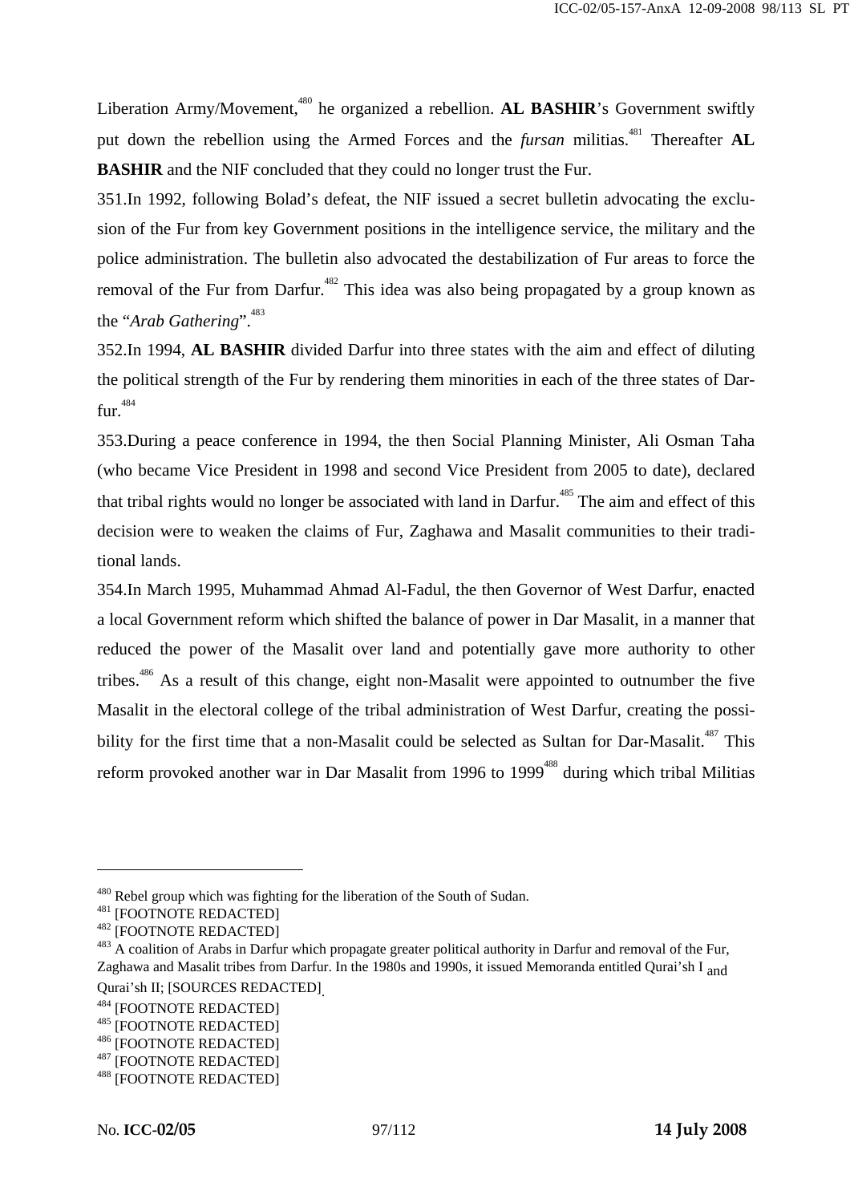Liberation Army/Movement,[480] he organized a rebellion. **AL BASHIR**'s Government swiftly put down the rebellion using the Armed Forces and the *fursan* militias.[481] Thereafter **AL BASHIR** and the NIF concluded that they could no longer trust the Fur.

351.In 1992, following Bolad's defeat, the NIF issued a secret bulletin advocating the exclusion of the Fur from key Government positions in the intelligence service, the military and the police administration. The bulletin also advocated the destabilization of Fur areas to force the removal of the Fur from Darfur.[482] This idea was also being propagated by a group known as the "*Arab Gathering*".[483]

352.In 1994, **AL BASHIR** divided Darfur into three states with the aim and effect of diluting the political strength of the Fur by rendering them minorities in each of the three states of Darfur.[484]

353.During a peace conference in 1994, the then Social Planning Minister, Ali Osman Taha (who became Vice President in 1998 and second Vice President from 2005 to date), declared that tribal rights would no longer be associated with land in Darfur.[485] The aim and effect of this decision were to weaken the claims of Fur, Zaghawa and Masalit communities to their traditional lands.

354.In March 1995, Muhammad Ahmad Al-Fadul, the then Governor of West Darfur, enacted a local Government reform which shifted the balance of power in Dar Masalit, in a manner that reduced the power of the Masalit over land and potentially gave more authority to other tribes.[486] As a result of this change, eight non-Masalit were appointed to outnumber the five Masalit in the electoral college of the tribal administration of West Darfur, creating the possibility for the first time that a non-Masalit could be selected as Sultan for Dar-Masalit.[487] This reform provoked another war in Dar Masalit from 1996 to 1999[488] during which tribal Militias

---

[480] Rebel group which was fighting for the liberation of the South of Sudan.

[481] [FOOTNOTE REDACTED]

[482] [FOOTNOTE REDACTED]

[483] A coalition of Arabs in Darfur which propagate greater political authority in Darfur and removal of the Fur, Zaghawa and Masalit tribes from Darfur. In the 1980s and 1990s, it issued Memoranda entitled Qurai'sh I and Qurai'sh II; [SOURCES REDACTED].

[484] [FOOTNOTE REDACTED]

[485] [FOOTNOTE REDACTED]

[486] [FOOTNOTE REDACTED]

[487] [FOOTNOTE REDACTED]

[488] [FOOTNOTE REDACTED]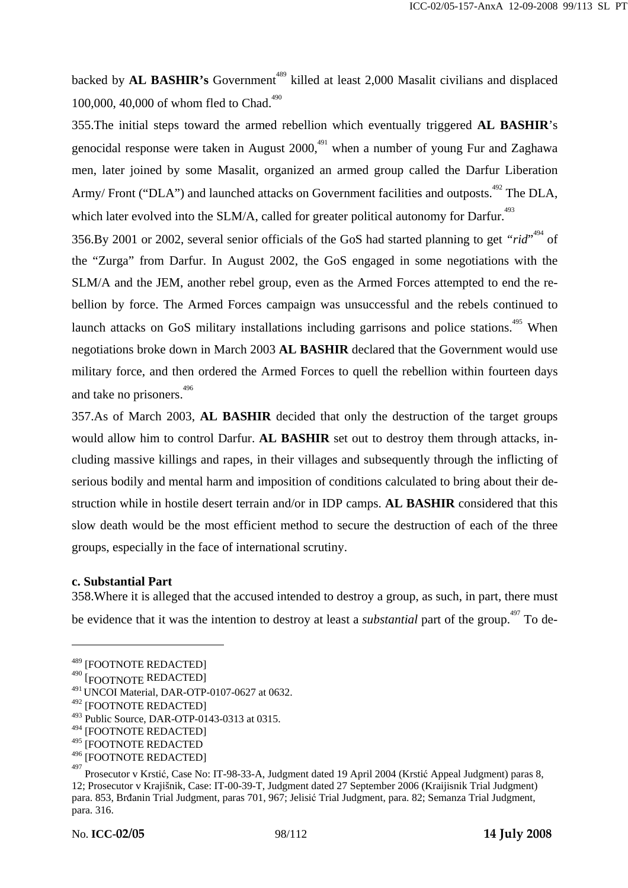backed by **AL BASHIR's** Government[489] killed at least 2,000 Masalit civilians and displaced 100,000, 40,000 of whom fled to Chad.[490]

355.The initial steps toward the armed rebellion which eventually triggered **AL BASHIR**'s genocidal response were taken in August 2000,[491] when a number of young Fur and Zaghawa men, later joined by some Masalit, organized an armed group called the Darfur Liberation Army/ Front ("DLA") and launched attacks on Government facilities and outposts.[492] The DLA, which later evolved into the SLM/A, called for greater political autonomy for Darfur.[493]

356.By 2001 or 2002, several senior officials of the GoS had started planning to get "*rid*"[494] of the "Zurga" from Darfur. In August 2002, the GoS engaged in some negotiations with the SLM/A and the JEM, another rebel group, even as the Armed Forces attempted to end the rebellion by force. The Armed Forces campaign was unsuccessful and the rebels continued to launch attacks on GoS military installations including garrisons and police stations.[495] When negotiations broke down in March 2003 **AL BASHIR** declared that the Government would use military force, and then ordered the Armed Forces to quell the rebellion within fourteen days and take no prisoners.[496]

357.As of March 2003, **AL BASHIR** decided that only the destruction of the target groups would allow him to control Darfur. **AL BASHIR** set out to destroy them through attacks, including massive killings and rapes, in their villages and subsequently through the inflicting of serious bodily and mental harm and imposition of conditions calculated to bring about their destruction while in hostile desert terrain and/or in IDP camps. **AL BASHIR** considered that this slow death would be the most efficient method to secure the destruction of each of the three groups, especially in the face of international scrutiny.

### c. Substantial Part

358.Where it is alleged that the accused intended to destroy a group, as such, in part, there must be evidence that it was the intention to destroy at least a *substantial* part of the group.[497] To de-

---

[489] [FOOTNOTE REDACTED]

[490] [FOOTNOTE REDACTED]

[491] UNCOI Material, DAR-OTP-0107-0627 at 0632.

[492] [FOOTNOTE REDACTED]

[493] Public Source, DAR-OTP-0143-0313 at 0315.

[494] [FOOTNOTE REDACTED]

[495] [FOOTNOTE REDACTED

[496] [FOOTNOTE REDACTED]

[497] Prosecutor v Krstić, Case No: IT-98-33-A, Judgment dated 19 April 2004 (Krstić Appeal Judgment) paras 8, 12; Prosecutor v Krajišnik, Case: IT-00-39-T, Judgment dated 27 September 2006 (Kraijisnik Trial Judgment) para. 853, Brđanin Trial Judgment, paras 701, 967; Jelisić Trial Judgment, para. 82; Semanza Trial Judgment, para. 316.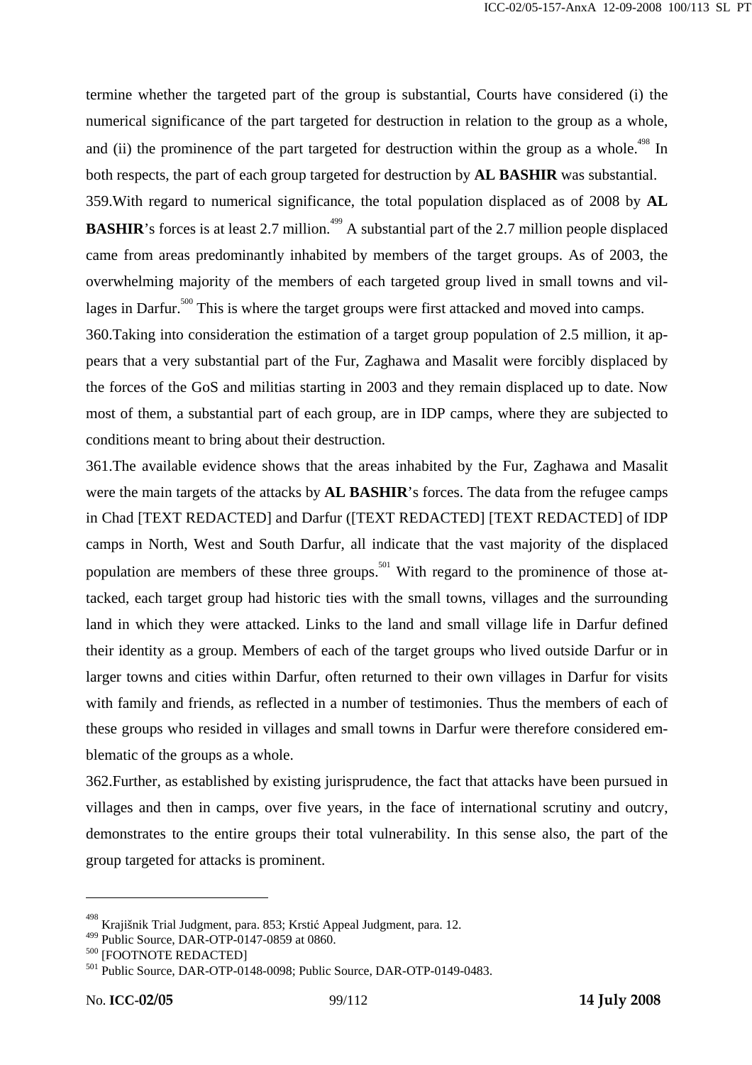termine whether the targeted part of the group is substantial, Courts have considered (i) the numerical significance of the part targeted for destruction in relation to the group as a whole, and (ii) the prominence of the part targeted for destruction within the group as a whole.[498] In both respects, the part of each group targeted for destruction by **AL BASHIR** was substantial.

359. With regard to numerical significance, the total population displaced as of 2008 by **AL BASHIR**'s forces is at least 2.7 million.[499] A substantial part of the 2.7 million people displaced came from areas predominantly inhabited by members of the target groups. As of 2003, the overwhelming majority of the members of each targeted group lived in small towns and villages in Darfur.[500] This is where the target groups were first attacked and moved into camps.

360. Taking into consideration the estimation of a target group population of 2.5 million, it appears that a very substantial part of the Fur, Zaghawa and Masalit were forcibly displaced by the forces of the GoS and militias starting in 2003 and they remain displaced up to date. Now most of them, a substantial part of each group, are in IDP camps, where they are subjected to conditions meant to bring about their destruction.

361. The available evidence shows that the areas inhabited by the Fur, Zaghawa and Masalit were the main targets of the attacks by **AL BASHIR**'s forces. The data from the refugee camps in Chad [TEXT REDACTED] and Darfur ([TEXT REDACTED] [TEXT REDACTED] of IDP camps in North, West and South Darfur, all indicate that the vast majority of the displaced population are members of these three groups.[501] With regard to the prominence of those attacked, each target group had historic ties with the small towns, villages and the surrounding land in which they were attacked. Links to the land and small village life in Darfur defined their identity as a group. Members of each of the target groups who lived outside Darfur or in larger towns and cities within Darfur, often returned to their own villages in Darfur for visits with family and friends, as reflected in a number of testimonies. Thus the members of each of these groups who resided in villages and small towns in Darfur were therefore considered emblematic of the groups as a whole.

362. Further, as established by existing jurisprudence, the fact that attacks have been pursued in villages and then in camps, over five years, in the face of international scrutiny and outcry, demonstrates to the entire groups their total vulnerability. In this sense also, the part of the group targeted for attacks is prominent.

---

[498] Krajišnik Trial Judgment, para. 853; Krstić Appeal Judgment, para. 12.

[499] Public Source, DAR-OTP-0147-0859 at 0860.

[500] [FOOTNOTE REDACTED]

[501] Public Source, DAR-OTP-0148-0098; Public Source, DAR-OTP-0149-0483.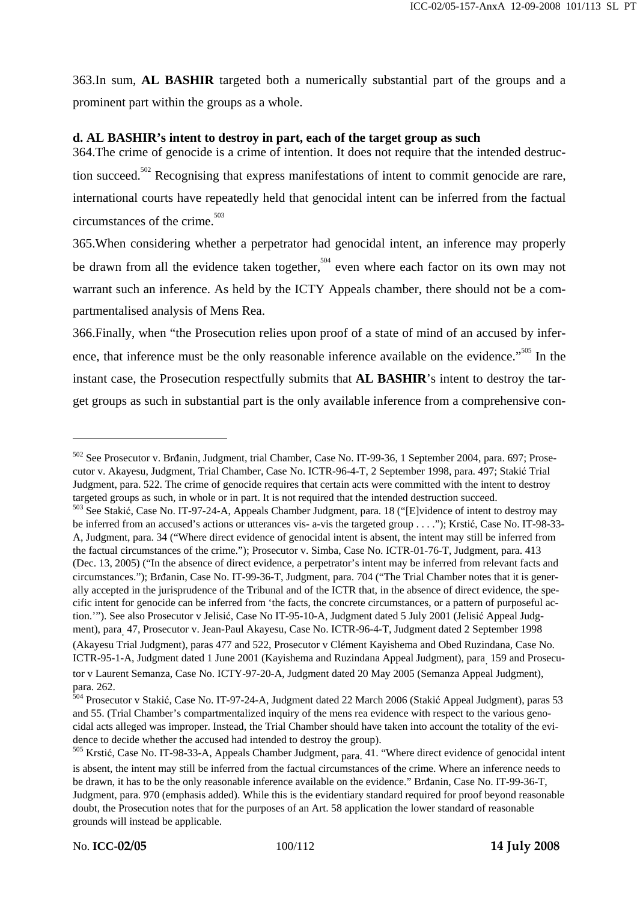363.In sum, **AL BASHIR** targeted both a numerically substantial part of the groups and a prominent part within the groups as a whole.

### d. AL BASHIR's intent to destroy in part, each of the target group as such

364.The crime of genocide is a crime of intention. It does not require that the intended destruction succeed.[502] Recognising that express manifestations of intent to commit genocide are rare, international courts have repeatedly held that genocidal intent can be inferred from the factual circumstances of the crime.[503]

365.When considering whether a perpetrator had genocidal intent, an inference may properly be drawn from all the evidence taken together,[504] even where each factor on its own may not warrant such an inference. As held by the ICTY Appeals chamber, there should not be a compartmentalised analysis of Mens Rea.

366.Finally, when "the Prosecution relies upon proof of a state of mind of an accused by inference, that inference must be the only reasonable inference available on the evidence."[505] In the instant case, the Prosecution respectfully submits that **AL BASHIR**'s intent to destroy the target groups as such in substantial part is the only available inference from a comprehensive con-

---

[502] See Prosecutor v. Brđanin, Judgment, trial Chamber, Case No. IT-99-36, 1 September 2004, para. 697; Prosecutor v. Akayesu, Judgment, Trial Chamber, Case No. ICTR-96-4-T, 2 September 1998, para. 497; Stakić Trial Judgment, para. 522. The crime of genocide requires that certain acts were committed with the intent to destroy targeted groups as such, in whole or in part. It is not required that the intended destruction succeed.

[503] See Stakić, Case No. IT-97-24-A, Appeals Chamber Judgment, para. 18 ("[E]vidence of intent to destroy may be inferred from an accused's actions or utterances vis- a-vis the targeted group . . . ."); Krstić, Case No. IT-98-33-A, Judgment, para. 34 ("Where direct evidence of genocidal intent is absent, the intent may still be inferred from the factual circumstances of the crime."); Prosecutor v. Simba, Case No. ICTR-01-76-T, Judgment, para. 413 (Dec. 13, 2005) ("In the absence of direct evidence, a perpetrator's intent may be inferred from relevant facts and circumstances."); Brđanin, Case No. IT-99-36-T, Judgment, para. 704 ("The Trial Chamber notes that it is generally accepted in the jurisprudence of the Tribunal and of the ICTR that, in the absence of direct evidence, the specific intent for genocide can be inferred from 'the facts, the concrete circumstances, or a pattern of purposeful action.'"). See also Prosecutor v Jelisić, Case No IT-95-10-A, Judgment dated 5 July 2001 (Jelisić Appeal Judgment), para. 47, Prosecutor v. Jean-Paul Akayesu, Case No. ICTR-96-4-T, Judgment dated 2 September 1998 (Akayesu Trial Judgment), paras 477 and 522, Prosecutor v Clément Kayishema and Obed Ruzindana, Case No. ICTR-95-1-A, Judgment dated 1 June 2001 (Kayishema and Ruzindana Appeal Judgment), para. 159 and Prosecutor v Laurent Semanza, Case No. ICTY-97-20-A, Judgment dated 20 May 2005 (Semanza Appeal Judgment), para. 262.

[504] Prosecutor v Stakić, Case No. IT-97-24-A, Judgment dated 22 March 2006 (Stakić Appeal Judgment), paras 53 and 55. (Trial Chamber's compartmentalized inquiry of the mens rea evidence with respect to the various genocidal acts alleged was improper. Instead, the Trial Chamber should have taken into account the totality of the evidence to decide whether the accused had intended to destroy the group).

[505] Krstić, Case No. IT-98-33-A, Appeals Chamber Judgment, para. 41. "Where direct evidence of genocidal intent is absent, the intent may still be inferred from the factual circumstances of the crime. Where an inference needs to be drawn, it has to be the only reasonable inference available on the evidence." Brđanin, Case No. IT-99-36-T, Judgment, para. 970 (emphasis added). While this is the evidentiary standard required for proof beyond reasonable doubt, the Prosecution notes that for the purposes of an Art. 58 application the lower standard of reasonable grounds will instead be applicable.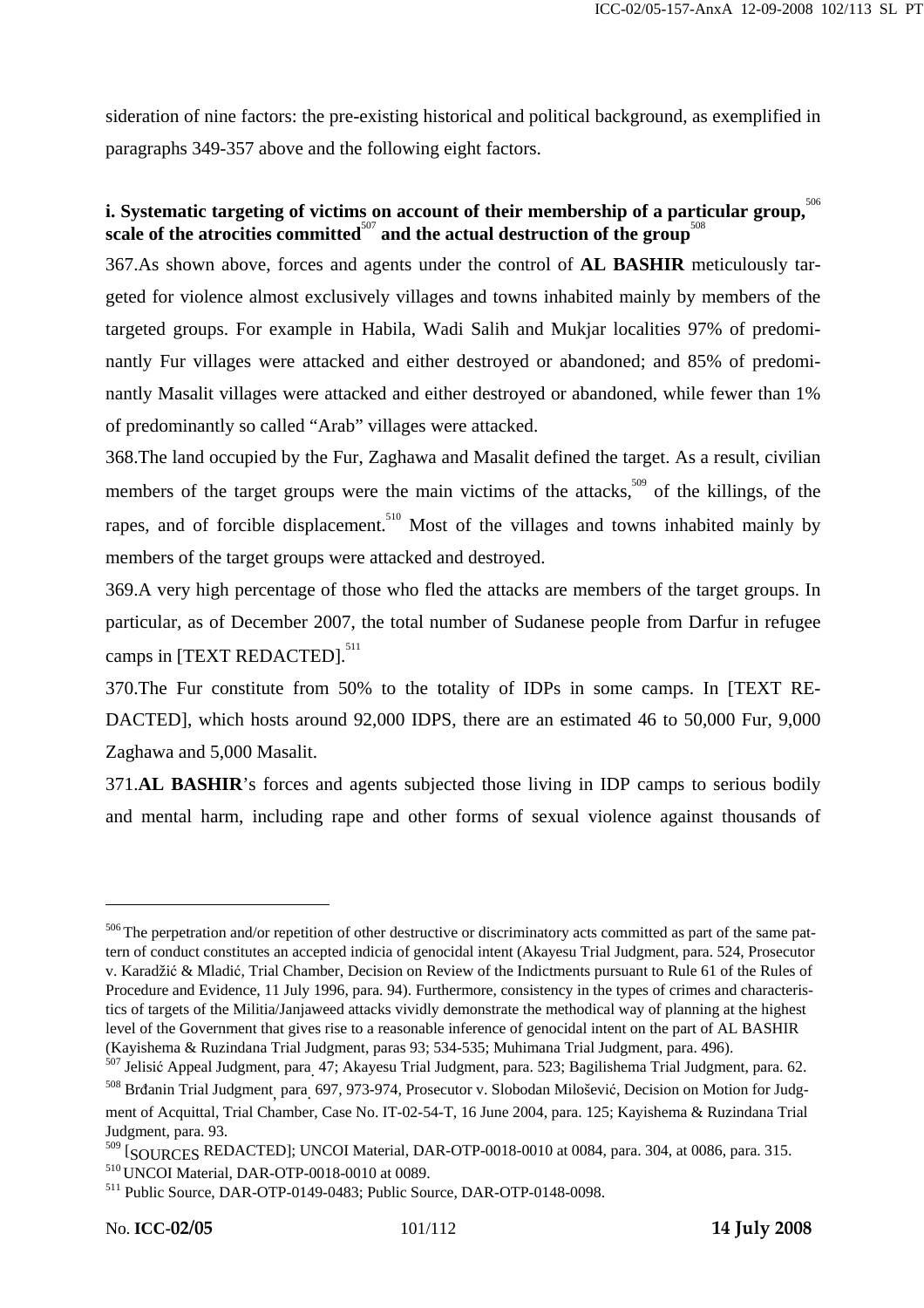sideration of nine factors: the pre-existing historical and political background, as exemplified in paragraphs 349-357 above and the following eight factors.

### i. Systematic targeting of victims on account of their membership of a particular group,[506] scale of the atrocities committed[507] and the actual destruction of the group[508]

367.As shown above, forces and agents under the control of **AL BASHIR** meticulously targeted for violence almost exclusively villages and towns inhabited mainly by members of the targeted groups. For example in Habila, Wadi Salih and Mukjar localities 97% of predominantly Fur villages were attacked and either destroyed or abandoned; and 85% of predominantly Masalit villages were attacked and either destroyed or abandoned, while fewer than 1% of predominantly so called "Arab" villages were attacked.

368.The land occupied by the Fur, Zaghawa and Masalit defined the target. As a result, civilian members of the target groups were the main victims of the attacks,[509] of the killings, of the rapes, and of forcible displacement.[510] Most of the villages and towns inhabited mainly by members of the target groups were attacked and destroyed.

369.A very high percentage of those who fled the attacks are members of the target groups. In particular, as of December 2007, the total number of Sudanese people from Darfur in refugee camps in [TEXT REDACTED].[511]

370.The Fur constitute from 50% to the totality of IDPs in some camps. In [TEXT REDACTED], which hosts around 92,000 IDPS, there are an estimated 46 to 50,000 Fur, 9,000 Zaghawa and 5,000 Masalit.

371.**AL BASHIR**'s forces and agents subjected those living in IDP camps to serious bodily and mental harm, including rape and other forms of sexual violence against thousands of

---

[506] The perpetration and/or repetition of other destructive or discriminatory acts committed as part of the same pattern of conduct constitutes an accepted indicia of genocidal intent (Akayesu Trial Judgment, para. 524, Prosecutor v. Karadžić & Mladić, Trial Chamber, Decision on Review of the Indictments pursuant to Rule 61 of the Rules of Procedure and Evidence, 11 July 1996, para. 94). Furthermore, consistency in the types of crimes and characteristics of targets of the Militia/Janjaweed attacks vividly demonstrate the methodical way of planning at the highest level of the Government that gives rise to a reasonable inference of genocidal intent on the part of AL BASHIR (Kayishema & Ruzindana Trial Judgment, paras 93; 534-535; Muhimana Trial Judgment, para. 496).

[507] Jelisić Appeal Judgment, para. 47; Akayesu Trial Judgment, para. 523; Bagilishema Trial Judgment, para. 62.

[508] Brđanin Trial Judgment, para. 697, 973-974, Prosecutor v. Slobodan Milošević, Decision on Motion for Judgment of Acquittal, Trial Chamber, Case No. IT-02-54-T, 16 June 2004, para. 125; Kayishema & Ruzindana Trial Judgment, para. 93.

[509] [SOURCES REDACTED]; UNCOI Material, DAR-OTP-0018-0010 at 0084, para. 304, at 0086, para. 315.

[510] UNCOI Material, DAR-OTP-0018-0010 at 0089.

[511] Public Source, DAR-OTP-0149-0483; Public Source, DAR-OTP-0148-0098.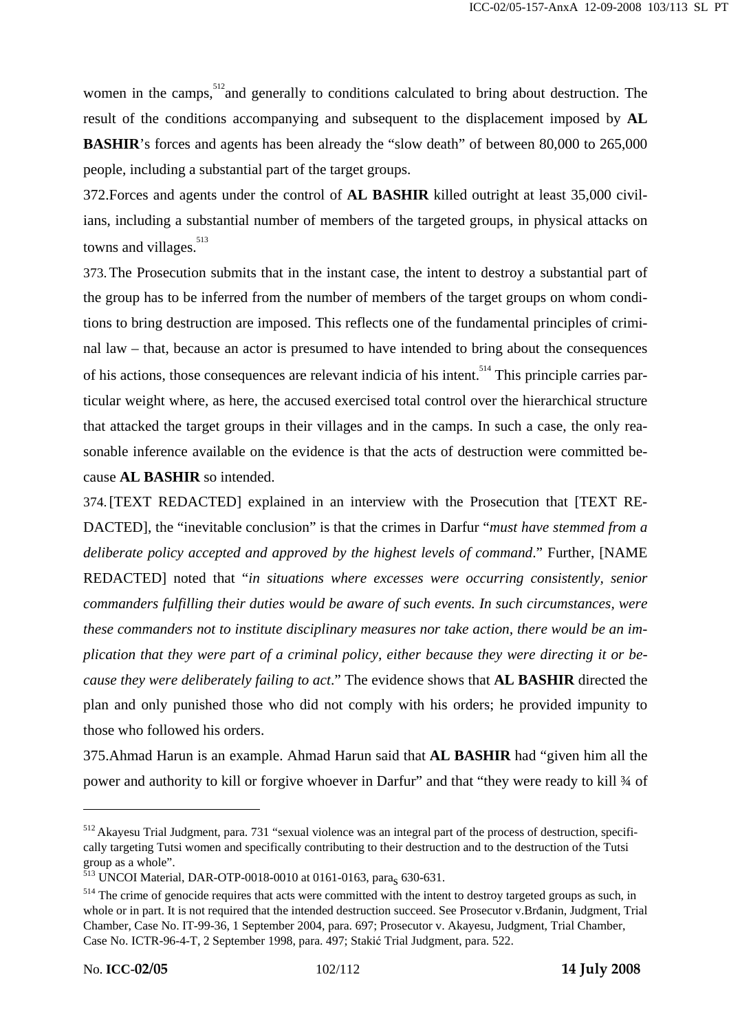women in the camps,[512] and generally to conditions calculated to bring about destruction. The result of the conditions accompanying and subsequent to the displacement imposed by **AL BASHIR**'s forces and agents has been already the "slow death" of between 80,000 to 265,000 people, including a substantial part of the target groups.

372.Forces and agents under the control of **AL BASHIR** killed outright at least 35,000 civilians, including a substantial number of members of the targeted groups, in physical attacks on towns and villages.[513]

373. The Prosecution submits that in the instant case, the intent to destroy a substantial part of the group has to be inferred from the number of members of the target groups on whom conditions to bring destruction are imposed. This reflects one of the fundamental principles of criminal law – that, because an actor is presumed to have intended to bring about the consequences of his actions, those consequences are relevant indicia of his intent.[514] This principle carries particular weight where, as here, the accused exercised total control over the hierarchical structure that attacked the target groups in their villages and in the camps. In such a case, the only reasonable inference available on the evidence is that the acts of destruction were committed because **AL BASHIR** so intended.

374. [TEXT REDACTED] explained in an interview with the Prosecution that [TEXT REDACTED], the "inevitable conclusion" is that the crimes in Darfur "*must have stemmed from a deliberate policy accepted and approved by the highest levels of command*." Further, [NAME REDACTED] noted that "*in situations where excesses were occurring consistently, senior commanders fulfilling their duties would be aware of such events. In such circumstances, were these commanders not to institute disciplinary measures nor take action, there would be an implication that they were part of a criminal policy, either because they were directing it or because they were deliberately failing to act*." The evidence shows that **AL BASHIR** directed the plan and only punished those who did not comply with his orders; he provided impunity to those who followed his orders.

375.Ahmad Harun is an example. Ahmad Harun said that **AL BASHIR** had "given him all the power and authority to kill or forgive whoever in Darfur" and that "they were ready to kill ¾ of

---

[512] Akayesu Trial Judgment, para. 731 "sexual violence was an integral part of the process of destruction, specifically targeting Tutsi women and specifically contributing to their destruction and to the destruction of the Tutsi group as a whole".

[513] UNCOI Material, DAR-OTP-0018-0010 at 0161-0163, paras 630-631.

[514] The crime of genocide requires that acts were committed with the intent to destroy targeted groups as such, in whole or in part. It is not required that the intended destruction succeed. See Prosecutor v.Brđanin, Judgment, Trial Chamber, Case No. IT-99-36, 1 September 2004, para. 697; Prosecutor v. Akayesu, Judgment, Trial Chamber, Case No. ICTR-96-4-T, 2 September 1998, para. 497; Stakić Trial Judgment, para. 522.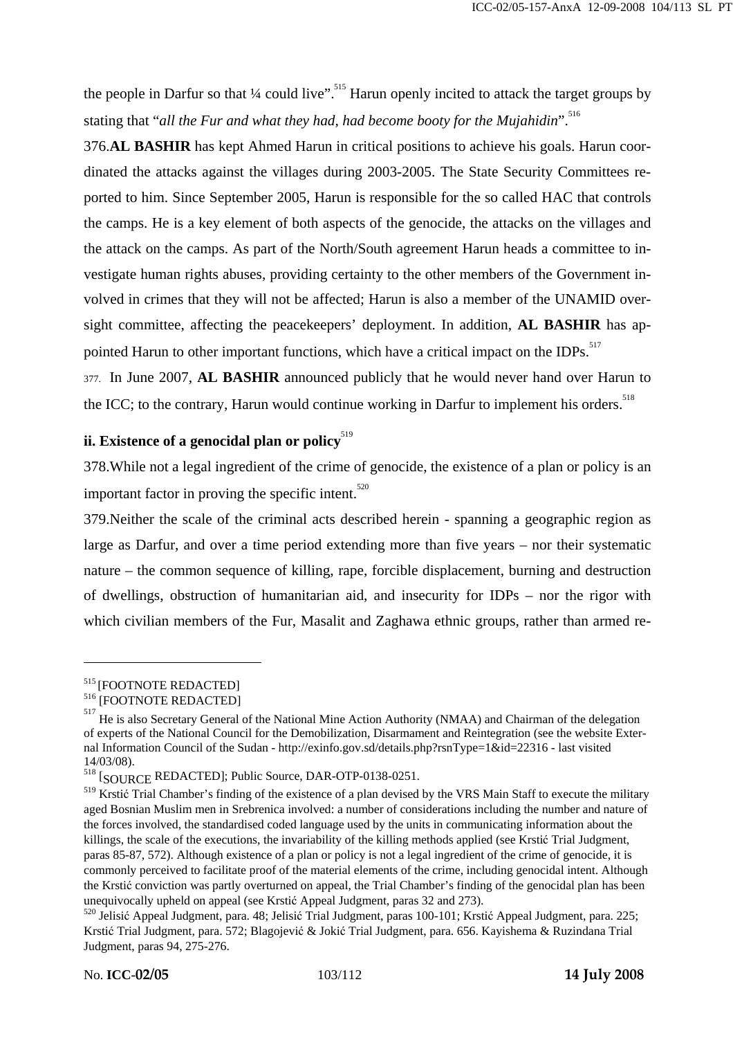the people in Darfur so that ¼ could live".[515] Harun openly incited to attack the target groups by stating that "*all the Fur and what they had, had become booty for the Mujahidin*".[516]

376.**AL BASHIR** has kept Ahmed Harun in critical positions to achieve his goals. Harun coordinated the attacks against the villages during 2003-2005. The State Security Committees reported to him. Since September 2005, Harun is responsible for the so called HAC that controls the camps. He is a key element of both aspects of the genocide, the attacks on the villages and the attack on the camps. As part of the North/South agreement Harun heads a committee to investigate human rights abuses, providing certainty to the other members of the Government involved in crimes that they will not be affected; Harun is also a member of the UNAMID oversight committee, affecting the peacekeepers' deployment. In addition, **AL BASHIR** has appointed Harun to other important functions, which have a critical impact on the IDPs.[517]

377. In June 2007, **AL BASHIR** announced publicly that he would never hand over Harun to the ICC; to the contrary, Harun would continue working in Darfur to implement his orders.[518]

### ii. Existence of a genocidal plan or policy[519]

378.While not a legal ingredient of the crime of genocide, the existence of a plan or policy is an important factor in proving the specific intent.[520]

379.Neither the scale of the criminal acts described herein - spanning a geographic region as large as Darfur, and over a time period extending more than five years – nor their systematic nature – the common sequence of killing, rape, forcible displacement, burning and destruction of dwellings, obstruction of humanitarian aid, and insecurity for IDPs – nor the rigor with which civilian members of the Fur, Masalit and Zaghawa ethnic groups, rather than armed re-

---

[515] [FOOTNOTE REDACTED]

[516] [FOOTNOTE REDACTED]

[517] He is also Secretary General of the National Mine Action Authority (NMAA) and Chairman of the delegation of experts of the National Council for the Demobilization, Disarmament and Reintegration (see the website External Information Council of the Sudan - http://exinfo.gov.sd/details.php?rsnType=1&id=22316 - last visited 14/03/08).

[518] [SOURCE REDACTED]; Public Source, DAR-OTP-0138-0251.

[519] Krstić Trial Chamber's finding of the existence of a plan devised by the VRS Main Staff to execute the military aged Bosnian Muslim men in Srebrenica involved: a number of considerations including the number and nature of the forces involved, the standardised coded language used by the units in communicating information about the killings, the scale of the executions, the invariability of the killing methods applied (see Krstić Trial Judgment, paras 85-87, 572). Although existence of a plan or policy is not a legal ingredient of the crime of genocide, it is commonly perceived to facilitate proof of the material elements of the crime, including genocidal intent. Although the Krstić conviction was partly overturned on appeal, the Trial Chamber's finding of the genocidal plan has been unequivocally upheld on appeal (see Krstić Appeal Judgment, paras 32 and 273).

[520] Jelisić Appeal Judgment, para. 48; Jelisić Trial Judgment, paras 100-101; Krstić Appeal Judgment, para. 225; Krstić Trial Judgment, para. 572; Blagojević & Jokić Trial Judgment, para. 656. Kayishema & Ruzindana Trial Judgment, paras 94, 275-276.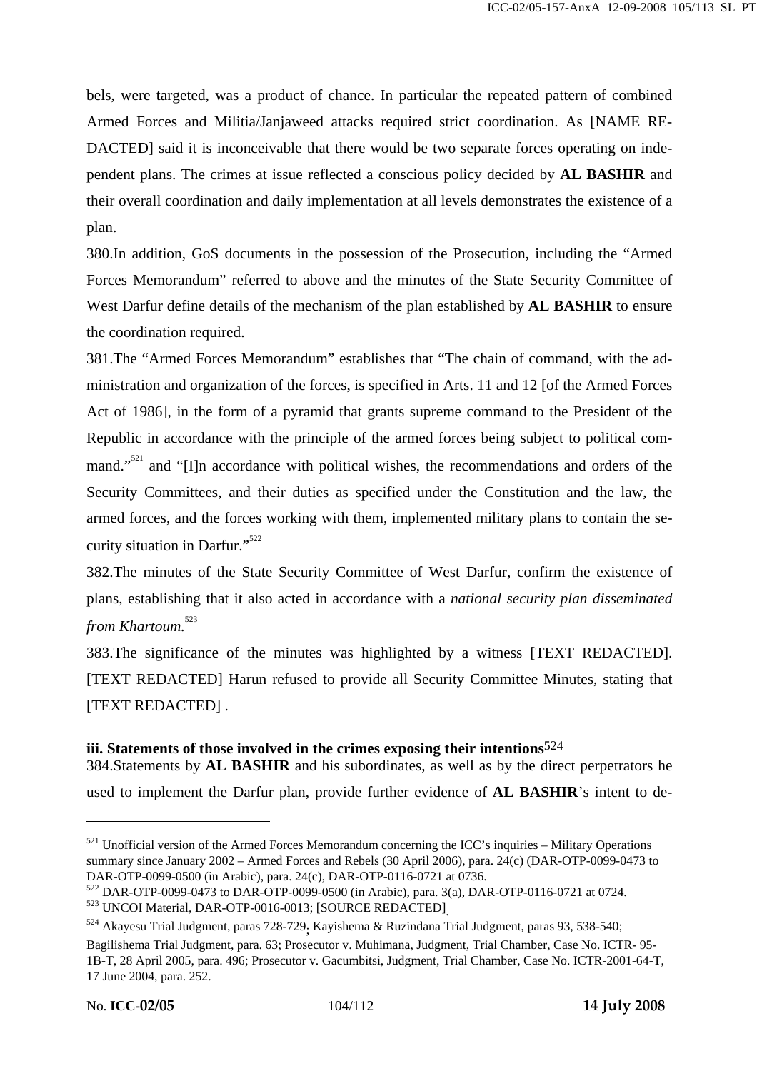bels, were targeted, was a product of chance. In particular the repeated pattern of combined Armed Forces and Militia/Janjaweed attacks required strict coordination. As [NAME REDACTED] said it is inconceivable that there would be two separate forces operating on independent plans. The crimes at issue reflected a conscious policy decided by **AL BASHIR** and their overall coordination and daily implementation at all levels demonstrates the existence of a plan.

380.In addition, GoS documents in the possession of the Prosecution, including the "Armed Forces Memorandum" referred to above and the minutes of the State Security Committee of West Darfur define details of the mechanism of the plan established by **AL BASHIR** to ensure the coordination required.

381.The "Armed Forces Memorandum" establishes that "The chain of command, with the administration and organization of the forces, is specified in Arts. 11 and 12 [of the Armed Forces Act of 1986], in the form of a pyramid that grants supreme command to the President of the Republic in accordance with the principle of the armed forces being subject to political command."[521] and "[I]n accordance with political wishes, the recommendations and orders of the Security Committees, and their duties as specified under the Constitution and the law, the armed forces, and the forces working with them, implemented military plans to contain the security situation in Darfur."[522]

382.The minutes of the State Security Committee of West Darfur, confirm the existence of plans, establishing that it also acted in accordance with a *national security plan disseminated from Khartoum.*[523]

383.The significance of the minutes was highlighted by a witness [TEXT REDACTED]. [TEXT REDACTED] Harun refused to provide all Security Committee Minutes, stating that [TEXT REDACTED] .

**iii. Statements of those involved in the crimes exposing their intentions**[524]

384.Statements by **AL BASHIR** and his subordinates, as well as by the direct perpetrators he used to implement the Darfur plan, provide further evidence of **AL BASHIR**'s intent to de-

---

[521] Unofficial version of the Armed Forces Memorandum concerning the ICC's inquiries – Military Operations summary since January 2002 – Armed Forces and Rebels (30 April 2006), para. 24(c) (DAR-OTP-0099-0473 to DAR-OTP-0099-0500 (in Arabic), para. 24(c), DAR-OTP-0116-0721 at 0736.

[522] DAR-OTP-0099-0473 to DAR-OTP-0099-0500 (in Arabic), para. 3(a), DAR-OTP-0116-0721 at 0724.

[523] UNCOI Material, DAR-OTP-0016-0013; [SOURCE REDACTED].

[524] Akayesu Trial Judgment, paras 728-729; Kayishema & Ruzindana Trial Judgment, paras 93, 538-540; Bagilishema Trial Judgment, para. 63; Prosecutor v. Muhimana, Judgment, Trial Chamber, Case No. ICTR- 95-1B-T, 28 April 2005, para. 496; Prosecutor v. Gacumbitsi, Judgment, Trial Chamber, Case No. ICTR-2001-64-T, 17 June 2004, para. 252.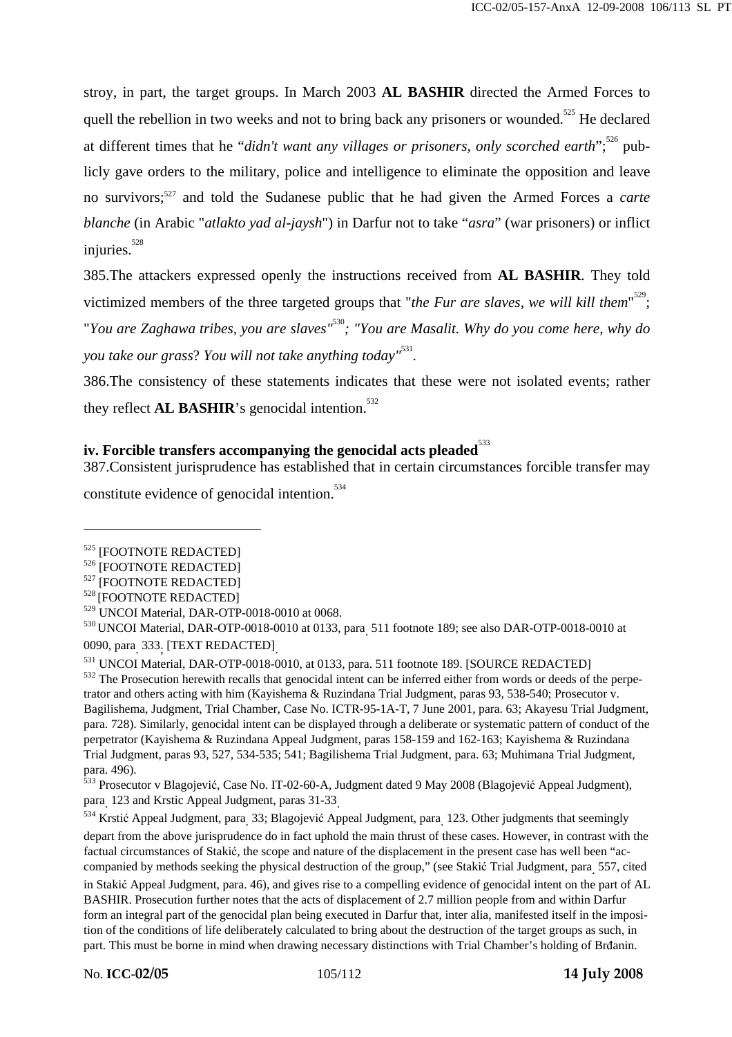stroy, in part, the target groups. In March 2003 **AL BASHIR** directed the Armed Forces to quell the rebellion in two weeks and not to bring back any prisoners or wounded.[525] He declared at different times that he "*didn't want any villages or prisoners, only scorched earth*";[526] publicly gave orders to the military, police and intelligence to eliminate the opposition and leave no survivors;[527] and told the Sudanese public that he had given the Armed Forces a *carte blanche* (in Arabic "*atlakto yad al-jaysh*") in Darfur not to take "*asra*" (war prisoners) or inflict injuries.[528]

385.The attackers expressed openly the instructions received from **AL BASHIR**. They told victimized members of the three targeted groups that "*the Fur are slaves, we will kill them*"[529]; "*You are Zaghawa tribes, you are slaves"*[530]*; "You are Masalit. Why do you come here, why do you take our grass*? *You will not take anything today"*[531].

386.The consistency of these statements indicates that these were not isolated events; rather they reflect **AL BASHIR**'s genocidal intention.[532]

**iv. Forcible transfers accompanying the genocidal acts pleaded**[533]

387.Consistent jurisprudence has established that in certain circumstances forcible transfer may constitute evidence of genocidal intention.[534]

---

[525] [FOOTNOTE REDACTED]

[526] [FOOTNOTE REDACTED]

[527] [FOOTNOTE REDACTED]

[528] [FOOTNOTE REDACTED]

[529] UNCOI Material, DAR-OTP-0018-0010 at 0068.

[530] UNCOI Material, DAR-OTP-0018-0010 at 0133, para. 511 footnote 189; see also DAR-OTP-0018-0010 at 0090, para. 333; [TEXT REDACTED].

[531] UNCOI Material, DAR-OTP-0018-0010, at 0133, para. 511 footnote 189. [SOURCE REDACTED]

[532] The Prosecution herewith recalls that genocidal intent can be inferred either from words or deeds of the perpetrator and others acting with him (Kayishema & Ruzindana Trial Judgment, paras 93, 538-540; Prosecutor v. Bagilishema, Judgment, Trial Chamber, Case No. ICTR-95-1A-T, 7 June 2001, para. 63; Akayesu Trial Judgment, para. 728). Similarly, genocidal intent can be displayed through a deliberate or systematic pattern of conduct of the perpetrator (Kayishema & Ruzindana Appeal Judgment, paras 158-159 and 162-163; Kayishema & Ruzindana Trial Judgment, paras 93, 527, 534-535; 541; Bagilishema Trial Judgment, para. 63; Muhimana Trial Judgment, para. 496).

[533] Prosecutor v Blagojević, Case No. IT-02-60-A, Judgment dated 9 May 2008 (Blagojević Appeal Judgment), para. 123 and Krstic Appeal Judgment, paras 31-33.

[534] Krstić Appeal Judgment, para. 33; Blagojević Appeal Judgment, para. 123. Other judgments that seemingly depart from the above jurisprudence do in fact uphold the main thrust of these cases. However, in contrast with the factual circumstances of Stakić, the scope and nature of the displacement in the present case has well been "accompanied by methods seeking the physical destruction of the group," (see Stakić Trial Judgment, para. 557, cited in Stakić Appeal Judgment, para. 46), and gives rise to a compelling evidence of genocidal intent on the part of AL BASHIR. Prosecution further notes that the acts of displacement of 2.7 million people from and within Darfur form an integral part of the genocidal plan being executed in Darfur that, inter alia, manifested itself in the imposition of the conditions of life deliberately calculated to bring about the destruction of the target groups as such, in part. This must be borne in mind when drawing necessary distinctions with Trial Chamber's holding of Brđanin.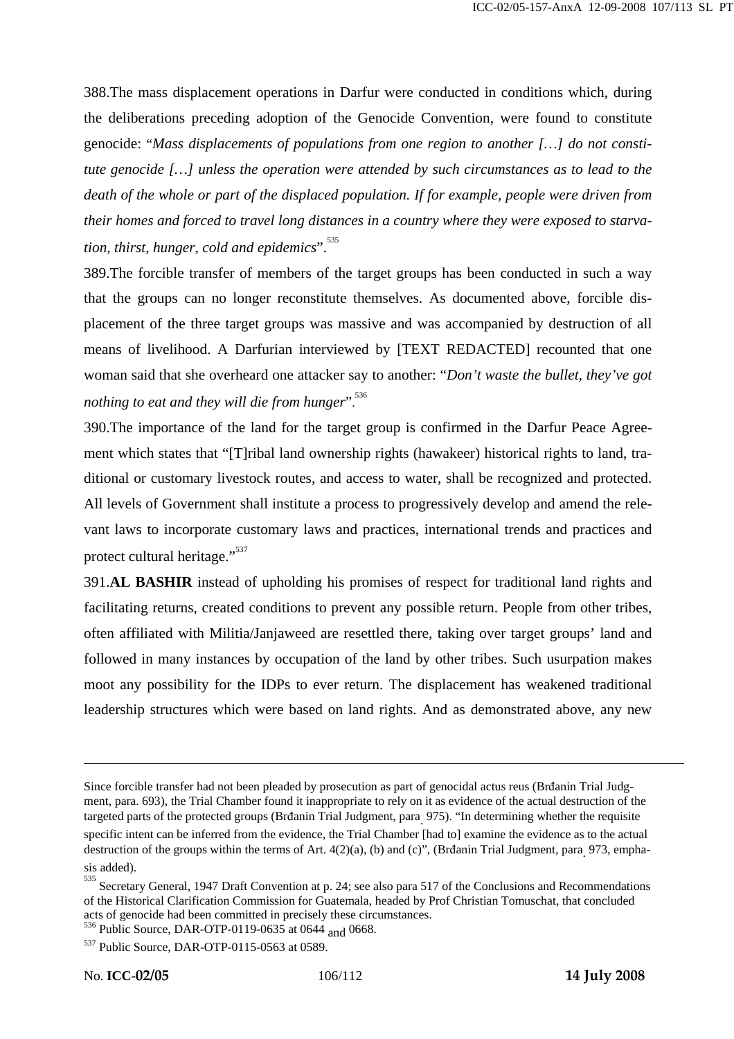388.The mass displacement operations in Darfur were conducted in conditions which, during the deliberations preceding adoption of the Genocide Convention, were found to constitute genocide: "*Mass displacements of populations from one region to another […] do not constitute genocide […] unless the operation were attended by such circumstances as to lead to the death of the whole or part of the displaced population. If for example, people were driven from their homes and forced to travel long distances in a country where they were exposed to starvation, thirst, hunger, cold and epidemics*".[535]

389.The forcible transfer of members of the target groups has been conducted in such a way that the groups can no longer reconstitute themselves. As documented above, forcible displacement of the three target groups was massive and was accompanied by destruction of all means of livelihood. A Darfurian interviewed by [TEXT REDACTED] recounted that one woman said that she overheard one attacker say to another: "*Don't waste the bullet, they've got nothing to eat and they will die from hunger*".[536]

390.The importance of the land for the target group is confirmed in the Darfur Peace Agreement which states that "[T]ribal land ownership rights (hawakeer) historical rights to land, traditional or customary livestock routes, and access to water, shall be recognized and protected. All levels of Government shall institute a process to progressively develop and amend the relevant laws to incorporate customary laws and practices, international trends and practices and protect cultural heritage."[537]

391.**AL BASHIR** instead of upholding his promises of respect for traditional land rights and facilitating returns, created conditions to prevent any possible return. People from other tribes, often affiliated with Militia/Janjaweed are resettled there, taking over target groups' land and followed in many instances by occupation of the land by other tribes. Such usurpation makes moot any possibility for the IDPs to ever return. The displacement has weakened traditional leadership structures which were based on land rights. And as demonstrated above, any new

---

Since forcible transfer had not been pleaded by prosecution as part of genocidal actus reus (Brđanin Trial Judgment, para. 693), the Trial Chamber found it inappropriate to rely on it as evidence of the actual destruction of the targeted parts of the protected groups (Brđanin Trial Judgment, para. 975). "In determining whether the requisite specific intent can be inferred from the evidence, the Trial Chamber [had to] examine the evidence as to the actual destruction of the groups within the terms of Art. 4(2)(a), (b) and (c)", (Brđanin Trial Judgment, para. 973, emphasis added).

[535] Secretary General, 1947 Draft Convention at p. 24; see also para 517 of the Conclusions and Recommendations of the Historical Clarification Commission for Guatemala, headed by Prof Christian Tomuschat, that concluded acts of genocide had been committed in precisely these circumstances.

[536] Public Source, DAR-OTP-0119-0635 at 0644 and 0668.

[537] Public Source, DAR-OTP-0115-0563 at 0589.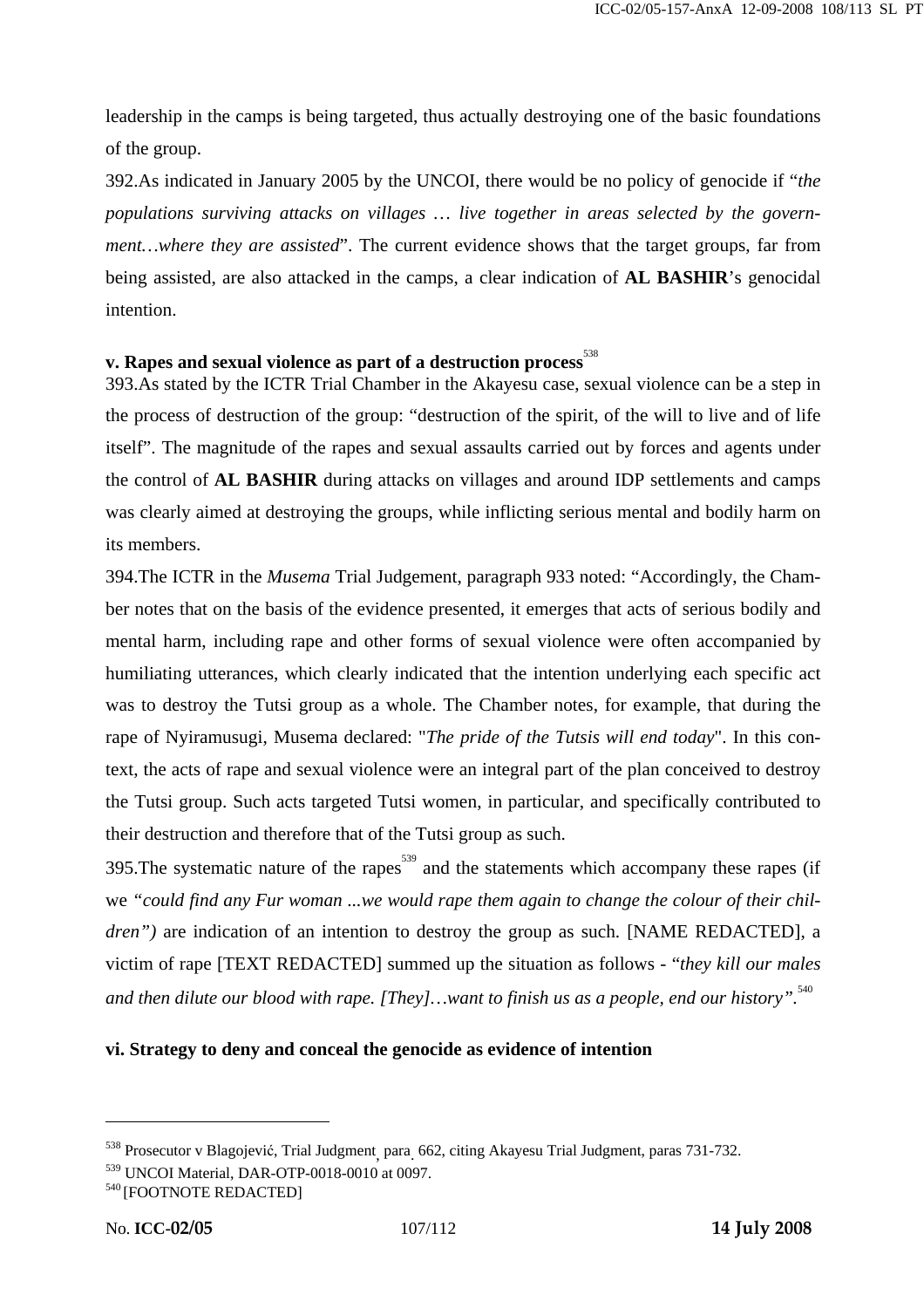leadership in the camps is being targeted, thus actually destroying one of the basic foundations of the group.

392.As indicated in January 2005 by the UNCOI, there would be no policy of genocide if "*the populations surviving attacks on villages … live together in areas selected by the government…where they are assisted*". The current evidence shows that the target groups, far from being assisted, are also attacked in the camps, a clear indication of **AL BASHIR**'s genocidal intention.

**v. Rapes and sexual violence as part of a destruction process**[538]

393.As stated by the ICTR Trial Chamber in the Akayesu case, sexual violence can be a step in the process of destruction of the group: "destruction of the spirit, of the will to live and of life itself". The magnitude of the rapes and sexual assaults carried out by forces and agents under the control of **AL BASHIR** during attacks on villages and around IDP settlements and camps was clearly aimed at destroying the groups, while inflicting serious mental and bodily harm on its members.

394.The ICTR in the *Musema* Trial Judgement, paragraph 933 noted: "Accordingly, the Chamber notes that on the basis of the evidence presented, it emerges that acts of serious bodily and mental harm, including rape and other forms of sexual violence were often accompanied by humiliating utterances, which clearly indicated that the intention underlying each specific act was to destroy the Tutsi group as a whole. The Chamber notes, for example, that during the rape of Nyiramusugi, Musema declared: "*The pride of the Tutsis will end today*". In this context, the acts of rape and sexual violence were an integral part of the plan conceived to destroy the Tutsi group. Such acts targeted Tutsi women, in particular, and specifically contributed to their destruction and therefore that of the Tutsi group as such.

395.The systematic nature of the rapes[539] and the statements which accompany these rapes (if we *"could find any Fur woman ...we would rape them again to change the colour of their children")* are indication of an intention to destroy the group as such. [NAME REDACTED], a victim of rape [TEXT REDACTED] summed up the situation as follows - "*they kill our males and then dilute our blood with rape. [They]…want to finish us as a people, end our history"*.[540]

**vi. Strategy to deny and conceal the genocide as evidence of intention**

---

[538] Prosecutor v Blagojević, Trial Judgment, para. 662, citing Akayesu Trial Judgment, paras 731-732.

[539] UNCOI Material, DAR-OTP-0018-0010 at 0097.

[540] [FOOTNOTE REDACTED]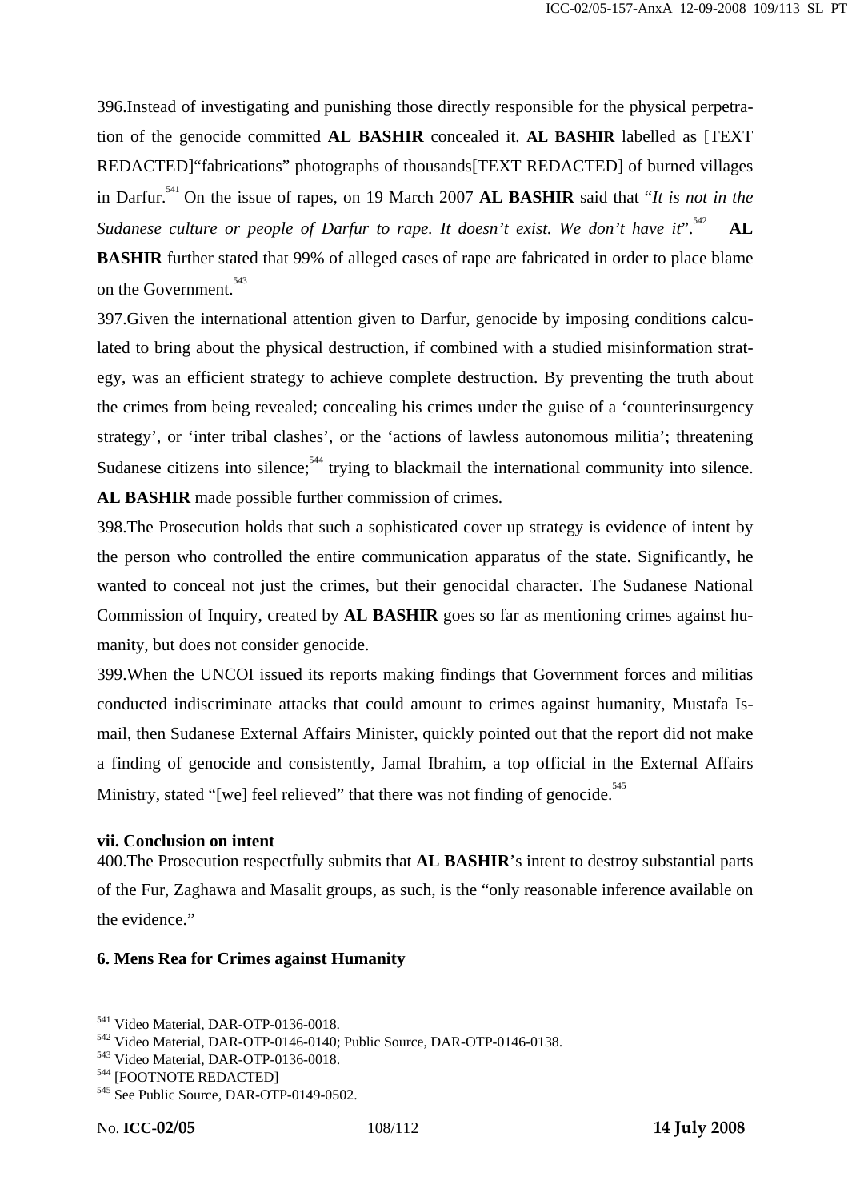396.Instead of investigating and punishing those directly responsible for the physical perpetration of the genocide committed **AL BASHIR** concealed it. **AL BASHIR** labelled as [TEXT REDACTED]"fabrications" photographs of thousands[TEXT REDACTED] of burned villages in Darfur.[541] On the issue of rapes, on 19 March 2007 **AL BASHIR** said that "*It is not in the Sudanese culture or people of Darfur to rape. It doesn't exist. We don't have it*".[542] **AL BASHIR** further stated that 99% of alleged cases of rape are fabricated in order to place blame on the Government.[543]

397.Given the international attention given to Darfur, genocide by imposing conditions calculated to bring about the physical destruction, if combined with a studied misinformation strategy, was an efficient strategy to achieve complete destruction. By preventing the truth about the crimes from being revealed; concealing his crimes under the guise of a 'counterinsurgency strategy', or 'inter tribal clashes', or the 'actions of lawless autonomous militia'; threatening Sudanese citizens into silence;[544] trying to blackmail the international community into silence. **AL BASHIR** made possible further commission of crimes.

398.The Prosecution holds that such a sophisticated cover up strategy is evidence of intent by the person who controlled the entire communication apparatus of the state. Significantly, he wanted to conceal not just the crimes, but their genocidal character. The Sudanese National Commission of Inquiry, created by **AL BASHIR** goes so far as mentioning crimes against humanity, but does not consider genocide.

399.When the UNCOI issued its reports making findings that Government forces and militias conducted indiscriminate attacks that could amount to crimes against humanity, Mustafa Ismail, then Sudanese External Affairs Minister, quickly pointed out that the report did not make a finding of genocide and consistently, Jamal Ibrahim, a top official in the External Affairs Ministry, stated "[we] feel relieved" that there was not finding of genocide.[545]

#### vii. Conclusion on intent

400.The Prosecution respectfully submits that **AL BASHIR**'s intent to destroy substantial parts of the Fur, Zaghawa and Masalit groups, as such, is the "only reasonable inference available on the evidence."

### 6. Mens Rea for Crimes against Humanity

---

[541] Video Material, DAR-OTP-0136-0018.

[542] Video Material, DAR-OTP-0146-0140; Public Source, DAR-OTP-0146-0138.

[543] Video Material, DAR-OTP-0136-0018.

[544] [FOOTNOTE REDACTED]

[545] See Public Source, DAR-OTP-0149-0502.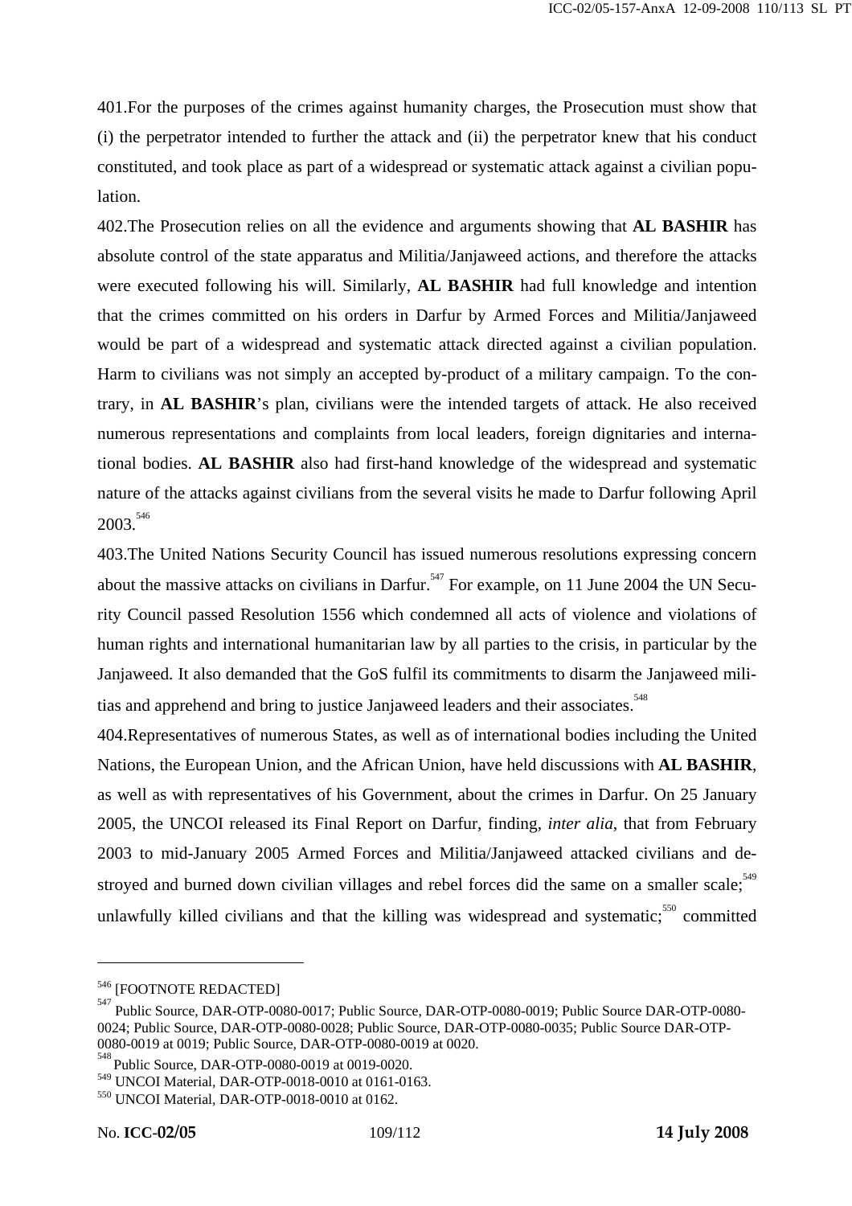401.For the purposes of the crimes against humanity charges, the Prosecution must show that (i) the perpetrator intended to further the attack and (ii) the perpetrator knew that his conduct constituted, and took place as part of a widespread or systematic attack against a civilian population.

402.The Prosecution relies on all the evidence and arguments showing that **AL BASHIR** has absolute control of the state apparatus and Militia/Janjaweed actions, and therefore the attacks were executed following his will. Similarly, **AL BASHIR** had full knowledge and intention that the crimes committed on his orders in Darfur by Armed Forces and Militia/Janjaweed would be part of a widespread and systematic attack directed against a civilian population. Harm to civilians was not simply an accepted by-product of a military campaign. To the contrary, in **AL BASHIR**'s plan, civilians were the intended targets of attack. He also received numerous representations and complaints from local leaders, foreign dignitaries and international bodies. **AL BASHIR** also had first-hand knowledge of the widespread and systematic nature of the attacks against civilians from the several visits he made to Darfur following April 2003.[546]

403.The United Nations Security Council has issued numerous resolutions expressing concern about the massive attacks on civilians in Darfur.[547] For example, on 11 June 2004 the UN Security Council passed Resolution 1556 which condemned all acts of violence and violations of human rights and international humanitarian law by all parties to the crisis, in particular by the Janjaweed. It also demanded that the GoS fulfil its commitments to disarm the Janjaweed militias and apprehend and bring to justice Janjaweed leaders and their associates.[548]

404.Representatives of numerous States, as well as of international bodies including the United Nations, the European Union, and the African Union, have held discussions with **AL BASHIR**, as well as with representatives of his Government, about the crimes in Darfur. On 25 January 2005, the UNCOI released its Final Report on Darfur, finding, *inter alia*, that from February 2003 to mid-January 2005 Armed Forces and Militia/Janjaweed attacked civilians and destroyed and burned down civilian villages and rebel forces did the same on a smaller scale;[549] unlawfully killed civilians and that the killing was widespread and systematic;[550] committed

---

[546] [FOOTNOTE REDACTED]

[547] Public Source, DAR-OTP-0080-0017; Public Source, DAR-OTP-0080-0019; Public Source DAR-OTP-0080-0024; Public Source, DAR-OTP-0080-0028; Public Source, DAR-OTP-0080-0035; Public Source DAR-OTP-0080-0019 at 0019; Public Source, DAR-OTP-0080-0019 at 0020.

[548] Public Source, DAR-OTP-0080-0019 at 0019-0020.

[549] UNCOI Material, DAR-OTP-0018-0010 at 0161-0163.

[550] UNCOI Material, DAR-OTP-0018-0010 at 0162.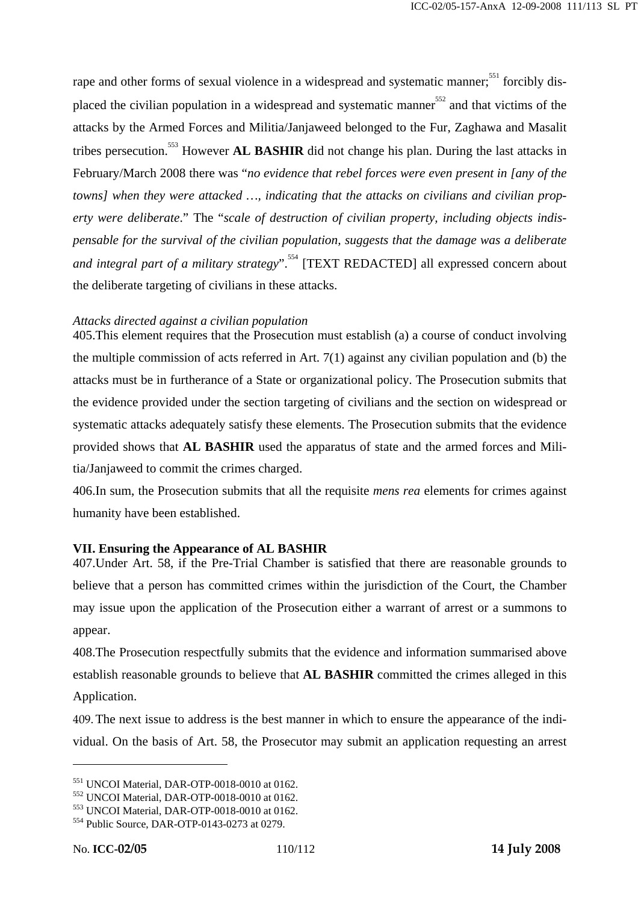rape and other forms of sexual violence in a widespread and systematic manner;[551] forcibly displaced the civilian population in a widespread and systematic manner[552] and that victims of the attacks by the Armed Forces and Militia/Janjaweed belonged to the Fur, Zaghawa and Masalit tribes persecution.[553] However **AL BASHIR** did not change his plan. During the last attacks in February/March 2008 there was "*no evidence that rebel forces were even present in [any of the towns] when they were attacked …, indicating that the attacks on civilians and civilian property were deliberate*." The "*scale of destruction of civilian property, including objects indispensable for the survival of the civilian population, suggests that the damage was a deliberate and integral part of a military strategy*".[554] [TEXT REDACTED] all expressed concern about the deliberate targeting of civilians in these attacks.

*Attacks directed against a civilian population*

405. This element requires that the Prosecution must establish (a) a course of conduct involving the multiple commission of acts referred in Art. 7(1) against any civilian population and (b) the attacks must be in furtherance of a State or organizational policy. The Prosecution submits that the evidence provided under the section targeting of civilians and the section on widespread or systematic attacks adequately satisfy these elements. The Prosecution submits that the evidence provided shows that **AL BASHIR** used the apparatus of state and the armed forces and Militia/Janjaweed to commit the crimes charged.

406. In sum, the Prosecution submits that all the requisite *mens rea* elements for crimes against humanity have been established.

## VII. Ensuring the Appearance of AL BASHIR

407. Under Art. 58, if the Pre-Trial Chamber is satisfied that there are reasonable grounds to believe that a person has committed crimes within the jurisdiction of the Court, the Chamber may issue upon the application of the Prosecution either a warrant of arrest or a summons to appear.

408. The Prosecution respectfully submits that the evidence and information summarised above establish reasonable grounds to believe that **AL BASHIR** committed the crimes alleged in this Application.

409. The next issue to address is the best manner in which to ensure the appearance of the individual. On the basis of Art. 58, the Prosecutor may submit an application requesting an arrest

---

[551] UNCOI Material, DAR-OTP-0018-0010 at 0162.
[552] UNCOI Material, DAR-OTP-0018-0010 at 0162.
[553] UNCOI Material, DAR-OTP-0018-0010 at 0162.
[554] Public Source, DAR-OTP-0143-0273 at 0279.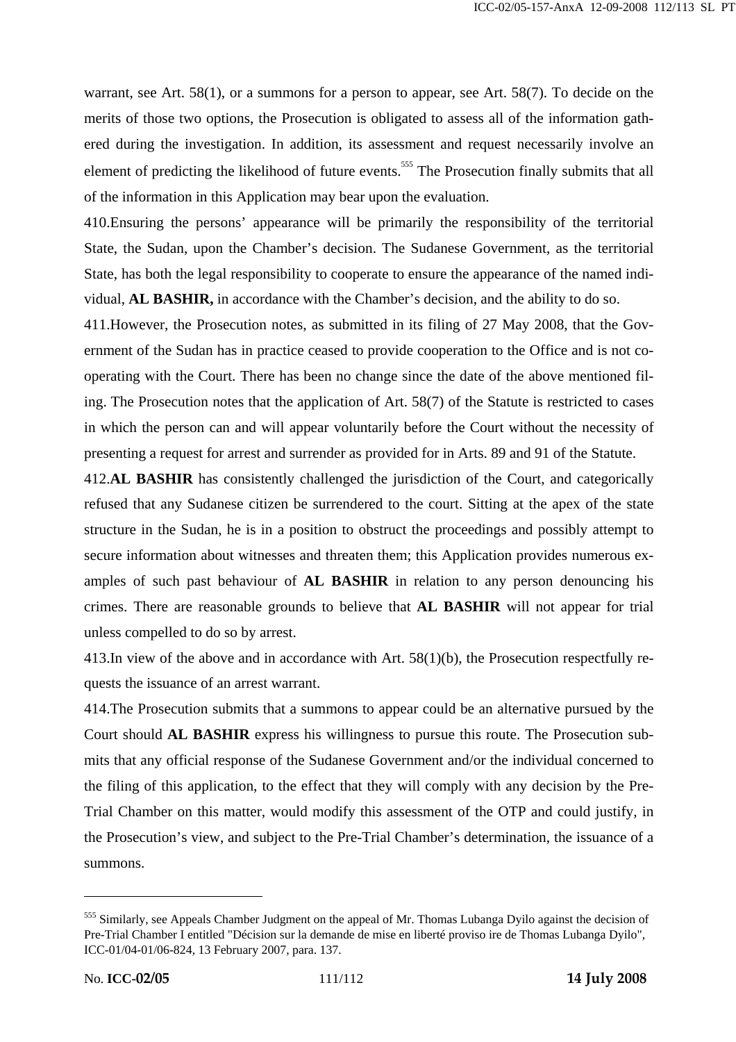warrant, see Art. 58(1), or a summons for a person to appear, see Art. 58(7). To decide on the merits of those two options, the Prosecution is obligated to assess all of the information gathered during the investigation. In addition, its assessment and request necessarily involve an element of predicting the likelihood of future events.[555] The Prosecution finally submits that all of the information in this Application may bear upon the evaluation.

410.Ensuring the persons' appearance will be primarily the responsibility of the territorial State, the Sudan, upon the Chamber's decision. The Sudanese Government, as the territorial State, has both the legal responsibility to cooperate to ensure the appearance of the named individual, **AL BASHIR,** in accordance with the Chamber's decision, and the ability to do so.

411.However, the Prosecution notes, as submitted in its filing of 27 May 2008, that the Government of the Sudan has in practice ceased to provide cooperation to the Office and is not cooperating with the Court. There has been no change since the date of the above mentioned filing. The Prosecution notes that the application of Art. 58(7) of the Statute is restricted to cases in which the person can and will appear voluntarily before the Court without the necessity of presenting a request for arrest and surrender as provided for in Arts. 89 and 91 of the Statute.

412.**AL BASHIR** has consistently challenged the jurisdiction of the Court, and categorically refused that any Sudanese citizen be surrendered to the court. Sitting at the apex of the state structure in the Sudan, he is in a position to obstruct the proceedings and possibly attempt to secure information about witnesses and threaten them; this Application provides numerous examples of such past behaviour of **AL BASHIR** in relation to any person denouncing his crimes. There are reasonable grounds to believe that **AL BASHIR** will not appear for trial unless compelled to do so by arrest.

413.In view of the above and in accordance with Art. 58(1)(b), the Prosecution respectfully requests the issuance of an arrest warrant.

414.The Prosecution submits that a summons to appear could be an alternative pursued by the Court should **AL BASHIR** express his willingness to pursue this route. The Prosecution submits that any official response of the Sudanese Government and/or the individual concerned to the filing of this application, to the effect that they will comply with any decision by the Pre-Trial Chamber on this matter, would modify this assessment of the OTP and could justify, in the Prosecution's view, and subject to the Pre-Trial Chamber's determination, the issuance of a summons.

---

[555] Similarly, see Appeals Chamber Judgment on the appeal of Mr. Thomas Lubanga Dyilo against the decision of Pre-Trial Chamber I entitled "Décision sur la demande de mise en liberté proviso ire de Thomas Lubanga Dyilo", ICC-01/04-01/06-824, 13 February 2007, para. 137.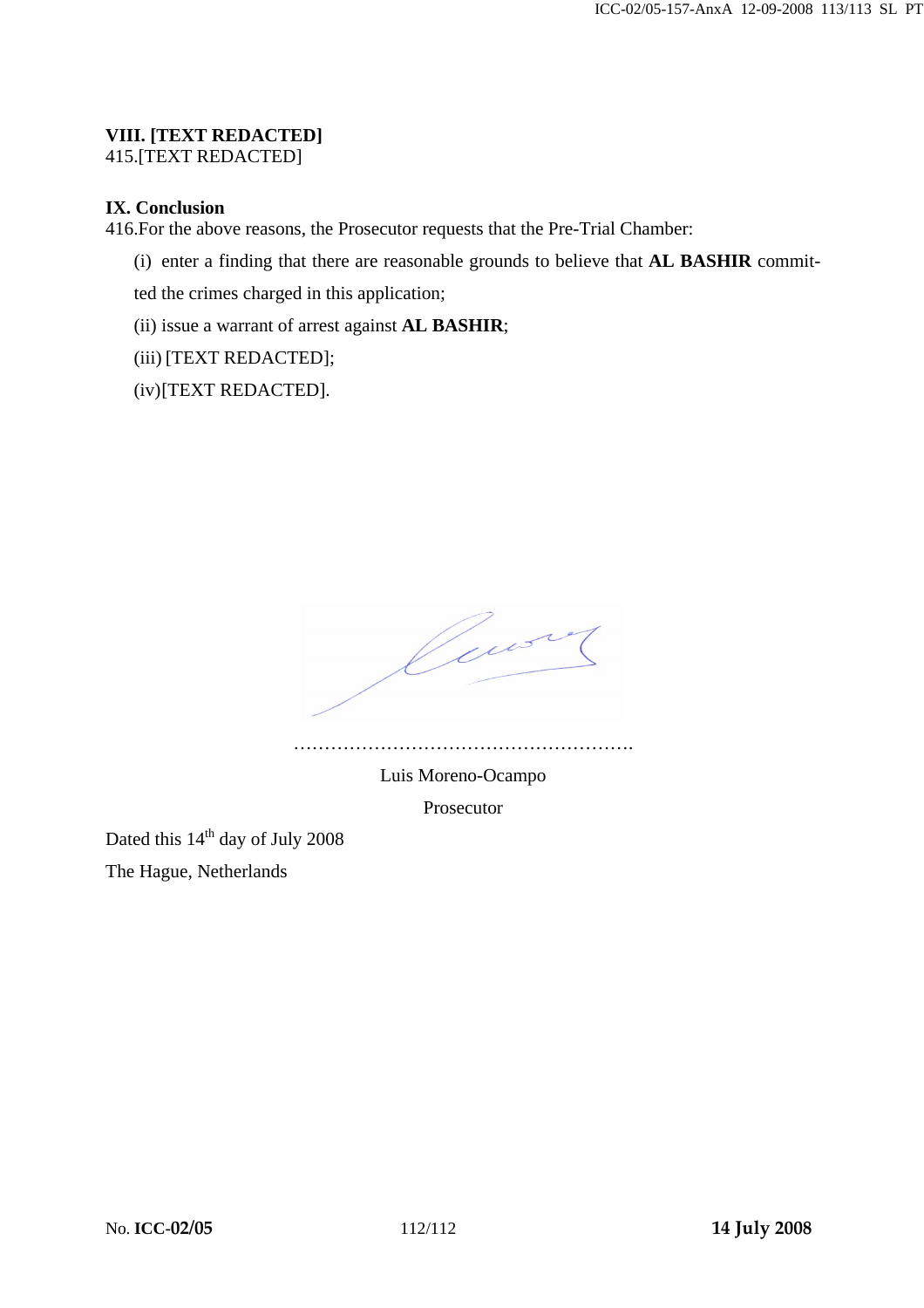**VIII. [TEXT REDACTED]**

415.[TEXT REDACTED]

**IX. Conclusion**

416.For the above reasons, the Prosecutor requests that the Pre-Trial Chamber:

(i) enter a finding that there are reasonable grounds to believe that **AL BASHIR** committed the crimes charged in this application;

(ii) issue a warrant of arrest against **AL BASHIR**;

(iii) [TEXT REDACTED];

(iv)[TEXT REDACTED].

……………………………………………….

Luis Moreno-Ocampo

Prosecutor

Dated this 14th day of July 2008

The Hague, Netherlands